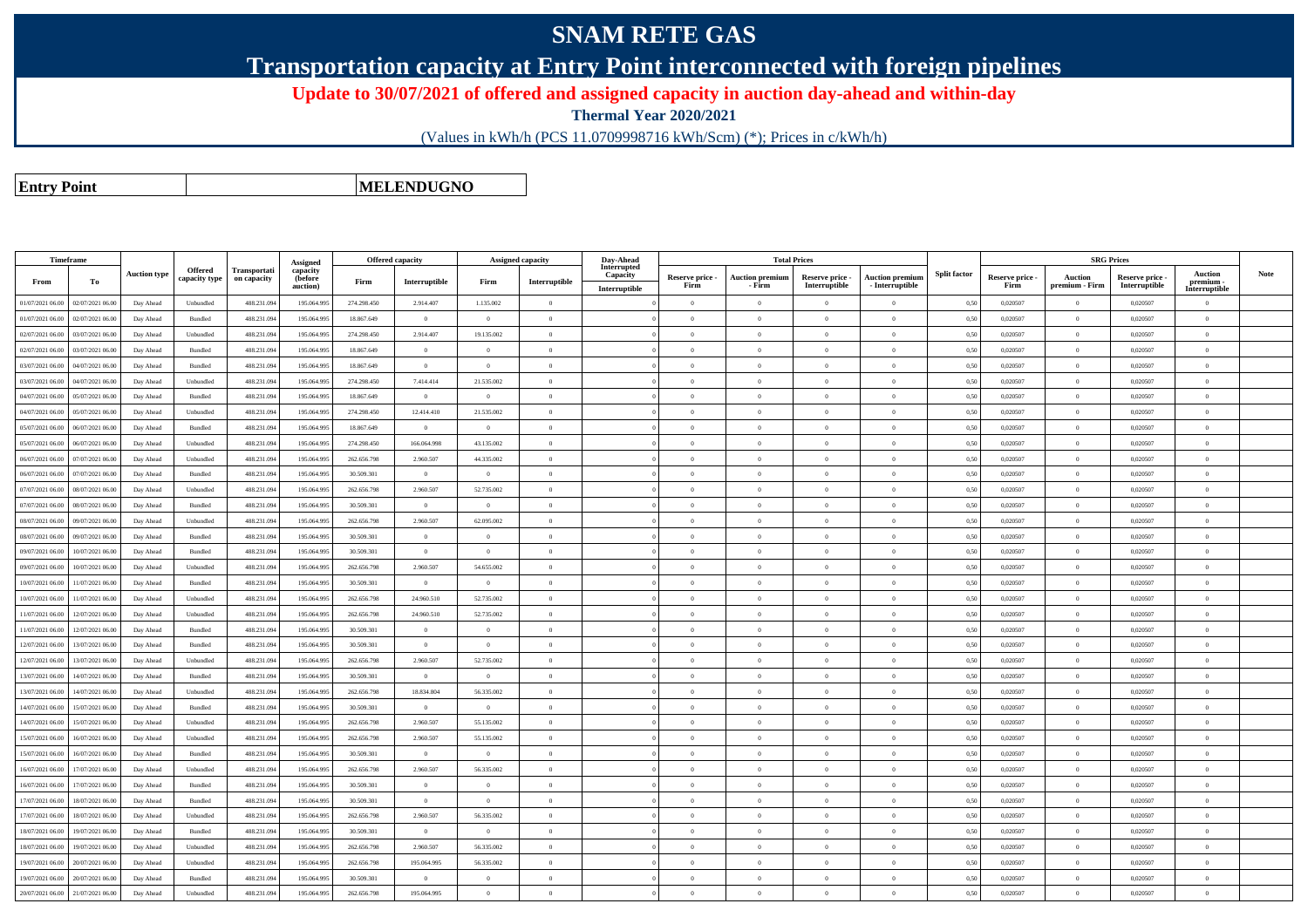# SNAM RETE GAS

## Transportation capacity at Entry Point interconnected with foreign pipelines

**Update to 30/07/2021 of offered and assigned capacity in auction day-ahead and within-day**

**Thermal Year 2020/2021**

(Values in kWh/h (PCS 11.0709998716 kWh/Scm) (*); Prices in c/kWh/h)

| **Entry Point** | | **MELENDUGNO** |
|---|---|---|

| Timeframe | | Auction type | Offered capacity type | Transportation capacity | Assigned capacity (before auction) | Offered capacity | | Assigned capacity | | Day-Ahead Interrupted Capacity | Total Prices | | | | Split factor | SRG Prices | | | | Note |
|---|---|---|---|---|---|---|---|---|---|---|---|---|---|---|---|---|---|---|---|---|
| From | To | | | | | Firm | Interruptible | Firm | Interruptible | Interruptible | Reserve price - Firm | Auction premium - Firm | Reserve price - Interruptible | Auction premium - Interruptible | | Reserve price - Firm | Auction premium - Firm | Reserve price - Interruptible | Auction premium - Interruptible | |
| 01/07/2021 06.00 | 02/07/2021 06.00 | Day Ahead | Unbundled | 488.231.094 | 195.064.995 | 274.298.450 | 2.914.407 | 1.135.002 | 0 | 0 | 0 | 0 | 0 | 0 | 0,50 | 0,020507 | 0 | 0,020507 | 0 | |
| 01/07/2021 06.00 | 02/07/2021 06.00 | Day Ahead | Bundled | 488.231.094 | 195.064.995 | 18.867.649 | 0 | 0 | 0 | 0 | 0 | 0 | 0 | 0 | 0,50 | 0,020507 | 0 | 0,020507 | 0 | |
| 02/07/2021 06.00 | 03/07/2021 06.00 | Day Ahead | Unbundled | 488.231.094 | 195.064.995 | 274.298.450 | 2.914.407 | 19.135.002 | 0 | 0 | 0 | 0 | 0 | 0 | 0,50 | 0,020507 | 0 | 0,020507 | 0 | |
| 02/07/2021 06.00 | 03/07/2021 06.00 | Day Ahead | Bundled | 488.231.094 | 195.064.995 | 18.867.649 | 0 | 0 | 0 | 0 | 0 | 0 | 0 | 0 | 0,50 | 0,020507 | 0 | 0,020507 | 0 | |
| 03/07/2021 06.00 | 04/07/2021 06.00 | Day Ahead | Bundled | 488.231.094 | 195.064.995 | 18.867.649 | 0 | 0 | 0 | 0 | 0 | 0 | 0 | 0 | 0,50 | 0,020507 | 0 | 0,020507 | 0 | |
| 03/07/2021 06.00 | 04/07/2021 06.00 | Day Ahead | Unbundled | 488.231.094 | 195.064.995 | 274.298.450 | 7.414.414 | 21.535.002 | 0 | 0 | 0 | 0 | 0 | 0 | 0,50 | 0,020507 | 0 | 0,020507 | 0 | |
| 04/07/2021 06.00 | 05/07/2021 06.00 | Day Ahead | Bundled | 488.231.094 | 195.064.995 | 18.867.649 | 0 | 0 | 0 | 0 | 0 | 0 | 0 | 0 | 0,50 | 0,020507 | 0 | 0,020507 | 0 | |
| 04/07/2021 06.00 | 05/07/2021 06.00 | Day Ahead | Unbundled | 488.231.094 | 195.064.995 | 274.298.450 | 12.414.410 | 21.535.002 | 0 | 0 | 0 | 0 | 0 | 0 | 0,50 | 0,020507 | 0 | 0,020507 | 0 | |
| 05/07/2021 06.00 | 06/07/2021 06.00 | Day Ahead | Bundled | 488.231.094 | 195.064.995 | 18.867.649 | 0 | 0 | 0 | 0 | 0 | 0 | 0 | 0 | 0,50 | 0,020507 | 0 | 0,020507 | 0 | |
| 05/07/2021 06.00 | 06/07/2021 06.00 | Day Ahead | Unbundled | 488.231.094 | 195.064.995 | 274.298.450 | 166.064.998 | 43.135.002 | 0 | 0 | 0 | 0 | 0 | 0 | 0,50 | 0,020507 | 0 | 0,020507 | 0 | |
| 06/07/2021 06.00 | 07/07/2021 06.00 | Day Ahead | Unbundled | 488.231.094 | 195.064.995 | 262.656.798 | 2.960.507 | 44.335.002 | 0 | 0 | 0 | 0 | 0 | 0 | 0,50 | 0,020507 | 0 | 0,020507 | 0 | |
| 06/07/2021 06.00 | 07/07/2021 06.00 | Day Ahead | Bundled | 488.231.094 | 195.064.995 | 30.509.301 | 0 | 0 | 0 | 0 | 0 | 0 | 0 | 0 | 0,50 | 0,020507 | 0 | 0,020507 | 0 | |
| 07/07/2021 06.00 | 08/07/2021 06.00 | Day Ahead | Unbundled | 488.231.094 | 195.064.995 | 262.656.798 | 2.960.507 | 52.735.002 | 0 | 0 | 0 | 0 | 0 | 0 | 0,50 | 0,020507 | 0 | 0,020507 | 0 | |
| 07/07/2021 06.00 | 08/07/2021 06.00 | Day Ahead | Bundled | 488.231.094 | 195.064.995 | 30.509.301 | 0 | 0 | 0 | 0 | 0 | 0 | 0 | 0 | 0,50 | 0,020507 | 0 | 0,020507 | 0 | |
| 08/07/2021 06.00 | 09/07/2021 06.00 | Day Ahead | Unbundled | 488.231.094 | 195.064.995 | 262.656.798 | 2.960.507 | 62.095.002 | 0 | 0 | 0 | 0 | 0 | 0 | 0,50 | 0,020507 | 0 | 0,020507 | 0 | |
| 08/07/2021 06.00 | 09/07/2021 06.00 | Day Ahead | Bundled | 488.231.094 | 195.064.995 | 30.509.301 | 0 | 0 | 0 | 0 | 0 | 0 | 0 | 0 | 0,50 | 0,020507 | 0 | 0,020507 | 0 | |
| 09/07/2021 06.00 | 10/07/2021 06.00 | Day Ahead | Bundled | 488.231.094 | 195.064.995 | 30.509.301 | 0 | 0 | 0 | 0 | 0 | 0 | 0 | 0 | 0,50 | 0,020507 | 0 | 0,020507 | 0 | |
| 09/07/2021 06.00 | 10/07/2021 06.00 | Day Ahead | Unbundled | 488.231.094 | 195.064.995 | 262.656.798 | 2.960.507 | 54.655.002 | 0 | 0 | 0 | 0 | 0 | 0 | 0,50 | 0,020507 | 0 | 0,020507 | 0 | |
| 10/07/2021 06.00 | 11/07/2021 06.00 | Day Ahead | Bundled | 488.231.094 | 195.064.995 | 30.509.301 | 0 | 0 | 0 | 0 | 0 | 0 | 0 | 0 | 0,50 | 0,020507 | 0 | 0,020507 | 0 | |
| 10/07/2021 06.00 | 11/07/2021 06.00 | Day Ahead | Unbundled | 488.231.094 | 195.064.995 | 262.656.798 | 24.960.510 | 52.735.002 | 0 | 0 | 0 | 0 | 0 | 0 | 0,50 | 0,020507 | 0 | 0,020507 | 0 | |
| 11/07/2021 06.00 | 12/07/2021 06.00 | Day Ahead | Unbundled | 488.231.094 | 195.064.995 | 262.656.798 | 24.960.510 | 52.735.002 | 0 | 0 | 0 | 0 | 0 | 0 | 0,50 | 0,020507 | 0 | 0,020507 | 0 | |
| 11/07/2021 06.00 | 12/07/2021 06.00 | Day Ahead | Bundled | 488.231.094 | 195.064.995 | 30.509.301 | 0 | 0 | 0 | 0 | 0 | 0 | 0 | 0 | 0,50 | 0,020507 | 0 | 0,020507 | 0 | |
| 12/07/2021 06.00 | 13/07/2021 06.00 | Day Ahead | Bundled | 488.231.094 | 195.064.995 | 30.509.301 | 0 | 0 | 0 | 0 | 0 | 0 | 0 | 0 | 0,50 | 0,020507 | 0 | 0,020507 | 0 | |
| 12/07/2021 06.00 | 13/07/2021 06.00 | Day Ahead | Unbundled | 488.231.094 | 195.064.995 | 262.656.798 | 2.960.507 | 52.735.002 | 0 | 0 | 0 | 0 | 0 | 0 | 0,50 | 0,020507 | 0 | 0,020507 | 0 | |
| 13/07/2021 06.00 | 14/07/2021 06.00 | Day Ahead | Bundled | 488.231.094 | 195.064.995 | 30.509.301 | 0 | 0 | 0 | 0 | 0 | 0 | 0 | 0 | 0,50 | 0,020507 | 0 | 0,020507 | 0 | |
| 13/07/2021 06.00 | 14/07/2021 06.00 | Day Ahead | Unbundled | 488.231.094 | 195.064.995 | 262.656.798 | 18.834.804 | 56.335.002 | 0 | 0 | 0 | 0 | 0 | 0 | 0,50 | 0,020507 | 0 | 0,020507 | 0 | |
| 14/07/2021 06.00 | 15/07/2021 06.00 | Day Ahead | Bundled | 488.231.094 | 195.064.995 | 30.509.301 | 0 | 0 | 0 | 0 | 0 | 0 | 0 | 0 | 0,50 | 0,020507 | 0 | 0,020507 | 0 | |
| 14/07/2021 06.00 | 15/07/2021 06.00 | Day Ahead | Unbundled | 488.231.094 | 195.064.995 | 262.656.798 | 2.960.507 | 55.135.002 | 0 | 0 | 0 | 0 | 0 | 0 | 0,50 | 0,020507 | 0 | 0,020507 | 0 | |
| 15/07/2021 06.00 | 16/07/2021 06.00 | Day Ahead | Unbundled | 488.231.094 | 195.064.995 | 262.656.798 | 2.960.507 | 55.135.002 | 0 | 0 | 0 | 0 | 0 | 0 | 0,50 | 0,020507 | 0 | 0,020507 | 0 | |
| 15/07/2021 06.00 | 16/07/2021 06.00 | Day Ahead | Bundled | 488.231.094 | 195.064.995 | 30.509.301 | 0 | 0 | 0 | 0 | 0 | 0 | 0 | 0 | 0,50 | 0,020507 | 0 | 0,020507 | 0 | |
| 16/07/2021 06.00 | 17/07/2021 06.00 | Day Ahead | Unbundled | 488.231.094 | 195.064.995 | 262.656.798 | 2.960.507 | 56.335.002 | 0 | 0 | 0 | 0 | 0 | 0 | 0,50 | 0,020507 | 0 | 0,020507 | 0 | |
| 16/07/2021 06.00 | 17/07/2021 06.00 | Day Ahead | Bundled | 488.231.094 | 195.064.995 | 30.509.301 | 0 | 0 | 0 | 0 | 0 | 0 | 0 | 0 | 0,50 | 0,020507 | 0 | 0,020507 | 0 | |
| 17/07/2021 06.00 | 18/07/2021 06.00 | Day Ahead | Bundled | 488.231.094 | 195.064.995 | 30.509.301 | 0 | 0 | 0 | 0 | 0 | 0 | 0 | 0 | 0,50 | 0,020507 | 0 | 0,020507 | 0 | |
| 17/07/2021 06.00 | 18/07/2021 06.00 | Day Ahead | Unbundled | 488.231.094 | 195.064.995 | 262.656.798 | 2.960.507 | 56.335.002 | 0 | 0 | 0 | 0 | 0 | 0 | 0,50 | 0,020507 | 0 | 0,020507 | 0 | |
| 18/07/2021 06.00 | 19/07/2021 06.00 | Day Ahead | Bundled | 488.231.094 | 195.064.995 | 30.509.301 | 0 | 0 | 0 | 0 | 0 | 0 | 0 | 0 | 0,50 | 0,020507 | 0 | 0,020507 | 0 | |
| 18/07/2021 06.00 | 19/07/2021 06.00 | Day Ahead | Unbundled | 488.231.094 | 195.064.995 | 262.656.798 | 2.960.507 | 56.335.002 | 0 | 0 | 0 | 0 | 0 | 0 | 0,50 | 0,020507 | 0 | 0,020507 | 0 | |
| 19/07/2021 06.00 | 20/07/2021 06.00 | Day Ahead | Unbundled | 488.231.094 | 195.064.995 | 262.656.798 | 195.064.995 | 56.335.002 | 0 | 0 | 0 | 0 | 0 | 0 | 0,50 | 0,020507 | 0 | 0,020507 | 0 | |
| 19/07/2021 06.00 | 20/07/2021 06.00 | Day Ahead | Bundled | 488.231.094 | 195.064.995 | 30.509.301 | 0 | 0 | 0 | 0 | 0 | 0 | 0 | 0 | 0,50 | 0,020507 | 0 | 0,020507 | 0 | |
| 20/07/2021 06.00 | 21/07/2021 06.00 | Day Ahead | Unbundled | 488.231.094 | 195.064.995 | 262.656.798 | 195.064.995 | 0 | 0 | 0 | 0 | 0 | 0 | 0 | 0,50 | 0,020507 | 0 | 0,020507 | 0 | |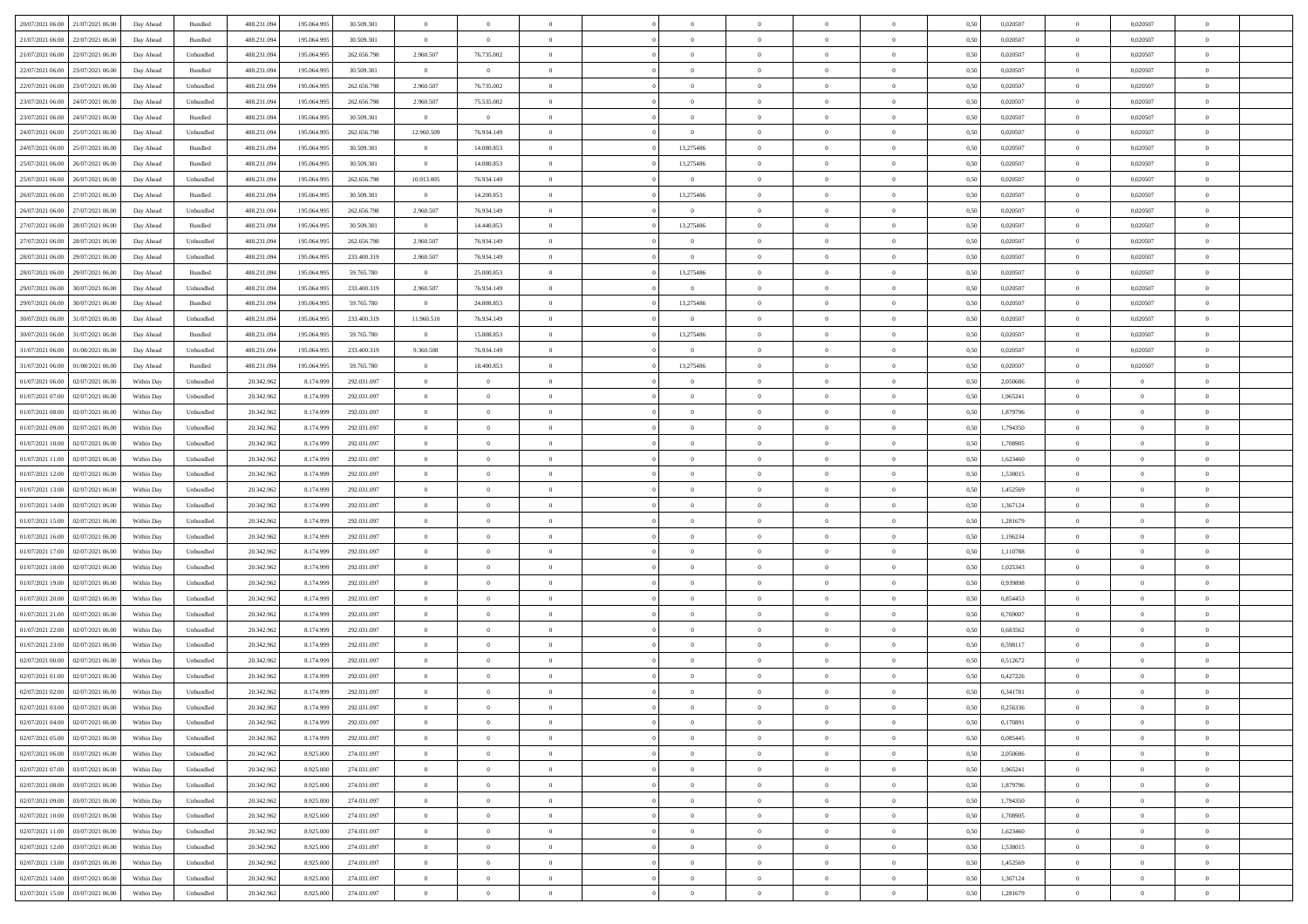| 20/07/2021 06.00 | 21/07/2021 06.00 | Day Ahead | Bundled | 488.231.094 | 195.064.995 | 30.509.301 | 0 | 0 | 0 | | 0 | 0 | 0 | 0 | 0,50 | 0,020507 | 0 | 0,020507 | 0 | |
|---|---|---|---|---|---|---|---|---|---|---|---|---|---|---|---|---|---|---|---|---|
| 21/07/2021 06.00 | 22/07/2021 06.00 | Day Ahead | Bundled | 488.231.094 | 195.064.995 | 30.509.301 | 0 | 0 | 0 | | 0 | 0 | 0 | 0 | 0,50 | 0,020507 | 0 | 0,020507 | 0 | |
| 21/07/2021 06.00 | 22/07/2021 06.00 | Day Ahead | Unbundled | 488.231.094 | 195.064.995 | 262.656.798 | 2.960.507 | 76.735.002 | 0 | | 0 | 0 | 0 | 0 | 0,50 | 0,020507 | 0 | 0,020507 | 0 | |
| 22/07/2021 06.00 | 23/07/2021 06.00 | Day Ahead | Bundled | 488.231.094 | 195.064.995 | 30.509.301 | 0 | 0 | 0 | | 0 | 0 | 0 | 0 | 0,50 | 0,020507 | 0 | 0,020507 | 0 | |
| 22/07/2021 06.00 | 23/07/2021 06.00 | Day Ahead | Unbundled | 488.231.094 | 195.064.995 | 262.656.798 | 2.960.507 | 76.735.002 | 0 | | 0 | 0 | 0 | 0 | 0,50 | 0,020507 | 0 | 0,020507 | 0 | |
| 23/07/2021 06.00 | 24/07/2021 06.00 | Day Ahead | Unbundled | 488.231.094 | 195.064.995 | 262.656.798 | 2.960.507 | 75.535.002 | 0 | | 0 | 0 | 0 | 0 | 0,50 | 0,020507 | 0 | 0,020507 | 0 | |
| 23/07/2021 06.00 | 24/07/2021 06.00 | Day Ahead | Bundled | 488.231.094 | 195.064.995 | 30.509.301 | 0 | 0 | 0 | | 0 | 0 | 0 | 0 | 0,50 | 0,020507 | 0 | 0,020507 | 0 | |
| 24/07/2021 06.00 | 25/07/2021 06.00 | Day Ahead | Unbundled | 488.231.094 | 195.064.995 | 262.656.798 | 12.960.509 | 76.934.149 | 0 | | 0 | 0 | 0 | 0 | 0,50 | 0,020507 | 0 | 0,020507 | 0 | |
| 24/07/2021 06.00 | 25/07/2021 06.00 | Day Ahead | Bundled | 488.231.094 | 195.064.995 | 30.509.301 | 0 | 14.080.853 | 0 | | 13,275486 | 0 | 0 | 0 | 0,50 | 0,020507 | 0 | 0,020507 | 0 | |
| 25/07/2021 06.00 | 26/07/2021 06.00 | Day Ahead | Bundled | 488.231.094 | 195.064.995 | 30.509.301 | 0 | 14.080.853 | 0 | | 13,275486 | 0 | 0 | 0 | 0,50 | 0,020507 | 0 | 0,020507 | 0 | |
| 25/07/2021 06.00 | 26/07/2021 06.00 | Day Ahead | Unbundled | 488.231.094 | 195.064.995 | 262.656.798 | 10.913.005 | 76.934.149 | 0 | | 0 | 0 | 0 | 0 | 0,50 | 0,020507 | 0 | 0,020507 | 0 | |
| 26/07/2021 06.00 | 27/07/2021 06.00 | Day Ahead | Bundled | 488.231.094 | 195.064.995 | 30.509.301 | 0 | 14.200.853 | 0 | | 13,275486 | 0 | 0 | 0 | 0,50 | 0,020507 | 0 | 0,020507 | 0 | |
| 26/07/2021 06.00 | 27/07/2021 06.00 | Day Ahead | Unbundled | 488.231.094 | 195.064.995 | 262.656.798 | 2.960.507 | 76.934.149 | 0 | | 0 | 0 | 0 | 0 | 0,50 | 0,020507 | 0 | 0,020507 | 0 | |
| 27/07/2021 06.00 | 28/07/2021 06.00 | Day Ahead | Bundled | 488.231.094 | 195.064.995 | 30.509.301 | 0 | 14.440.853 | 0 | | 13,275486 | 0 | 0 | 0 | 0,50 | 0,020507 | 0 | 0,020507 | 0 | |
| 27/07/2021 06.00 | 28/07/2021 06.00 | Day Ahead | Unbundled | 488.231.094 | 195.064.995 | 262.656.798 | 2.960.507 | 76.934.149 | 0 | | 0 | 0 | 0 | 0 | 0,50 | 0,020507 | 0 | 0,020507 | 0 | |
| 28/07/2021 06.00 | 29/07/2021 06.00 | Day Ahead | Unbundled | 488.231.094 | 195.064.995 | 233.400.319 | 2.960.507 | 76.934.149 | 0 | | 0 | 0 | 0 | 0 | 0,50 | 0,020507 | 0 | 0,020507 | 0 | |
| 28/07/2021 06.00 | 29/07/2021 06.00 | Day Ahead | Bundled | 488.231.094 | 195.064.995 | 59.765.780 | 0 | 25.000.853 | 0 | | 13,275486 | 0 | 0 | 0 | 0,50 | 0,020507 | 0 | 0,020507 | 0 | |
| 29/07/2021 06.00 | 30/07/2021 06.00 | Day Ahead | Unbundled | 488.231.094 | 195.064.995 | 233.400.319 | 2.960.507 | 76.934.149 | 0 | | 0 | 0 | 0 | 0 | 0,50 | 0,020507 | 0 | 0,020507 | 0 | |
| 29/07/2021 06.00 | 30/07/2021 06.00 | Day Ahead | Bundled | 488.231.094 | 195.064.995 | 59.765.780 | 0 | 24.808.853 | 0 | | 13,275486 | 0 | 0 | 0 | 0,50 | 0,020507 | 0 | 0,020507 | 0 | |
| 30/07/2021 06.00 | 31/07/2021 06.00 | Day Ahead | Unbundled | 488.231.094 | 195.064.995 | 233.400.319 | 11.960.510 | 76.934.149 | 0 | | 0 | 0 | 0 | 0 | 0,50 | 0,020507 | 0 | 0,020507 | 0 | |
| 30/07/2021 06.00 | 31/07/2021 06.00 | Day Ahead | Bundled | 488.231.094 | 195.064.995 | 59.765.780 | 0 | 15.808.853 | 0 | | 13,275486 | 0 | 0 | 0 | 0,50 | 0,020507 | 0 | 0,020507 | 0 | |
| 31/07/2021 06.00 | 01/08/2021 06.00 | Day Ahead | Unbundled | 488.231.094 | 195.064.995 | 233.400.319 | 9.360.508 | 76.934.149 | 0 | | 0 | 0 | 0 | 0 | 0,50 | 0,020507 | 0 | 0,020507 | 0 | |
| 31/07/2021 06.00 | 01/08/2021 06.00 | Day Ahead | Bundled | 488.231.094 | 195.064.995 | 59.765.780 | 0 | 18.400.853 | 0 | | 13,275486 | 0 | 0 | 0 | 0,50 | 0,020507 | 0 | 0,020507 | 0 | |
| 01/07/2021 06.00 | 02/07/2021 06.00 | Within Day | Unbundled | 20.342.962 | 8.174.999 | 292.031.097 | 0 | 0 | 0 | | 0 | 0 | 0 | 0 | 0,50 | 2,050686 | 0 | 0 | 0 | |
| 01/07/2021 07.00 | 02/07/2021 06.00 | Within Day | Unbundled | 20.342.962 | 8.174.999 | 292.031.097 | 0 | 0 | 0 | | 0 | 0 | 0 | 0 | 0,50 | 1,965241 | 0 | 0 | 0 | |
| 01/07/2021 08.00 | 02/07/2021 06.00 | Within Day | Unbundled | 20.342.962 | 8.174.999 | 292.031.097 | 0 | 0 | 0 | | 0 | 0 | 0 | 0 | 0,50 | 1,879796 | 0 | 0 | 0 | |
| 01/07/2021 09.00 | 02/07/2021 06.00 | Within Day | Unbundled | 20.342.962 | 8.174.999 | 292.031.097 | 0 | 0 | 0 | | 0 | 0 | 0 | 0 | 0,50 | 1,794350 | 0 | 0 | 0 | |
| 01/07/2021 10.00 | 02/07/2021 06.00 | Within Day | Unbundled | 20.342.962 | 8.174.999 | 292.031.097 | 0 | 0 | 0 | | 0 | 0 | 0 | 0 | 0,50 | 1,708905 | 0 | 0 | 0 | |
| 01/07/2021 11.00 | 02/07/2021 06.00 | Within Day | Unbundled | 20.342.962 | 8.174.999 | 292.031.097 | 0 | 0 | 0 | | 0 | 0 | 0 | 0 | 0,50 | 1,623460 | 0 | 0 | 0 | |
| 01/07/2021 12.00 | 02/07/2021 06.00 | Within Day | Unbundled | 20.342.962 | 8.174.999 | 292.031.097 | 0 | 0 | 0 | | 0 | 0 | 0 | 0 | 0,50 | 1,538015 | 0 | 0 | 0 | |
| 01/07/2021 13.00 | 02/07/2021 06.00 | Within Day | Unbundled | 20.342.962 | 8.174.999 | 292.031.097 | 0 | 0 | 0 | | 0 | 0 | 0 | 0 | 0,50 | 1,452569 | 0 | 0 | 0 | |
| 01/07/2021 14.00 | 02/07/2021 06.00 | Within Day | Unbundled | 20.342.962 | 8.174.999 | 292.031.097 | 0 | 0 | 0 | | 0 | 0 | 0 | 0 | 0,50 | 1,367124 | 0 | 0 | 0 | |
| 01/07/2021 15.00 | 02/07/2021 06.00 | Within Day | Unbundled | 20.342.962 | 8.174.999 | 292.031.097 | 0 | 0 | 0 | | 0 | 0 | 0 | 0 | 0,50 | 1,281679 | 0 | 0 | 0 | |
| 01/07/2021 16.00 | 02/07/2021 06.00 | Within Day | Unbundled | 20.342.962 | 8.174.999 | 292.031.097 | 0 | 0 | 0 | | 0 | 0 | 0 | 0 | 0,50 | 1,196234 | 0 | 0 | 0 | |
| 01/07/2021 17.00 | 02/07/2021 06.00 | Within Day | Unbundled | 20.342.962 | 8.174.999 | 292.031.097 | 0 | 0 | 0 | | 0 | 0 | 0 | 0 | 0,50 | 1,110788 | 0 | 0 | 0 | |
| 01/07/2021 18.00 | 02/07/2021 06.00 | Within Day | Unbundled | 20.342.962 | 8.174.999 | 292.031.097 | 0 | 0 | 0 | | 0 | 0 | 0 | 0 | 0,50 | 1,025343 | 0 | 0 | 0 | |
| 01/07/2021 19.00 | 02/07/2021 06.00 | Within Day | Unbundled | 20.342.962 | 8.174.999 | 292.031.097 | 0 | 0 | 0 | | 0 | 0 | 0 | 0 | 0,50 | 0,939898 | 0 | 0 | 0 | |
| 01/07/2021 20.00 | 02/07/2021 06.00 | Within Day | Unbundled | 20.342.962 | 8.174.999 | 292.031.097 | 0 | 0 | 0 | | 0 | 0 | 0 | 0 | 0,50 | 0,854453 | 0 | 0 | 0 | |
| 01/07/2021 21.00 | 02/07/2021 06.00 | Within Day | Unbundled | 20.342.962 | 8.174.999 | 292.031.097 | 0 | 0 | 0 | | 0 | 0 | 0 | 0 | 0,50 | 0,769007 | 0 | 0 | 0 | |
| 01/07/2021 22.00 | 02/07/2021 06.00 | Within Day | Unbundled | 20.342.962 | 8.174.999 | 292.031.097 | 0 | 0 | 0 | | 0 | 0 | 0 | 0 | 0,50 | 0,683562 | 0 | 0 | 0 | |
| 01/07/2021 23.00 | 02/07/2021 06.00 | Within Day | Unbundled | 20.342.962 | 8.174.999 | 292.031.097 | 0 | 0 | 0 | | 0 | 0 | 0 | 0 | 0,50 | 0,598117 | 0 | 0 | 0 | |
| 02/07/2021 00.00 | 02/07/2021 06.00 | Within Day | Unbundled | 20.342.962 | 8.174.999 | 292.031.097 | 0 | 0 | 0 | | 0 | 0 | 0 | 0 | 0,50 | 0,512672 | 0 | 0 | 0 | |
| 02/07/2021 01.00 | 02/07/2021 06.00 | Within Day | Unbundled | 20.342.962 | 8.174.999 | 292.031.097 | 0 | 0 | 0 | | 0 | 0 | 0 | 0 | 0,50 | 0,427226 | 0 | 0 | 0 | |
| 02/07/2021 02.00 | 02/07/2021 06.00 | Within Day | Unbundled | 20.342.962 | 8.174.999 | 292.031.097 | 0 | 0 | 0 | | 0 | 0 | 0 | 0 | 0,50 | 0,341781 | 0 | 0 | 0 | |
| 02/07/2021 03.00 | 02/07/2021 06.00 | Within Day | Unbundled | 20.342.962 | 8.174.999 | 292.031.097 | 0 | 0 | 0 | | 0 | 0 | 0 | 0 | 0,50 | 0,256336 | 0 | 0 | 0 | |
| 02/07/2021 04.00 | 02/07/2021 06.00 | Within Day | Unbundled | 20.342.962 | 8.174.999 | 292.031.097 | 0 | 0 | 0 | | 0 | 0 | 0 | 0 | 0,50 | 0,170891 | 0 | 0 | 0 | |
| 02/07/2021 05.00 | 02/07/2021 06.00 | Within Day | Unbundled | 20.342.962 | 8.174.999 | 292.031.097 | 0 | 0 | 0 | | 0 | 0 | 0 | 0 | 0,50 | 0,085445 | 0 | 0 | 0 | |
| 02/07/2021 06.00 | 03/07/2021 06.00 | Within Day | Unbundled | 20.342.962 | 8.925.000 | 274.031.097 | 0 | 0 | 0 | | 0 | 0 | 0 | 0 | 0,50 | 2,050686 | 0 | 0 | 0 | |
| 02/07/2021 07.00 | 03/07/2021 06.00 | Within Day | Unbundled | 20.342.962 | 8.925.000 | 274.031.097 | 0 | 0 | 0 | | 0 | 0 | 0 | 0 | 0,50 | 1,965241 | 0 | 0 | 0 | |
| 02/07/2021 08.00 | 03/07/2021 06.00 | Within Day | Unbundled | 20.342.962 | 8.925.000 | 274.031.097 | 0 | 0 | 0 | | 0 | 0 | 0 | 0 | 0,50 | 1,879796 | 0 | 0 | 0 | |
| 02/07/2021 09.00 | 03/07/2021 06.00 | Within Day | Unbundled | 20.342.962 | 8.925.000 | 274.031.097 | 0 | 0 | 0 | | 0 | 0 | 0 | 0 | 0,50 | 1,794350 | 0 | 0 | 0 | |
| 02/07/2021 10.00 | 03/07/2021 06.00 | Within Day | Unbundled | 20.342.962 | 8.925.000 | 274.031.097 | 0 | 0 | 0 | | 0 | 0 | 0 | 0 | 0,50 | 1,708905 | 0 | 0 | 0 | |
| 02/07/2021 11.00 | 03/07/2021 06.00 | Within Day | Unbundled | 20.342.962 | 8.925.000 | 274.031.097 | 0 | 0 | 0 | | 0 | 0 | 0 | 0 | 0,50 | 1,623460 | 0 | 0 | 0 | |
| 02/07/2021 12.00 | 03/07/2021 06.00 | Within Day | Unbundled | 20.342.962 | 8.925.000 | 274.031.097 | 0 | 0 | 0 | | 0 | 0 | 0 | 0 | 0,50 | 1,538015 | 0 | 0 | 0 | |
| 02/07/2021 13.00 | 03/07/2021 06.00 | Within Day | Unbundled | 20.342.962 | 8.925.000 | 274.031.097 | 0 | 0 | 0 | | 0 | 0 | 0 | 0 | 0,50 | 1,452569 | 0 | 0 | 0 | |
| 02/07/2021 14.00 | 03/07/2021 06.00 | Within Day | Unbundled | 20.342.962 | 8.925.000 | 274.031.097 | 0 | 0 | 0 | | 0 | 0 | 0 | 0 | 0,50 | 1,367124 | 0 | 0 | 0 | |
| 02/07/2021 15.00 | 03/07/2021 06.00 | Within Day | Unbundled | 20.342.962 | 8.925.000 | 274.031.097 | 0 | 0 | 0 | | 0 | 0 | 0 | 0 | 0,50 | 1,281679 | 0 | 0 | 0 | |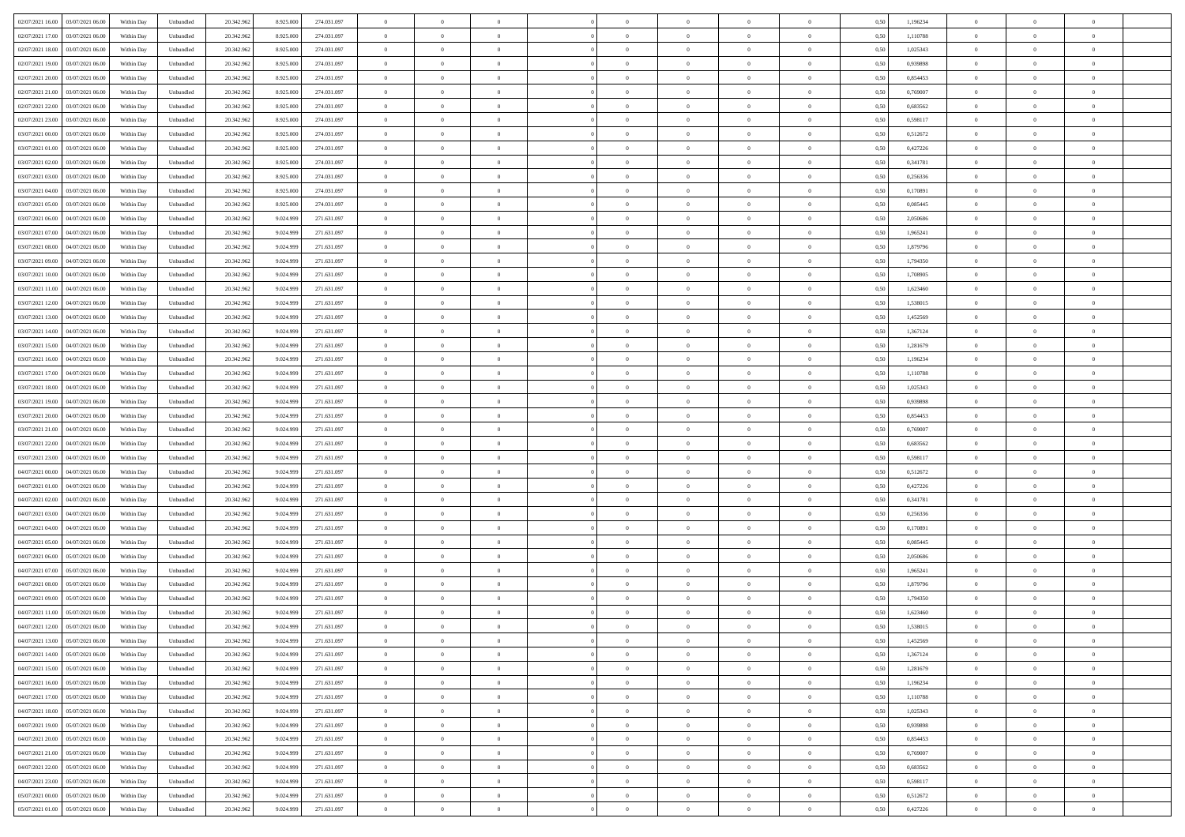| | | | | | | | | | | | | | | | | | | | | |
|---|---|---|---|---|---|---|---|---|---|---|---|---|---|---|---|---|---|---|---|---|
| 02/07/2021 16:00 | 03/07/2021 06:00 | Within Day | Unbundled | 20.342.962 | 8.925.000 | 274.031.097 | 0 | 0 | 0 | | 0 | 0 | 0 | 0 | 0,50 | 1,196234 | 0 | 0 | 0 | |
| 02/07/2021 17:00 | 03/07/2021 06:00 | Within Day | Unbundled | 20.342.962 | 8.925.000 | 274.031.097 | 0 | 0 | 0 | | 0 | 0 | 0 | 0 | 0,50 | 1,110788 | 0 | 0 | 0 | |
| 02/07/2021 18:00 | 03/07/2021 06:00 | Within Day | Unbundled | 20.342.962 | 8.925.000 | 274.031.097 | 0 | 0 | 0 | | 0 | 0 | 0 | 0 | 0,50 | 1,025343 | 0 | 0 | 0 | |
| 02/07/2021 19:00 | 03/07/2021 06:00 | Within Day | Unbundled | 20.342.962 | 8.925.000 | 274.031.097 | 0 | 0 | 0 | | 0 | 0 | 0 | 0 | 0,50 | 0,939898 | 0 | 0 | 0 | |
| 02/07/2021 20:00 | 03/07/2021 06:00 | Within Day | Unbundled | 20.342.962 | 8.925.000 | 274.031.097 | 0 | 0 | 0 | | 0 | 0 | 0 | 0 | 0,50 | 0,854453 | 0 | 0 | 0 | |
| 02/07/2021 21:00 | 03/07/2021 06:00 | Within Day | Unbundled | 20.342.962 | 8.925.000 | 274.031.097 | 0 | 0 | 0 | | 0 | 0 | 0 | 0 | 0,50 | 0,769007 | 0 | 0 | 0 | |
| 02/07/2021 22:00 | 03/07/2021 06:00 | Within Day | Unbundled | 20.342.962 | 8.925.000 | 274.031.097 | 0 | 0 | 0 | | 0 | 0 | 0 | 0 | 0,50 | 0,683562 | 0 | 0 | 0 | |
| 02/07/2021 23:00 | 03/07/2021 06:00 | Within Day | Unbundled | 20.342.962 | 8.925.000 | 274.031.097 | 0 | 0 | 0 | | 0 | 0 | 0 | 0 | 0,50 | 0,598117 | 0 | 0 | 0 | |
| 03/07/2021 00:00 | 03/07/2021 06:00 | Within Day | Unbundled | 20.342.962 | 8.925.000 | 274.031.097 | 0 | 0 | 0 | | 0 | 0 | 0 | 0 | 0,50 | 0,512672 | 0 | 0 | 0 | |
| 03/07/2021 01:00 | 03/07/2021 06:00 | Within Day | Unbundled | 20.342.962 | 8.925.000 | 274.031.097 | 0 | 0 | 0 | | 0 | 0 | 0 | 0 | 0,50 | 0,427226 | 0 | 0 | 0 | |
| 03/07/2021 02:00 | 03/07/2021 06:00 | Within Day | Unbundled | 20.342.962 | 8.925.000 | 274.031.097 | 0 | 0 | 0 | | 0 | 0 | 0 | 0 | 0,50 | 0,341781 | 0 | 0 | 0 | |
| 03/07/2021 03:00 | 03/07/2021 06:00 | Within Day | Unbundled | 20.342.962 | 8.925.000 | 274.031.097 | 0 | 0 | 0 | | 0 | 0 | 0 | 0 | 0,50 | 0,256336 | 0 | 0 | 0 | |
| 03/07/2021 04:00 | 03/07/2021 06:00 | Within Day | Unbundled | 20.342.962 | 8.925.000 | 274.031.097 | 0 | 0 | 0 | | 0 | 0 | 0 | 0 | 0,50 | 0,170891 | 0 | 0 | 0 | |
| 03/07/2021 05:00 | 03/07/2021 06:00 | Within Day | Unbundled | 20.342.962 | 8.925.000 | 274.031.097 | 0 | 0 | 0 | | 0 | 0 | 0 | 0 | 0,50 | 0,085445 | 0 | 0 | 0 | |
| 03/07/2021 06:00 | 04/07/2021 06:00 | Within Day | Unbundled | 20.342.962 | 9.024.999 | 271.631.097 | 0 | 0 | 0 | | 0 | 0 | 0 | 0 | 0,50 | 2,050686 | 0 | 0 | 0 | |
| 03/07/2021 07:00 | 04/07/2021 06:00 | Within Day | Unbundled | 20.342.962 | 9.024.999 | 271.631.097 | 0 | 0 | 0 | | 0 | 0 | 0 | 0 | 0,50 | 1,965241 | 0 | 0 | 0 | |
| 03/07/2021 08:00 | 04/07/2021 06:00 | Within Day | Unbundled | 20.342.962 | 9.024.999 | 271.631.097 | 0 | 0 | 0 | | 0 | 0 | 0 | 0 | 0,50 | 1,879796 | 0 | 0 | 0 | |
| 03/07/2021 09:00 | 04/07/2021 06:00 | Within Day | Unbundled | 20.342.962 | 9.024.999 | 271.631.097 | 0 | 0 | 0 | | 0 | 0 | 0 | 0 | 0,50 | 1,794350 | 0 | 0 | 0 | |
| 03/07/2021 10:00 | 04/07/2021 06:00 | Within Day | Unbundled | 20.342.962 | 9.024.999 | 271.631.097 | 0 | 0 | 0 | | 0 | 0 | 0 | 0 | 0,50 | 1,708905 | 0 | 0 | 0 | |
| 03/07/2021 11:00 | 04/07/2021 06:00 | Within Day | Unbundled | 20.342.962 | 9.024.999 | 271.631.097 | 0 | 0 | 0 | | 0 | 0 | 0 | 0 | 0,50 | 1,623460 | 0 | 0 | 0 | |
| 03/07/2021 12:00 | 04/07/2021 06:00 | Within Day | Unbundled | 20.342.962 | 9.024.999 | 271.631.097 | 0 | 0 | 0 | | 0 | 0 | 0 | 0 | 0,50 | 1,538015 | 0 | 0 | 0 | |
| 03/07/2021 13:00 | 04/07/2021 06:00 | Within Day | Unbundled | 20.342.962 | 9.024.999 | 271.631.097 | 0 | 0 | 0 | | 0 | 0 | 0 | 0 | 0,50 | 1,452569 | 0 | 0 | 0 | |
| 03/07/2021 14:00 | 04/07/2021 06:00 | Within Day | Unbundled | 20.342.962 | 9.024.999 | 271.631.097 | 0 | 0 | 0 | | 0 | 0 | 0 | 0 | 0,50 | 1,367124 | 0 | 0 | 0 | |
| 03/07/2021 15:00 | 04/07/2021 06:00 | Within Day | Unbundled | 20.342.962 | 9.024.999 | 271.631.097 | 0 | 0 | 0 | | 0 | 0 | 0 | 0 | 0,50 | 1,281679 | 0 | 0 | 0 | |
| 03/07/2021 16:00 | 04/07/2021 06:00 | Within Day | Unbundled | 20.342.962 | 9.024.999 | 271.631.097 | 0 | 0 | 0 | | 0 | 0 | 0 | 0 | 0,50 | 1,196234 | 0 | 0 | 0 | |
| 03/07/2021 17:00 | 04/07/2021 06:00 | Within Day | Unbundled | 20.342.962 | 9.024.999 | 271.631.097 | 0 | 0 | 0 | | 0 | 0 | 0 | 0 | 0,50 | 1,110788 | 0 | 0 | 0 | |
| 03/07/2021 18:00 | 04/07/2021 06:00 | Within Day | Unbundled | 20.342.962 | 9.024.999 | 271.631.097 | 0 | 0 | 0 | | 0 | 0 | 0 | 0 | 0,50 | 1,025343 | 0 | 0 | 0 | |
| 03/07/2021 19:00 | 04/07/2021 06:00 | Within Day | Unbundled | 20.342.962 | 9.024.999 | 271.631.097 | 0 | 0 | 0 | | 0 | 0 | 0 | 0 | 0,50 | 0,939898 | 0 | 0 | 0 | |
| 03/07/2021 20:00 | 04/07/2021 06:00 | Within Day | Unbundled | 20.342.962 | 9.024.999 | 271.631.097 | 0 | 0 | 0 | | 0 | 0 | 0 | 0 | 0,50 | 0,854453 | 0 | 0 | 0 | |
| 03/07/2021 21:00 | 04/07/2021 06:00 | Within Day | Unbundled | 20.342.962 | 9.024.999 | 271.631.097 | 0 | 0 | 0 | | 0 | 0 | 0 | 0 | 0,50 | 0,769007 | 0 | 0 | 0 | |
| 03/07/2021 22:00 | 04/07/2021 06:00 | Within Day | Unbundled | 20.342.962 | 9.024.999 | 271.631.097 | 0 | 0 | 0 | | 0 | 0 | 0 | 0 | 0,50 | 0,683562 | 0 | 0 | 0 | |
| 03/07/2021 23:00 | 04/07/2021 06:00 | Within Day | Unbundled | 20.342.962 | 9.024.999 | 271.631.097 | 0 | 0 | 0 | | 0 | 0 | 0 | 0 | 0,50 | 0,598117 | 0 | 0 | 0 | |
| 04/07/2021 00:00 | 04/07/2021 06:00 | Within Day | Unbundled | 20.342.962 | 9.024.999 | 271.631.097 | 0 | 0 | 0 | | 0 | 0 | 0 | 0 | 0,50 | 0,512672 | 0 | 0 | 0 | |
| 04/07/2021 01:00 | 04/07/2021 06:00 | Within Day | Unbundled | 20.342.962 | 9.024.999 | 271.631.097 | 0 | 0 | 0 | | 0 | 0 | 0 | 0 | 0,50 | 0,427226 | 0 | 0 | 0 | |
| 04/07/2021 02:00 | 04/07/2021 06:00 | Within Day | Unbundled | 20.342.962 | 9.024.999 | 271.631.097 | 0 | 0 | 0 | | 0 | 0 | 0 | 0 | 0,50 | 0,341781 | 0 | 0 | 0 | |
| 04/07/2021 03:00 | 04/07/2021 06:00 | Within Day | Unbundled | 20.342.962 | 9.024.999 | 271.631.097 | 0 | 0 | 0 | | 0 | 0 | 0 | 0 | 0,50 | 0,256336 | 0 | 0 | 0 | |
| 04/07/2021 04:00 | 04/07/2021 06:00 | Within Day | Unbundled | 20.342.962 | 9.024.999 | 271.631.097 | 0 | 0 | 0 | | 0 | 0 | 0 | 0 | 0,50 | 0,170891 | 0 | 0 | 0 | |
| 04/07/2021 05:00 | 04/07/2021 06:00 | Within Day | Unbundled | 20.342.962 | 9.024.999 | 271.631.097 | 0 | 0 | 0 | | 0 | 0 | 0 | 0 | 0,50 | 0,085445 | 0 | 0 | 0 | |
| 04/07/2021 06:00 | 05/07/2021 06:00 | Within Day | Unbundled | 20.342.962 | 9.024.999 | 271.631.097 | 0 | 0 | 0 | | 0 | 0 | 0 | 0 | 0,50 | 2,050686 | 0 | 0 | 0 | |
| 04/07/2021 07:00 | 05/07/2021 06:00 | Within Day | Unbundled | 20.342.962 | 9.024.999 | 271.631.097 | 0 | 0 | 0 | | 0 | 0 | 0 | 0 | 0,50 | 1,965241 | 0 | 0 | 0 | |
| 04/07/2021 08:00 | 05/07/2021 06:00 | Within Day | Unbundled | 20.342.962 | 9.024.999 | 271.631.097 | 0 | 0 | 0 | | 0 | 0 | 0 | 0 | 0,50 | 1,879796 | 0 | 0 | 0 | |
| 04/07/2021 09:00 | 05/07/2021 06:00 | Within Day | Unbundled | 20.342.962 | 9.024.999 | 271.631.097 | 0 | 0 | 0 | | 0 | 0 | 0 | 0 | 0,50 | 1,794350 | 0 | 0 | 0 | |
| 04/07/2021 11:00 | 05/07/2021 06:00 | Within Day | Unbundled | 20.342.962 | 9.024.999 | 271.631.097 | 0 | 0 | 0 | | 0 | 0 | 0 | 0 | 0,50 | 1,623460 | 0 | 0 | 0 | |
| 04/07/2021 12:00 | 05/07/2021 06:00 | Within Day | Unbundled | 20.342.962 | 9.024.999 | 271.631.097 | 0 | 0 | 0 | | 0 | 0 | 0 | 0 | 0,50 | 1,538015 | 0 | 0 | 0 | |
| 04/07/2021 13:00 | 05/07/2021 06:00 | Within Day | Unbundled | 20.342.962 | 9.024.999 | 271.631.097 | 0 | 0 | 0 | | 0 | 0 | 0 | 0 | 0,50 | 1,452569 | 0 | 0 | 0 | |
| 04/07/2021 14:00 | 05/07/2021 06:00 | Within Day | Unbundled | 20.342.962 | 9.024.999 | 271.631.097 | 0 | 0 | 0 | | 0 | 0 | 0 | 0 | 0,50 | 1,367124 | 0 | 0 | 0 | |
| 04/07/2021 15:00 | 05/07/2021 06:00 | Within Day | Unbundled | 20.342.962 | 9.024.999 | 271.631.097 | 0 | 0 | 0 | | 0 | 0 | 0 | 0 | 0,50 | 1,281679 | 0 | 0 | 0 | |
| 04/07/2021 16:00 | 05/07/2021 06:00 | Within Day | Unbundled | 20.342.962 | 9.024.999 | 271.631.097 | 0 | 0 | 0 | | 0 | 0 | 0 | 0 | 0,50 | 1,196234 | 0 | 0 | 0 | |
| 04/07/2021 17:00 | 05/07/2021 06:00 | Within Day | Unbundled | 20.342.962 | 9.024.999 | 271.631.097 | 0 | 0 | 0 | | 0 | 0 | 0 | 0 | 0,50 | 1,110788 | 0 | 0 | 0 | |
| 04/07/2021 18:00 | 05/07/2021 06:00 | Within Day | Unbundled | 20.342.962 | 9.024.999 | 271.631.097 | 0 | 0 | 0 | | 0 | 0 | 0 | 0 | 0,50 | 1,025343 | 0 | 0 | 0 | |
| 04/07/2021 19:00 | 05/07/2021 06:00 | Within Day | Unbundled | 20.342.962 | 9.024.999 | 271.631.097 | 0 | 0 | 0 | | 0 | 0 | 0 | 0 | 0,50 | 0,939898 | 0 | 0 | 0 | |
| 04/07/2021 20:00 | 05/07/2021 06:00 | Within Day | Unbundled | 20.342.962 | 9.024.999 | 271.631.097 | 0 | 0 | 0 | | 0 | 0 | 0 | 0 | 0,50 | 0,854453 | 0 | 0 | 0 | |
| 04/07/2021 21:00 | 05/07/2021 06:00 | Within Day | Unbundled | 20.342.962 | 9.024.999 | 271.631.097 | 0 | 0 | 0 | | 0 | 0 | 0 | 0 | 0,50 | 0,769007 | 0 | 0 | 0 | |
| 04/07/2021 22:00 | 05/07/2021 06:00 | Within Day | Unbundled | 20.342.962 | 9.024.999 | 271.631.097 | 0 | 0 | 0 | | 0 | 0 | 0 | 0 | 0,50 | 0,683562 | 0 | 0 | 0 | |
| 04/07/2021 23:00 | 05/07/2021 06:00 | Within Day | Unbundled | 20.342.962 | 9.024.999 | 271.631.097 | 0 | 0 | 0 | | 0 | 0 | 0 | 0 | 0,50 | 0,598117 | 0 | 0 | 0 | |
| 05/07/2021 00:00 | 05/07/2021 06:00 | Within Day | Unbundled | 20.342.962 | 9.024.999 | 271.631.097 | 0 | 0 | 0 | | 0 | 0 | 0 | 0 | 0,50 | 0,512672 | 0 | 0 | 0 | |
| 05/07/2021 01:00 | 05/07/2021 06:00 | Within Day | Unbundled | 20.342.962 | 9.024.999 | 271.631.097 | 0 | 0 | 0 | | 0 | 0 | 0 | 0 | 0,50 | 0,427226 | 0 | 0 | 0 | |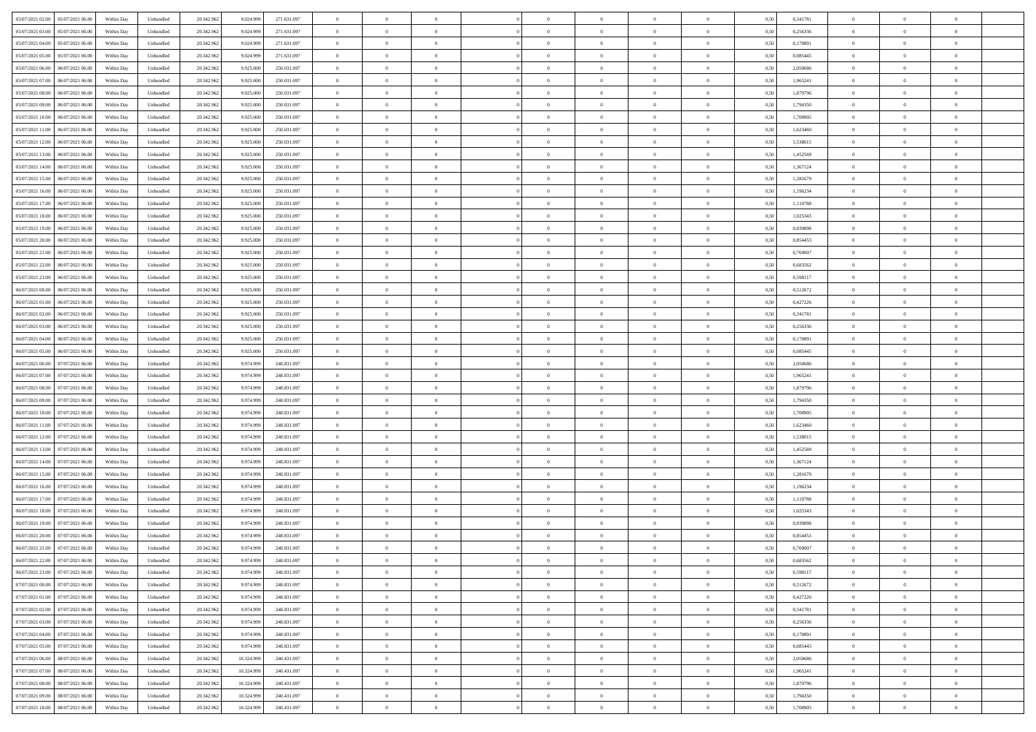| | | | | | | | | | | | | | | | | | | | | | | |
|---|---|---|---|---|---|---|---|---|---|---|---|---|---|---|---|---|---|---|---|---|---|---|
| 05/07/2021 02.00 | 05/07/2021 06.00 | Within Day | Unbundled | 20.342.962 | 9.024.999 | 271.631.097 | 0 | 0 | 0 | | 0 | 0 | 0 | 0 | 0 | 0,50 | 0,341781 | 0 | 0 | 0 | |
| 05/07/2021 03.00 | 05/07/2021 06.00 | Within Day | Unbundled | 20.342.962 | 9.024.999 | 271.631.097 | 0 | 0 | 0 | | 0 | 0 | 0 | 0 | 0 | 0,50 | 0,256336 | 0 | 0 | 0 | |
| 05/07/2021 04.00 | 05/07/2021 06.00 | Within Day | Unbundled | 20.342.962 | 9.024.999 | 271.631.097 | 0 | 0 | 0 | | 0 | 0 | 0 | 0 | 0 | 0,50 | 0,170891 | 0 | 0 | 0 | |
| 05/07/2021 05.00 | 05/07/2021 06.00 | Within Day | Unbundled | 20.342.962 | 9.024.999 | 271.631.097 | 0 | 0 | 0 | | 0 | 0 | 0 | 0 | 0 | 0,50 | 0,085445 | 0 | 0 | 0 | |
| 05/07/2021 06.00 | 06/07/2021 06.00 | Within Day | Unbundled | 20.342.962 | 9.925.000 | 250.031.097 | 0 | 0 | 0 | | 0 | 0 | 0 | 0 | 0 | 0,50 | 2,050686 | 0 | 0 | 0 | |
| 05/07/2021 07.00 | 06/07/2021 06.00 | Within Day | Unbundled | 20.342.962 | 9.925.000 | 250.031.097 | 0 | 0 | 0 | | 0 | 0 | 0 | 0 | 0 | 0,50 | 1,965241 | 0 | 0 | 0 | |
| 05/07/2021 08.00 | 06/07/2021 06.00 | Within Day | Unbundled | 20.342.962 | 9.925.000 | 250.031.097 | 0 | 0 | 0 | | 0 | 0 | 0 | 0 | 0 | 0,50 | 1,879796 | 0 | 0 | 0 | |
| 05/07/2021 09.00 | 06/07/2021 06.00 | Within Day | Unbundled | 20.342.962 | 9.925.000 | 250.031.097 | 0 | 0 | 0 | | 0 | 0 | 0 | 0 | 0 | 0,50 | 1,794350 | 0 | 0 | 0 | |
| 05/07/2021 10.00 | 06/07/2021 06.00 | Within Day | Unbundled | 20.342.962 | 9.925.000 | 250.031.097 | 0 | 0 | 0 | | 0 | 0 | 0 | 0 | 0 | 0,50 | 1,708905 | 0 | 0 | 0 | |
| 05/07/2021 11.00 | 06/07/2021 06.00 | Within Day | Unbundled | 20.342.962 | 9.925.000 | 250.031.097 | 0 | 0 | 0 | | 0 | 0 | 0 | 0 | 0 | 0,50 | 1,623460 | 0 | 0 | 0 | |
| 05/07/2021 12.00 | 06/07/2021 06.00 | Within Day | Unbundled | 20.342.962 | 9.925.000 | 250.031.097 | 0 | 0 | 0 | | 0 | 0 | 0 | 0 | 0 | 0,50 | 1,538015 | 0 | 0 | 0 | |
| 05/07/2021 13.00 | 06/07/2021 06.00 | Within Day | Unbundled | 20.342.962 | 9.925.000 | 250.031.097 | 0 | 0 | 0 | | 0 | 0 | 0 | 0 | 0 | 0,50 | 1,452569 | 0 | 0 | 0 | |
| 05/07/2021 14.00 | 06/07/2021 06.00 | Within Day | Unbundled | 20.342.962 | 9.925.000 | 250.031.097 | 0 | 0 | 0 | | 0 | 0 | 0 | 0 | 0 | 0,50 | 1,367124 | 0 | 0 | 0 | |
| 05/07/2021 15.00 | 06/07/2021 06.00 | Within Day | Unbundled | 20.342.962 | 9.925.000 | 250.031.097 | 0 | 0 | 0 | | 0 | 0 | 0 | 0 | 0 | 0,50 | 1,281679 | 0 | 0 | 0 | |
| 05/07/2021 16.00 | 06/07/2021 06.00 | Within Day | Unbundled | 20.342.962 | 9.925.000 | 250.031.097 | 0 | 0 | 0 | | 0 | 0 | 0 | 0 | 0 | 0,50 | 1,196234 | 0 | 0 | 0 | |
| 05/07/2021 17.00 | 06/07/2021 06.00 | Within Day | Unbundled | 20.342.962 | 9.925.000 | 250.031.097 | 0 | 0 | 0 | | 0 | 0 | 0 | 0 | 0 | 0,50 | 1,110788 | 0 | 0 | 0 | |
| 05/07/2021 18.00 | 06/07/2021 06.00 | Within Day | Unbundled | 20.342.962 | 9.925.000 | 250.031.097 | 0 | 0 | 0 | | 0 | 0 | 0 | 0 | 0 | 0,50 | 1,025343 | 0 | 0 | 0 | |
| 05/07/2021 19.00 | 06/07/2021 06.00 | Within Day | Unbundled | 20.342.962 | 9.925.000 | 250.031.097 | 0 | 0 | 0 | | 0 | 0 | 0 | 0 | 0 | 0,50 | 0,939898 | 0 | 0 | 0 | |
| 05/07/2021 20.00 | 06/07/2021 06.00 | Within Day | Unbundled | 20.342.962 | 9.925.000 | 250.031.097 | 0 | 0 | 0 | | 0 | 0 | 0 | 0 | 0 | 0,50 | 0,854453 | 0 | 0 | 0 | |
| 05/07/2021 21.00 | 06/07/2021 06.00 | Within Day | Unbundled | 20.342.962 | 9.925.000 | 250.031.097 | 0 | 0 | 0 | | 0 | 0 | 0 | 0 | 0 | 0,50 | 0,769007 | 0 | 0 | 0 | |
| 05/07/2021 22.00 | 06/07/2021 06.00 | Within Day | Unbundled | 20.342.962 | 9.925.000 | 250.031.097 | 0 | 0 | 0 | | 0 | 0 | 0 | 0 | 0 | 0,50 | 0,683562 | 0 | 0 | 0 | |
| 05/07/2021 23.00 | 06/07/2021 06.00 | Within Day | Unbundled | 20.342.962 | 9.925.000 | 250.031.097 | 0 | 0 | 0 | | 0 | 0 | 0 | 0 | 0 | 0,50 | 0,598117 | 0 | 0 | 0 | |
| 06/07/2021 00.00 | 06/07/2021 06.00 | Within Day | Unbundled | 20.342.962 | 9.925.000 | 250.031.097 | 0 | 0 | 0 | | 0 | 0 | 0 | 0 | 0 | 0,50 | 0,512672 | 0 | 0 | 0 | |
| 06/07/2021 01.00 | 06/07/2021 06.00 | Within Day | Unbundled | 20.342.962 | 9.925.000 | 250.031.097 | 0 | 0 | 0 | | 0 | 0 | 0 | 0 | 0 | 0,50 | 0,427226 | 0 | 0 | 0 | |
| 06/07/2021 02.00 | 06/07/2021 06.00 | Within Day | Unbundled | 20.342.962 | 9.925.000 | 250.031.097 | 0 | 0 | 0 | | 0 | 0 | 0 | 0 | 0 | 0,50 | 0,341781 | 0 | 0 | 0 | |
| 06/07/2021 03.00 | 06/07/2021 06.00 | Within Day | Unbundled | 20.342.962 | 9.925.000 | 250.031.097 | 0 | 0 | 0 | | 0 | 0 | 0 | 0 | 0 | 0,50 | 0,256336 | 0 | 0 | 0 | |
| 06/07/2021 04.00 | 06/07/2021 06.00 | Within Day | Unbundled | 20.342.962 | 9.925.000 | 250.031.097 | 0 | 0 | 0 | | 0 | 0 | 0 | 0 | 0 | 0,50 | 0,170891 | 0 | 0 | 0 | |
| 06/07/2021 05.00 | 06/07/2021 06.00 | Within Day | Unbundled | 20.342.962 | 9.925.000 | 250.031.097 | 0 | 0 | 0 | | 0 | 0 | 0 | 0 | 0 | 0,50 | 0,085445 | 0 | 0 | 0 | |
| 06/07/2021 06.00 | 07/07/2021 06.00 | Within Day | Unbundled | 20.342.962 | 9.974.999 | 248.831.097 | 0 | 0 | 0 | | 0 | 0 | 0 | 0 | 0 | 0,50 | 2,050686 | 0 | 0 | 0 | |
| 06/07/2021 07.00 | 07/07/2021 06.00 | Within Day | Unbundled | 20.342.962 | 9.974.999 | 248.831.097 | 0 | 0 | 0 | | 0 | 0 | 0 | 0 | 0 | 0,50 | 1,965241 | 0 | 0 | 0 | |
| 06/07/2021 08.00 | 07/07/2021 06.00 | Within Day | Unbundled | 20.342.962 | 9.974.999 | 248.831.097 | 0 | 0 | 0 | | 0 | 0 | 0 | 0 | 0 | 0,50 | 1,879796 | 0 | 0 | 0 | |
| 06/07/2021 09.00 | 07/07/2021 06.00 | Within Day | Unbundled | 20.342.962 | 9.974.999 | 248.831.097 | 0 | 0 | 0 | | 0 | 0 | 0 | 0 | 0 | 0,50 | 1,794350 | 0 | 0 | 0 | |
| 06/07/2021 10.00 | 07/07/2021 06.00 | Within Day | Unbundled | 20.342.962 | 9.974.999 | 248.831.097 | 0 | 0 | 0 | | 0 | 0 | 0 | 0 | 0 | 0,50 | 1,708905 | 0 | 0 | 0 | |
| 06/07/2021 11.00 | 07/07/2021 06.00 | Within Day | Unbundled | 20.342.962 | 9.974.999 | 248.831.097 | 0 | 0 | 0 | | 0 | 0 | 0 | 0 | 0 | 0,50 | 1,623460 | 0 | 0 | 0 | |
| 06/07/2021 12.00 | 07/07/2021 06.00 | Within Day | Unbundled | 20.342.962 | 9.974.999 | 248.831.097 | 0 | 0 | 0 | | 0 | 0 | 0 | 0 | 0 | 0,50 | 1,538015 | 0 | 0 | 0 | |
| 06/07/2021 13.00 | 07/07/2021 06.00 | Within Day | Unbundled | 20.342.962 | 9.974.999 | 248.831.097 | 0 | 0 | 0 | | 0 | 0 | 0 | 0 | 0 | 0,50 | 1,452569 | 0 | 0 | 0 | |
| 06/07/2021 14.00 | 07/07/2021 06.00 | Within Day | Unbundled | 20.342.962 | 9.974.999 | 248.831.097 | 0 | 0 | 0 | | 0 | 0 | 0 | 0 | 0 | 0,50 | 1,367124 | 0 | 0 | 0 | |
| 06/07/2021 15.00 | 07/07/2021 06.00 | Within Day | Unbundled | 20.342.962 | 9.974.999 | 248.831.097 | 0 | 0 | 0 | | 0 | 0 | 0 | 0 | 0 | 0,50 | 1,281679 | 0 | 0 | 0 | |
| 06/07/2021 16.00 | 07/07/2021 06.00 | Within Day | Unbundled | 20.342.962 | 9.974.999 | 248.831.097 | 0 | 0 | 0 | | 0 | 0 | 0 | 0 | 0 | 0,50 | 1,196234 | 0 | 0 | 0 | |
| 06/07/2021 17.00 | 07/07/2021 06.00 | Within Day | Unbundled | 20.342.962 | 9.974.999 | 248.831.097 | 0 | 0 | 0 | | 0 | 0 | 0 | 0 | 0 | 0,50 | 1,110788 | 0 | 0 | 0 | |
| 06/07/2021 18.00 | 07/07/2021 06.00 | Within Day | Unbundled | 20.342.962 | 9.974.999 | 248.831.097 | 0 | 0 | 0 | | 0 | 0 | 0 | 0 | 0 | 0,50 | 1,025343 | 0 | 0 | 0 | |
| 06/07/2021 19.00 | 07/07/2021 06.00 | Within Day | Unbundled | 20.342.962 | 9.974.999 | 248.831.097 | 0 | 0 | 0 | | 0 | 0 | 0 | 0 | 0 | 0,50 | 0,939898 | 0 | 0 | 0 | |
| 06/07/2021 20.00 | 07/07/2021 06.00 | Within Day | Unbundled | 20.342.962 | 9.974.999 | 248.831.097 | 0 | 0 | 0 | | 0 | 0 | 0 | 0 | 0 | 0,50 | 0,854453 | 0 | 0 | 0 | |
| 06/07/2021 21.00 | 07/07/2021 06.00 | Within Day | Unbundled | 20.342.962 | 9.974.999 | 248.831.097 | 0 | 0 | 0 | | 0 | 0 | 0 | 0 | 0 | 0,50 | 0,769007 | 0 | 0 | 0 | |
| 06/07/2021 22.00 | 07/07/2021 06.00 | Within Day | Unbundled | 20.342.962 | 9.974.999 | 248.831.097 | 0 | 0 | 0 | | 0 | 0 | 0 | 0 | 0 | 0,50 | 0,683562 | 0 | 0 | 0 | |
| 06/07/2021 23.00 | 07/07/2021 06.00 | Within Day | Unbundled | 20.342.962 | 9.974.999 | 248.831.097 | 0 | 0 | 0 | | 0 | 0 | 0 | 0 | 0 | 0,50 | 0,598117 | 0 | 0 | 0 | |
| 07/07/2021 00.00 | 07/07/2021 06.00 | Within Day | Unbundled | 20.342.962 | 9.974.999 | 248.831.097 | 0 | 0 | 0 | | 0 | 0 | 0 | 0 | 0 | 0,50 | 0,512672 | 0 | 0 | 0 | |
| 07/07/2021 01.00 | 07/07/2021 06.00 | Within Day | Unbundled | 20.342.962 | 9.974.999 | 248.831.097 | 0 | 0 | 0 | | 0 | 0 | 0 | 0 | 0 | 0,50 | 0,427226 | 0 | 0 | 0 | |
| 07/07/2021 02.00 | 07/07/2021 06.00 | Within Day | Unbundled | 20.342.962 | 9.974.999 | 248.831.097 | 0 | 0 | 0 | | 0 | 0 | 0 | 0 | 0 | 0,50 | 0,341781 | 0 | 0 | 0 | |
| 07/07/2021 03.00 | 07/07/2021 06.00 | Within Day | Unbundled | 20.342.962 | 9.974.999 | 248.831.097 | 0 | 0 | 0 | | 0 | 0 | 0 | 0 | 0 | 0,50 | 0,256336 | 0 | 0 | 0 | |
| 07/07/2021 04.00 | 07/07/2021 06.00 | Within Day | Unbundled | 20.342.962 | 9.974.999 | 248.831.097 | 0 | 0 | 0 | | 0 | 0 | 0 | 0 | 0 | 0,50 | 0,170891 | 0 | 0 | 0 | |
| 07/07/2021 05.00 | 07/07/2021 06.00 | Within Day | Unbundled | 20.342.962 | 9.974.999 | 248.831.097 | 0 | 0 | 0 | | 0 | 0 | 0 | 0 | 0 | 0,50 | 0,085445 | 0 | 0 | 0 | |
| 07/07/2021 06.00 | 08/07/2021 06.00 | Within Day | Unbundled | 20.342.962 | 10.324.999 | 240.431.097 | 0 | 0 | 0 | | 0 | 0 | 0 | 0 | 0 | 0,50 | 2,050686 | 0 | 0 | 0 | |
| 07/07/2021 07.00 | 08/07/2021 06.00 | Within Day | Unbundled | 20.342.962 | 10.324.999 | 240.431.097 | 0 | 0 | 0 | | 0 | 0 | 0 | 0 | 0 | 0,50 | 1,965241 | 0 | 0 | 0 | |
| 07/07/2021 08.00 | 08/07/2021 06.00 | Within Day | Unbundled | 20.342.962 | 10.324.999 | 240.431.097 | 0 | 0 | 0 | | 0 | 0 | 0 | 0 | 0 | 0,50 | 1,879796 | 0 | 0 | 0 | |
| 07/07/2021 09.00 | 08/07/2021 06.00 | Within Day | Unbundled | 20.342.962 | 10.324.999 | 240.431.097 | 0 | 0 | 0 | | 0 | 0 | 0 | 0 | 0 | 0,50 | 1,794350 | 0 | 0 | 0 | |
| 07/07/2021 10.00 | 08/07/2021 06.00 | Within Day | Unbundled | 20.342.962 | 10.324.999 | 240.431.097 | 0 | 0 | 0 | | 0 | 0 | 0 | 0 | 0 | 0,50 | 1,708905 | 0 | 0 | 0 | |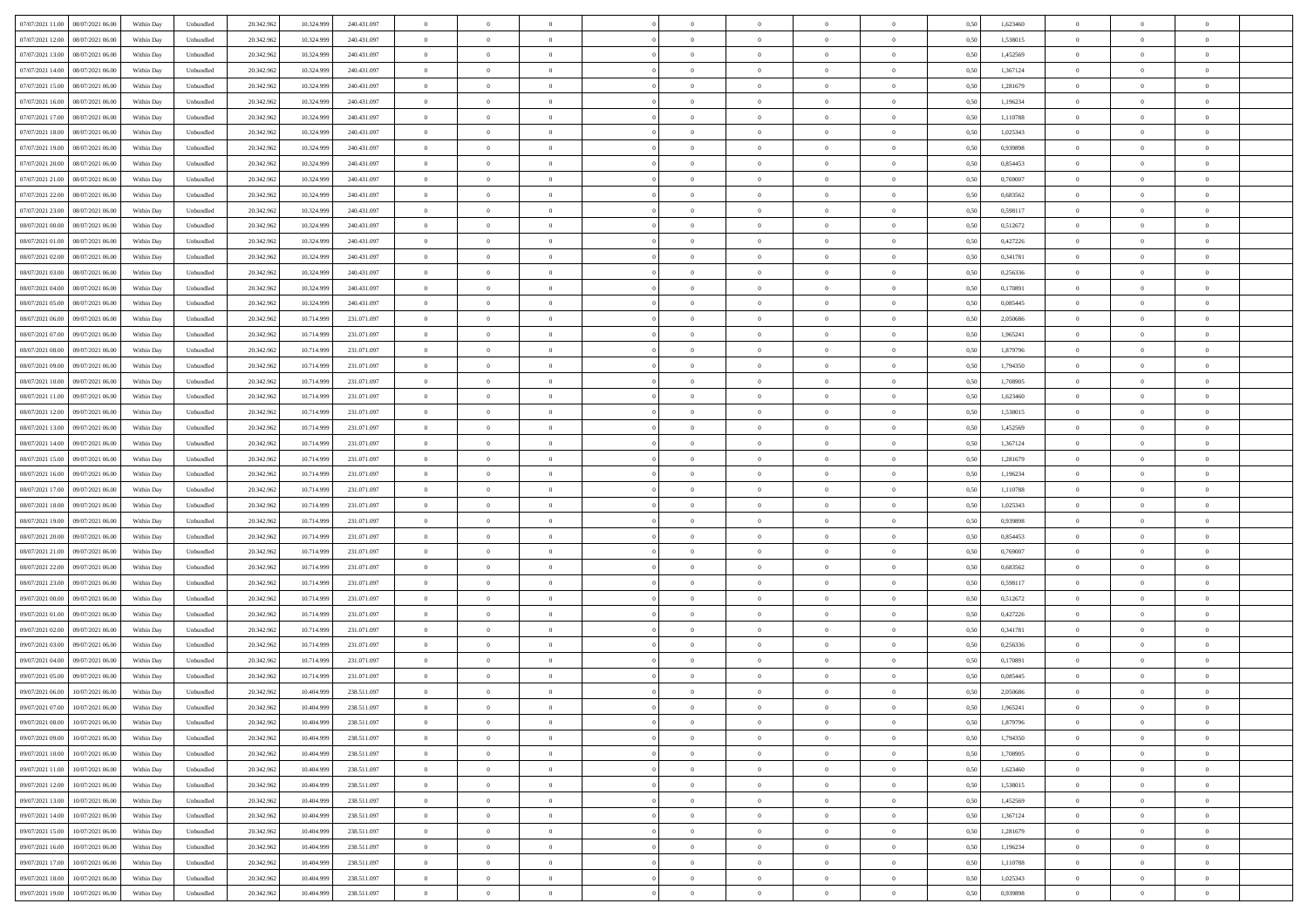| | | | | | | | | | | | | | | | | | | | | |
|---|---|---|---|---|---|---|---|---|---|---|---|---|---|---|---|---|---|---|---|---|
| 07/07/2021 11:00 | 08/07/2021 06:00 | Within Day | Unbundled | 20.342.962 | 10.324.999 | 240.431.097 | 0 | 0 | 0 | | 0 | 0 | 0 | 0 | 0,50 | 1,623460 | 0 | 0 | 0 | |
| 07/07/2021 12:00 | 08/07/2021 06:00 | Within Day | Unbundled | 20.342.962 | 10.324.999 | 240.431.097 | 0 | 0 | 0 | | 0 | 0 | 0 | 0 | 0,50 | 1,538015 | 0 | 0 | 0 | |
| 07/07/2021 13:00 | 08/07/2021 06:00 | Within Day | Unbundled | 20.342.962 | 10.324.999 | 240.431.097 | 0 | 0 | 0 | | 0 | 0 | 0 | 0 | 0,50 | 1,452569 | 0 | 0 | 0 | |
| 07/07/2021 14:00 | 08/07/2021 06:00 | Within Day | Unbundled | 20.342.962 | 10.324.999 | 240.431.097 | 0 | 0 | 0 | | 0 | 0 | 0 | 0 | 0,50 | 1,367124 | 0 | 0 | 0 | |
| 07/07/2021 15:00 | 08/07/2021 06:00 | Within Day | Unbundled | 20.342.962 | 10.324.999 | 240.431.097 | 0 | 0 | 0 | | 0 | 0 | 0 | 0 | 0,50 | 1,281679 | 0 | 0 | 0 | |
| 07/07/2021 16:00 | 08/07/2021 06:00 | Within Day | Unbundled | 20.342.962 | 10.324.999 | 240.431.097 | 0 | 0 | 0 | | 0 | 0 | 0 | 0 | 0,50 | 1,196234 | 0 | 0 | 0 | |
| 07/07/2021 17:00 | 08/07/2021 06:00 | Within Day | Unbundled | 20.342.962 | 10.324.999 | 240.431.097 | 0 | 0 | 0 | | 0 | 0 | 0 | 0 | 0,50 | 1,110788 | 0 | 0 | 0 | |
| 07/07/2021 18:00 | 08/07/2021 06:00 | Within Day | Unbundled | 20.342.962 | 10.324.999 | 240.431.097 | 0 | 0 | 0 | | 0 | 0 | 0 | 0 | 0,50 | 1,025343 | 0 | 0 | 0 | |
| 07/07/2021 19:00 | 08/07/2021 06:00 | Within Day | Unbundled | 20.342.962 | 10.324.999 | 240.431.097 | 0 | 0 | 0 | | 0 | 0 | 0 | 0 | 0,50 | 0,939898 | 0 | 0 | 0 | |
| 07/07/2021 20:00 | 08/07/2021 06:00 | Within Day | Unbundled | 20.342.962 | 10.324.999 | 240.431.097 | 0 | 0 | 0 | | 0 | 0 | 0 | 0 | 0,50 | 0,854453 | 0 | 0 | 0 | |
| 07/07/2021 21:00 | 08/07/2021 06:00 | Within Day | Unbundled | 20.342.962 | 10.324.999 | 240.431.097 | 0 | 0 | 0 | | 0 | 0 | 0 | 0 | 0,50 | 0,769007 | 0 | 0 | 0 | |
| 07/07/2021 22:00 | 08/07/2021 06:00 | Within Day | Unbundled | 20.342.962 | 10.324.999 | 240.431.097 | 0 | 0 | 0 | | 0 | 0 | 0 | 0 | 0,50 | 0,683562 | 0 | 0 | 0 | |
| 07/07/2021 23:00 | 08/07/2021 06:00 | Within Day | Unbundled | 20.342.962 | 10.324.999 | 240.431.097 | 0 | 0 | 0 | | 0 | 0 | 0 | 0 | 0,50 | 0,598117 | 0 | 0 | 0 | |
| 08/07/2021 00:00 | 08/07/2021 06:00 | Within Day | Unbundled | 20.342.962 | 10.324.999 | 240.431.097 | 0 | 0 | 0 | | 0 | 0 | 0 | 0 | 0,50 | 0,512672 | 0 | 0 | 0 | |
| 08/07/2021 01:00 | 08/07/2021 06:00 | Within Day | Unbundled | 20.342.962 | 10.324.999 | 240.431.097 | 0 | 0 | 0 | | 0 | 0 | 0 | 0 | 0,50 | 0,427226 | 0 | 0 | 0 | |
| 08/07/2021 02:00 | 08/07/2021 06:00 | Within Day | Unbundled | 20.342.962 | 10.324.999 | 240.431.097 | 0 | 0 | 0 | | 0 | 0 | 0 | 0 | 0,50 | 0,341781 | 0 | 0 | 0 | |
| 08/07/2021 03:00 | 08/07/2021 06:00 | Within Day | Unbundled | 20.342.962 | 10.324.999 | 240.431.097 | 0 | 0 | 0 | | 0 | 0 | 0 | 0 | 0,50 | 0,256336 | 0 | 0 | 0 | |
| 08/07/2021 04:00 | 08/07/2021 06:00 | Within Day | Unbundled | 20.342.962 | 10.324.999 | 240.431.097 | 0 | 0 | 0 | | 0 | 0 | 0 | 0 | 0,50 | 0,170891 | 0 | 0 | 0 | |
| 08/07/2021 05:00 | 08/07/2021 06:00 | Within Day | Unbundled | 20.342.962 | 10.324.999 | 240.431.097 | 0 | 0 | 0 | | 0 | 0 | 0 | 0 | 0,50 | 0,085445 | 0 | 0 | 0 | |
| 08/07/2021 06:00 | 09/07/2021 06:00 | Within Day | Unbundled | 20.342.962 | 10.714.999 | 231.071.097 | 0 | 0 | 0 | | 0 | 0 | 0 | 0 | 0,50 | 2,050686 | 0 | 0 | 0 | |
| 08/07/2021 07:00 | 09/07/2021 06:00 | Within Day | Unbundled | 20.342.962 | 10.714.999 | 231.071.097 | 0 | 0 | 0 | | 0 | 0 | 0 | 0 | 0,50 | 1,965241 | 0 | 0 | 0 | |
| 08/07/2021 08:00 | 09/07/2021 06:00 | Within Day | Unbundled | 20.342.962 | 10.714.999 | 231.071.097 | 0 | 0 | 0 | | 0 | 0 | 0 | 0 | 0,50 | 1,879796 | 0 | 0 | 0 | |
| 08/07/2021 09:00 | 09/07/2021 06:00 | Within Day | Unbundled | 20.342.962 | 10.714.999 | 231.071.097 | 0 | 0 | 0 | | 0 | 0 | 0 | 0 | 0,50 | 1,794350 | 0 | 0 | 0 | |
| 08/07/2021 10:00 | 09/07/2021 06:00 | Within Day | Unbundled | 20.342.962 | 10.714.999 | 231.071.097 | 0 | 0 | 0 | | 0 | 0 | 0 | 0 | 0,50 | 1,708905 | 0 | 0 | 0 | |
| 08/07/2021 11:00 | 09/07/2021 06:00 | Within Day | Unbundled | 20.342.962 | 10.714.999 | 231.071.097 | 0 | 0 | 0 | | 0 | 0 | 0 | 0 | 0,50 | 1,623460 | 0 | 0 | 0 | |
| 08/07/2021 12:00 | 09/07/2021 06:00 | Within Day | Unbundled | 20.342.962 | 10.714.999 | 231.071.097 | 0 | 0 | 0 | | 0 | 0 | 0 | 0 | 0,50 | 1,538015 | 0 | 0 | 0 | |
| 08/07/2021 13:00 | 09/07/2021 06:00 | Within Day | Unbundled | 20.342.962 | 10.714.999 | 231.071.097 | 0 | 0 | 0 | | 0 | 0 | 0 | 0 | 0,50 | 1,452569 | 0 | 0 | 0 | |
| 08/07/2021 14:00 | 09/07/2021 06:00 | Within Day | Unbundled | 20.342.962 | 10.714.999 | 231.071.097 | 0 | 0 | 0 | | 0 | 0 | 0 | 0 | 0,50 | 1,367124 | 0 | 0 | 0 | |
| 08/07/2021 15:00 | 09/07/2021 06:00 | Within Day | Unbundled | 20.342.962 | 10.714.999 | 231.071.097 | 0 | 0 | 0 | | 0 | 0 | 0 | 0 | 0,50 | 1,281679 | 0 | 0 | 0 | |
| 08/07/2021 16:00 | 09/07/2021 06:00 | Within Day | Unbundled | 20.342.962 | 10.714.999 | 231.071.097 | 0 | 0 | 0 | | 0 | 0 | 0 | 0 | 0,50 | 1,196234 | 0 | 0 | 0 | |
| 08/07/2021 17:00 | 09/07/2021 06:00 | Within Day | Unbundled | 20.342.962 | 10.714.999 | 231.071.097 | 0 | 0 | 0 | | 0 | 0 | 0 | 0 | 0,50 | 1,110788 | 0 | 0 | 0 | |
| 08/07/2021 18:00 | 09/07/2021 06:00 | Within Day | Unbundled | 20.342.962 | 10.714.999 | 231.071.097 | 0 | 0 | 0 | | 0 | 0 | 0 | 0 | 0,50 | 1,025343 | 0 | 0 | 0 | |
| 08/07/2021 19:00 | 09/07/2021 06:00 | Within Day | Unbundled | 20.342.962 | 10.714.999 | 231.071.097 | 0 | 0 | 0 | | 0 | 0 | 0 | 0 | 0,50 | 0,939898 | 0 | 0 | 0 | |
| 08/07/2021 20:00 | 09/07/2021 06:00 | Within Day | Unbundled | 20.342.962 | 10.714.999 | 231.071.097 | 0 | 0 | 0 | | 0 | 0 | 0 | 0 | 0,50 | 0,854453 | 0 | 0 | 0 | |
| 08/07/2021 21:00 | 09/07/2021 06:00 | Within Day | Unbundled | 20.342.962 | 10.714.999 | 231.071.097 | 0 | 0 | 0 | | 0 | 0 | 0 | 0 | 0,50 | 0,769007 | 0 | 0 | 0 | |
| 08/07/2021 22:00 | 09/07/2021 06:00 | Within Day | Unbundled | 20.342.962 | 10.714.999 | 231.071.097 | 0 | 0 | 0 | | 0 | 0 | 0 | 0 | 0,50 | 0,683562 | 0 | 0 | 0 | |
| 08/07/2021 23:00 | 09/07/2021 06:00 | Within Day | Unbundled | 20.342.962 | 10.714.999 | 231.071.097 | 0 | 0 | 0 | | 0 | 0 | 0 | 0 | 0,50 | 0,598117 | 0 | 0 | 0 | |
| 09/07/2021 00:00 | 09/07/2021 06:00 | Within Day | Unbundled | 20.342.962 | 10.714.999 | 231.071.097 | 0 | 0 | 0 | | 0 | 0 | 0 | 0 | 0,50 | 0,512672 | 0 | 0 | 0 | |
| 09/07/2021 01:00 | 09/07/2021 06:00 | Within Day | Unbundled | 20.342.962 | 10.714.999 | 231.071.097 | 0 | 0 | 0 | | 0 | 0 | 0 | 0 | 0,50 | 0,427226 | 0 | 0 | 0 | |
| 09/07/2021 02:00 | 09/07/2021 06:00 | Within Day | Unbundled | 20.342.962 | 10.714.999 | 231.071.097 | 0 | 0 | 0 | | 0 | 0 | 0 | 0 | 0,50 | 0,341781 | 0 | 0 | 0 | |
| 09/07/2021 03:00 | 09/07/2021 06:00 | Within Day | Unbundled | 20.342.962 | 10.714.999 | 231.071.097 | 0 | 0 | 0 | | 0 | 0 | 0 | 0 | 0,50 | 0,256336 | 0 | 0 | 0 | |
| 09/07/2021 04:00 | 09/07/2021 06:00 | Within Day | Unbundled | 20.342.962 | 10.714.999 | 231.071.097 | 0 | 0 | 0 | | 0 | 0 | 0 | 0 | 0,50 | 0,170891 | 0 | 0 | 0 | |
| 09/07/2021 05:00 | 09/07/2021 06:00 | Within Day | Unbundled | 20.342.962 | 10.714.999 | 231.071.097 | 0 | 0 | 0 | | 0 | 0 | 0 | 0 | 0,50 | 0,085445 | 0 | 0 | 0 | |
| 09/07/2021 06:00 | 10/07/2021 06:00 | Within Day | Unbundled | 20.342.962 | 10.404.999 | 238.511.097 | 0 | 0 | 0 | | 0 | 0 | 0 | 0 | 0,50 | 2,050686 | 0 | 0 | 0 | |
| 09/07/2021 07:00 | 10/07/2021 06:00 | Within Day | Unbundled | 20.342.962 | 10.404.999 | 238.511.097 | 0 | 0 | 0 | | 0 | 0 | 0 | 0 | 0,50 | 1,965241 | 0 | 0 | 0 | |
| 09/07/2021 08:00 | 10/07/2021 06:00 | Within Day | Unbundled | 20.342.962 | 10.404.999 | 238.511.097 | 0 | 0 | 0 | | 0 | 0 | 0 | 0 | 0,50 | 1,879796 | 0 | 0 | 0 | |
| 09/07/2021 09:00 | 10/07/2021 06:00 | Within Day | Unbundled | 20.342.962 | 10.404.999 | 238.511.097 | 0 | 0 | 0 | | 0 | 0 | 0 | 0 | 0,50 | 1,794350 | 0 | 0 | 0 | |
| 09/07/2021 10:00 | 10/07/2021 06:00 | Within Day | Unbundled | 20.342.962 | 10.404.999 | 238.511.097 | 0 | 0 | 0 | | 0 | 0 | 0 | 0 | 0,50 | 1,708905 | 0 | 0 | 0 | |
| 09/07/2021 11:00 | 10/07/2021 06:00 | Within Day | Unbundled | 20.342.962 | 10.404.999 | 238.511.097 | 0 | 0 | 0 | | 0 | 0 | 0 | 0 | 0,50 | 1,623460 | 0 | 0 | 0 | |
| 09/07/2021 12:00 | 10/07/2021 06:00 | Within Day | Unbundled | 20.342.962 | 10.404.999 | 238.511.097 | 0 | 0 | 0 | | 0 | 0 | 0 | 0 | 0,50 | 1,538015 | 0 | 0 | 0 | |
| 09/07/2021 13:00 | 10/07/2021 06:00 | Within Day | Unbundled | 20.342.962 | 10.404.999 | 238.511.097 | 0 | 0 | 0 | | 0 | 0 | 0 | 0 | 0,50 | 1,452569 | 0 | 0 | 0 | |
| 09/07/2021 14:00 | 10/07/2021 06:00 | Within Day | Unbundled | 20.342.962 | 10.404.999 | 238.511.097 | 0 | 0 | 0 | | 0 | 0 | 0 | 0 | 0,50 | 1,367124 | 0 | 0 | 0 | |
| 09/07/2021 15:00 | 10/07/2021 06:00 | Within Day | Unbundled | 20.342.962 | 10.404.999 | 238.511.097 | 0 | 0 | 0 | | 0 | 0 | 0 | 0 | 0,50 | 1,281679 | 0 | 0 | 0 | |
| 09/07/2021 16:00 | 10/07/2021 06:00 | Within Day | Unbundled | 20.342.962 | 10.404.999 | 238.511.097 | 0 | 0 | 0 | | 0 | 0 | 0 | 0 | 0,50 | 1,196234 | 0 | 0 | 0 | |
| 09/07/2021 17:00 | 10/07/2021 06:00 | Within Day | Unbundled | 20.342.962 | 10.404.999 | 238.511.097 | 0 | 0 | 0 | | 0 | 0 | 0 | 0 | 0,50 | 1,110788 | 0 | 0 | 0 | |
| 09/07/2021 18:00 | 10/07/2021 06:00 | Within Day | Unbundled | 20.342.962 | 10.404.999 | 238.511.097 | 0 | 0 | 0 | | 0 | 0 | 0 | 0 | 0,50 | 1,025343 | 0 | 0 | 0 | |
| 09/07/2021 19:00 | 10/07/2021 06:00 | Within Day | Unbundled | 20.342.962 | 10.404.999 | 238.511.097 | 0 | 0 | 0 | | 0 | 0 | 0 | 0 | 0,50 | 0,939898 | 0 | 0 | 0 | |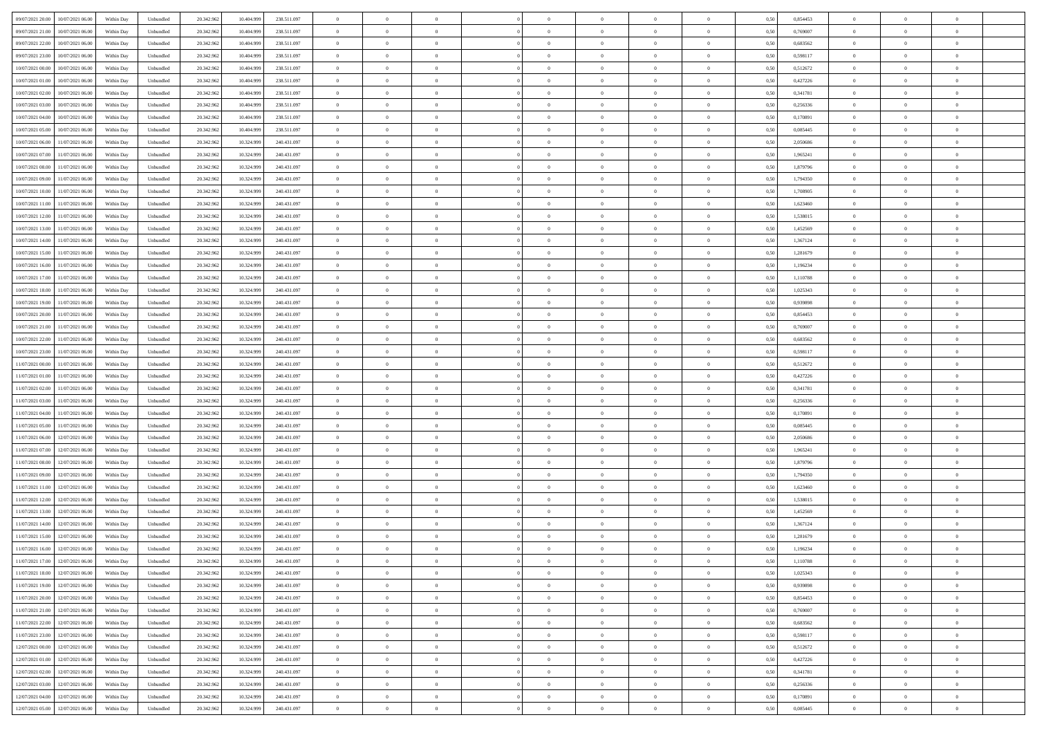| | | | | | | | | | | | | | | | | | | | | |
|---|---|---|---|---|---|---|---|---|---|---|---|---|---|---|---|---|---|---|---|---|
| 09/07/2021 20.00 | 10/07/2021 06.00 | Within Day | Unbundled | 20.342.962 | 10.404.999 | 238.511.097 | 0 | 0 | 0 | | 0 | 0 | 0 | 0 | 0,50 | 0,854453 | 0 | 0 | 0 | |
| 09/07/2021 21.00 | 10/07/2021 06.00 | Within Day | Unbundled | 20.342.962 | 10.404.999 | 238.511.097 | 0 | 0 | 0 | | 0 | 0 | 0 | 0 | 0,50 | 0,769007 | 0 | 0 | 0 | |
| 09/07/2021 22.00 | 10/07/2021 06.00 | Within Day | Unbundled | 20.342.962 | 10.404.999 | 238.511.097 | 0 | 0 | 0 | | 0 | 0 | 0 | 0 | 0,50 | 0,683562 | 0 | 0 | 0 | |
| 09/07/2021 23.00 | 10/07/2021 06.00 | Within Day | Unbundled | 20.342.962 | 10.404.999 | 238.511.097 | 0 | 0 | 0 | | 0 | 0 | 0 | 0 | 0,50 | 0,598117 | 0 | 0 | 0 | |
| 10/07/2021 00.00 | 10/07/2021 06.00 | Within Day | Unbundled | 20.342.962 | 10.404.999 | 238.511.097 | 0 | 0 | 0 | | 0 | 0 | 0 | 0 | 0,50 | 0,512672 | 0 | 0 | 0 | |
| 10/07/2021 01.00 | 10/07/2021 06.00 | Within Day | Unbundled | 20.342.962 | 10.404.999 | 238.511.097 | 0 | 0 | 0 | | 0 | 0 | 0 | 0 | 0,50 | 0,427226 | 0 | 0 | 0 | |
| 10/07/2021 02.00 | 10/07/2021 06.00 | Within Day | Unbundled | 20.342.962 | 10.404.999 | 238.511.097 | 0 | 0 | 0 | | 0 | 0 | 0 | 0 | 0,50 | 0,341781 | 0 | 0 | 0 | |
| 10/07/2021 03.00 | 10/07/2021 06.00 | Within Day | Unbundled | 20.342.962 | 10.404.999 | 238.511.097 | 0 | 0 | 0 | | 0 | 0 | 0 | 0 | 0,50 | 0,256336 | 0 | 0 | 0 | |
| 10/07/2021 04.00 | 10/07/2021 06.00 | Within Day | Unbundled | 20.342.962 | 10.404.999 | 238.511.097 | 0 | 0 | 0 | | 0 | 0 | 0 | 0 | 0,50 | 0,170891 | 0 | 0 | 0 | |
| 10/07/2021 05.00 | 10/07/2021 06.00 | Within Day | Unbundled | 20.342.962 | 10.404.999 | 238.511.097 | 0 | 0 | 0 | | 0 | 0 | 0 | 0 | 0,50 | 0,085445 | 0 | 0 | 0 | |
| 10/07/2021 06.00 | 11/07/2021 06.00 | Within Day | Unbundled | 20.342.962 | 10.324.999 | 240.431.097 | 0 | 0 | 0 | | 0 | 0 | 0 | 0 | 0,50 | 2,050686 | 0 | 0 | 0 | |
| 10/07/2021 07.00 | 11/07/2021 06.00 | Within Day | Unbundled | 20.342.962 | 10.324.999 | 240.431.097 | 0 | 0 | 0 | | 0 | 0 | 0 | 0 | 0,50 | 1,965241 | 0 | 0 | 0 | |
| 10/07/2021 08.00 | 11/07/2021 06.00 | Within Day | Unbundled | 20.342.962 | 10.324.999 | 240.431.097 | 0 | 0 | 0 | | 0 | 0 | 0 | 0 | 0,50 | 1,879796 | 0 | 0 | 0 | |
| 10/07/2021 09.00 | 11/07/2021 06.00 | Within Day | Unbundled | 20.342.962 | 10.324.999 | 240.431.097 | 0 | 0 | 0 | | 0 | 0 | 0 | 0 | 0,50 | 1,794350 | 0 | 0 | 0 | |
| 10/07/2021 10.00 | 11/07/2021 06.00 | Within Day | Unbundled | 20.342.962 | 10.324.999 | 240.431.097 | 0 | 0 | 0 | | 0 | 0 | 0 | 0 | 0,50 | 1,708905 | 0 | 0 | 0 | |
| 10/07/2021 11.00 | 11/07/2021 06.00 | Within Day | Unbundled | 20.342.962 | 10.324.999 | 240.431.097 | 0 | 0 | 0 | | 0 | 0 | 0 | 0 | 0,50 | 1,623460 | 0 | 0 | 0 | |
| 10/07/2021 12.00 | 11/07/2021 06.00 | Within Day | Unbundled | 20.342.962 | 10.324.999 | 240.431.097 | 0 | 0 | 0 | | 0 | 0 | 0 | 0 | 0,50 | 1,538015 | 0 | 0 | 0 | |
| 10/07/2021 13.00 | 11/07/2021 06.00 | Within Day | Unbundled | 20.342.962 | 10.324.999 | 240.431.097 | 0 | 0 | 0 | | 0 | 0 | 0 | 0 | 0,50 | 1,452569 | 0 | 0 | 0 | |
| 10/07/2021 14.00 | 11/07/2021 06.00 | Within Day | Unbundled | 20.342.962 | 10.324.999 | 240.431.097 | 0 | 0 | 0 | | 0 | 0 | 0 | 0 | 0,50 | 1,367124 | 0 | 0 | 0 | |
| 10/07/2021 15.00 | 11/07/2021 06.00 | Within Day | Unbundled | 20.342.962 | 10.324.999 | 240.431.097 | 0 | 0 | 0 | | 0 | 0 | 0 | 0 | 0,50 | 1,281679 | 0 | 0 | 0 | |
| 10/07/2021 16.00 | 11/07/2021 06.00 | Within Day | Unbundled | 20.342.962 | 10.324.999 | 240.431.097 | 0 | 0 | 0 | | 0 | 0 | 0 | 0 | 0,50 | 1,196234 | 0 | 0 | 0 | |
| 10/07/2021 17.00 | 11/07/2021 06.00 | Within Day | Unbundled | 20.342.962 | 10.324.999 | 240.431.097 | 0 | 0 | 0 | | 0 | 0 | 0 | 0 | 0,50 | 1,110788 | 0 | 0 | 0 | |
| 10/07/2021 18.00 | 11/07/2021 06.00 | Within Day | Unbundled | 20.342.962 | 10.324.999 | 240.431.097 | 0 | 0 | 0 | | 0 | 0 | 0 | 0 | 0,50 | 1,025343 | 0 | 0 | 0 | |
| 10/07/2021 19.00 | 11/07/2021 06.00 | Within Day | Unbundled | 20.342.962 | 10.324.999 | 240.431.097 | 0 | 0 | 0 | | 0 | 0 | 0 | 0 | 0,50 | 0,939898 | 0 | 0 | 0 | |
| 10/07/2021 20.00 | 11/07/2021 06.00 | Within Day | Unbundled | 20.342.962 | 10.324.999 | 240.431.097 | 0 | 0 | 0 | | 0 | 0 | 0 | 0 | 0,50 | 0,854453 | 0 | 0 | 0 | |
| 10/07/2021 21.00 | 11/07/2021 06.00 | Within Day | Unbundled | 20.342.962 | 10.324.999 | 240.431.097 | 0 | 0 | 0 | | 0 | 0 | 0 | 0 | 0,50 | 0,769007 | 0 | 0 | 0 | |
| 10/07/2021 22.00 | 11/07/2021 06.00 | Within Day | Unbundled | 20.342.962 | 10.324.999 | 240.431.097 | 0 | 0 | 0 | | 0 | 0 | 0 | 0 | 0,50 | 0,683562 | 0 | 0 | 0 | |
| 10/07/2021 23.00 | 11/07/2021 06.00 | Within Day | Unbundled | 20.342.962 | 10.324.999 | 240.431.097 | 0 | 0 | 0 | | 0 | 0 | 0 | 0 | 0,50 | 0,598117 | 0 | 0 | 0 | |
| 11/07/2021 00.00 | 11/07/2021 06.00 | Within Day | Unbundled | 20.342.962 | 10.324.999 | 240.431.097 | 0 | 0 | 0 | | 0 | 0 | 0 | 0 | 0,50 | 0,512672 | 0 | 0 | 0 | |
| 11/07/2021 01.00 | 11/07/2021 06.00 | Within Day | Unbundled | 20.342.962 | 10.324.999 | 240.431.097 | 0 | 0 | 0 | | 0 | 0 | 0 | 0 | 0,50 | 0,427226 | 0 | 0 | 0 | |
| 11/07/2021 02.00 | 11/07/2021 06.00 | Within Day | Unbundled | 20.342.962 | 10.324.999 | 240.431.097 | 0 | 0 | 0 | | 0 | 0 | 0 | 0 | 0,50 | 0,341781 | 0 | 0 | 0 | |
| 11/07/2021 03.00 | 11/07/2021 06.00 | Within Day | Unbundled | 20.342.962 | 10.324.999 | 240.431.097 | 0 | 0 | 0 | | 0 | 0 | 0 | 0 | 0,50 | 0,256336 | 0 | 0 | 0 | |
| 11/07/2021 04.00 | 11/07/2021 06.00 | Within Day | Unbundled | 20.342.962 | 10.324.999 | 240.431.097 | 0 | 0 | 0 | | 0 | 0 | 0 | 0 | 0,50 | 0,170891 | 0 | 0 | 0 | |
| 11/07/2021 05.00 | 11/07/2021 06.00 | Within Day | Unbundled | 20.342.962 | 10.324.999 | 240.431.097 | 0 | 0 | 0 | | 0 | 0 | 0 | 0 | 0,50 | 0,085445 | 0 | 0 | 0 | |
| 11/07/2021 06.00 | 12/07/2021 06.00 | Within Day | Unbundled | 20.342.962 | 10.324.999 | 240.431.097 | 0 | 0 | 0 | | 0 | 0 | 0 | 0 | 0,50 | 2,050686 | 0 | 0 | 0 | |
| 11/07/2021 07.00 | 12/07/2021 06.00 | Within Day | Unbundled | 20.342.962 | 10.324.999 | 240.431.097 | 0 | 0 | 0 | | 0 | 0 | 0 | 0 | 0,50 | 1,965241 | 0 | 0 | 0 | |
| 11/07/2021 08.00 | 12/07/2021 06.00 | Within Day | Unbundled | 20.342.962 | 10.324.999 | 240.431.097 | 0 | 0 | 0 | | 0 | 0 | 0 | 0 | 0,50 | 1,879796 | 0 | 0 | 0 | |
| 11/07/2021 09.00 | 12/07/2021 06.00 | Within Day | Unbundled | 20.342.962 | 10.324.999 | 240.431.097 | 0 | 0 | 0 | | 0 | 0 | 0 | 0 | 0,50 | 1,794350 | 0 | 0 | 0 | |
| 11/07/2021 11.00 | 12/07/2021 06.00 | Within Day | Unbundled | 20.342.962 | 10.324.999 | 240.431.097 | 0 | 0 | 0 | | 0 | 0 | 0 | 0 | 0,50 | 1,623460 | 0 | 0 | 0 | |
| 11/07/2021 12.00 | 12/07/2021 06.00 | Within Day | Unbundled | 20.342.962 | 10.324.999 | 240.431.097 | 0 | 0 | 0 | | 0 | 0 | 0 | 0 | 0,50 | 1,538015 | 0 | 0 | 0 | |
| 11/07/2021 13.00 | 12/07/2021 06.00 | Within Day | Unbundled | 20.342.962 | 10.324.999 | 240.431.097 | 0 | 0 | 0 | | 0 | 0 | 0 | 0 | 0,50 | 1,452569 | 0 | 0 | 0 | |
| 11/07/2021 14.00 | 12/07/2021 06.00 | Within Day | Unbundled | 20.342.962 | 10.324.999 | 240.431.097 | 0 | 0 | 0 | | 0 | 0 | 0 | 0 | 0,50 | 1,367124 | 0 | 0 | 0 | |
| 11/07/2021 15.00 | 12/07/2021 06.00 | Within Day | Unbundled | 20.342.962 | 10.324.999 | 240.431.097 | 0 | 0 | 0 | | 0 | 0 | 0 | 0 | 0,50 | 1,281679 | 0 | 0 | 0 | |
| 11/07/2021 16.00 | 12/07/2021 06.00 | Within Day | Unbundled | 20.342.962 | 10.324.999 | 240.431.097 | 0 | 0 | 0 | | 0 | 0 | 0 | 0 | 0,50 | 1,196234 | 0 | 0 | 0 | |
| 11/07/2021 17.00 | 12/07/2021 06.00 | Within Day | Unbundled | 20.342.962 | 10.324.999 | 240.431.097 | 0 | 0 | 0 | | 0 | 0 | 0 | 0 | 0,50 | 1,110788 | 0 | 0 | 0 | |
| 11/07/2021 18.00 | 12/07/2021 06.00 | Within Day | Unbundled | 20.342.962 | 10.324.999 | 240.431.097 | 0 | 0 | 0 | | 0 | 0 | 0 | 0 | 0,50 | 1,025343 | 0 | 0 | 0 | |
| 11/07/2021 19.00 | 12/07/2021 06.00 | Within Day | Unbundled | 20.342.962 | 10.324.999 | 240.431.097 | 0 | 0 | 0 | | 0 | 0 | 0 | 0 | 0,50 | 0,939898 | 0 | 0 | 0 | |
| 11/07/2021 20.00 | 12/07/2021 06.00 | Within Day | Unbundled | 20.342.962 | 10.324.999 | 240.431.097 | 0 | 0 | 0 | | 0 | 0 | 0 | 0 | 0,50 | 0,854453 | 0 | 0 | 0 | |
| 11/07/2021 21.00 | 12/07/2021 06.00 | Within Day | Unbundled | 20.342.962 | 10.324.999 | 240.431.097 | 0 | 0 | 0 | | 0 | 0 | 0 | 0 | 0,50 | 0,769007 | 0 | 0 | 0 | |
| 11/07/2021 22.00 | 12/07/2021 06.00 | Within Day | Unbundled | 20.342.962 | 10.324.999 | 240.431.097 | 0 | 0 | 0 | | 0 | 0 | 0 | 0 | 0,50 | 0,683562 | 0 | 0 | 0 | |
| 11/07/2021 23.00 | 12/07/2021 06.00 | Within Day | Unbundled | 20.342.962 | 10.324.999 | 240.431.097 | 0 | 0 | 0 | | 0 | 0 | 0 | 0 | 0,50 | 0,598117 | 0 | 0 | 0 | |
| 12/07/2021 00.00 | 12/07/2021 06.00 | Within Day | Unbundled | 20.342.962 | 10.324.999 | 240.431.097 | 0 | 0 | 0 | | 0 | 0 | 0 | 0 | 0,50 | 0,512672 | 0 | 0 | 0 | |
| 12/07/2021 01.00 | 12/07/2021 06.00 | Within Day | Unbundled | 20.342.962 | 10.324.999 | 240.431.097 | 0 | 0 | 0 | | 0 | 0 | 0 | 0 | 0,50 | 0,427226 | 0 | 0 | 0 | |
| 12/07/2021 02.00 | 12/07/2021 06.00 | Within Day | Unbundled | 20.342.962 | 10.324.999 | 240.431.097 | 0 | 0 | 0 | | 0 | 0 | 0 | 0 | 0,50 | 0,341781 | 0 | 0 | 0 | |
| 12/07/2021 03.00 | 12/07/2021 06.00 | Within Day | Unbundled | 20.342.962 | 10.324.999 | 240.431.097 | 0 | 0 | 0 | | 0 | 0 | 0 | 0 | 0,50 | 0,256336 | 0 | 0 | 0 | |
| 12/07/2021 04.00 | 12/07/2021 06.00 | Within Day | Unbundled | 20.342.962 | 10.324.999 | 240.431.097 | 0 | 0 | 0 | | 0 | 0 | 0 | 0 | 0,50 | 0,170891 | 0 | 0 | 0 | |
| 12/07/2021 05.00 | 12/07/2021 06.00 | Within Day | Unbundled | 20.342.962 | 10.324.999 | 240.431.097 | 0 | 0 | 0 | | 0 | 0 | 0 | 0 | 0,50 | 0,085445 | 0 | 0 | 0 | |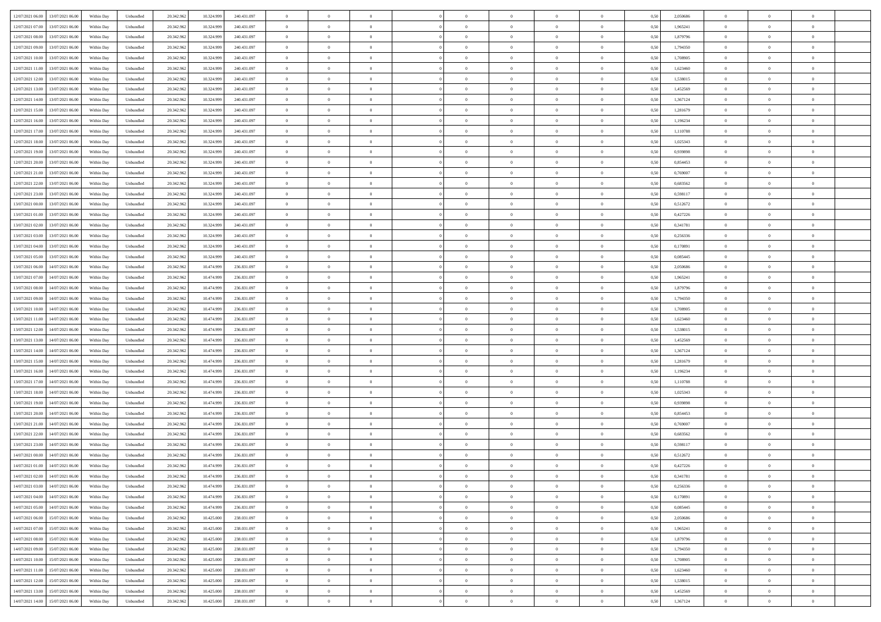| | | | | | | | | | | | | | | | | | | | | |
|---|---|---|---|---|---|---|---|---|---|---|---|---|---|---|---|---|---|---|---|---|
| 12/07/2021 06.00 | 13/07/2021 06.00 | Within Day | Unbundled | 20.342.962 | 10.324.999 | 240.431.097 | 0 | 0 | 0 | | 0 | 0 | 0 | 0 | 0,50 | 2,050686 | 0 | 0 | 0 | |
| 12/07/2021 07.00 | 13/07/2021 06.00 | Within Day | Unbundled | 20.342.962 | 10.324.999 | 240.431.097 | 0 | 0 | 0 | | 0 | 0 | 0 | 0 | 0,50 | 1,965241 | 0 | 0 | 0 | |
| 12/07/2021 08.00 | 13/07/2021 06.00 | Within Day | Unbundled | 20.342.962 | 10.324.999 | 240.431.097 | 0 | 0 | 0 | | 0 | 0 | 0 | 0 | 0,50 | 1,879796 | 0 | 0 | 0 | |
| 12/07/2021 09.00 | 13/07/2021 06.00 | Within Day | Unbundled | 20.342.962 | 10.324.999 | 240.431.097 | 0 | 0 | 0 | | 0 | 0 | 0 | 0 | 0,50 | 1,794350 | 0 | 0 | 0 | |
| 12/07/2021 10.00 | 13/07/2021 06.00 | Within Day | Unbundled | 20.342.962 | 10.324.999 | 240.431.097 | 0 | 0 | 0 | | 0 | 0 | 0 | 0 | 0,50 | 1,708905 | 0 | 0 | 0 | |
| 12/07/2021 11.00 | 13/07/2021 06.00 | Within Day | Unbundled | 20.342.962 | 10.324.999 | 240.431.097 | 0 | 0 | 0 | | 0 | 0 | 0 | 0 | 0,50 | 1,623460 | 0 | 0 | 0 | |
| 12/07/2021 12.00 | 13/07/2021 06.00 | Within Day | Unbundled | 20.342.962 | 10.324.999 | 240.431.097 | 0 | 0 | 0 | | 0 | 0 | 0 | 0 | 0,50 | 1,538015 | 0 | 0 | 0 | |
| 12/07/2021 13.00 | 13/07/2021 06.00 | Within Day | Unbundled | 20.342.962 | 10.324.999 | 240.431.097 | 0 | 0 | 0 | | 0 | 0 | 0 | 0 | 0,50 | 1,452569 | 0 | 0 | 0 | |
| 12/07/2021 14.00 | 13/07/2021 06.00 | Within Day | Unbundled | 20.342.962 | 10.324.999 | 240.431.097 | 0 | 0 | 0 | | 0 | 0 | 0 | 0 | 0,50 | 1,367124 | 0 | 0 | 0 | |
| 12/07/2021 15.00 | 13/07/2021 06.00 | Within Day | Unbundled | 20.342.962 | 10.324.999 | 240.431.097 | 0 | 0 | 0 | | 0 | 0 | 0 | 0 | 0,50 | 1,281679 | 0 | 0 | 0 | |
| 12/07/2021 16.00 | 13/07/2021 06.00 | Within Day | Unbundled | 20.342.962 | 10.324.999 | 240.431.097 | 0 | 0 | 0 | | 0 | 0 | 0 | 0 | 0,50 | 1,196234 | 0 | 0 | 0 | |
| 12/07/2021 17.00 | 13/07/2021 06.00 | Within Day | Unbundled | 20.342.962 | 10.324.999 | 240.431.097 | 0 | 0 | 0 | | 0 | 0 | 0 | 0 | 0,50 | 1,110788 | 0 | 0 | 0 | |
| 12/07/2021 18.00 | 13/07/2021 06.00 | Within Day | Unbundled | 20.342.962 | 10.324.999 | 240.431.097 | 0 | 0 | 0 | | 0 | 0 | 0 | 0 | 0,50 | 1,025343 | 0 | 0 | 0 | |
| 12/07/2021 19.00 | 13/07/2021 06.00 | Within Day | Unbundled | 20.342.962 | 10.324.999 | 240.431.097 | 0 | 0 | 0 | | 0 | 0 | 0 | 0 | 0,50 | 0,939898 | 0 | 0 | 0 | |
| 12/07/2021 20.00 | 13/07/2021 06.00 | Within Day | Unbundled | 20.342.962 | 10.324.999 | 240.431.097 | 0 | 0 | 0 | | 0 | 0 | 0 | 0 | 0,50 | 0,854453 | 0 | 0 | 0 | |
| 12/07/2021 21.00 | 13/07/2021 06.00 | Within Day | Unbundled | 20.342.962 | 10.324.999 | 240.431.097 | 0 | 0 | 0 | | 0 | 0 | 0 | 0 | 0,50 | 0,769007 | 0 | 0 | 0 | |
| 12/07/2021 22.00 | 13/07/2021 06.00 | Within Day | Unbundled | 20.342.962 | 10.324.999 | 240.431.097 | 0 | 0 | 0 | | 0 | 0 | 0 | 0 | 0,50 | 0,683562 | 0 | 0 | 0 | |
| 12/07/2021 23.00 | 13/07/2021 06.00 | Within Day | Unbundled | 20.342.962 | 10.324.999 | 240.431.097 | 0 | 0 | 0 | | 0 | 0 | 0 | 0 | 0,50 | 0,598117 | 0 | 0 | 0 | |
| 13/07/2021 00.00 | 13/07/2021 06.00 | Within Day | Unbundled | 20.342.962 | 10.324.999 | 240.431.097 | 0 | 0 | 0 | | 0 | 0 | 0 | 0 | 0,50 | 0,512672 | 0 | 0 | 0 | |
| 13/07/2021 01.00 | 13/07/2021 06.00 | Within Day | Unbundled | 20.342.962 | 10.324.999 | 240.431.097 | 0 | 0 | 0 | | 0 | 0 | 0 | 0 | 0,50 | 0,427226 | 0 | 0 | 0 | |
| 13/07/2021 02.00 | 13/07/2021 06.00 | Within Day | Unbundled | 20.342.962 | 10.324.999 | 240.431.097 | 0 | 0 | 0 | | 0 | 0 | 0 | 0 | 0,50 | 0,341781 | 0 | 0 | 0 | |
| 13/07/2021 03.00 | 13/07/2021 06.00 | Within Day | Unbundled | 20.342.962 | 10.324.999 | 240.431.097 | 0 | 0 | 0 | | 0 | 0 | 0 | 0 | 0,50 | 0,256336 | 0 | 0 | 0 | |
| 13/07/2021 04.00 | 13/07/2021 06.00 | Within Day | Unbundled | 20.342.962 | 10.324.999 | 240.431.097 | 0 | 0 | 0 | | 0 | 0 | 0 | 0 | 0,50 | 0,170891 | 0 | 0 | 0 | |
| 13/07/2021 05.00 | 13/07/2021 06.00 | Within Day | Unbundled | 20.342.962 | 10.324.999 | 240.431.097 | 0 | 0 | 0 | | 0 | 0 | 0 | 0 | 0,50 | 0,085445 | 0 | 0 | 0 | |
| 13/07/2021 06.00 | 14/07/2021 06.00 | Within Day | Unbundled | 20.342.962 | 10.474.999 | 236.831.097 | 0 | 0 | 0 | | 0 | 0 | 0 | 0 | 0,50 | 2,050686 | 0 | 0 | 0 | |
| 13/07/2021 07.00 | 14/07/2021 06.00 | Within Day | Unbundled | 20.342.962 | 10.474.999 | 236.831.097 | 0 | 0 | 0 | | 0 | 0 | 0 | 0 | 0,50 | 1,965241 | 0 | 0 | 0 | |
| 13/07/2021 08.00 | 14/07/2021 06.00 | Within Day | Unbundled | 20.342.962 | 10.474.999 | 236.831.097 | 0 | 0 | 0 | | 0 | 0 | 0 | 0 | 0,50 | 1,879796 | 0 | 0 | 0 | |
| 13/07/2021 09.00 | 14/07/2021 06.00 | Within Day | Unbundled | 20.342.962 | 10.474.999 | 236.831.097 | 0 | 0 | 0 | | 0 | 0 | 0 | 0 | 0,50 | 1,794350 | 0 | 0 | 0 | |
| 13/07/2021 10.00 | 14/07/2021 06.00 | Within Day | Unbundled | 20.342.962 | 10.474.999 | 236.831.097 | 0 | 0 | 0 | | 0 | 0 | 0 | 0 | 0,50 | 1,708905 | 0 | 0 | 0 | |
| 13/07/2021 11.00 | 14/07/2021 06.00 | Within Day | Unbundled | 20.342.962 | 10.474.999 | 236.831.097 | 0 | 0 | 0 | | 0 | 0 | 0 | 0 | 0,50 | 1,623460 | 0 | 0 | 0 | |
| 13/07/2021 12.00 | 14/07/2021 06.00 | Within Day | Unbundled | 20.342.962 | 10.474.999 | 236.831.097 | 0 | 0 | 0 | | 0 | 0 | 0 | 0 | 0,50 | 1,538015 | 0 | 0 | 0 | |
| 13/07/2021 13.00 | 14/07/2021 06.00 | Within Day | Unbundled | 20.342.962 | 10.474.999 | 236.831.097 | 0 | 0 | 0 | | 0 | 0 | 0 | 0 | 0,50 | 1,452569 | 0 | 0 | 0 | |
| 13/07/2021 14.00 | 14/07/2021 06.00 | Within Day | Unbundled | 20.342.962 | 10.474.999 | 236.831.097 | 0 | 0 | 0 | | 0 | 0 | 0 | 0 | 0,50 | 1,367124 | 0 | 0 | 0 | |
| 13/07/2021 15.00 | 14/07/2021 06.00 | Within Day | Unbundled | 20.342.962 | 10.474.999 | 236.831.097 | 0 | 0 | 0 | | 0 | 0 | 0 | 0 | 0,50 | 1,281679 | 0 | 0 | 0 | |
| 13/07/2021 16.00 | 14/07/2021 06.00 | Within Day | Unbundled | 20.342.962 | 10.474.999 | 236.831.097 | 0 | 0 | 0 | | 0 | 0 | 0 | 0 | 0,50 | 1,196234 | 0 | 0 | 0 | |
| 13/07/2021 17.00 | 14/07/2021 06.00 | Within Day | Unbundled | 20.342.962 | 10.474.999 | 236.831.097 | 0 | 0 | 0 | | 0 | 0 | 0 | 0 | 0,50 | 1,110788 | 0 | 0 | 0 | |
| 13/07/2021 18.00 | 14/07/2021 06.00 | Within Day | Unbundled | 20.342.962 | 10.474.999 | 236.831.097 | 0 | 0 | 0 | | 0 | 0 | 0 | 0 | 0,50 | 1,025343 | 0 | 0 | 0 | |
| 13/07/2021 19.00 | 14/07/2021 06.00 | Within Day | Unbundled | 20.342.962 | 10.474.999 | 236.831.097 | 0 | 0 | 0 | | 0 | 0 | 0 | 0 | 0,50 | 0,939898 | 0 | 0 | 0 | |
| 13/07/2021 20.00 | 14/07/2021 06.00 | Within Day | Unbundled | 20.342.962 | 10.474.999 | 236.831.097 | 0 | 0 | 0 | | 0 | 0 | 0 | 0 | 0,50 | 0,854453 | 0 | 0 | 0 | |
| 13/07/2021 21.00 | 14/07/2021 06.00 | Within Day | Unbundled | 20.342.962 | 10.474.999 | 236.831.097 | 0 | 0 | 0 | | 0 | 0 | 0 | 0 | 0,50 | 0,769007 | 0 | 0 | 0 | |
| 13/07/2021 22.00 | 14/07/2021 06.00 | Within Day | Unbundled | 20.342.962 | 10.474.999 | 236.831.097 | 0 | 0 | 0 | | 0 | 0 | 0 | 0 | 0,50 | 0,683562 | 0 | 0 | 0 | |
| 13/07/2021 23.00 | 14/07/2021 06.00 | Within Day | Unbundled | 20.342.962 | 10.474.999 | 236.831.097 | 0 | 0 | 0 | | 0 | 0 | 0 | 0 | 0,50 | 0,598117 | 0 | 0 | 0 | |
| 14/07/2021 00.00 | 14/07/2021 06.00 | Within Day | Unbundled | 20.342.962 | 10.474.999 | 236.831.097 | 0 | 0 | 0 | | 0 | 0 | 0 | 0 | 0,50 | 0,512672 | 0 | 0 | 0 | |
| 14/07/2021 01.00 | 14/07/2021 06.00 | Within Day | Unbundled | 20.342.962 | 10.474.999 | 236.831.097 | 0 | 0 | 0 | | 0 | 0 | 0 | 0 | 0,50 | 0,427226 | 0 | 0 | 0 | |
| 14/07/2021 02.00 | 14/07/2021 06.00 | Within Day | Unbundled | 20.342.962 | 10.474.999 | 236.831.097 | 0 | 0 | 0 | | 0 | 0 | 0 | 0 | 0,50 | 0,341781 | 0 | 0 | 0 | |
| 14/07/2021 03.00 | 14/07/2021 06.00 | Within Day | Unbundled | 20.342.962 | 10.474.999 | 236.831.097 | 0 | 0 | 0 | | 0 | 0 | 0 | 0 | 0,50 | 0,256336 | 0 | 0 | 0 | |
| 14/07/2021 04.00 | 14/07/2021 06.00 | Within Day | Unbundled | 20.342.962 | 10.474.999 | 236.831.097 | 0 | 0 | 0 | | 0 | 0 | 0 | 0 | 0,50 | 0,170891 | 0 | 0 | 0 | |
| 14/07/2021 05.00 | 14/07/2021 06.00 | Within Day | Unbundled | 20.342.962 | 10.474.999 | 236.831.097 | 0 | 0 | 0 | | 0 | 0 | 0 | 0 | 0,50 | 0,085445 | 0 | 0 | 0 | |
| 14/07/2021 06.00 | 15/07/2021 06.00 | Within Day | Unbundled | 20.342.962 | 10.425.000 | 238.031.097 | 0 | 0 | 0 | | 0 | 0 | 0 | 0 | 0,50 | 2,050686 | 0 | 0 | 0 | |
| 14/07/2021 07.00 | 15/07/2021 06.00 | Within Day | Unbundled | 20.342.962 | 10.425.000 | 238.031.097 | 0 | 0 | 0 | | 0 | 0 | 0 | 0 | 0,50 | 1,965241 | 0 | 0 | 0 | |
| 14/07/2021 08.00 | 15/07/2021 06.00 | Within Day | Unbundled | 20.342.962 | 10.425.000 | 238.031.097 | 0 | 0 | 0 | | 0 | 0 | 0 | 0 | 0,50 | 1,879796 | 0 | 0 | 0 | |
| 14/07/2021 09.00 | 15/07/2021 06.00 | Within Day | Unbundled | 20.342.962 | 10.425.000 | 238.031.097 | 0 | 0 | 0 | | 0 | 0 | 0 | 0 | 0,50 | 1,794350 | 0 | 0 | 0 | |
| 14/07/2021 10.00 | 15/07/2021 06.00 | Within Day | Unbundled | 20.342.962 | 10.425.000 | 238.031.097 | 0 | 0 | 0 | | 0 | 0 | 0 | 0 | 0,50 | 1,708905 | 0 | 0 | 0 | |
| 14/07/2021 11.00 | 15/07/2021 06.00 | Within Day | Unbundled | 20.342.962 | 10.425.000 | 238.031.097 | 0 | 0 | 0 | | 0 | 0 | 0 | 0 | 0,50 | 1,623460 | 0 | 0 | 0 | |
| 14/07/2021 12.00 | 15/07/2021 06.00 | Within Day | Unbundled | 20.342.962 | 10.425.000 | 238.031.097 | 0 | 0 | 0 | | 0 | 0 | 0 | 0 | 0,50 | 1,538015 | 0 | 0 | 0 | |
| 14/07/2021 13.00 | 15/07/2021 06.00 | Within Day | Unbundled | 20.342.962 | 10.425.000 | 238.031.097 | 0 | 0 | 0 | | 0 | 0 | 0 | 0 | 0,50 | 1,452569 | 0 | 0 | 0 | |
| 14/07/2021 14.00 | 15/07/2021 06.00 | Within Day | Unbundled | 20.342.962 | 10.425.000 | 238.031.097 | 0 | 0 | 0 | | 0 | 0 | 0 | 0 | 0,50 | 1,367124 | 0 | 0 | 0 | |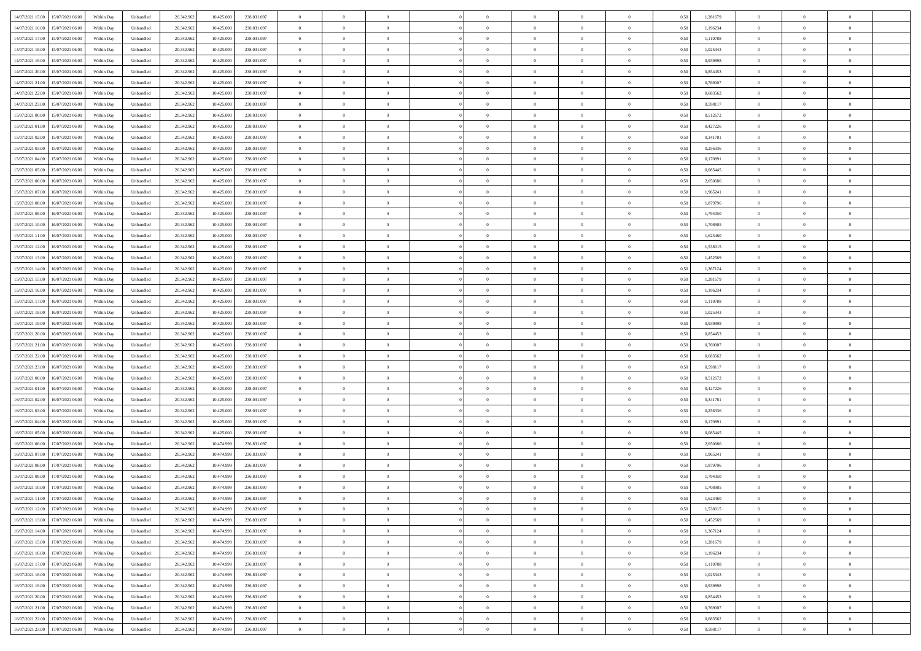| 14/07/2021 15:00 | 15/07/2021 06:00 | Within Day | Unbundled | 20.342.962 | 10.425.000 | 238.031.097 | 0 | 0 | 0 | | 0 | 0 | 0 | 0 | 0,50 | 1,281679 | 0 | 0 | 0 | |
|---|---|---|---|---|---|---|---|---|---|---|---|---|---|---|---|---|---|---|---|---|
| 14/07/2021 16:00 | 15/07/2021 06:00 | Within Day | Unbundled | 20.342.962 | 10.425.000 | 238.031.097 | 0 | 0 | 0 | | 0 | 0 | 0 | 0 | 0,50 | 1,196234 | 0 | 0 | 0 | |
| 14/07/2021 17:00 | 15/07/2021 06:00 | Within Day | Unbundled | 20.342.962 | 10.425.000 | 238.031.097 | 0 | 0 | 0 | | 0 | 0 | 0 | 0 | 0,50 | 1,110788 | 0 | 0 | 0 | |
| 14/07/2021 18:00 | 15/07/2021 06:00 | Within Day | Unbundled | 20.342.962 | 10.425.000 | 238.031.097 | 0 | 0 | 0 | | 0 | 0 | 0 | 0 | 0,50 | 1,025343 | 0 | 0 | 0 | |
| 14/07/2021 19:00 | 15/07/2021 06:00 | Within Day | Unbundled | 20.342.962 | 10.425.000 | 238.031.097 | 0 | 0 | 0 | | 0 | 0 | 0 | 0 | 0,50 | 0,939898 | 0 | 0 | 0 | |
| 14/07/2021 20:00 | 15/07/2021 06:00 | Within Day | Unbundled | 20.342.962 | 10.425.000 | 238.031.097 | 0 | 0 | 0 | | 0 | 0 | 0 | 0 | 0,50 | 0,854453 | 0 | 0 | 0 | |
| 14/07/2021 21:00 | 15/07/2021 06:00 | Within Day | Unbundled | 20.342.962 | 10.425.000 | 238.031.097 | 0 | 0 | 0 | | 0 | 0 | 0 | 0 | 0,50 | 0,769007 | 0 | 0 | 0 | |
| 14/07/2021 22:00 | 15/07/2021 06:00 | Within Day | Unbundled | 20.342.962 | 10.425.000 | 238.031.097 | 0 | 0 | 0 | | 0 | 0 | 0 | 0 | 0,50 | 0,683562 | 0 | 0 | 0 | |
| 14/07/2021 23:00 | 15/07/2021 06:00 | Within Day | Unbundled | 20.342.962 | 10.425.000 | 238.031.097 | 0 | 0 | 0 | | 0 | 0 | 0 | 0 | 0,50 | 0,598117 | 0 | 0 | 0 | |
| 15/07/2021 00:00 | 15/07/2021 06:00 | Within Day | Unbundled | 20.342.962 | 10.425.000 | 238.031.097 | 0 | 0 | 0 | | 0 | 0 | 0 | 0 | 0,50 | 0,512672 | 0 | 0 | 0 | |
| 15/07/2021 01:00 | 15/07/2021 06:00 | Within Day | Unbundled | 20.342.962 | 10.425.000 | 238.031.097 | 0 | 0 | 0 | | 0 | 0 | 0 | 0 | 0,50 | 0,427226 | 0 | 0 | 0 | |
| 15/07/2021 02:00 | 15/07/2021 06:00 | Within Day | Unbundled | 20.342.962 | 10.425.000 | 238.031.097 | 0 | 0 | 0 | | 0 | 0 | 0 | 0 | 0,50 | 0,341781 | 0 | 0 | 0 | |
| 15/07/2021 03:00 | 15/07/2021 06:00 | Within Day | Unbundled | 20.342.962 | 10.425.000 | 238.031.097 | 0 | 0 | 0 | | 0 | 0 | 0 | 0 | 0,50 | 0,256336 | 0 | 0 | 0 | |
| 15/07/2021 04:00 | 15/07/2021 06:00 | Within Day | Unbundled | 20.342.962 | 10.425.000 | 238.031.097 | 0 | 0 | 0 | | 0 | 0 | 0 | 0 | 0,50 | 0,170891 | 0 | 0 | 0 | |
| 15/07/2021 05:00 | 15/07/2021 06:00 | Within Day | Unbundled | 20.342.962 | 10.425.000 | 238.031.097 | 0 | 0 | 0 | | 0 | 0 | 0 | 0 | 0,50 | 0,085445 | 0 | 0 | 0 | |
| 15/07/2021 06:00 | 16/07/2021 06:00 | Within Day | Unbundled | 20.342.962 | 10.425.000 | 238.031.097 | 0 | 0 | 0 | | 0 | 0 | 0 | 0 | 0,50 | 2,050686 | 0 | 0 | 0 | |
| 15/07/2021 07:00 | 16/07/2021 06:00 | Within Day | Unbundled | 20.342.962 | 10.425.000 | 238.031.097 | 0 | 0 | 0 | | 0 | 0 | 0 | 0 | 0,50 | 1,965241 | 0 | 0 | 0 | |
| 15/07/2021 08:00 | 16/07/2021 06:00 | Within Day | Unbundled | 20.342.962 | 10.425.000 | 238.031.097 | 0 | 0 | 0 | | 0 | 0 | 0 | 0 | 0,50 | 1,879796 | 0 | 0 | 0 | |
| 15/07/2021 09:00 | 16/07/2021 06:00 | Within Day | Unbundled | 20.342.962 | 10.425.000 | 238.031.097 | 0 | 0 | 0 | | 0 | 0 | 0 | 0 | 0,50 | 1,794350 | 0 | 0 | 0 | |
| 15/07/2021 10:00 | 16/07/2021 06:00 | Within Day | Unbundled | 20.342.962 | 10.425.000 | 238.031.097 | 0 | 0 | 0 | | 0 | 0 | 0 | 0 | 0,50 | 1,708905 | 0 | 0 | 0 | |
| 15/07/2021 11:00 | 16/07/2021 06:00 | Within Day | Unbundled | 20.342.962 | 10.425.000 | 238.031.097 | 0 | 0 | 0 | | 0 | 0 | 0 | 0 | 0,50 | 1,623460 | 0 | 0 | 0 | |
| 15/07/2021 12:00 | 16/07/2021 06:00 | Within Day | Unbundled | 20.342.962 | 10.425.000 | 238.031.097 | 0 | 0 | 0 | | 0 | 0 | 0 | 0 | 0,50 | 1,538015 | 0 | 0 | 0 | |
| 15/07/2021 13:00 | 16/07/2021 06:00 | Within Day | Unbundled | 20.342.962 | 10.425.000 | 238.031.097 | 0 | 0 | 0 | | 0 | 0 | 0 | 0 | 0,50 | 1,452569 | 0 | 0 | 0 | |
| 15/07/2021 14:00 | 16/07/2021 06:00 | Within Day | Unbundled | 20.342.962 | 10.425.000 | 238.031.097 | 0 | 0 | 0 | | 0 | 0 | 0 | 0 | 0,50 | 1,367124 | 0 | 0 | 0 | |
| 15/07/2021 15:00 | 16/07/2021 06:00 | Within Day | Unbundled | 20.342.962 | 10.425.000 | 238.031.097 | 0 | 0 | 0 | | 0 | 0 | 0 | 0 | 0,50 | 1,281679 | 0 | 0 | 0 | |
| 15/07/2021 16:00 | 16/07/2021 06:00 | Within Day | Unbundled | 20.342.962 | 10.425.000 | 238.031.097 | 0 | 0 | 0 | | 0 | 0 | 0 | 0 | 0,50 | 1,196234 | 0 | 0 | 0 | |
| 15/07/2021 17:00 | 16/07/2021 06:00 | Within Day | Unbundled | 20.342.962 | 10.425.000 | 238.031.097 | 0 | 0 | 0 | | 0 | 0 | 0 | 0 | 0,50 | 1,110788 | 0 | 0 | 0 | |
| 15/07/2021 18:00 | 16/07/2021 06:00 | Within Day | Unbundled | 20.342.962 | 10.425.000 | 238.031.097 | 0 | 0 | 0 | | 0 | 0 | 0 | 0 | 0,50 | 1,025343 | 0 | 0 | 0 | |
| 15/07/2021 19:00 | 16/07/2021 06:00 | Within Day | Unbundled | 20.342.962 | 10.425.000 | 238.031.097 | 0 | 0 | 0 | | 0 | 0 | 0 | 0 | 0,50 | 0,939898 | 0 | 0 | 0 | |
| 15/07/2021 20:00 | 16/07/2021 06:00 | Within Day | Unbundled | 20.342.962 | 10.425.000 | 238.031.097 | 0 | 0 | 0 | | 0 | 0 | 0 | 0 | 0,50 | 0,854453 | 0 | 0 | 0 | |
| 15/07/2021 21:00 | 16/07/2021 06:00 | Within Day | Unbundled | 20.342.962 | 10.425.000 | 238.031.097 | 0 | 0 | 0 | | 0 | 0 | 0 | 0 | 0,50 | 0,769007 | 0 | 0 | 0 | |
| 15/07/2021 22:00 | 16/07/2021 06:00 | Within Day | Unbundled | 20.342.962 | 10.425.000 | 238.031.097 | 0 | 0 | 0 | | 0 | 0 | 0 | 0 | 0,50 | 0,683562 | 0 | 0 | 0 | |
| 15/07/2021 23:00 | 16/07/2021 06:00 | Within Day | Unbundled | 20.342.962 | 10.425.000 | 238.031.097 | 0 | 0 | 0 | | 0 | 0 | 0 | 0 | 0,50 | 0,598117 | 0 | 0 | 0 | |
| 16/07/2021 00:00 | 16/07/2021 06:00 | Within Day | Unbundled | 20.342.962 | 10.425.000 | 238.031.097 | 0 | 0 | 0 | | 0 | 0 | 0 | 0 | 0,50 | 0,512672 | 0 | 0 | 0 | |
| 16/07/2021 01:00 | 16/07/2021 06:00 | Within Day | Unbundled | 20.342.962 | 10.425.000 | 238.031.097 | 0 | 0 | 0 | | 0 | 0 | 0 | 0 | 0,50 | 0,427226 | 0 | 0 | 0 | |
| 16/07/2021 02:00 | 16/07/2021 06:00 | Within Day | Unbundled | 20.342.962 | 10.425.000 | 238.031.097 | 0 | 0 | 0 | | 0 | 0 | 0 | 0 | 0,50 | 0,341781 | 0 | 0 | 0 | |
| 16/07/2021 03:00 | 16/07/2021 06:00 | Within Day | Unbundled | 20.342.962 | 10.425.000 | 238.031.097 | 0 | 0 | 0 | | 0 | 0 | 0 | 0 | 0,50 | 0,256336 | 0 | 0 | 0 | |
| 16/07/2021 04:00 | 16/07/2021 06:00 | Within Day | Unbundled | 20.342.962 | 10.425.000 | 238.031.097 | 0 | 0 | 0 | | 0 | 0 | 0 | 0 | 0,50 | 0,170891 | 0 | 0 | 0 | |
| 16/07/2021 05:00 | 16/07/2021 06:00 | Within Day | Unbundled | 20.342.962 | 10.425.000 | 238.031.097 | 0 | 0 | 0 | | 0 | 0 | 0 | 0 | 0,50 | 0,085445 | 0 | 0 | 0 | |
| 16/07/2021 06:00 | 17/07/2021 06:00 | Within Day | Unbundled | 20.342.962 | 10.474.999 | 236.831.097 | 0 | 0 | 0 | | 0 | 0 | 0 | 0 | 0,50 | 2,050686 | 0 | 0 | 0 | |
| 16/07/2021 07:00 | 17/07/2021 06:00 | Within Day | Unbundled | 20.342.962 | 10.474.999 | 236.831.097 | 0 | 0 | 0 | | 0 | 0 | 0 | 0 | 0,50 | 1,965241 | 0 | 0 | 0 | |
| 16/07/2021 08:00 | 17/07/2021 06:00 | Within Day | Unbundled | 20.342.962 | 10.474.999 | 236.831.097 | 0 | 0 | 0 | | 0 | 0 | 0 | 0 | 0,50 | 1,879796 | 0 | 0 | 0 | |
| 16/07/2021 09:00 | 17/07/2021 06:00 | Within Day | Unbundled | 20.342.962 | 10.474.999 | 236.831.097 | 0 | 0 | 0 | | 0 | 0 | 0 | 0 | 0,50 | 1,794350 | 0 | 0 | 0 | |
| 16/07/2021 10:00 | 17/07/2021 06:00 | Within Day | Unbundled | 20.342.962 | 10.474.999 | 236.831.097 | 0 | 0 | 0 | | 0 | 0 | 0 | 0 | 0,50 | 1,708905 | 0 | 0 | 0 | |
| 16/07/2021 11:00 | 17/07/2021 06:00 | Within Day | Unbundled | 20.342.962 | 10.474.999 | 236.831.097 | 0 | 0 | 0 | | 0 | 0 | 0 | 0 | 0,50 | 1,623460 | 0 | 0 | 0 | |
| 16/07/2021 12:00 | 17/07/2021 06:00 | Within Day | Unbundled | 20.342.962 | 10.474.999 | 236.831.097 | 0 | 0 | 0 | | 0 | 0 | 0 | 0 | 0,50 | 1,538015 | 0 | 0 | 0 | |
| 16/07/2021 13:00 | 17/07/2021 06:00 | Within Day | Unbundled | 20.342.962 | 10.474.999 | 236.831.097 | 0 | 0 | 0 | | 0 | 0 | 0 | 0 | 0,50 | 1,452569 | 0 | 0 | 0 | |
| 16/07/2021 14:00 | 17/07/2021 06:00 | Within Day | Unbundled | 20.342.962 | 10.474.999 | 236.831.097 | 0 | 0 | 0 | | 0 | 0 | 0 | 0 | 0,50 | 1,367124 | 0 | 0 | 0 | |
| 16/07/2021 15:00 | 17/07/2021 06:00 | Within Day | Unbundled | 20.342.962 | 10.474.999 | 236.831.097 | 0 | 0 | 0 | | 0 | 0 | 0 | 0 | 0,50 | 1,281679 | 0 | 0 | 0 | |
| 16/07/2021 16:00 | 17/07/2021 06:00 | Within Day | Unbundled | 20.342.962 | 10.474.999 | 236.831.097 | 0 | 0 | 0 | | 0 | 0 | 0 | 0 | 0,50 | 1,196234 | 0 | 0 | 0 | |
| 16/07/2021 17:00 | 17/07/2021 06:00 | Within Day | Unbundled | 20.342.962 | 10.474.999 | 236.831.097 | 0 | 0 | 0 | | 0 | 0 | 0 | 0 | 0,50 | 1,110788 | 0 | 0 | 0 | |
| 16/07/2021 18:00 | 17/07/2021 06:00 | Within Day | Unbundled | 20.342.962 | 10.474.999 | 236.831.097 | 0 | 0 | 0 | | 0 | 0 | 0 | 0 | 0,50 | 1,025343 | 0 | 0 | 0 | |
| 16/07/2021 19:00 | 17/07/2021 06:00 | Within Day | Unbundled | 20.342.962 | 10.474.999 | 236.831.097 | 0 | 0 | 0 | | 0 | 0 | 0 | 0 | 0,50 | 0,939898 | 0 | 0 | 0 | |
| 16/07/2021 20:00 | 17/07/2021 06:00 | Within Day | Unbundled | 20.342.962 | 10.474.999 | 236.831.097 | 0 | 0 | 0 | | 0 | 0 | 0 | 0 | 0,50 | 0,854453 | 0 | 0 | 0 | |
| 16/07/2021 21:00 | 17/07/2021 06:00 | Within Day | Unbundled | 20.342.962 | 10.474.999 | 236.831.097 | 0 | 0 | 0 | | 0 | 0 | 0 | 0 | 0,50 | 0,769007 | 0 | 0 | 0 | |
| 16/07/2021 22:00 | 17/07/2021 06:00 | Within Day | Unbundled | 20.342.962 | 10.474.999 | 236.831.097 | 0 | 0 | 0 | | 0 | 0 | 0 | 0 | 0,50 | 0,683562 | 0 | 0 | 0 | |
| 16/07/2021 23:00 | 17/07/2021 06:00 | Within Day | Unbundled | 20.342.962 | 10.474.999 | 236.831.097 | 0 | 0 | 0 | | 0 | 0 | 0 | 0 | 0,50 | 0,598117 | 0 | 0 | 0 | |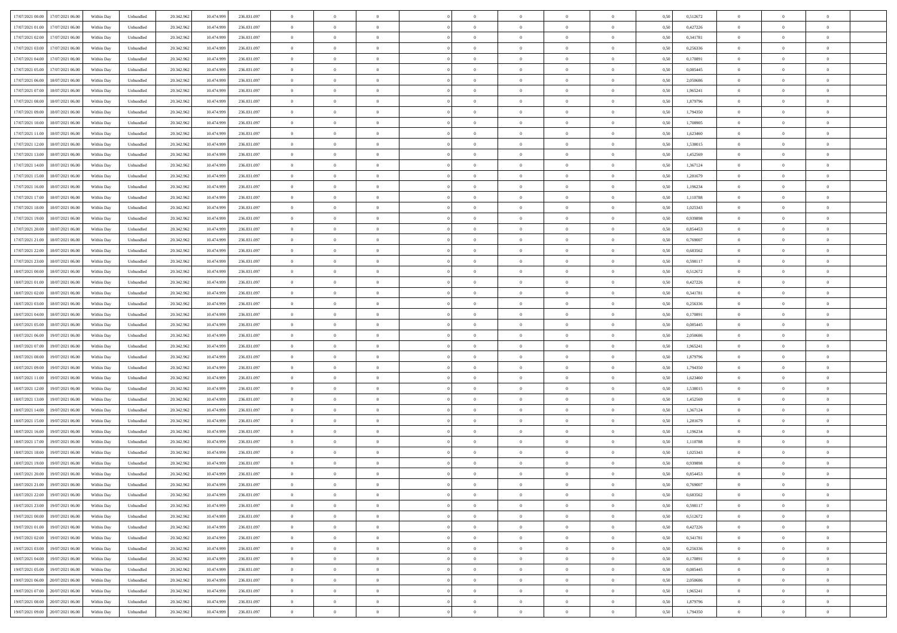| | | | | | | | | | | | | | | | | | | | | |
|---|---|---|---|---|---|---|---|---|---|---|---|---|---|---|---|---|---|---|---|---|
| 17/07/2021 00:00 | 17/07/2021 06:00 | Within Day | Unbundled | 20.342.962 | 10.474.999 | 236.831.097 | 0 | 0 | 0 | | 0 | 0 | 0 | 0 | 0,50 | 0,512672 | 0 | 0 | 0 | |
| 17/07/2021 01:00 | 17/07/2021 06:00 | Within Day | Unbundled | 20.342.962 | 10.474.999 | 236.831.097 | 0 | 0 | 0 | | 0 | 0 | 0 | 0 | 0,50 | 0,427226 | 0 | 0 | 0 | |
| 17/07/2021 02:00 | 17/07/2021 06:00 | Within Day | Unbundled | 20.342.962 | 10.474.999 | 236.831.097 | 0 | 0 | 0 | | 0 | 0 | 0 | 0 | 0,50 | 0,341781 | 0 | 0 | 0 | |
| 17/07/2021 03:00 | 17/07/2021 06:00 | Within Day | Unbundled | 20.342.962 | 10.474.999 | 236.831.097 | 0 | 0 | 0 | | 0 | 0 | 0 | 0 | 0,50 | 0,256336 | 0 | 0 | 0 | |
| 17/07/2021 04:00 | 17/07/2021 06:00 | Within Day | Unbundled | 20.342.962 | 10.474.999 | 236.831.097 | 0 | 0 | 0 | | 0 | 0 | 0 | 0 | 0,50 | 0,170891 | 0 | 0 | 0 | |
| 17/07/2021 05:00 | 17/07/2021 06:00 | Within Day | Unbundled | 20.342.962 | 10.474.999 | 236.831.097 | 0 | 0 | 0 | | 0 | 0 | 0 | 0 | 0,50 | 0,085445 | 0 | 0 | 0 | |
| 17/07/2021 06:00 | 18/07/2021 06:00 | Within Day | Unbundled | 20.342.962 | 10.474.999 | 236.831.097 | 0 | 0 | 0 | | 0 | 0 | 0 | 0 | 0,50 | 2,050686 | 0 | 0 | 0 | |
| 17/07/2021 07:00 | 18/07/2021 06:00 | Within Day | Unbundled | 20.342.962 | 10.474.999 | 236.831.097 | 0 | 0 | 0 | | 0 | 0 | 0 | 0 | 0,50 | 1,965241 | 0 | 0 | 0 | |
| 17/07/2021 08:00 | 18/07/2021 06:00 | Within Day | Unbundled | 20.342.962 | 10.474.999 | 236.831.097 | 0 | 0 | 0 | | 0 | 0 | 0 | 0 | 0,50 | 1,879796 | 0 | 0 | 0 | |
| 17/07/2021 09:00 | 18/07/2021 06:00 | Within Day | Unbundled | 20.342.962 | 10.474.999 | 236.831.097 | 0 | 0 | 0 | | 0 | 0 | 0 | 0 | 0,50 | 1,794350 | 0 | 0 | 0 | |
| 17/07/2021 10:00 | 18/07/2021 06:00 | Within Day | Unbundled | 20.342.962 | 10.474.999 | 236.831.097 | 0 | 0 | 0 | | 0 | 0 | 0 | 0 | 0,50 | 1,708905 | 0 | 0 | 0 | |
| 17/07/2021 11:00 | 18/07/2021 06:00 | Within Day | Unbundled | 20.342.962 | 10.474.999 | 236.831.097 | 0 | 0 | 0 | | 0 | 0 | 0 | 0 | 0,50 | 1,623460 | 0 | 0 | 0 | |
| 17/07/2021 12:00 | 18/07/2021 06:00 | Within Day | Unbundled | 20.342.962 | 10.474.999 | 236.831.097 | 0 | 0 | 0 | | 0 | 0 | 0 | 0 | 0,50 | 1,538015 | 0 | 0 | 0 | |
| 17/07/2021 13:00 | 18/07/2021 06:00 | Within Day | Unbundled | 20.342.962 | 10.474.999 | 236.831.097 | 0 | 0 | 0 | | 0 | 0 | 0 | 0 | 0,50 | 1,452569 | 0 | 0 | 0 | |
| 17/07/2021 14:00 | 18/07/2021 06:00 | Within Day | Unbundled | 20.342.962 | 10.474.999 | 236.831.097 | 0 | 0 | 0 | | 0 | 0 | 0 | 0 | 0,50 | 1,367124 | 0 | 0 | 0 | |
| 17/07/2021 15:00 | 18/07/2021 06:00 | Within Day | Unbundled | 20.342.962 | 10.474.999 | 236.831.097 | 0 | 0 | 0 | | 0 | 0 | 0 | 0 | 0,50 | 1,281679 | 0 | 0 | 0 | |
| 17/07/2021 16:00 | 18/07/2021 06:00 | Within Day | Unbundled | 20.342.962 | 10.474.999 | 236.831.097 | 0 | 0 | 0 | | 0 | 0 | 0 | 0 | 0,50 | 1,196234 | 0 | 0 | 0 | |
| 17/07/2021 17:00 | 18/07/2021 06:00 | Within Day | Unbundled | 20.342.962 | 10.474.999 | 236.831.097 | 0 | 0 | 0 | | 0 | 0 | 0 | 0 | 0,50 | 1,110788 | 0 | 0 | 0 | |
| 17/07/2021 18:00 | 18/07/2021 06:00 | Within Day | Unbundled | 20.342.962 | 10.474.999 | 236.831.097 | 0 | 0 | 0 | | 0 | 0 | 0 | 0 | 0,50 | 1,025343 | 0 | 0 | 0 | |
| 17/07/2021 19:00 | 18/07/2021 06:00 | Within Day | Unbundled | 20.342.962 | 10.474.999 | 236.831.097 | 0 | 0 | 0 | | 0 | 0 | 0 | 0 | 0,50 | 0,939898 | 0 | 0 | 0 | |
| 17/07/2021 20:00 | 18/07/2021 06:00 | Within Day | Unbundled | 20.342.962 | 10.474.999 | 236.831.097 | 0 | 0 | 0 | | 0 | 0 | 0 | 0 | 0,50 | 0,854453 | 0 | 0 | 0 | |
| 17/07/2021 21:00 | 18/07/2021 06:00 | Within Day | Unbundled | 20.342.962 | 10.474.999 | 236.831.097 | 0 | 0 | 0 | | 0 | 0 | 0 | 0 | 0,50 | 0,769007 | 0 | 0 | 0 | |
| 17/07/2021 22:00 | 18/07/2021 06:00 | Within Day | Unbundled | 20.342.962 | 10.474.999 | 236.831.097 | 0 | 0 | 0 | | 0 | 0 | 0 | 0 | 0,50 | 0,683562 | 0 | 0 | 0 | |
| 17/07/2021 23:00 | 18/07/2021 06:00 | Within Day | Unbundled | 20.342.962 | 10.474.999 | 236.831.097 | 0 | 0 | 0 | | 0 | 0 | 0 | 0 | 0,50 | 0,598117 | 0 | 0 | 0 | |
| 18/07/2021 00:00 | 18/07/2021 06:00 | Within Day | Unbundled | 20.342.962 | 10.474.999 | 236.831.097 | 0 | 0 | 0 | | 0 | 0 | 0 | 0 | 0,50 | 0,512672 | 0 | 0 | 0 | |
| 18/07/2021 01:00 | 18/07/2021 06:00 | Within Day | Unbundled | 20.342.962 | 10.474.999 | 236.831.097 | 0 | 0 | 0 | | 0 | 0 | 0 | 0 | 0,50 | 0,427226 | 0 | 0 | 0 | |
| 18/07/2021 02:00 | 18/07/2021 06:00 | Within Day | Unbundled | 20.342.962 | 10.474.999 | 236.831.097 | 0 | 0 | 0 | | 0 | 0 | 0 | 0 | 0,50 | 0,341781 | 0 | 0 | 0 | |
| 18/07/2021 03:00 | 18/07/2021 06:00 | Within Day | Unbundled | 20.342.962 | 10.474.999 | 236.831.097 | 0 | 0 | 0 | | 0 | 0 | 0 | 0 | 0,50 | 0,256336 | 0 | 0 | 0 | |
| 18/07/2021 04:00 | 18/07/2021 06:00 | Within Day | Unbundled | 20.342.962 | 10.474.999 | 236.831.097 | 0 | 0 | 0 | | 0 | 0 | 0 | 0 | 0,50 | 0,170891 | 0 | 0 | 0 | |
| 18/07/2021 05:00 | 18/07/2021 06:00 | Within Day | Unbundled | 20.342.962 | 10.474.999 | 236.831.097 | 0 | 0 | 0 | | 0 | 0 | 0 | 0 | 0,50 | 0,085445 | 0 | 0 | 0 | |
| 18/07/2021 06:00 | 19/07/2021 06:00 | Within Day | Unbundled | 20.342.962 | 10.474.999 | 236.831.097 | 0 | 0 | 0 | | 0 | 0 | 0 | 0 | 0,50 | 2,050686 | 0 | 0 | 0 | |
| 18/07/2021 07:00 | 19/07/2021 06:00 | Within Day | Unbundled | 20.342.962 | 10.474.999 | 236.831.097 | 0 | 0 | 0 | | 0 | 0 | 0 | 0 | 0,50 | 1,965241 | 0 | 0 | 0 | |
| 18/07/2021 08:00 | 19/07/2021 06:00 | Within Day | Unbundled | 20.342.962 | 10.474.999 | 236.831.097 | 0 | 0 | 0 | | 0 | 0 | 0 | 0 | 0,50 | 1,879796 | 0 | 0 | 0 | |
| 18/07/2021 09:00 | 19/07/2021 06:00 | Within Day | Unbundled | 20.342.962 | 10.474.999 | 236.831.097 | 0 | 0 | 0 | | 0 | 0 | 0 | 0 | 0,50 | 1,794350 | 0 | 0 | 0 | |
| 18/07/2021 11:00 | 19/07/2021 06:00 | Within Day | Unbundled | 20.342.962 | 10.474.999 | 236.831.097 | 0 | 0 | 0 | | 0 | 0 | 0 | 0 | 0,50 | 1,623460 | 0 | 0 | 0 | |
| 18/07/2021 12:00 | 19/07/2021 06:00 | Within Day | Unbundled | 20.342.962 | 10.474.999 | 236.831.097 | 0 | 0 | 0 | | 0 | 0 | 0 | 0 | 0,50 | 1,538015 | 0 | 0 | 0 | |
| 18/07/2021 13:00 | 19/07/2021 06:00 | Within Day | Unbundled | 20.342.962 | 10.474.999 | 236.831.097 | 0 | 0 | 0 | | 0 | 0 | 0 | 0 | 0,50 | 1,452569 | 0 | 0 | 0 | |
| 18/07/2021 14:00 | 19/07/2021 06:00 | Within Day | Unbundled | 20.342.962 | 10.474.999 | 236.831.097 | 0 | 0 | 0 | | 0 | 0 | 0 | 0 | 0,50 | 1,367124 | 0 | 0 | 0 | |
| 18/07/2021 15:00 | 19/07/2021 06:00 | Within Day | Unbundled | 20.342.962 | 10.474.999 | 236.831.097 | 0 | 0 | 0 | | 0 | 0 | 0 | 0 | 0,50 | 1,281679 | 0 | 0 | 0 | |
| 18/07/2021 16:00 | 19/07/2021 06:00 | Within Day | Unbundled | 20.342.962 | 10.474.999 | 236.831.097 | 0 | 0 | 0 | | 0 | 0 | 0 | 0 | 0,50 | 1,196234 | 0 | 0 | 0 | |
| 18/07/2021 17:00 | 19/07/2021 06:00 | Within Day | Unbundled | 20.342.962 | 10.474.999 | 236.831.097 | 0 | 0 | 0 | | 0 | 0 | 0 | 0 | 0,50 | 1,110788 | 0 | 0 | 0 | |
| 18/07/2021 18:00 | 19/07/2021 06:00 | Within Day | Unbundled | 20.342.962 | 10.474.999 | 236.831.097 | 0 | 0 | 0 | | 0 | 0 | 0 | 0 | 0,50 | 1,025343 | 0 | 0 | 0 | |
| 18/07/2021 19:00 | 19/07/2021 06:00 | Within Day | Unbundled | 20.342.962 | 10.474.999 | 236.831.097 | 0 | 0 | 0 | | 0 | 0 | 0 | 0 | 0,50 | 0,939898 | 0 | 0 | 0 | |
| 18/07/2021 20:00 | 19/07/2021 06:00 | Within Day | Unbundled | 20.342.962 | 10.474.999 | 236.831.097 | 0 | 0 | 0 | | 0 | 0 | 0 | 0 | 0,50 | 0,854453 | 0 | 0 | 0 | |
| 18/07/2021 21:00 | 19/07/2021 06:00 | Within Day | Unbundled | 20.342.962 | 10.474.999 | 236.831.097 | 0 | 0 | 0 | | 0 | 0 | 0 | 0 | 0,50 | 0,769007 | 0 | 0 | 0 | |
| 18/07/2021 22:00 | 19/07/2021 06:00 | Within Day | Unbundled | 20.342.962 | 10.474.999 | 236.831.097 | 0 | 0 | 0 | | 0 | 0 | 0 | 0 | 0,50 | 0,683562 | 0 | 0 | 0 | |
| 18/07/2021 23:00 | 19/07/2021 06:00 | Within Day | Unbundled | 20.342.962 | 10.474.999 | 236.831.097 | 0 | 0 | 0 | | 0 | 0 | 0 | 0 | 0,50 | 0,598117 | 0 | 0 | 0 | |
| 19/07/2021 00:00 | 19/07/2021 06:00 | Within Day | Unbundled | 20.342.962 | 10.474.999 | 236.831.097 | 0 | 0 | 0 | | 0 | 0 | 0 | 0 | 0,50 | 0,512672 | 0 | 0 | 0 | |
| 19/07/2021 01:00 | 19/07/2021 06:00 | Within Day | Unbundled | 20.342.962 | 10.474.999 | 236.831.097 | 0 | 0 | 0 | | 0 | 0 | 0 | 0 | 0,50 | 0,427226 | 0 | 0 | 0 | |
| 19/07/2021 02:00 | 19/07/2021 06:00 | Within Day | Unbundled | 20.342.962 | 10.474.999 | 236.831.097 | 0 | 0 | 0 | | 0 | 0 | 0 | 0 | 0,50 | 0,341781 | 0 | 0 | 0 | |
| 19/07/2021 03:00 | 19/07/2021 06:00 | Within Day | Unbundled | 20.342.962 | 10.474.999 | 236.831.097 | 0 | 0 | 0 | | 0 | 0 | 0 | 0 | 0,50 | 0,256336 | 0 | 0 | 0 | |
| 19/07/2021 04:00 | 19/07/2021 06:00 | Within Day | Unbundled | 20.342.962 | 10.474.999 | 236.831.097 | 0 | 0 | 0 | | 0 | 0 | 0 | 0 | 0,50 | 0,170891 | 0 | 0 | 0 | |
| 19/07/2021 05:00 | 19/07/2021 06:00 | Within Day | Unbundled | 20.342.962 | 10.474.999 | 236.831.097 | 0 | 0 | 0 | | 0 | 0 | 0 | 0 | 0,50 | 0,085445 | 0 | 0 | 0 | |
| 19/07/2021 06:00 | 20/07/2021 06:00 | Within Day | Unbundled | 20.342.962 | 10.474.999 | 236.831.097 | 0 | 0 | 0 | | 0 | 0 | 0 | 0 | 0,50 | 2,050686 | 0 | 0 | 0 | |
| 19/07/2021 07:00 | 20/07/2021 06:00 | Within Day | Unbundled | 20.342.962 | 10.474.999 | 236.831.097 | 0 | 0 | 0 | | 0 | 0 | 0 | 0 | 0,50 | 1,965241 | 0 | 0 | 0 | |
| 19/07/2021 08:00 | 20/07/2021 06:00 | Within Day | Unbundled | 20.342.962 | 10.474.999 | 236.831.097 | 0 | 0 | 0 | | 0 | 0 | 0 | 0 | 0,50 | 1,879796 | 0 | 0 | 0 | |
| 19/07/2021 09:00 | 20/07/2021 06:00 | Within Day | Unbundled | 20.342.962 | 10.474.999 | 236.831.097 | 0 | 0 | 0 | | 0 | 0 | 0 | 0 | 0,50 | 1,794350 | 0 | 0 | 0 | |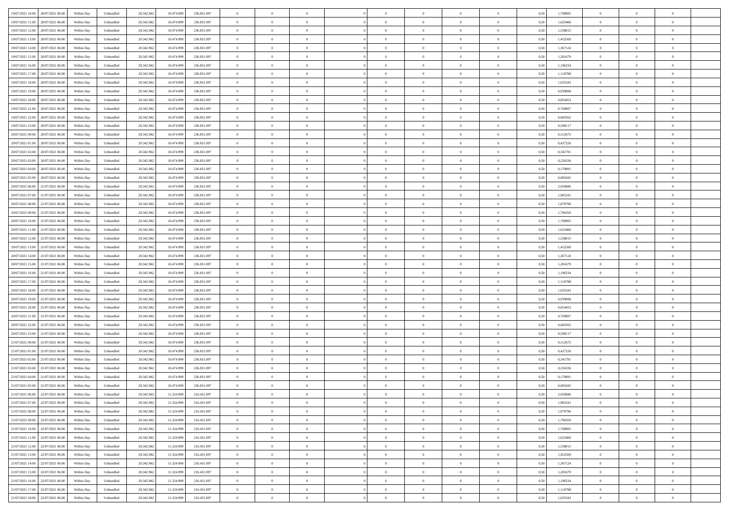| | | | | | | | | | | | | | | | | | | | | |
|---|---|---|---|---|---|---|---|---|---|---|---|---|---|---|---|---|---|---|---|---|
| 19/07/2021 10:00 | 20/07/2021 06:00 | Within Day | Unbundled | 20.342.962 | 10.474.999 | 236.831.097 | 0 | 0 | 0 | | 0 | 0 | 0 | 0 | 0,50 | 1,708905 | 0 | 0 | 0 | |
| 19/07/2021 11:00 | 20/07/2021 06:00 | Within Day | Unbundled | 20.342.962 | 10.474.999 | 236.831.097 | 0 | 0 | 0 | | 0 | 0 | 0 | 0 | 0,50 | 1,623460 | 0 | 0 | 0 | |
| 19/07/2021 12:00 | 20/07/2021 06:00 | Within Day | Unbundled | 20.342.962 | 10.474.999 | 236.831.097 | 0 | 0 | 0 | | 0 | 0 | 0 | 0 | 0,50 | 1,538015 | 0 | 0 | 0 | |
| 19/07/2021 13:00 | 20/07/2021 06:00 | Within Day | Unbundled | 20.342.962 | 10.474.999 | 236.831.097 | 0 | 0 | 0 | | 0 | 0 | 0 | 0 | 0,50 | 1,452569 | 0 | 0 | 0 | |
| 19/07/2021 14:00 | 20/07/2021 06:00 | Within Day | Unbundled | 20.342.962 | 10.474.999 | 236.831.097 | 0 | 0 | 0 | | 0 | 0 | 0 | 0 | 0,50 | 1,367124 | 0 | 0 | 0 | |
| 19/07/2021 15:00 | 20/07/2021 06:00 | Within Day | Unbundled | 20.342.962 | 10.474.999 | 236.831.097 | 0 | 0 | 0 | | 0 | 0 | 0 | 0 | 0,50 | 1,281679 | 0 | 0 | 0 | |
| 19/07/2021 16:00 | 20/07/2021 06:00 | Within Day | Unbundled | 20.342.962 | 10.474.999 | 236.831.097 | 0 | 0 | 0 | | 0 | 0 | 0 | 0 | 0,50 | 1,196234 | 0 | 0 | 0 | |
| 19/07/2021 17:00 | 20/07/2021 06:00 | Within Day | Unbundled | 20.342.962 | 10.474.999 | 236.831.097 | 0 | 0 | 0 | | 0 | 0 | 0 | 0 | 0,50 | 1,110788 | 0 | 0 | 0 | |
| 19/07/2021 18:00 | 20/07/2021 06:00 | Within Day | Unbundled | 20.342.962 | 10.474.999 | 236.831.097 | 0 | 0 | 0 | | 0 | 0 | 0 | 0 | 0,50 | 1,025343 | 0 | 0 | 0 | |
| 19/07/2021 19:00 | 20/07/2021 06:00 | Within Day | Unbundled | 20.342.962 | 10.474.999 | 236.831.097 | 0 | 0 | 0 | | 0 | 0 | 0 | 0 | 0,50 | 0,939898 | 0 | 0 | 0 | |
| 19/07/2021 20:00 | 20/07/2021 06:00 | Within Day | Unbundled | 20.342.962 | 10.474.999 | 236.831.097 | 0 | 0 | 0 | | 0 | 0 | 0 | 0 | 0,50 | 0,854453 | 0 | 0 | 0 | |
| 19/07/2021 21:00 | 20/07/2021 06:00 | Within Day | Unbundled | 20.342.962 | 10.474.999 | 236.831.097 | 0 | 0 | 0 | | 0 | 0 | 0 | 0 | 0,50 | 0,769007 | 0 | 0 | 0 | |
| 19/07/2021 22:00 | 20/07/2021 06:00 | Within Day | Unbundled | 20.342.962 | 10.474.999 | 236.831.097 | 0 | 0 | 0 | | 0 | 0 | 0 | 0 | 0,50 | 0,683562 | 0 | 0 | 0 | |
| 19/07/2021 23:00 | 20/07/2021 06:00 | Within Day | Unbundled | 20.342.962 | 10.474.999 | 236.831.097 | 0 | 0 | 0 | | 0 | 0 | 0 | 0 | 0,50 | 0,598117 | 0 | 0 | 0 | |
| 20/07/2021 00:00 | 20/07/2021 06:00 | Within Day | Unbundled | 20.342.962 | 10.474.999 | 236.831.097 | 0 | 0 | 0 | | 0 | 0 | 0 | 0 | 0,50 | 0,512672 | 0 | 0 | 0 | |
| 20/07/2021 01:00 | 20/07/2021 06:00 | Within Day | Unbundled | 20.342.962 | 10.474.999 | 236.831.097 | 0 | 0 | 0 | | 0 | 0 | 0 | 0 | 0,50 | 0,427226 | 0 | 0 | 0 | |
| 20/07/2021 02:00 | 20/07/2021 06:00 | Within Day | Unbundled | 20.342.962 | 10.474.999 | 236.831.097 | 0 | 0 | 0 | | 0 | 0 | 0 | 0 | 0,50 | 0,341781 | 0 | 0 | 0 | |
| 20/07/2021 03:00 | 20/07/2021 06:00 | Within Day | Unbundled | 20.342.962 | 10.474.999 | 236.831.097 | 0 | 0 | 0 | | 0 | 0 | 0 | 0 | 0,50 | 0,256336 | 0 | 0 | 0 | |
| 20/07/2021 04:00 | 20/07/2021 06:00 | Within Day | Unbundled | 20.342.962 | 10.474.999 | 236.831.097 | 0 | 0 | 0 | | 0 | 0 | 0 | 0 | 0,50 | 0,170891 | 0 | 0 | 0 | |
| 20/07/2021 05:00 | 20/07/2021 06:00 | Within Day | Unbundled | 20.342.962 | 10.474.999 | 236.831.097 | 0 | 0 | 0 | | 0 | 0 | 0 | 0 | 0,50 | 0,085445 | 0 | 0 | 0 | |
| 20/07/2021 06:00 | 21/07/2021 06:00 | Within Day | Unbundled | 20.342.962 | 10.474.999 | 236.831.097 | 0 | 0 | 0 | | 0 | 0 | 0 | 0 | 0,50 | 2,050686 | 0 | 0 | 0 | |
| 20/07/2021 07:00 | 21/07/2021 06:00 | Within Day | Unbundled | 20.342.962 | 10.474.999 | 236.831.097 | 0 | 0 | 0 | | 0 | 0 | 0 | 0 | 0,50 | 1,965241 | 0 | 0 | 0 | |
| 20/07/2021 08:00 | 21/07/2021 06:00 | Within Day | Unbundled | 20.342.962 | 10.474.999 | 236.831.097 | 0 | 0 | 0 | | 0 | 0 | 0 | 0 | 0,50 | 1,879796 | 0 | 0 | 0 | |
| 20/07/2021 09:00 | 21/07/2021 06:00 | Within Day | Unbundled | 20.342.962 | 10.474.999 | 236.831.097 | 0 | 0 | 0 | | 0 | 0 | 0 | 0 | 0,50 | 1,794350 | 0 | 0 | 0 | |
| 20/07/2021 10:00 | 21/07/2021 06:00 | Within Day | Unbundled | 20.342.962 | 10.474.999 | 236.831.097 | 0 | 0 | 0 | | 0 | 0 | 0 | 0 | 0,50 | 1,708905 | 0 | 0 | 0 | |
| 20/07/2021 11:00 | 21/07/2021 06:00 | Within Day | Unbundled | 20.342.962 | 10.474.999 | 236.831.097 | 0 | 0 | 0 | | 0 | 0 | 0 | 0 | 0,50 | 1,623460 | 0 | 0 | 0 | |
| 20/07/2021 12:00 | 21/07/2021 06:00 | Within Day | Unbundled | 20.342.962 | 10.474.999 | 236.831.097 | 0 | 0 | 0 | | 0 | 0 | 0 | 0 | 0,50 | 1,538015 | 0 | 0 | 0 | |
| 20/07/2021 13:00 | 21/07/2021 06:00 | Within Day | Unbundled | 20.342.962 | 10.474.999 | 236.831.097 | 0 | 0 | 0 | | 0 | 0 | 0 | 0 | 0,50 | 1,452569 | 0 | 0 | 0 | |
| 20/07/2021 14:00 | 21/07/2021 06:00 | Within Day | Unbundled | 20.342.962 | 10.474.999 | 236.831.097 | 0 | 0 | 0 | | 0 | 0 | 0 | 0 | 0,50 | 1,367124 | 0 | 0 | 0 | |
| 20/07/2021 15:00 | 21/07/2021 06:00 | Within Day | Unbundled | 20.342.962 | 10.474.999 | 236.831.097 | 0 | 0 | 0 | | 0 | 0 | 0 | 0 | 0,50 | 1,281679 | 0 | 0 | 0 | |
| 20/07/2021 16:00 | 21/07/2021 06:00 | Within Day | Unbundled | 20.342.962 | 10.474.999 | 236.831.097 | 0 | 0 | 0 | | 0 | 0 | 0 | 0 | 0,50 | 1,196234 | 0 | 0 | 0 | |
| 20/07/2021 17:00 | 21/07/2021 06:00 | Within Day | Unbundled | 20.342.962 | 10.474.999 | 236.831.097 | 0 | 0 | 0 | | 0 | 0 | 0 | 0 | 0,50 | 1,110788 | 0 | 0 | 0 | |
| 20/07/2021 18:00 | 21/07/2021 06:00 | Within Day | Unbundled | 20.342.962 | 10.474.999 | 236.831.097 | 0 | 0 | 0 | | 0 | 0 | 0 | 0 | 0,50 | 1,025343 | 0 | 0 | 0 | |
| 20/07/2021 19:00 | 21/07/2021 06:00 | Within Day | Unbundled | 20.342.962 | 10.474.999 | 236.831.097 | 0 | 0 | 0 | | 0 | 0 | 0 | 0 | 0,50 | 0,939898 | 0 | 0 | 0 | |
| 20/07/2021 20:00 | 21/07/2021 06:00 | Within Day | Unbundled | 20.342.962 | 10.474.999 | 236.831.097 | 0 | 0 | 0 | | 0 | 0 | 0 | 0 | 0,50 | 0,854453 | 0 | 0 | 0 | |
| 20/07/2021 21:00 | 21/07/2021 06:00 | Within Day | Unbundled | 20.342.962 | 10.474.999 | 236.831.097 | 0 | 0 | 0 | | 0 | 0 | 0 | 0 | 0,50 | 0,769007 | 0 | 0 | 0 | |
| 20/07/2021 22:00 | 21/07/2021 06:00 | Within Day | Unbundled | 20.342.962 | 10.474.999 | 236.831.097 | 0 | 0 | 0 | | 0 | 0 | 0 | 0 | 0,50 | 0,683562 | 0 | 0 | 0 | |
| 20/07/2021 23:00 | 21/07/2021 06:00 | Within Day | Unbundled | 20.342.962 | 10.474.999 | 236.831.097 | 0 | 0 | 0 | | 0 | 0 | 0 | 0 | 0,50 | 0,598117 | 0 | 0 | 0 | |
| 21/07/2021 00:00 | 21/07/2021 06:00 | Within Day | Unbundled | 20.342.962 | 10.474.999 | 236.831.097 | 0 | 0 | 0 | | 0 | 0 | 0 | 0 | 0,50 | 0,512672 | 0 | 0 | 0 | |
| 21/07/2021 01:00 | 21/07/2021 06:00 | Within Day | Unbundled | 20.342.962 | 10.474.999 | 236.831.097 | 0 | 0 | 0 | | 0 | 0 | 0 | 0 | 0,50 | 0,427226 | 0 | 0 | 0 | |
| 21/07/2021 02:00 | 21/07/2021 06:00 | Within Day | Unbundled | 20.342.962 | 10.474.999 | 236.831.097 | 0 | 0 | 0 | | 0 | 0 | 0 | 0 | 0,50 | 0,341781 | 0 | 0 | 0 | |
| 21/07/2021 03:00 | 21/07/2021 06:00 | Within Day | Unbundled | 20.342.962 | 10.474.999 | 236.831.097 | 0 | 0 | 0 | | 0 | 0 | 0 | 0 | 0,50 | 0,256336 | 0 | 0 | 0 | |
| 21/07/2021 04:00 | 21/07/2021 06:00 | Within Day | Unbundled | 20.342.962 | 10.474.999 | 236.831.097 | 0 | 0 | 0 | | 0 | 0 | 0 | 0 | 0,50 | 0,170891 | 0 | 0 | 0 | |
| 21/07/2021 05:00 | 21/07/2021 06:00 | Within Day | Unbundled | 20.342.962 | 10.474.999 | 236.831.097 | 0 | 0 | 0 | | 0 | 0 | 0 | 0 | 0,50 | 0,085445 | 0 | 0 | 0 | |
| 21/07/2021 06:00 | 22/07/2021 06:00 | Within Day | Unbundled | 20.342.962 | 11.324.999 | 216.431.097 | 0 | 0 | 0 | | 0 | 0 | 0 | 0 | 0,50 | 2,050686 | 0 | 0 | 0 | |
| 21/07/2021 07:00 | 22/07/2021 06:00 | Within Day | Unbundled | 20.342.962 | 11.324.999 | 216.431.097 | 0 | 0 | 0 | | 0 | 0 | 0 | 0 | 0,50 | 1,965241 | 0 | 0 | 0 | |
| 21/07/2021 08:00 | 22/07/2021 06:00 | Within Day | Unbundled | 20.342.962 | 11.324.999 | 216.431.097 | 0 | 0 | 0 | | 0 | 0 | 0 | 0 | 0,50 | 1,879796 | 0 | 0 | 0 | |
| 21/07/2021 09:00 | 22/07/2021 06:00 | Within Day | Unbundled | 20.342.962 | 11.324.999 | 216.431.097 | 0 | 0 | 0 | | 0 | 0 | 0 | 0 | 0,50 | 1,794350 | 0 | 0 | 0 | |
| 21/07/2021 10:00 | 22/07/2021 06:00 | Within Day | Unbundled | 20.342.962 | 11.324.999 | 216.431.097 | 0 | 0 | 0 | | 0 | 0 | 0 | 0 | 0,50 | 1,708905 | 0 | 0 | 0 | |
| 21/07/2021 11:00 | 22/07/2021 06:00 | Within Day | Unbundled | 20.342.962 | 11.324.999 | 216.431.097 | 0 | 0 | 0 | | 0 | 0 | 0 | 0 | 0,50 | 1,623460 | 0 | 0 | 0 | |
| 21/07/2021 12:00 | 22/07/2021 06:00 | Within Day | Unbundled | 20.342.962 | 11.324.999 | 216.431.097 | 0 | 0 | 0 | | 0 | 0 | 0 | 0 | 0,50 | 1,538015 | 0 | 0 | 0 | |
| 21/07/2021 13:00 | 22/07/2021 06:00 | Within Day | Unbundled | 20.342.962 | 11.324.999 | 216.431.097 | 0 | 0 | 0 | | 0 | 0 | 0 | 0 | 0,50 | 1,452569 | 0 | 0 | 0 | |
| 21/07/2021 14:00 | 22/07/2021 06:00 | Within Day | Unbundled | 20.342.962 | 11.324.999 | 216.431.097 | 0 | 0 | 0 | | 0 | 0 | 0 | 0 | 0,50 | 1,367124 | 0 | 0 | 0 | |
| 21/07/2021 15:00 | 22/07/2021 06:00 | Within Day | Unbundled | 20.342.962 | 11.324.999 | 216.431.097 | 0 | 0 | 0 | | 0 | 0 | 0 | 0 | 0,50 | 1,281679 | 0 | 0 | 0 | |
| 21/07/2021 16:00 | 22/07/2021 06:00 | Within Day | Unbundled | 20.342.962 | 11.324.999 | 216.431.097 | 0 | 0 | 0 | | 0 | 0 | 0 | 0 | 0,50 | 1,196234 | 0 | 0 | 0 | |
| 21/07/2021 17:00 | 22/07/2021 06:00 | Within Day | Unbundled | 20.342.962 | 11.324.999 | 216.431.097 | 0 | 0 | 0 | | 0 | 0 | 0 | 0 | 0,50 | 1,110788 | 0 | 0 | 0 | |
| 21/07/2021 18:00 | 22/07/2021 06:00 | Within Day | Unbundled | 20.342.962 | 11.324.999 | 216.431.097 | 0 | 0 | 0 | | 0 | 0 | 0 | 0 | 0,50 | 1,025343 | 0 | 0 | 0 | |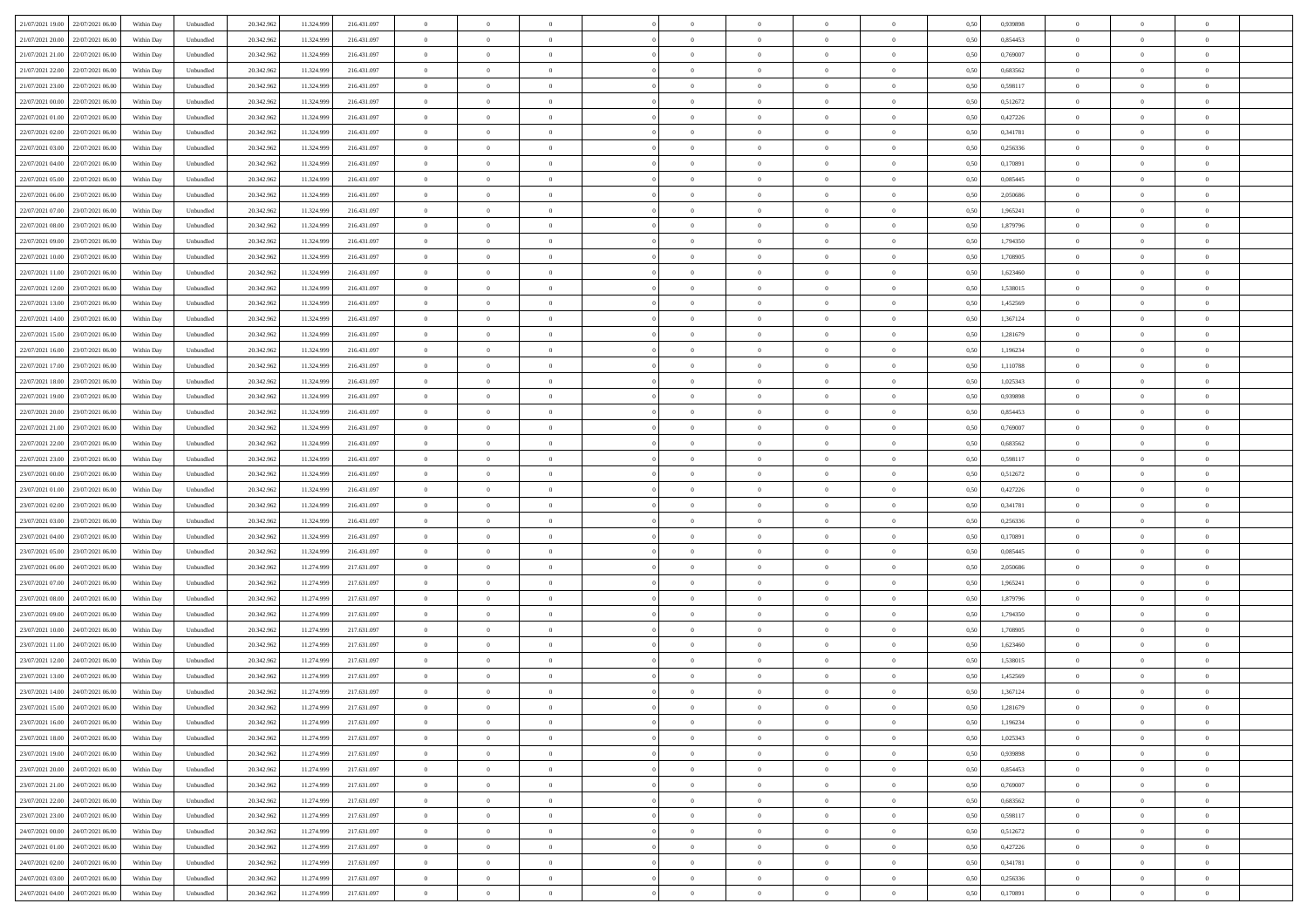| 21/07/2021 19:00 | 22/07/2021 06:00 | Within Day | Unbundled | 20.342.962 | 11.324.999 | 216.431.097 | 0 | 0 | 0 | | 0 | 0 | 0 | 0 | 0,50 | 0,939898 | 0 | 0 | 0 |
|---|---|---|---|---|---|---|---|---|---|---|---|---|---|---|---|---|---|---|---|
| 21/07/2021 20:00 | 22/07/2021 06:00 | Within Day | Unbundled | 20.342.962 | 11.324.999 | 216.431.097 | 0 | 0 | 0 | | 0 | 0 | 0 | 0 | 0,50 | 0,854453 | 0 | 0 | 0 |
| 21/07/2021 21:00 | 22/07/2021 06:00 | Within Day | Unbundled | 20.342.962 | 11.324.999 | 216.431.097 | 0 | 0 | 0 | | 0 | 0 | 0 | 0 | 0,50 | 0,769007 | 0 | 0 | 0 |
| 21/07/2021 22:00 | 22/07/2021 06:00 | Within Day | Unbundled | 20.342.962 | 11.324.999 | 216.431.097 | 0 | 0 | 0 | | 0 | 0 | 0 | 0 | 0,50 | 0,683562 | 0 | 0 | 0 |
| 21/07/2021 23:00 | 22/07/2021 06:00 | Within Day | Unbundled | 20.342.962 | 11.324.999 | 216.431.097 | 0 | 0 | 0 | | 0 | 0 | 0 | 0 | 0,50 | 0,598117 | 0 | 0 | 0 |
| 22/07/2021 00:00 | 22/07/2021 06:00 | Within Day | Unbundled | 20.342.962 | 11.324.999 | 216.431.097 | 0 | 0 | 0 | | 0 | 0 | 0 | 0 | 0,50 | 0,512672 | 0 | 0 | 0 |
| 22/07/2021 01:00 | 22/07/2021 06:00 | Within Day | Unbundled | 20.342.962 | 11.324.999 | 216.431.097 | 0 | 0 | 0 | | 0 | 0 | 0 | 0 | 0,50 | 0,427226 | 0 | 0 | 0 |
| 22/07/2021 02:00 | 22/07/2021 06:00 | Within Day | Unbundled | 20.342.962 | 11.324.999 | 216.431.097 | 0 | 0 | 0 | | 0 | 0 | 0 | 0 | 0,50 | 0,341781 | 0 | 0 | 0 |
| 22/07/2021 03:00 | 22/07/2021 06:00 | Within Day | Unbundled | 20.342.962 | 11.324.999 | 216.431.097 | 0 | 0 | 0 | | 0 | 0 | 0 | 0 | 0,50 | 0,256336 | 0 | 0 | 0 |
| 22/07/2021 04:00 | 22/07/2021 06:00 | Within Day | Unbundled | 20.342.962 | 11.324.999 | 216.431.097 | 0 | 0 | 0 | | 0 | 0 | 0 | 0 | 0,50 | 0,170891 | 0 | 0 | 0 |
| 22/07/2021 05:00 | 22/07/2021 06:00 | Within Day | Unbundled | 20.342.962 | 11.324.999 | 216.431.097 | 0 | 0 | 0 | | 0 | 0 | 0 | 0 | 0,50 | 0,085445 | 0 | 0 | 0 |
| 22/07/2021 06:00 | 23/07/2021 06:00 | Within Day | Unbundled | 20.342.962 | 11.324.999 | 216.431.097 | 0 | 0 | 0 | | 0 | 0 | 0 | 0 | 0,50 | 2,050686 | 0 | 0 | 0 |
| 22/07/2021 07:00 | 23/07/2021 06:00 | Within Day | Unbundled | 20.342.962 | 11.324.999 | 216.431.097 | 0 | 0 | 0 | | 0 | 0 | 0 | 0 | 0,50 | 1,965241 | 0 | 0 | 0 |
| 22/07/2021 08:00 | 23/07/2021 06:00 | Within Day | Unbundled | 20.342.962 | 11.324.999 | 216.431.097 | 0 | 0 | 0 | | 0 | 0 | 0 | 0 | 0,50 | 1,879796 | 0 | 0 | 0 |
| 22/07/2021 09:00 | 23/07/2021 06:00 | Within Day | Unbundled | 20.342.962 | 11.324.999 | 216.431.097 | 0 | 0 | 0 | | 0 | 0 | 0 | 0 | 0,50 | 1,794350 | 0 | 0 | 0 |
| 22/07/2021 10:00 | 23/07/2021 06:00 | Within Day | Unbundled | 20.342.962 | 11.324.999 | 216.431.097 | 0 | 0 | 0 | | 0 | 0 | 0 | 0 | 0,50 | 1,708905 | 0 | 0 | 0 |
| 22/07/2021 11:00 | 23/07/2021 06:00 | Within Day | Unbundled | 20.342.962 | 11.324.999 | 216.431.097 | 0 | 0 | 0 | | 0 | 0 | 0 | 0 | 0,50 | 1,623460 | 0 | 0 | 0 |
| 22/07/2021 12:00 | 23/07/2021 06:00 | Within Day | Unbundled | 20.342.962 | 11.324.999 | 216.431.097 | 0 | 0 | 0 | | 0 | 0 | 0 | 0 | 0,50 | 1,538015 | 0 | 0 | 0 |
| 22/07/2021 13:00 | 23/07/2021 06:00 | Within Day | Unbundled | 20.342.962 | 11.324.999 | 216.431.097 | 0 | 0 | 0 | | 0 | 0 | 0 | 0 | 0,50 | 1,452569 | 0 | 0 | 0 |
| 22/07/2021 14:00 | 23/07/2021 06:00 | Within Day | Unbundled | 20.342.962 | 11.324.999 | 216.431.097 | 0 | 0 | 0 | | 0 | 0 | 0 | 0 | 0,50 | 1,367124 | 0 | 0 | 0 |
| 22/07/2021 15:00 | 23/07/2021 06:00 | Within Day | Unbundled | 20.342.962 | 11.324.999 | 216.431.097 | 0 | 0 | 0 | | 0 | 0 | 0 | 0 | 0,50 | 1,281679 | 0 | 0 | 0 |
| 22/07/2021 16:00 | 23/07/2021 06:00 | Within Day | Unbundled | 20.342.962 | 11.324.999 | 216.431.097 | 0 | 0 | 0 | | 0 | 0 | 0 | 0 | 0,50 | 1,196234 | 0 | 0 | 0 |
| 22/07/2021 17:00 | 23/07/2021 06:00 | Within Day | Unbundled | 20.342.962 | 11.324.999 | 216.431.097 | 0 | 0 | 0 | | 0 | 0 | 0 | 0 | 0,50 | 1,110788 | 0 | 0 | 0 |
| 22/07/2021 18:00 | 23/07/2021 06:00 | Within Day | Unbundled | 20.342.962 | 11.324.999 | 216.431.097 | 0 | 0 | 0 | | 0 | 0 | 0 | 0 | 0,50 | 1,025343 | 0 | 0 | 0 |
| 22/07/2021 19:00 | 23/07/2021 06:00 | Within Day | Unbundled | 20.342.962 | 11.324.999 | 216.431.097 | 0 | 0 | 0 | | 0 | 0 | 0 | 0 | 0,50 | 0,939898 | 0 | 0 | 0 |
| 22/07/2021 20:00 | 23/07/2021 06:00 | Within Day | Unbundled | 20.342.962 | 11.324.999 | 216.431.097 | 0 | 0 | 0 | | 0 | 0 | 0 | 0 | 0,50 | 0,854453 | 0 | 0 | 0 |
| 22/07/2021 21:00 | 23/07/2021 06:00 | Within Day | Unbundled | 20.342.962 | 11.324.999 | 216.431.097 | 0 | 0 | 0 | | 0 | 0 | 0 | 0 | 0,50 | 0,769007 | 0 | 0 | 0 |
| 22/07/2021 22:00 | 23/07/2021 06:00 | Within Day | Unbundled | 20.342.962 | 11.324.999 | 216.431.097 | 0 | 0 | 0 | | 0 | 0 | 0 | 0 | 0,50 | 0,683562 | 0 | 0 | 0 |
| 22/07/2021 23:00 | 23/07/2021 06:00 | Within Day | Unbundled | 20.342.962 | 11.324.999 | 216.431.097 | 0 | 0 | 0 | | 0 | 0 | 0 | 0 | 0,50 | 0,598117 | 0 | 0 | 0 |
| 23/07/2021 00:00 | 23/07/2021 06:00 | Within Day | Unbundled | 20.342.962 | 11.324.999 | 216.431.097 | 0 | 0 | 0 | | 0 | 0 | 0 | 0 | 0,50 | 0,512672 | 0 | 0 | 0 |
| 23/07/2021 01:00 | 23/07/2021 06:00 | Within Day | Unbundled | 20.342.962 | 11.324.999 | 216.431.097 | 0 | 0 | 0 | | 0 | 0 | 0 | 0 | 0,50 | 0,427226 | 0 | 0 | 0 |
| 23/07/2021 02:00 | 23/07/2021 06:00 | Within Day | Unbundled | 20.342.962 | 11.324.999 | 216.431.097 | 0 | 0 | 0 | | 0 | 0 | 0 | 0 | 0,50 | 0,341781 | 0 | 0 | 0 |
| 23/07/2021 03:00 | 23/07/2021 06:00 | Within Day | Unbundled | 20.342.962 | 11.324.999 | 216.431.097 | 0 | 0 | 0 | | 0 | 0 | 0 | 0 | 0,50 | 0,256336 | 0 | 0 | 0 |
| 23/07/2021 04:00 | 23/07/2021 06:00 | Within Day | Unbundled | 20.342.962 | 11.324.999 | 216.431.097 | 0 | 0 | 0 | | 0 | 0 | 0 | 0 | 0,50 | 0,170891 | 0 | 0 | 0 |
| 23/07/2021 05:00 | 23/07/2021 06:00 | Within Day | Unbundled | 20.342.962 | 11.324.999 | 216.431.097 | 0 | 0 | 0 | | 0 | 0 | 0 | 0 | 0,50 | 0,085445 | 0 | 0 | 0 |
| 23/07/2021 06:00 | 24/07/2021 06:00 | Within Day | Unbundled | 20.342.962 | 11.274.999 | 217.631.097 | 0 | 0 | 0 | | 0 | 0 | 0 | 0 | 0,50 | 2,050686 | 0 | 0 | 0 |
| 23/07/2021 07:00 | 24/07/2021 06:00 | Within Day | Unbundled | 20.342.962 | 11.274.999 | 217.631.097 | 0 | 0 | 0 | | 0 | 0 | 0 | 0 | 0,50 | 1,965241 | 0 | 0 | 0 |
| 23/07/2021 08:00 | 24/07/2021 06:00 | Within Day | Unbundled | 20.342.962 | 11.274.999 | 217.631.097 | 0 | 0 | 0 | | 0 | 0 | 0 | 0 | 0,50 | 1,879796 | 0 | 0 | 0 |
| 23/07/2021 09:00 | 24/07/2021 06:00 | Within Day | Unbundled | 20.342.962 | 11.274.999 | 217.631.097 | 0 | 0 | 0 | | 0 | 0 | 0 | 0 | 0,50 | 1,794350 | 0 | 0 | 0 |
| 23/07/2021 10:00 | 24/07/2021 06:00 | Within Day | Unbundled | 20.342.962 | 11.274.999 | 217.631.097 | 0 | 0 | 0 | | 0 | 0 | 0 | 0 | 0,50 | 1,708905 | 0 | 0 | 0 |
| 23/07/2021 11:00 | 24/07/2021 06:00 | Within Day | Unbundled | 20.342.962 | 11.274.999 | 217.631.097 | 0 | 0 | 0 | | 0 | 0 | 0 | 0 | 0,50 | 1,623460 | 0 | 0 | 0 |
| 23/07/2021 12:00 | 24/07/2021 06:00 | Within Day | Unbundled | 20.342.962 | 11.274.999 | 217.631.097 | 0 | 0 | 0 | | 0 | 0 | 0 | 0 | 0,50 | 1,538015 | 0 | 0 | 0 |
| 23/07/2021 13:00 | 24/07/2021 06:00 | Within Day | Unbundled | 20.342.962 | 11.274.999 | 217.631.097 | 0 | 0 | 0 | | 0 | 0 | 0 | 0 | 0,50 | 1,452569 | 0 | 0 | 0 |
| 23/07/2021 14:00 | 24/07/2021 06:00 | Within Day | Unbundled | 20.342.962 | 11.274.999 | 217.631.097 | 0 | 0 | 0 | | 0 | 0 | 0 | 0 | 0,50 | 1,367124 | 0 | 0 | 0 |
| 23/07/2021 15:00 | 24/07/2021 06:00 | Within Day | Unbundled | 20.342.962 | 11.274.999 | 217.631.097 | 0 | 0 | 0 | | 0 | 0 | 0 | 0 | 0,50 | 1,281679 | 0 | 0 | 0 |
| 23/07/2021 16:00 | 24/07/2021 06:00 | Within Day | Unbundled | 20.342.962 | 11.274.999 | 217.631.097 | 0 | 0 | 0 | | 0 | 0 | 0 | 0 | 0,50 | 1,196234 | 0 | 0 | 0 |
| 23/07/2021 18:00 | 24/07/2021 06:00 | Within Day | Unbundled | 20.342.962 | 11.274.999 | 217.631.097 | 0 | 0 | 0 | | 0 | 0 | 0 | 0 | 0,50 | 1,025343 | 0 | 0 | 0 |
| 23/07/2021 19:00 | 24/07/2021 06:00 | Within Day | Unbundled | 20.342.962 | 11.274.999 | 217.631.097 | 0 | 0 | 0 | | 0 | 0 | 0 | 0 | 0,50 | 0,939898 | 0 | 0 | 0 |
| 23/07/2021 20:00 | 24/07/2021 06:00 | Within Day | Unbundled | 20.342.962 | 11.274.999 | 217.631.097 | 0 | 0 | 0 | | 0 | 0 | 0 | 0 | 0,50 | 0,854453 | 0 | 0 | 0 |
| 23/07/2021 21:00 | 24/07/2021 06:00 | Within Day | Unbundled | 20.342.962 | 11.274.999 | 217.631.097 | 0 | 0 | 0 | | 0 | 0 | 0 | 0 | 0,50 | 0,769007 | 0 | 0 | 0 |
| 23/07/2021 22:00 | 24/07/2021 06:00 | Within Day | Unbundled | 20.342.962 | 11.274.999 | 217.631.097 | 0 | 0 | 0 | | 0 | 0 | 0 | 0 | 0,50 | 0,683562 | 0 | 0 | 0 |
| 23/07/2021 23:00 | 24/07/2021 06:00 | Within Day | Unbundled | 20.342.962 | 11.274.999 | 217.631.097 | 0 | 0 | 0 | | 0 | 0 | 0 | 0 | 0,50 | 0,598117 | 0 | 0 | 0 |
| 24/07/2021 00:00 | 24/07/2021 06:00 | Within Day | Unbundled | 20.342.962 | 11.274.999 | 217.631.097 | 0 | 0 | 0 | | 0 | 0 | 0 | 0 | 0,50 | 0,512672 | 0 | 0 | 0 |
| 24/07/2021 01:00 | 24/07/2021 06:00 | Within Day | Unbundled | 20.342.962 | 11.274.999 | 217.631.097 | 0 | 0 | 0 | | 0 | 0 | 0 | 0 | 0,50 | 0,427226 | 0 | 0 | 0 |
| 24/07/2021 02:00 | 24/07/2021 06:00 | Within Day | Unbundled | 20.342.962 | 11.274.999 | 217.631.097 | 0 | 0 | 0 | | 0 | 0 | 0 | 0 | 0,50 | 0,341781 | 0 | 0 | 0 |
| 24/07/2021 03:00 | 24/07/2021 06:00 | Within Day | Unbundled | 20.342.962 | 11.274.999 | 217.631.097 | 0 | 0 | 0 | | 0 | 0 | 0 | 0 | 0,50 | 0,256336 | 0 | 0 | 0 |
| 24/07/2021 04:00 | 24/07/2021 06:00 | Within Day | Unbundled | 20.342.962 | 11.274.999 | 217.631.097 | 0 | 0 | 0 | | 0 | 0 | 0 | 0 | 0,50 | 0,170891 | 0 | 0 | 0 |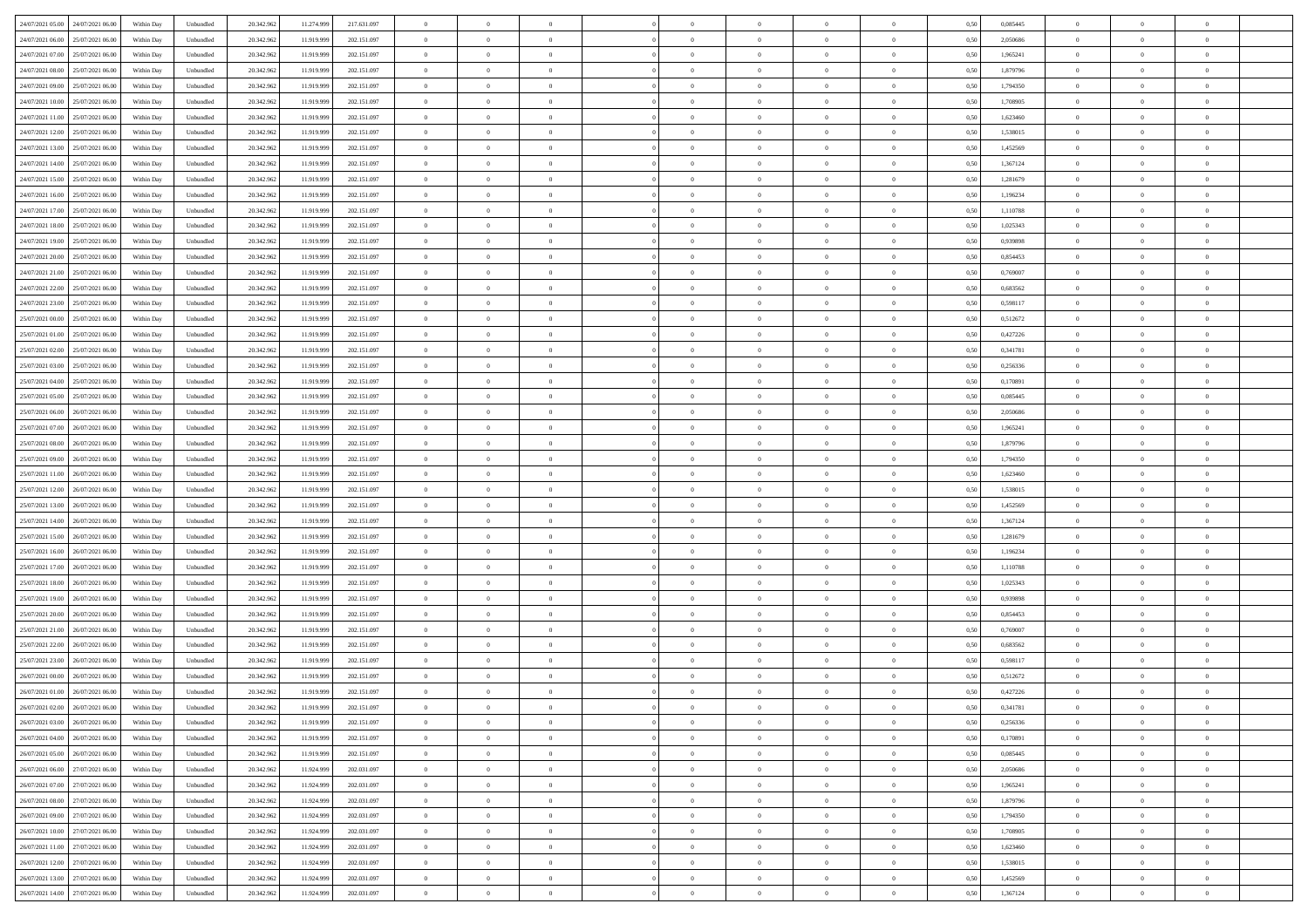| 24/07/2021 05:00 | 24/07/2021 06:00 | Within Day | Unbundled | 20.342.962 | 11.274.999 | 217.631.097 | 0 | 0 | 0 | | 0 | 0 | 0 | 0 | 0,50 | 0,085445 | 0 | 0 | 0 | |
|---|---|---|---|---|---|---|---|---|---|---|---|---|---|---|---|---|---|---|---|---|
| 24/07/2021 06:00 | 25/07/2021 06:00 | Within Day | Unbundled | 20.342.962 | 11.919.999 | 202.151.097 | 0 | 0 | 0 | | 0 | 0 | 0 | 0 | 0,50 | 2,050686 | 0 | 0 | 0 | |
| 24/07/2021 07:00 | 25/07/2021 06:00 | Within Day | Unbundled | 20.342.962 | 11.919.999 | 202.151.097 | 0 | 0 | 0 | | 0 | 0 | 0 | 0 | 0,50 | 1,965241 | 0 | 0 | 0 | |
| 24/07/2021 08:00 | 25/07/2021 06:00 | Within Day | Unbundled | 20.342.962 | 11.919.999 | 202.151.097 | 0 | 0 | 0 | | 0 | 0 | 0 | 0 | 0,50 | 1,879796 | 0 | 0 | 0 | |
| 24/07/2021 09:00 | 25/07/2021 06:00 | Within Day | Unbundled | 20.342.962 | 11.919.999 | 202.151.097 | 0 | 0 | 0 | | 0 | 0 | 0 | 0 | 0,50 | 1,794350 | 0 | 0 | 0 | |
| 24/07/2021 10:00 | 25/07/2021 06:00 | Within Day | Unbundled | 20.342.962 | 11.919.999 | 202.151.097 | 0 | 0 | 0 | | 0 | 0 | 0 | 0 | 0,50 | 1,708905 | 0 | 0 | 0 | |
| 24/07/2021 11:00 | 25/07/2021 06:00 | Within Day | Unbundled | 20.342.962 | 11.919.999 | 202.151.097 | 0 | 0 | 0 | | 0 | 0 | 0 | 0 | 0,50 | 1,623460 | 0 | 0 | 0 | |
| 24/07/2021 12:00 | 25/07/2021 06:00 | Within Day | Unbundled | 20.342.962 | 11.919.999 | 202.151.097 | 0 | 0 | 0 | | 0 | 0 | 0 | 0 | 0,50 | 1,538015 | 0 | 0 | 0 | |
| 24/07/2021 13:00 | 25/07/2021 06:00 | Within Day | Unbundled | 20.342.962 | 11.919.999 | 202.151.097 | 0 | 0 | 0 | | 0 | 0 | 0 | 0 | 0,50 | 1,452569 | 0 | 0 | 0 | |
| 24/07/2021 14:00 | 25/07/2021 06:00 | Within Day | Unbundled | 20.342.962 | 11.919.999 | 202.151.097 | 0 | 0 | 0 | | 0 | 0 | 0 | 0 | 0,50 | 1,367124 | 0 | 0 | 0 | |
| 24/07/2021 15:00 | 25/07/2021 06:00 | Within Day | Unbundled | 20.342.962 | 11.919.999 | 202.151.097 | 0 | 0 | 0 | | 0 | 0 | 0 | 0 | 0,50 | 1,281679 | 0 | 0 | 0 | |
| 24/07/2021 16:00 | 25/07/2021 06:00 | Within Day | Unbundled | 20.342.962 | 11.919.999 | 202.151.097 | 0 | 0 | 0 | | 0 | 0 | 0 | 0 | 0,50 | 1,196234 | 0 | 0 | 0 | |
| 24/07/2021 17:00 | 25/07/2021 06:00 | Within Day | Unbundled | 20.342.962 | 11.919.999 | 202.151.097 | 0 | 0 | 0 | | 0 | 0 | 0 | 0 | 0,50 | 1,110788 | 0 | 0 | 0 | |
| 24/07/2021 18:00 | 25/07/2021 06:00 | Within Day | Unbundled | 20.342.962 | 11.919.999 | 202.151.097 | 0 | 0 | 0 | | 0 | 0 | 0 | 0 | 0,50 | 1,025343 | 0 | 0 | 0 | |
| 24/07/2021 19:00 | 25/07/2021 06:00 | Within Day | Unbundled | 20.342.962 | 11.919.999 | 202.151.097 | 0 | 0 | 0 | | 0 | 0 | 0 | 0 | 0,50 | 0,939898 | 0 | 0 | 0 | |
| 24/07/2021 20:00 | 25/07/2021 06:00 | Within Day | Unbundled | 20.342.962 | 11.919.999 | 202.151.097 | 0 | 0 | 0 | | 0 | 0 | 0 | 0 | 0,50 | 0,854453 | 0 | 0 | 0 | |
| 24/07/2021 21:00 | 25/07/2021 06:00 | Within Day | Unbundled | 20.342.962 | 11.919.999 | 202.151.097 | 0 | 0 | 0 | | 0 | 0 | 0 | 0 | 0,50 | 0,769007 | 0 | 0 | 0 | |
| 24/07/2021 22:00 | 25/07/2021 06:00 | Within Day | Unbundled | 20.342.962 | 11.919.999 | 202.151.097 | 0 | 0 | 0 | | 0 | 0 | 0 | 0 | 0,50 | 0,683562 | 0 | 0 | 0 | |
| 24/07/2021 23:00 | 25/07/2021 06:00 | Within Day | Unbundled | 20.342.962 | 11.919.999 | 202.151.097 | 0 | 0 | 0 | | 0 | 0 | 0 | 0 | 0,50 | 0,598117 | 0 | 0 | 0 | |
| 25/07/2021 00:00 | 25/07/2021 06:00 | Within Day | Unbundled | 20.342.962 | 11.919.999 | 202.151.097 | 0 | 0 | 0 | | 0 | 0 | 0 | 0 | 0,50 | 0,512672 | 0 | 0 | 0 | |
| 25/07/2021 01:00 | 25/07/2021 06:00 | Within Day | Unbundled | 20.342.962 | 11.919.999 | 202.151.097 | 0 | 0 | 0 | | 0 | 0 | 0 | 0 | 0,50 | 0,427226 | 0 | 0 | 0 | |
| 25/07/2021 02:00 | 25/07/2021 06:00 | Within Day | Unbundled | 20.342.962 | 11.919.999 | 202.151.097 | 0 | 0 | 0 | | 0 | 0 | 0 | 0 | 0,50 | 0,341781 | 0 | 0 | 0 | |
| 25/07/2021 03:00 | 25/07/2021 06:00 | Within Day | Unbundled | 20.342.962 | 11.919.999 | 202.151.097 | 0 | 0 | 0 | | 0 | 0 | 0 | 0 | 0,50 | 0,256336 | 0 | 0 | 0 | |
| 25/07/2021 04:00 | 25/07/2021 06:00 | Within Day | Unbundled | 20.342.962 | 11.919.999 | 202.151.097 | 0 | 0 | 0 | | 0 | 0 | 0 | 0 | 0,50 | 0,170891 | 0 | 0 | 0 | |
| 25/07/2021 05:00 | 25/07/2021 06:00 | Within Day | Unbundled | 20.342.962 | 11.919.999 | 202.151.097 | 0 | 0 | 0 | | 0 | 0 | 0 | 0 | 0,50 | 0,085445 | 0 | 0 | 0 | |
| 25/07/2021 06:00 | 26/07/2021 06:00 | Within Day | Unbundled | 20.342.962 | 11.919.999 | 202.151.097 | 0 | 0 | 0 | | 0 | 0 | 0 | 0 | 0,50 | 2,050686 | 0 | 0 | 0 | |
| 25/07/2021 07:00 | 26/07/2021 06:00 | Within Day | Unbundled | 20.342.962 | 11.919.999 | 202.151.097 | 0 | 0 | 0 | | 0 | 0 | 0 | 0 | 0,50 | 1,965241 | 0 | 0 | 0 | |
| 25/07/2021 08:00 | 26/07/2021 06:00 | Within Day | Unbundled | 20.342.962 | 11.919.999 | 202.151.097 | 0 | 0 | 0 | | 0 | 0 | 0 | 0 | 0,50 | 1,879796 | 0 | 0 | 0 | |
| 25/07/2021 09:00 | 26/07/2021 06:00 | Within Day | Unbundled | 20.342.962 | 11.919.999 | 202.151.097 | 0 | 0 | 0 | | 0 | 0 | 0 | 0 | 0,50 | 1,794350 | 0 | 0 | 0 | |
| 25/07/2021 11:00 | 26/07/2021 06:00 | Within Day | Unbundled | 20.342.962 | 11.919.999 | 202.151.097 | 0 | 0 | 0 | | 0 | 0 | 0 | 0 | 0,50 | 1,623460 | 0 | 0 | 0 | |
| 25/07/2021 12:00 | 26/07/2021 06:00 | Within Day | Unbundled | 20.342.962 | 11.919.999 | 202.151.097 | 0 | 0 | 0 | | 0 | 0 | 0 | 0 | 0,50 | 1,538015 | 0 | 0 | 0 | |
| 25/07/2021 13:00 | 26/07/2021 06:00 | Within Day | Unbundled | 20.342.962 | 11.919.999 | 202.151.097 | 0 | 0 | 0 | | 0 | 0 | 0 | 0 | 0,50 | 1,452569 | 0 | 0 | 0 | |
| 25/07/2021 14:00 | 26/07/2021 06:00 | Within Day | Unbundled | 20.342.962 | 11.919.999 | 202.151.097 | 0 | 0 | 0 | | 0 | 0 | 0 | 0 | 0,50 | 1,367124 | 0 | 0 | 0 | |
| 25/07/2021 15:00 | 26/07/2021 06:00 | Within Day | Unbundled | 20.342.962 | 11.919.999 | 202.151.097 | 0 | 0 | 0 | | 0 | 0 | 0 | 0 | 0,50 | 1,281679 | 0 | 0 | 0 | |
| 25/07/2021 16:00 | 26/07/2021 06:00 | Within Day | Unbundled | 20.342.962 | 11.919.999 | 202.151.097 | 0 | 0 | 0 | | 0 | 0 | 0 | 0 | 0,50 | 1,196234 | 0 | 0 | 0 | |
| 25/07/2021 17:00 | 26/07/2021 06:00 | Within Day | Unbundled | 20.342.962 | 11.919.999 | 202.151.097 | 0 | 0 | 0 | | 0 | 0 | 0 | 0 | 0,50 | 1,110788 | 0 | 0 | 0 | |
| 25/07/2021 18:00 | 26/07/2021 06:00 | Within Day | Unbundled | 20.342.962 | 11.919.999 | 202.151.097 | 0 | 0 | 0 | | 0 | 0 | 0 | 0 | 0,50 | 1,025343 | 0 | 0 | 0 | |
| 25/07/2021 19:00 | 26/07/2021 06:00 | Within Day | Unbundled | 20.342.962 | 11.919.999 | 202.151.097 | 0 | 0 | 0 | | 0 | 0 | 0 | 0 | 0,50 | 0,939898 | 0 | 0 | 0 | |
| 25/07/2021 20:00 | 26/07/2021 06:00 | Within Day | Unbundled | 20.342.962 | 11.919.999 | 202.151.097 | 0 | 0 | 0 | | 0 | 0 | 0 | 0 | 0,50 | 0,854453 | 0 | 0 | 0 | |
| 25/07/2021 21:00 | 26/07/2021 06:00 | Within Day | Unbundled | 20.342.962 | 11.919.999 | 202.151.097 | 0 | 0 | 0 | | 0 | 0 | 0 | 0 | 0,50 | 0,769007 | 0 | 0 | 0 | |
| 25/07/2021 22:00 | 26/07/2021 06:00 | Within Day | Unbundled | 20.342.962 | 11.919.999 | 202.151.097 | 0 | 0 | 0 | | 0 | 0 | 0 | 0 | 0,50 | 0,683562 | 0 | 0 | 0 | |
| 25/07/2021 23:00 | 26/07/2021 06:00 | Within Day | Unbundled | 20.342.962 | 11.919.999 | 202.151.097 | 0 | 0 | 0 | | 0 | 0 | 0 | 0 | 0,50 | 0,598117 | 0 | 0 | 0 | |
| 26/07/2021 00:00 | 26/07/2021 06:00 | Within Day | Unbundled | 20.342.962 | 11.919.999 | 202.151.097 | 0 | 0 | 0 | | 0 | 0 | 0 | 0 | 0,50 | 0,512672 | 0 | 0 | 0 | |
| 26/07/2021 01:00 | 26/07/2021 06:00 | Within Day | Unbundled | 20.342.962 | 11.919.999 | 202.151.097 | 0 | 0 | 0 | | 0 | 0 | 0 | 0 | 0,50 | 0,427226 | 0 | 0 | 0 | |
| 26/07/2021 02:00 | 26/07/2021 06:00 | Within Day | Unbundled | 20.342.962 | 11.919.999 | 202.151.097 | 0 | 0 | 0 | | 0 | 0 | 0 | 0 | 0,50 | 0,341781 | 0 | 0 | 0 | |
| 26/07/2021 03:00 | 26/07/2021 06:00 | Within Day | Unbundled | 20.342.962 | 11.919.999 | 202.151.097 | 0 | 0 | 0 | | 0 | 0 | 0 | 0 | 0,50 | 0,256336 | 0 | 0 | 0 | |
| 26/07/2021 04:00 | 26/07/2021 06:00 | Within Day | Unbundled | 20.342.962 | 11.919.999 | 202.151.097 | 0 | 0 | 0 | | 0 | 0 | 0 | 0 | 0,50 | 0,170891 | 0 | 0 | 0 | |
| 26/07/2021 05:00 | 26/07/2021 06:00 | Within Day | Unbundled | 20.342.962 | 11.919.999 | 202.151.097 | 0 | 0 | 0 | | 0 | 0 | 0 | 0 | 0,50 | 0,085445 | 0 | 0 | 0 | |
| 26/07/2021 06:00 | 27/07/2021 06:00 | Within Day | Unbundled | 20.342.962 | 11.924.999 | 202.031.097 | 0 | 0 | 0 | | 0 | 0 | 0 | 0 | 0,50 | 2,050686 | 0 | 0 | 0 | |
| 26/07/2021 07:00 | 27/07/2021 06:00 | Within Day | Unbundled | 20.342.962 | 11.924.999 | 202.031.097 | 0 | 0 | 0 | | 0 | 0 | 0 | 0 | 0,50 | 1,965241 | 0 | 0 | 0 | |
| 26/07/2021 08:00 | 27/07/2021 06:00 | Within Day | Unbundled | 20.342.962 | 11.924.999 | 202.031.097 | 0 | 0 | 0 | | 0 | 0 | 0 | 0 | 0,50 | 1,879796 | 0 | 0 | 0 | |
| 26/07/2021 09:00 | 27/07/2021 06:00 | Within Day | Unbundled | 20.342.962 | 11.924.999 | 202.031.097 | 0 | 0 | 0 | | 0 | 0 | 0 | 0 | 0,50 | 1,794350 | 0 | 0 | 0 | |
| 26/07/2021 10:00 | 27/07/2021 06:00 | Within Day | Unbundled | 20.342.962 | 11.924.999 | 202.031.097 | 0 | 0 | 0 | | 0 | 0 | 0 | 0 | 0,50 | 1,708905 | 0 | 0 | 0 | |
| 26/07/2021 11:00 | 27/07/2021 06:00 | Within Day | Unbundled | 20.342.962 | 11.924.999 | 202.031.097 | 0 | 0 | 0 | | 0 | 0 | 0 | 0 | 0,50 | 1,623460 | 0 | 0 | 0 | |
| 26/07/2021 12:00 | 27/07/2021 06:00 | Within Day | Unbundled | 20.342.962 | 11.924.999 | 202.031.097 | 0 | 0 | 0 | | 0 | 0 | 0 | 0 | 0,50 | 1,538015 | 0 | 0 | 0 | |
| 26/07/2021 13:00 | 27/07/2021 06:00 | Within Day | Unbundled | 20.342.962 | 11.924.999 | 202.031.097 | 0 | 0 | 0 | | 0 | 0 | 0 | 0 | 0,50 | 1,452569 | 0 | 0 | 0 | |
| 26/07/2021 14:00 | 27/07/2021 06:00 | Within Day | Unbundled | 20.342.962 | 11.924.999 | 202.031.097 | 0 | 0 | 0 | | 0 | 0 | 0 | 0 | 0,50 | 1,367124 | 0 | 0 | 0 | |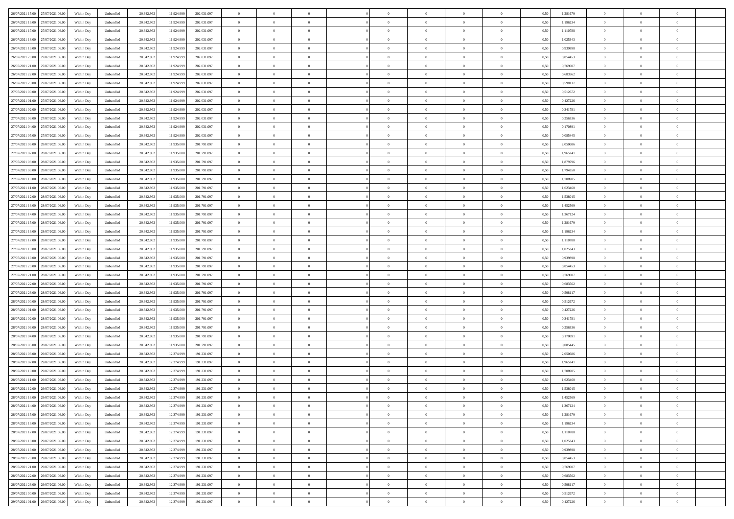| | | | | | | | | | | | | | | | | | | | | |
|---|---|---|---|---|---|---|---|---|---|---|---|---|---|---|---|---|---|---|---|---|
| 26/07/2021 15.00 | 27/07/2021 06.00 | Within Day | Unbundled | 20.342.962 | 11.924.999 | 202.031.097 | 0 | 0 | 0 | | 0 | 0 | 0 | 0 | 0,50 | 1,281679 | 0 | 0 | 0 | |
| 26/07/2021 16.00 | 27/07/2021 06.00 | Within Day | Unbundled | 20.342.962 | 11.924.999 | 202.031.097 | 0 | 0 | 0 | | 0 | 0 | 0 | 0 | 0,50 | 1,196234 | 0 | 0 | 0 | |
| 26/07/2021 17.00 | 27/07/2021 06.00 | Within Day | Unbundled | 20.342.962 | 11.924.999 | 202.031.097 | 0 | 0 | 0 | | 0 | 0 | 0 | 0 | 0,50 | 1,110788 | 0 | 0 | 0 | |
| 26/07/2021 18.00 | 27/07/2021 06.00 | Within Day | Unbundled | 20.342.962 | 11.924.999 | 202.031.097 | 0 | 0 | 0 | | 0 | 0 | 0 | 0 | 0,50 | 1,025343 | 0 | 0 | 0 | |
| 26/07/2021 19.00 | 27/07/2021 06.00 | Within Day | Unbundled | 20.342.962 | 11.924.999 | 202.031.097 | 0 | 0 | 0 | | 0 | 0 | 0 | 0 | 0,50 | 0,939898 | 0 | 0 | 0 | |
| 26/07/2021 20.00 | 27/07/2021 06.00 | Within Day | Unbundled | 20.342.962 | 11.924.999 | 202.031.097 | 0 | 0 | 0 | | 0 | 0 | 0 | 0 | 0,50 | 0,854453 | 0 | 0 | 0 | |
| 26/07/2021 21.00 | 27/07/2021 06.00 | Within Day | Unbundled | 20.342.962 | 11.924.999 | 202.031.097 | 0 | 0 | 0 | | 0 | 0 | 0 | 0 | 0,50 | 0,769007 | 0 | 0 | 0 | |
| 26/07/2021 22.00 | 27/07/2021 06.00 | Within Day | Unbundled | 20.342.962 | 11.924.999 | 202.031.097 | 0 | 0 | 0 | | 0 | 0 | 0 | 0 | 0,50 | 0,683562 | 0 | 0 | 0 | |
| 26/07/2021 23.00 | 27/07/2021 06.00 | Within Day | Unbundled | 20.342.962 | 11.924.999 | 202.031.097 | 0 | 0 | 0 | | 0 | 0 | 0 | 0 | 0,50 | 0,598117 | 0 | 0 | 0 | |
| 27/07/2021 00.00 | 27/07/2021 06.00 | Within Day | Unbundled | 20.342.962 | 11.924.999 | 202.031.097 | 0 | 0 | 0 | | 0 | 0 | 0 | 0 | 0,50 | 0,512672 | 0 | 0 | 0 | |
| 27/07/2021 01.00 | 27/07/2021 06.00 | Within Day | Unbundled | 20.342.962 | 11.924.999 | 202.031.097 | 0 | 0 | 0 | | 0 | 0 | 0 | 0 | 0,50 | 0,427226 | 0 | 0 | 0 | |
| 27/07/2021 02.00 | 27/07/2021 06.00 | Within Day | Unbundled | 20.342.962 | 11.924.999 | 202.031.097 | 0 | 0 | 0 | | 0 | 0 | 0 | 0 | 0,50 | 0,341781 | 0 | 0 | 0 | |
| 27/07/2021 03.00 | 27/07/2021 06.00 | Within Day | Unbundled | 20.342.962 | 11.924.999 | 202.031.097 | 0 | 0 | 0 | | 0 | 0 | 0 | 0 | 0,50 | 0,256336 | 0 | 0 | 0 | |
| 27/07/2021 04.00 | 27/07/2021 06.00 | Within Day | Unbundled | 20.342.962 | 11.924.999 | 202.031.097 | 0 | 0 | 0 | | 0 | 0 | 0 | 0 | 0,50 | 0,170891 | 0 | 0 | 0 | |
| 27/07/2021 05.00 | 27/07/2021 06.00 | Within Day | Unbundled | 20.342.962 | 11.924.999 | 202.031.097 | 0 | 0 | 0 | | 0 | 0 | 0 | 0 | 0,50 | 0,085445 | 0 | 0 | 0 | |
| 27/07/2021 06.00 | 28/07/2021 06.00 | Within Day | Unbundled | 20.342.962 | 11.935.000 | 201.791.097 | 0 | 0 | 0 | | 0 | 0 | 0 | 0 | 0,50 | 2,050686 | 0 | 0 | 0 | |
| 27/07/2021 07.00 | 28/07/2021 06.00 | Within Day | Unbundled | 20.342.962 | 11.935.000 | 201.791.097 | 0 | 0 | 0 | | 0 | 0 | 0 | 0 | 0,50 | 1,965241 | 0 | 0 | 0 | |
| 27/07/2021 08.00 | 28/07/2021 06.00 | Within Day | Unbundled | 20.342.962 | 11.935.000 | 201.791.097 | 0 | 0 | 0 | | 0 | 0 | 0 | 0 | 0,50 | 1,879796 | 0 | 0 | 0 | |
| 27/07/2021 09.00 | 28/07/2021 06.00 | Within Day | Unbundled | 20.342.962 | 11.935.000 | 201.791.097 | 0 | 0 | 0 | | 0 | 0 | 0 | 0 | 0,50 | 1,794350 | 0 | 0 | 0 | |
| 27/07/2021 10.00 | 28/07/2021 06.00 | Within Day | Unbundled | 20.342.962 | 11.935.000 | 201.791.097 | 0 | 0 | 0 | | 0 | 0 | 0 | 0 | 0,50 | 1,708905 | 0 | 0 | 0 | |
| 27/07/2021 11.00 | 28/07/2021 06.00 | Within Day | Unbundled | 20.342.962 | 11.935.000 | 201.791.097 | 0 | 0 | 0 | | 0 | 0 | 0 | 0 | 0,50 | 1,623460 | 0 | 0 | 0 | |
| 27/07/2021 12.00 | 28/07/2021 06.00 | Within Day | Unbundled | 20.342.962 | 11.935.000 | 201.791.097 | 0 | 0 | 0 | | 0 | 0 | 0 | 0 | 0,50 | 1,538015 | 0 | 0 | 0 | |
| 27/07/2021 13.00 | 28/07/2021 06.00 | Within Day | Unbundled | 20.342.962 | 11.935.000 | 201.791.097 | 0 | 0 | 0 | | 0 | 0 | 0 | 0 | 0,50 | 1,452569 | 0 | 0 | 0 | |
| 27/07/2021 14.00 | 28/07/2021 06.00 | Within Day | Unbundled | 20.342.962 | 11.935.000 | 201.791.097 | 0 | 0 | 0 | | 0 | 0 | 0 | 0 | 0,50 | 1,367124 | 0 | 0 | 0 | |
| 27/07/2021 15.00 | 28/07/2021 06.00 | Within Day | Unbundled | 20.342.962 | 11.935.000 | 201.791.097 | 0 | 0 | 0 | | 0 | 0 | 0 | 0 | 0,50 | 1,281679 | 0 | 0 | 0 | |
| 27/07/2021 16.00 | 28/07/2021 06.00 | Within Day | Unbundled | 20.342.962 | 11.935.000 | 201.791.097 | 0 | 0 | 0 | | 0 | 0 | 0 | 0 | 0,50 | 1,196234 | 0 | 0 | 0 | |
| 27/07/2021 17.00 | 28/07/2021 06.00 | Within Day | Unbundled | 20.342.962 | 11.935.000 | 201.791.097 | 0 | 0 | 0 | | 0 | 0 | 0 | 0 | 0,50 | 1,110788 | 0 | 0 | 0 | |
| 27/07/2021 18.00 | 28/07/2021 06.00 | Within Day | Unbundled | 20.342.962 | 11.935.000 | 201.791.097 | 0 | 0 | 0 | | 0 | 0 | 0 | 0 | 0,50 | 1,025343 | 0 | 0 | 0 | |
| 27/07/2021 19.00 | 28/07/2021 06.00 | Within Day | Unbundled | 20.342.962 | 11.935.000 | 201.791.097 | 0 | 0 | 0 | | 0 | 0 | 0 | 0 | 0,50 | 0,939898 | 0 | 0 | 0 | |
| 27/07/2021 20.00 | 28/07/2021 06.00 | Within Day | Unbundled | 20.342.962 | 11.935.000 | 201.791.097 | 0 | 0 | 0 | | 0 | 0 | 0 | 0 | 0,50 | 0,854453 | 0 | 0 | 0 | |
| 27/07/2021 21.00 | 28/07/2021 06.00 | Within Day | Unbundled | 20.342.962 | 11.935.000 | 201.791.097 | 0 | 0 | 0 | | 0 | 0 | 0 | 0 | 0,50 | 0,769007 | 0 | 0 | 0 | |
| 27/07/2021 22.00 | 28/07/2021 06.00 | Within Day | Unbundled | 20.342.962 | 11.935.000 | 201.791.097 | 0 | 0 | 0 | | 0 | 0 | 0 | 0 | 0,50 | 0,683562 | 0 | 0 | 0 | |
| 27/07/2021 23.00 | 28/07/2021 06.00 | Within Day | Unbundled | 20.342.962 | 11.935.000 | 201.791.097 | 0 | 0 | 0 | | 0 | 0 | 0 | 0 | 0,50 | 0,598117 | 0 | 0 | 0 | |
| 28/07/2021 00.00 | 28/07/2021 06.00 | Within Day | Unbundled | 20.342.962 | 11.935.000 | 201.791.097 | 0 | 0 | 0 | | 0 | 0 | 0 | 0 | 0,50 | 0,512672 | 0 | 0 | 0 | |
| 28/07/2021 01.00 | 28/07/2021 06.00 | Within Day | Unbundled | 20.342.962 | 11.935.000 | 201.791.097 | 0 | 0 | 0 | | 0 | 0 | 0 | 0 | 0,50 | 0,427226 | 0 | 0 | 0 | |
| 28/07/2021 02.00 | 28/07/2021 06.00 | Within Day | Unbundled | 20.342.962 | 11.935.000 | 201.791.097 | 0 | 0 | 0 | | 0 | 0 | 0 | 0 | 0,50 | 0,341781 | 0 | 0 | 0 | |
| 28/07/2021 03.00 | 28/07/2021 06.00 | Within Day | Unbundled | 20.342.962 | 11.935.000 | 201.791.097 | 0 | 0 | 0 | | 0 | 0 | 0 | 0 | 0,50 | 0,256336 | 0 | 0 | 0 | |
| 28/07/2021 04.00 | 28/07/2021 06.00 | Within Day | Unbundled | 20.342.962 | 11.935.000 | 201.791.097 | 0 | 0 | 0 | | 0 | 0 | 0 | 0 | 0,50 | 0,170891 | 0 | 0 | 0 | |
| 28/07/2021 05.00 | 28/07/2021 06.00 | Within Day | Unbundled | 20.342.962 | 11.935.000 | 201.791.097 | 0 | 0 | 0 | | 0 | 0 | 0 | 0 | 0,50 | 0,085445 | 0 | 0 | 0 | |
| 28/07/2021 06.00 | 29/07/2021 06.00 | Within Day | Unbundled | 20.342.962 | 12.374.999 | 191.231.097 | 0 | 0 | 0 | | 0 | 0 | 0 | 0 | 0,50 | 2,050686 | 0 | 0 | 0 | |
| 28/07/2021 07.00 | 29/07/2021 06.00 | Within Day | Unbundled | 20.342.962 | 12.374.999 | 191.231.097 | 0 | 0 | 0 | | 0 | 0 | 0 | 0 | 0,50 | 1,965241 | 0 | 0 | 0 | |
| 28/07/2021 10.00 | 29/07/2021 06.00 | Within Day | Unbundled | 20.342.962 | 12.374.999 | 191.231.097 | 0 | 0 | 0 | | 0 | 0 | 0 | 0 | 0,50 | 1,708905 | 0 | 0 | 0 | |
| 28/07/2021 11.00 | 29/07/2021 06.00 | Within Day | Unbundled | 20.342.962 | 12.374.999 | 191.231.097 | 0 | 0 | 0 | | 0 | 0 | 0 | 0 | 0,50 | 1,623460 | 0 | 0 | 0 | |
| 28/07/2021 12.00 | 29/07/2021 06.00 | Within Day | Unbundled | 20.342.962 | 12.374.999 | 191.231.097 | 0 | 0 | 0 | | 0 | 0 | 0 | 0 | 0,50 | 1,538015 | 0 | 0 | 0 | |
| 28/07/2021 13.00 | 29/07/2021 06.00 | Within Day | Unbundled | 20.342.962 | 12.374.999 | 191.231.097 | 0 | 0 | 0 | | 0 | 0 | 0 | 0 | 0,50 | 1,452569 | 0 | 0 | 0 | |
| 28/07/2021 14.00 | 29/07/2021 06.00 | Within Day | Unbundled | 20.342.962 | 12.374.999 | 191.231.097 | 0 | 0 | 0 | | 0 | 0 | 0 | 0 | 0,50 | 1,367124 | 0 | 0 | 0 | |
| 28/07/2021 15.00 | 29/07/2021 06.00 | Within Day | Unbundled | 20.342.962 | 12.374.999 | 191.231.097 | 0 | 0 | 0 | | 0 | 0 | 0 | 0 | 0,50 | 1,281679 | 0 | 0 | 0 | |
| 28/07/2021 16.00 | 29/07/2021 06.00 | Within Day | Unbundled | 20.342.962 | 12.374.999 | 191.231.097 | 0 | 0 | 0 | | 0 | 0 | 0 | 0 | 0,50 | 1,196234 | 0 | 0 | 0 | |
| 28/07/2021 17.00 | 29/07/2021 06.00 | Within Day | Unbundled | 20.342.962 | 12.374.999 | 191.231.097 | 0 | 0 | 0 | | 0 | 0 | 0 | 0 | 0,50 | 1,110788 | 0 | 0 | 0 | |
| 28/07/2021 18.00 | 29/07/2021 06.00 | Within Day | Unbundled | 20.342.962 | 12.374.999 | 191.231.097 | 0 | 0 | 0 | | 0 | 0 | 0 | 0 | 0,50 | 1,025343 | 0 | 0 | 0 | |
| 28/07/2021 19.00 | 29/07/2021 06.00 | Within Day | Unbundled | 20.342.962 | 12.374.999 | 191.231.097 | 0 | 0 | 0 | | 0 | 0 | 0 | 0 | 0,50 | 0,939898 | 0 | 0 | 0 | |
| 28/07/2021 20.00 | 29/07/2021 06.00 | Within Day | Unbundled | 20.342.962 | 12.374.999 | 191.231.097 | 0 | 0 | 0 | | 0 | 0 | 0 | 0 | 0,50 | 0,854453 | 0 | 0 | 0 | |
| 28/07/2021 21.00 | 29/07/2021 06.00 | Within Day | Unbundled | 20.342.962 | 12.374.999 | 191.231.097 | 0 | 0 | 0 | | 0 | 0 | 0 | 0 | 0,50 | 0,769007 | 0 | 0 | 0 | |
| 28/07/2021 22.00 | 29/07/2021 06.00 | Within Day | Unbundled | 20.342.962 | 12.374.999 | 191.231.097 | 0 | 0 | 0 | | 0 | 0 | 0 | 0 | 0,50 | 0,683562 | 0 | 0 | 0 | |
| 28/07/2021 23.00 | 29/07/2021 06.00 | Within Day | Unbundled | 20.342.962 | 12.374.999 | 191.231.097 | 0 | 0 | 0 | | 0 | 0 | 0 | 0 | 0,50 | 0,598117 | 0 | 0 | 0 | |
| 29/07/2021 00.00 | 29/07/2021 06.00 | Within Day | Unbundled | 20.342.962 | 12.374.999 | 191.231.097 | 0 | 0 | 0 | | 0 | 0 | 0 | 0 | 0,50 | 0,512672 | 0 | 0 | 0 | |
| 29/07/2021 01.00 | 29/07/2021 06.00 | Within Day | Unbundled | 20.342.962 | 12.374.999 | 191.231.097 | 0 | 0 | 0 | | 0 | 0 | 0 | 0 | 0,50 | 0,427226 | 0 | 0 | 0 | |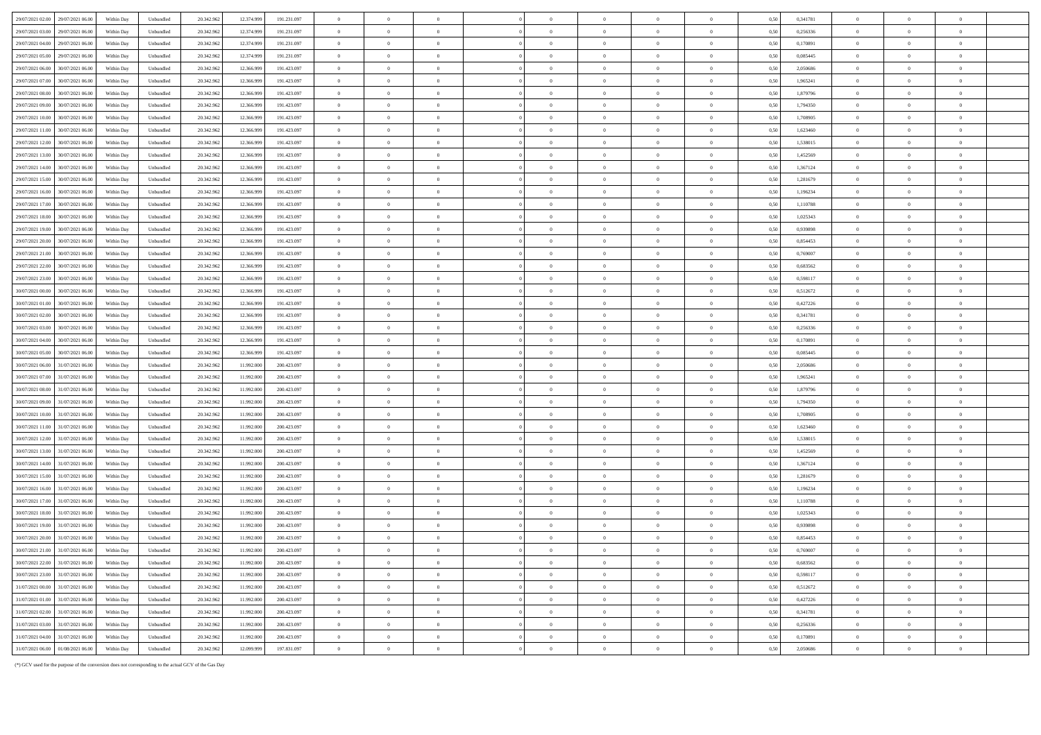| | | | | | | | | | | | | | | | | | | | | | |
|---|---|---|---|---|---|---|---|---|---|---|---|---|---|---|---|---|---|---|---|---|---|
| 29/07/2021 02.00 | 29/07/2021 06.00 | Within Day | Unbundled | 20.342.962 | 12.374.999 | 191.231.097 | 0 | 0 | 0 | | 0 | 0 | 0 | 0 | 0,50 | 0,341781 | 0 | 0 | 0 | |
| 29/07/2021 03.00 | 29/07/2021 06.00 | Within Day | Unbundled | 20.342.962 | 12.374.999 | 191.231.097 | 0 | 0 | 0 | | 0 | 0 | 0 | 0 | 0,50 | 0,256336 | 0 | 0 | 0 | |
| 29/07/2021 04.00 | 29/07/2021 06.00 | Within Day | Unbundled | 20.342.962 | 12.374.999 | 191.231.097 | 0 | 0 | 0 | | 0 | 0 | 0 | 0 | 0,50 | 0,170891 | 0 | 0 | 0 | |
| 29/07/2021 05.00 | 29/07/2021 06.00 | Within Day | Unbundled | 20.342.962 | 12.374.999 | 191.231.097 | 0 | 0 | 0 | | 0 | 0 | 0 | 0 | 0,50 | 0,085445 | 0 | 0 | 0 | |
| 29/07/2021 06.00 | 30/07/2021 06.00 | Within Day | Unbundled | 20.342.962 | 12.366.999 | 191.423.097 | 0 | 0 | 0 | | 0 | 0 | 0 | 0 | 0,50 | 2,050686 | 0 | 0 | 0 | |
| 29/07/2021 07.00 | 30/07/2021 06.00 | Within Day | Unbundled | 20.342.962 | 12.366.999 | 191.423.097 | 0 | 0 | 0 | | 0 | 0 | 0 | 0 | 0,50 | 1,965241 | 0 | 0 | 0 | |
| 29/07/2021 08.00 | 30/07/2021 06.00 | Within Day | Unbundled | 20.342.962 | 12.366.999 | 191.423.097 | 0 | 0 | 0 | | 0 | 0 | 0 | 0 | 0,50 | 1,879796 | 0 | 0 | 0 | |
| 29/07/2021 09.00 | 30/07/2021 06.00 | Within Day | Unbundled | 20.342.962 | 12.366.999 | 191.423.097 | 0 | 0 | 0 | | 0 | 0 | 0 | 0 | 0,50 | 1,794350 | 0 | 0 | 0 | |
| 29/07/2021 10.00 | 30/07/2021 06.00 | Within Day | Unbundled | 20.342.962 | 12.366.999 | 191.423.097 | 0 | 0 | 0 | | 0 | 0 | 0 | 0 | 0,50 | 1,708905 | 0 | 0 | 0 | |
| 29/07/2021 11.00 | 30/07/2021 06.00 | Within Day | Unbundled | 20.342.962 | 12.366.999 | 191.423.097 | 0 | 0 | 0 | | 0 | 0 | 0 | 0 | 0,50 | 1,623460 | 0 | 0 | 0 | |
| 29/07/2021 12.00 | 30/07/2021 06.00 | Within Day | Unbundled | 20.342.962 | 12.366.999 | 191.423.097 | 0 | 0 | 0 | | 0 | 0 | 0 | 0 | 0,50 | 1,538015 | 0 | 0 | 0 | |
| 29/07/2021 13.00 | 30/07/2021 06.00 | Within Day | Unbundled | 20.342.962 | 12.366.999 | 191.423.097 | 0 | 0 | 0 | | 0 | 0 | 0 | 0 | 0,50 | 1,452569 | 0 | 0 | 0 | |
| 29/07/2021 14.00 | 30/07/2021 06.00 | Within Day | Unbundled | 20.342.962 | 12.366.999 | 191.423.097 | 0 | 0 | 0 | | 0 | 0 | 0 | 0 | 0,50 | 1,367124 | 0 | 0 | 0 | |
| 29/07/2021 15.00 | 30/07/2021 06.00 | Within Day | Unbundled | 20.342.962 | 12.366.999 | 191.423.097 | 0 | 0 | 0 | | 0 | 0 | 0 | 0 | 0,50 | 1,281679 | 0 | 0 | 0 | |
| 29/07/2021 16.00 | 30/07/2021 06.00 | Within Day | Unbundled | 20.342.962 | 12.366.999 | 191.423.097 | 0 | 0 | 0 | | 0 | 0 | 0 | 0 | 0,50 | 1,196234 | 0 | 0 | 0 | |
| 29/07/2021 17.00 | 30/07/2021 06.00 | Within Day | Unbundled | 20.342.962 | 12.366.999 | 191.423.097 | 0 | 0 | 0 | | 0 | 0 | 0 | 0 | 0,50 | 1,110788 | 0 | 0 | 0 | |
| 29/07/2021 18.00 | 30/07/2021 06.00 | Within Day | Unbundled | 20.342.962 | 12.366.999 | 191.423.097 | 0 | 0 | 0 | | 0 | 0 | 0 | 0 | 0,50 | 1,025343 | 0 | 0 | 0 | |
| 29/07/2021 19.00 | 30/07/2021 06.00 | Within Day | Unbundled | 20.342.962 | 12.366.999 | 191.423.097 | 0 | 0 | 0 | | 0 | 0 | 0 | 0 | 0,50 | 0,939898 | 0 | 0 | 0 | |
| 29/07/2021 20.00 | 30/07/2021 06.00 | Within Day | Unbundled | 20.342.962 | 12.366.999 | 191.423.097 | 0 | 0 | 0 | | 0 | 0 | 0 | 0 | 0,50 | 0,854453 | 0 | 0 | 0 | |
| 29/07/2021 21.00 | 30/07/2021 06.00 | Within Day | Unbundled | 20.342.962 | 12.366.999 | 191.423.097 | 0 | 0 | 0 | | 0 | 0 | 0 | 0 | 0,50 | 0,769007 | 0 | 0 | 0 | |
| 29/07/2021 22.00 | 30/07/2021 06.00 | Within Day | Unbundled | 20.342.962 | 12.366.999 | 191.423.097 | 0 | 0 | 0 | | 0 | 0 | 0 | 0 | 0,50 | 0,683562 | 0 | 0 | 0 | |
| 29/07/2021 23.00 | 30/07/2021 06.00 | Within Day | Unbundled | 20.342.962 | 12.366.999 | 191.423.097 | 0 | 0 | 0 | | 0 | 0 | 0 | 0 | 0,50 | 0,598117 | 0 | 0 | 0 | |
| 30/07/2021 00.00 | 30/07/2021 06.00 | Within Day | Unbundled | 20.342.962 | 12.366.999 | 191.423.097 | 0 | 0 | 0 | | 0 | 0 | 0 | 0 | 0,50 | 0,512672 | 0 | 0 | 0 | |
| 30/07/2021 01.00 | 30/07/2021 06.00 | Within Day | Unbundled | 20.342.962 | 12.366.999 | 191.423.097 | 0 | 0 | 0 | | 0 | 0 | 0 | 0 | 0,50 | 0,427226 | 0 | 0 | 0 | |
| 30/07/2021 02.00 | 30/07/2021 06.00 | Within Day | Unbundled | 20.342.962 | 12.366.999 | 191.423.097 | 0 | 0 | 0 | | 0 | 0 | 0 | 0 | 0,50 | 0,341781 | 0 | 0 | 0 | |
| 30/07/2021 03.00 | 30/07/2021 06.00 | Within Day | Unbundled | 20.342.962 | 12.366.999 | 191.423.097 | 0 | 0 | 0 | | 0 | 0 | 0 | 0 | 0,50 | 0,256336 | 0 | 0 | 0 | |
| 30/07/2021 04.00 | 30/07/2021 06.00 | Within Day | Unbundled | 20.342.962 | 12.366.999 | 191.423.097 | 0 | 0 | 0 | | 0 | 0 | 0 | 0 | 0,50 | 0,170891 | 0 | 0 | 0 | |
| 30/07/2021 05.00 | 30/07/2021 06.00 | Within Day | Unbundled | 20.342.962 | 12.366.999 | 191.423.097 | 0 | 0 | 0 | | 0 | 0 | 0 | 0 | 0,50 | 0,085445 | 0 | 0 | 0 | |
| 30/07/2021 06.00 | 31/07/2021 06.00 | Within Day | Unbundled | 20.342.962 | 11.992.000 | 200.423.097 | 0 | 0 | 0 | | 0 | 0 | 0 | 0 | 0,50 | 2,050686 | 0 | 0 | 0 | |
| 30/07/2021 07.00 | 31/07/2021 06.00 | Within Day | Unbundled | 20.342.962 | 11.992.000 | 200.423.097 | 0 | 0 | 0 | | 0 | 0 | 0 | 0 | 0,50 | 1,965241 | 0 | 0 | 0 | |
| 30/07/2021 08.00 | 31/07/2021 06.00 | Within Day | Unbundled | 20.342.962 | 11.992.000 | 200.423.097 | 0 | 0 | 0 | | 0 | 0 | 0 | 0 | 0,50 | 1,879796 | 0 | 0 | 0 | |
| 30/07/2021 09.00 | 31/07/2021 06.00 | Within Day | Unbundled | 20.342.962 | 11.992.000 | 200.423.097 | 0 | 0 | 0 | | 0 | 0 | 0 | 0 | 0,50 | 1,794350 | 0 | 0 | 0 | |
| 30/07/2021 10.00 | 31/07/2021 06.00 | Within Day | Unbundled | 20.342.962 | 11.992.000 | 200.423.097 | 0 | 0 | 0 | | 0 | 0 | 0 | 0 | 0,50 | 1,708905 | 0 | 0 | 0 | |
| 30/07/2021 11.00 | 31/07/2021 06.00 | Within Day | Unbundled | 20.342.962 | 11.992.000 | 200.423.097 | 0 | 0 | 0 | | 0 | 0 | 0 | 0 | 0,50 | 1,623460 | 0 | 0 | 0 | |
| 30/07/2021 12.00 | 31/07/2021 06.00 | Within Day | Unbundled | 20.342.962 | 11.992.000 | 200.423.097 | 0 | 0 | 0 | | 0 | 0 | 0 | 0 | 0,50 | 1,538015 | 0 | 0 | 0 | |
| 30/07/2021 13.00 | 31/07/2021 06.00 | Within Day | Unbundled | 20.342.962 | 11.992.000 | 200.423.097 | 0 | 0 | 0 | | 0 | 0 | 0 | 0 | 0,50 | 1,452569 | 0 | 0 | 0 | |
| 30/07/2021 14.00 | 31/07/2021 06.00 | Within Day | Unbundled | 20.342.962 | 11.992.000 | 200.423.097 | 0 | 0 | 0 | | 0 | 0 | 0 | 0 | 0,50 | 1,367124 | 0 | 0 | 0 | |
| 30/07/2021 15.00 | 31/07/2021 06.00 | Within Day | Unbundled | 20.342.962 | 11.992.000 | 200.423.097 | 0 | 0 | 0 | | 0 | 0 | 0 | 0 | 0,50 | 1,281679 | 0 | 0 | 0 | |
| 30/07/2021 16.00 | 31/07/2021 06.00 | Within Day | Unbundled | 20.342.962 | 11.992.000 | 200.423.097 | 0 | 0 | 0 | | 0 | 0 | 0 | 0 | 0,50 | 1,196234 | 0 | 0 | 0 | |
| 30/07/2021 17.00 | 31/07/2021 06.00 | Within Day | Unbundled | 20.342.962 | 11.992.000 | 200.423.097 | 0 | 0 | 0 | | 0 | 0 | 0 | 0 | 0,50 | 1,110788 | 0 | 0 | 0 | |
| 30/07/2021 18.00 | 31/07/2021 06.00 | Within Day | Unbundled | 20.342.962 | 11.992.000 | 200.423.097 | 0 | 0 | 0 | | 0 | 0 | 0 | 0 | 0,50 | 1,025343 | 0 | 0 | 0 | |
| 30/07/2021 19.00 | 31/07/2021 06.00 | Within Day | Unbundled | 20.342.962 | 11.992.000 | 200.423.097 | 0 | 0 | 0 | | 0 | 0 | 0 | 0 | 0,50 | 0,939898 | 0 | 0 | 0 | |
| 30/07/2021 20.00 | 31/07/2021 06.00 | Within Day | Unbundled | 20.342.962 | 11.992.000 | 200.423.097 | 0 | 0 | 0 | | 0 | 0 | 0 | 0 | 0,50 | 0,854453 | 0 | 0 | 0 | |
| 30/07/2021 21.00 | 31/07/2021 06.00 | Within Day | Unbundled | 20.342.962 | 11.992.000 | 200.423.097 | 0 | 0 | 0 | | 0 | 0 | 0 | 0 | 0,50 | 0,769007 | 0 | 0 | 0 | |
| 30/07/2021 22.00 | 31/07/2021 06.00 | Within Day | Unbundled | 20.342.962 | 11.992.000 | 200.423.097 | 0 | 0 | 0 | | 0 | 0 | 0 | 0 | 0,50 | 0,683562 | 0 | 0 | 0 | |
| 30/07/2021 23.00 | 31/07/2021 06.00 | Within Day | Unbundled | 20.342.962 | 11.992.000 | 200.423.097 | 0 | 0 | 0 | | 0 | 0 | 0 | 0 | 0,50 | 0,598117 | 0 | 0 | 0 | |
| 31/07/2021 00.00 | 31/07/2021 06.00 | Within Day | Unbundled | 20.342.962 | 11.992.000 | 200.423.097 | 0 | 0 | 0 | | 0 | 0 | 0 | 0 | 0,50 | 0,512672 | 0 | 0 | 0 | |
| 31/07/2021 01.00 | 31/07/2021 06.00 | Within Day | Unbundled | 20.342.962 | 11.992.000 | 200.423.097 | 0 | 0 | 0 | | 0 | 0 | 0 | 0 | 0,50 | 0,427226 | 0 | 0 | 0 | |
| 31/07/2021 02.00 | 31/07/2021 06.00 | Within Day | Unbundled | 20.342.962 | 11.992.000 | 200.423.097 | 0 | 0 | 0 | | 0 | 0 | 0 | 0 | 0,50 | 0,341781 | 0 | 0 | 0 | |
| 31/07/2021 03.00 | 31/07/2021 06.00 | Within Day | Unbundled | 20.342.962 | 11.992.000 | 200.423.097 | 0 | 0 | 0 | | 0 | 0 | 0 | 0 | 0,50 | 0,256336 | 0 | 0 | 0 | |
| 31/07/2021 04.00 | 31/07/2021 06.00 | Within Day | Unbundled | 20.342.962 | 11.992.000 | 200.423.097 | 0 | 0 | 0 | | 0 | 0 | 0 | 0 | 0,50 | 0,170891 | 0 | 0 | 0 | |
| 31/07/2021 06.00 | 01/08/2021 06.00 | Within Day | Unbundled | 20.342.962 | 12.099.999 | 197.831.097 | 0 | 0 | 0 | | 0 | 0 | 0 | 0 | 0,50 | 2,050686 | 0 | 0 | 0 | |

(*) GCV used for the purpose of the conversion does not corresponding to the actual GCV of the Gas Day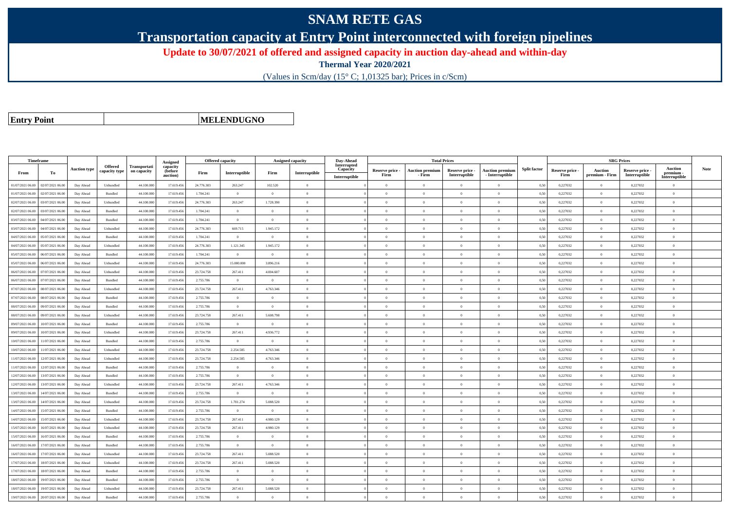# SNAM RETE GAS

## Transportation capacity at Entry Point interconnected with foreign pipelines

### Update to 30/07/2021 of offered and assigned capacity in auction day-ahead and within-day

**Thermal Year 2020/2021**

(Values in Scm/day (15° C; 1,01325 bar); Prices in c/Scm)

| **Entry Point** | | **MELENDUGNO** |
|---|---|---|

| Timeframe | | Auction type | Offered capacity type | Transportation capacity | Assigned capacity (before auction) | Offered capacity | | Assigned capacity | | Day-Ahead Interrupted Capacity | Total Prices | | | | Split factor | SRG Prices | | | | Note |
|---|---|---|---|---|---|---|---|---|---|---|---|---|---|---|---|---|---|---|---|---|
| From | To | | | | | Firm | Interruptible | Firm | Interruptible | Interruptible | Reserve price - Firm | Auction premium - Firm | Reserve price - Interruptible | Auction premium - Interruptible | | Reserve price - Firm | Auction premium - Firm | Reserve price - Interruptible | Auction premium - Interruptible | |
| 01/07/2021 06.00 | 02/07/2021 06.00 | Day Ahead | Unbundled | 44.100.000 | 17.619.456 | 24.776.303 | 263.247 | 102.520 | 0 | 0 | 0 | 0 | 0 | 0 | 0,50 | 0,227032 | 0 | 0,227032 | 0 | |
| 01/07/2021 06.00 | 02/07/2021 06.00 | Day Ahead | Bundled | 44.100.000 | 17.619.456 | 1.704.241 | 0 | 0 | 0 | 0 | 0 | 0 | 0 | 0 | 0,50 | 0,227032 | 0 | 0,227032 | 0 | |
| 02/07/2021 06.00 | 03/07/2021 06.00 | Day Ahead | Unbundled | 44.100.000 | 17.619.456 | 24.776.303 | 263.247 | 1.728.390 | 0 | 0 | 0 | 0 | 0 | 0 | 0,50 | 0,227032 | 0 | 0,227032 | 0 | |
| 02/07/2021 06.00 | 03/07/2021 06.00 | Day Ahead | Bundled | 44.100.000 | 17.619.456 | 1.704.241 | 0 | 0 | 0 | 0 | 0 | 0 | 0 | 0 | 0,50 | 0,227032 | 0 | 0,227032 | 0 | |
| 03/07/2021 06.00 | 04/07/2021 06.00 | Day Ahead | Bundled | 44.100.000 | 17.619.456 | 1.704.241 | 0 | 0 | 0 | 0 | 0 | 0 | 0 | 0 | 0,50 | 0,227032 | 0 | 0,227032 | 0 | |
| 03/07/2021 06.00 | 04/07/2021 06.00 | Day Ahead | Unbundled | 44.100.000 | 17.619.456 | 24.776.303 | 669.715 | 1.945.172 | 0 | 0 | 0 | 0 | 0 | 0 | 0,50 | 0,227032 | 0 | 0,227032 | 0 | |
| 04/07/2021 06.00 | 05/07/2021 06.00 | Day Ahead | Bundled | 44.100.000 | 17.619.456 | 1.704.241 | 0 | 0 | 0 | 0 | 0 | 0 | 0 | 0 | 0,50 | 0,227032 | 0 | 0,227032 | 0 | |
| 04/07/2021 06.00 | 05/07/2021 06.00 | Day Ahead | Unbundled | 44.100.000 | 17.619.456 | 24.776.303 | 1.121.345 | 1.945.172 | 0 | 0 | 0 | 0 | 0 | 0 | 0,50 | 0,227032 | 0 | 0,227032 | 0 | |
| 05/07/2021 06.00 | 06/07/2021 06.00 | Day Ahead | Bundled | 44.100.000 | 17.619.456 | 1.704.241 | 0 | 0 | 0 | 0 | 0 | 0 | 0 | 0 | 0,50 | 0,227032 | 0 | 0,227032 | 0 | |
| 05/07/2021 06.00 | 06/07/2021 06.00 | Day Ahead | Unbundled | 44.100.000 | 17.619.456 | 24.776.303 | 15.000.000 | 3.896.216 | 0 | 0 | 0 | 0 | 0 | 0 | 0,50 | 0,227032 | 0 | 0,227032 | 0 | |
| 06/07/2021 06.00 | 07/07/2021 06.00 | Day Ahead | Unbundled | 44.100.000 | 17.619.456 | 23.724.758 | 267.411 | 4.004.607 | 0 | 0 | 0 | 0 | 0 | 0 | 0,50 | 0,227032 | 0 | 0,227032 | 0 | |
| 06/07/2021 06.00 | 07/07/2021 06.00 | Day Ahead | Bundled | 44.100.000 | 17.619.456 | 2.755.786 | 0 | 0 | 0 | 0 | 0 | 0 | 0 | 0 | 0,50 | 0,227032 | 0 | 0,227032 | 0 | |
| 07/07/2021 06.00 | 08/07/2021 06.00 | Day Ahead | Unbundled | 44.100.000 | 17.619.456 | 23.724.758 | 267.411 | 4.763.346 | 0 | 0 | 0 | 0 | 0 | 0 | 0,50 | 0,227032 | 0 | 0,227032 | 0 | |
| 07/07/2021 06.00 | 08/07/2021 06.00 | Day Ahead | Bundled | 44.100.000 | 17.619.456 | 2.755.786 | 0 | 0 | 0 | 0 | 0 | 0 | 0 | 0 | 0,50 | 0,227032 | 0 | 0,227032 | 0 | |
| 08/07/2021 06.00 | 09/07/2021 06.00 | Day Ahead | Bundled | 44.100.000 | 17.619.456 | 2.755.786 | 0 | 0 | 0 | 0 | 0 | 0 | 0 | 0 | 0,50 | 0,227032 | 0 | 0,227032 | 0 | |
| 08/07/2021 06.00 | 09/07/2021 06.00 | Day Ahead | Unbundled | 44.100.000 | 17.619.456 | 23.724.758 | 267.411 | 5.608.798 | 0 | 0 | 0 | 0 | 0 | 0 | 0,50 | 0,227032 | 0 | 0,227032 | 0 | |
| 09/07/2021 06.00 | 10/07/2021 06.00 | Day Ahead | Bundled | 44.100.000 | 17.619.456 | 2.755.786 | 0 | 0 | 0 | 0 | 0 | 0 | 0 | 0 | 0,50 | 0,227032 | 0 | 0,227032 | 0 | |
| 09/07/2021 06.00 | 10/07/2021 06.00 | Day Ahead | Unbundled | 44.100.000 | 17.619.456 | 23.724.758 | 267.411 | 4.936.772 | 0 | 0 | 0 | 0 | 0 | 0 | 0,50 | 0,227032 | 0 | 0,227032 | 0 | |
| 10/07/2021 06.00 | 11/07/2021 06.00 | Day Ahead | Bundled | 44.100.000 | 17.619.456 | 2.755.786 | 0 | 0 | 0 | 0 | 0 | 0 | 0 | 0 | 0,50 | 0,227032 | 0 | 0,227032 | 0 | |
| 10/07/2021 06.00 | 11/07/2021 06.00 | Day Ahead | Unbundled | 44.100.000 | 17.619.456 | 23.724.758 | 2.254.585 | 4.763.346 | 0 | 0 | 0 | 0 | 0 | 0 | 0,50 | 0,227032 | 0 | 0,227032 | 0 | |
| 11/07/2021 06.00 | 12/07/2021 06.00 | Day Ahead | Unbundled | 44.100.000 | 17.619.456 | 23.724.758 | 2.254.585 | 4.763.346 | 0 | 0 | 0 | 0 | 0 | 0 | 0,50 | 0,227032 | 0 | 0,227032 | 0 | |
| 11/07/2021 06.00 | 12/07/2021 06.00 | Day Ahead | Bundled | 44.100.000 | 17.619.456 | 2.755.786 | 0 | 0 | 0 | 0 | 0 | 0 | 0 | 0 | 0,50 | 0,227032 | 0 | 0,227032 | 0 | |
| 12/07/2021 06.00 | 13/07/2021 06.00 | Day Ahead | Bundled | 44.100.000 | 17.619.456 | 2.755.786 | 0 | 0 | 0 | 0 | 0 | 0 | 0 | 0 | 0,50 | 0,227032 | 0 | 0,227032 | 0 | |
| 12/07/2021 06.00 | 13/07/2021 06.00 | Day Ahead | Unbundled | 44.100.000 | 17.619.456 | 23.724.758 | 267.411 | 4.763.346 | 0 | 0 | 0 | 0 | 0 | 0 | 0,50 | 0,227032 | 0 | 0,227032 | 0 | |
| 13/07/2021 06.00 | 14/07/2021 06.00 | Day Ahead | Bundled | 44.100.000 | 17.619.456 | 2.755.786 | 0 | 0 | 0 | 0 | 0 | 0 | 0 | 0 | 0,50 | 0,227032 | 0 | 0,227032 | 0 | |
| 13/07/2021 06.00 | 14/07/2021 06.00 | Day Ahead | Unbundled | 44.100.000 | 17.619.456 | 23.724.758 | 1.701.274 | 5.088.520 | 0 | 0 | 0 | 0 | 0 | 0 | 0,50 | 0,227032 | 0 | 0,227032 | 0 | |
| 14/07/2021 06.00 | 15/07/2021 06.00 | Day Ahead | Bundled | 44.100.000 | 17.619.456 | 2.755.786 | 0 | 0 | 0 | 0 | 0 | 0 | 0 | 0 | 0,50 | 0,227032 | 0 | 0,227032 | 0 | |
| 14/07/2021 06.00 | 15/07/2021 06.00 | Day Ahead | Unbundled | 44.100.000 | 17.619.456 | 23.724.758 | 267.411 | 4.980.129 | 0 | 0 | 0 | 0 | 0 | 0 | 0,50 | 0,227032 | 0 | 0,227032 | 0 | |
| 15/07/2021 06.00 | 16/07/2021 06.00 | Day Ahead | Unbundled | 44.100.000 | 17.619.456 | 23.724.758 | 267.411 | 4.980.129 | 0 | 0 | 0 | 0 | 0 | 0 | 0,50 | 0,227032 | 0 | 0,227032 | 0 | |
| 15/07/2021 06.00 | 16/07/2021 06.00 | Day Ahead | Bundled | 44.100.000 | 17.619.456 | 2.755.786 | 0 | 0 | 0 | 0 | 0 | 0 | 0 | 0 | 0,50 | 0,227032 | 0 | 0,227032 | 0 | |
| 16/07/2021 06.00 | 17/07/2021 06.00 | Day Ahead | Bundled | 44.100.000 | 17.619.456 | 2.755.786 | 0 | 0 | 0 | 0 | 0 | 0 | 0 | 0 | 0,50 | 0,227032 | 0 | 0,227032 | 0 | |
| 16/07/2021 06.00 | 17/07/2021 06.00 | Day Ahead | Unbundled | 44.100.000 | 17.619.456 | 23.724.758 | 267.411 | 5.088.520 | 0 | 0 | 0 | 0 | 0 | 0 | 0,50 | 0,227032 | 0 | 0,227032 | 0 | |
| 17/07/2021 06.00 | 18/07/2021 06.00 | Day Ahead | Unbundled | 44.100.000 | 17.619.456 | 23.724.758 | 267.411 | 5.088.520 | 0 | 0 | 0 | 0 | 0 | 0 | 0,50 | 0,227032 | 0 | 0,227032 | 0 | |
| 17/07/2021 06.00 | 18/07/2021 06.00 | Day Ahead | Bundled | 44.100.000 | 17.619.456 | 2.755.786 | 0 | 0 | 0 | 0 | 0 | 0 | 0 | 0 | 0,50 | 0,227032 | 0 | 0,227032 | 0 | |
| 18/07/2021 06.00 | 19/07/2021 06.00 | Day Ahead | Bundled | 44.100.000 | 17.619.456 | 2.755.786 | 0 | 0 | 0 | 0 | 0 | 0 | 0 | 0 | 0,50 | 0,227032 | 0 | 0,227032 | 0 | |
| 18/07/2021 06.00 | 19/07/2021 06.00 | Day Ahead | Unbundled | 44.100.000 | 17.619.456 | 23.724.758 | 267.411 | 5.088.520 | 0 | 0 | 0 | 0 | 0 | 0 | 0,50 | 0,227032 | 0 | 0,227032 | 0 | |
| 19/07/2021 06.00 | 20/07/2021 06.00 | Day Ahead | Bundled | 44.100.000 | 17.619.456 | 2.755.786 | 0 | 0 | 0 | 0 | 0 | 0 | 0 | 0 | 0,50 | 0,227032 | 0 | 0,227032 | 0 | |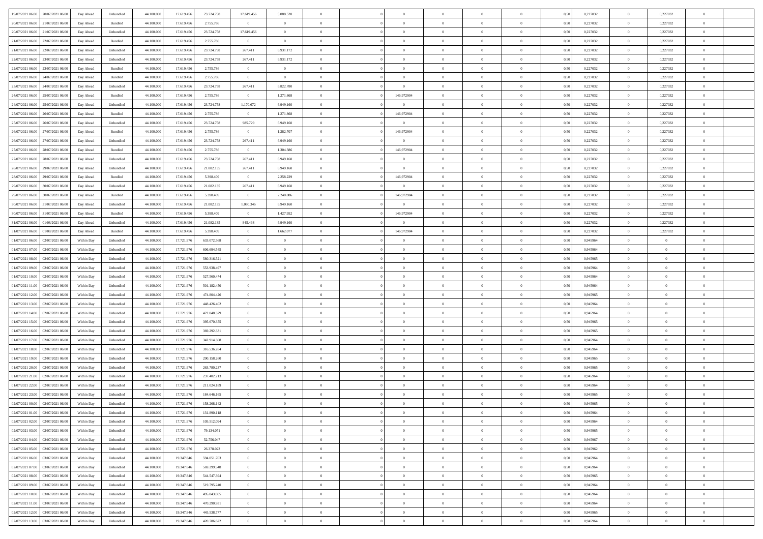| | | | | | | | | | | | | | | | | | | | | |
|---|---|---|---|---|---|---|---|---|---|---|---|---|---|---|---|---|---|---|---|---|
| 19/07/2021 06:00 | 20/07/2021 06:00 | Day Ahead | Unbundled | 44.100.000 | 17.619.456 | 23.724.758 | 17.619.456 | 5.088.520 | 0 | | 0 | 0 | 0 | 0 | 0,50 | 0,227032 | 0 | 0,227032 | 0 | |
| 20/07/2021 06:00 | 21/07/2021 06:00 | Day Ahead | Bundled | 44.100.000 | 17.619.456 | 2.755.786 | 0 | 0 | 0 | | 0 | 0 | 0 | 0 | 0,50 | 0,227032 | 0 | 0,227032 | 0 | |
| 20/07/2021 06:00 | 21/07/2021 06:00 | Day Ahead | Unbundled | 44.100.000 | 17.619.456 | 23.724.758 | 17.619.456 | 0 | 0 | | 0 | 0 | 0 | 0 | 0,50 | 0,227032 | 0 | 0,227032 | 0 | |
| 21/07/2021 06:00 | 22/07/2021 06:00 | Day Ahead | Bundled | 44.100.000 | 17.619.456 | 2.755.786 | 0 | 0 | 0 | | 0 | 0 | 0 | 0 | 0,50 | 0,227032 | 0 | 0,227032 | 0 | |
| 21/07/2021 06:00 | 22/07/2021 06:00 | Day Ahead | Unbundled | 44.100.000 | 17.619.456 | 23.724.758 | 267.411 | 6.931.172 | 0 | | 0 | 0 | 0 | 0 | 0,50 | 0,227032 | 0 | 0,227032 | 0 | |
| 22/07/2021 06:00 | 23/07/2021 06:00 | Day Ahead | Unbundled | 44.100.000 | 17.619.456 | 23.724.758 | 267.411 | 6.931.172 | 0 | | 0 | 0 | 0 | 0 | 0,50 | 0,227032 | 0 | 0,227032 | 0 | |
| 22/07/2021 06:00 | 23/07/2021 06:00 | Day Ahead | Bundled | 44.100.000 | 17.619.456 | 2.755.786 | 0 | 0 | 0 | | 0 | 0 | 0 | 0 | 0,50 | 0,227032 | 0 | 0,227032 | 0 | |
| 23/07/2021 06:00 | 24/07/2021 06:00 | Day Ahead | Bundled | 44.100.000 | 17.619.456 | 2.755.786 | 0 | 0 | 0 | | 0 | 0 | 0 | 0 | 0,50 | 0,227032 | 0 | 0,227032 | 0 | |
| 23/07/2021 06:00 | 24/07/2021 06:00 | Day Ahead | Unbundled | 44.100.000 | 17.619.456 | 23.724.758 | 267.411 | 6.822.780 | 0 | | 0 | 0 | 0 | 0 | 0,50 | 0,227032 | 0 | 0,227032 | 0 | |
| 24/07/2021 06:00 | 25/07/2021 06:00 | Day Ahead | Bundled | 44.100.000 | 17.619.456 | 2.755.786 | 0 | 1.271.868 | 0 | | 146,972904 | 0 | 0 | 0 | 0,50 | 0,227032 | 0 | 0,227032 | 0 | |
| 24/07/2021 06:00 | 25/07/2021 06:00 | Day Ahead | Unbundled | 44.100.000 | 17.619.456 | 23.724.758 | 1.170.672 | 6.949.160 | 0 | | 0 | 0 | 0 | 0 | 0,50 | 0,227032 | 0 | 0,227032 | 0 | |
| 25/07/2021 06:00 | 26/07/2021 06:00 | Day Ahead | Bundled | 44.100.000 | 17.619.456 | 2.755.786 | 0 | 1.271.868 | 0 | | 146,972904 | 0 | 0 | 0 | 0,50 | 0,227032 | 0 | 0,227032 | 0 | |
| 25/07/2021 06:00 | 26/07/2021 06:00 | Day Ahead | Unbundled | 44.100.000 | 17.619.456 | 23.724.758 | 985.729 | 6.949.160 | 0 | | 0 | 0 | 0 | 0 | 0,50 | 0,227032 | 0 | 0,227032 | 0 | |
| 26/07/2021 06:00 | 27/07/2021 06:00 | Day Ahead | Bundled | 44.100.000 | 17.619.456 | 2.755.786 | 0 | 1.282.707 | 0 | | 146,972904 | 0 | 0 | 0 | 0,50 | 0,227032 | 0 | 0,227032 | 0 | |
| 26/07/2021 06:00 | 27/07/2021 06:00 | Day Ahead | Unbundled | 44.100.000 | 17.619.456 | 23.724.758 | 267.411 | 6.949.160 | 0 | | 0 | 0 | 0 | 0 | 0,50 | 0,227032 | 0 | 0,227032 | 0 | |
| 27/07/2021 06:00 | 28/07/2021 06:00 | Day Ahead | Bundled | 44.100.000 | 17.619.456 | 2.755.786 | 0 | 1.304.386 | 0 | | 146,972904 | 0 | 0 | 0 | 0,50 | 0,227032 | 0 | 0,227032 | 0 | |
| 27/07/2021 06:00 | 28/07/2021 06:00 | Day Ahead | Unbundled | 44.100.000 | 17.619.456 | 23.724.758 | 267.411 | 6.949.160 | 0 | | 0 | 0 | 0 | 0 | 0,50 | 0,227032 | 0 | 0,227032 | 0 | |
| 28/07/2021 06:00 | 29/07/2021 06:00 | Day Ahead | Unbundled | 44.100.000 | 17.619.456 | 21.082.135 | 267.411 | 6.949.160 | 0 | | 0 | 0 | 0 | 0 | 0,50 | 0,227032 | 0 | 0,227032 | 0 | |
| 28/07/2021 06:00 | 29/07/2021 06:00 | Day Ahead | Bundled | 44.100.000 | 17.619.456 | 5.398.409 | 0 | 2.258.229 | 0 | | 146,972904 | 0 | 0 | 0 | 0,50 | 0,227032 | 0 | 0,227032 | 0 | |
| 29/07/2021 06:00 | 30/07/2021 06:00 | Day Ahead | Unbundled | 44.100.000 | 17.619.456 | 21.082.135 | 267.411 | 6.949.160 | 0 | | 0 | 0 | 0 | 0 | 0,50 | 0,227032 | 0 | 0,227032 | 0 | |
| 29/07/2021 06:00 | 30/07/2021 06:00 | Day Ahead | Bundled | 44.100.000 | 17.619.456 | 5.398.409 | 0 | 2.240.886 | 0 | | 146,972904 | 0 | 0 | 0 | 0,50 | 0,227032 | 0 | 0,227032 | 0 | |
| 30/07/2021 06:00 | 31/07/2021 06:00 | Day Ahead | Unbundled | 44.100.000 | 17.619.456 | 21.082.135 | 1.080.346 | 6.949.160 | 0 | | 0 | 0 | 0 | 0 | 0,50 | 0,227032 | 0 | 0,227032 | 0 | |
| 30/07/2021 06:00 | 31/07/2021 06:00 | Day Ahead | Bundled | 44.100.000 | 17.619.456 | 5.398.409 | 0 | 1.427.952 | 0 | | 146,972904 | 0 | 0 | 0 | 0,50 | 0,227032 | 0 | 0,227032 | 0 | |
| 31/07/2021 06:00 | 01/08/2021 06:00 | Day Ahead | Unbundled | 44.100.000 | 17.619.456 | 21.082.135 | 845.498 | 6.949.160 | 0 | | 0 | 0 | 0 | 0 | 0,50 | 0,227032 | 0 | 0,227032 | 0 | |
| 31/07/2021 06:00 | 01/08/2021 06:00 | Day Ahead | Bundled | 44.100.000 | 17.619.456 | 5.398.409 | 0 | 1.662.077 | 0 | | 146,972904 | 0 | 0 | 0 | 0,50 | 0,227032 | 0 | 0,227032 | 0 | |
| 01/07/2021 06:00 | 02/07/2021 06:00 | Within Day | Unbundled | 44.100.000 | 17.721.976 | 633.072.568 | 0 | 0 | 0 | | 0 | 0 | 0 | 0 | 0,50 | 0,945964 | 0 | 0 | 0 | |
| 01/07/2021 07:00 | 02/07/2021 06:00 | Within Day | Unbundled | 44.100.000 | 17.721.976 | 606.694.545 | 0 | 0 | 0 | | 0 | 0 | 0 | 0 | 0,50 | 0,945964 | 0 | 0 | 0 | |
| 01/07/2021 08:00 | 02/07/2021 06:00 | Within Day | Unbundled | 44.100.000 | 17.721.976 | 580.316.521 | 0 | 0 | 0 | | 0 | 0 | 0 | 0 | 0,50 | 0,945965 | 0 | 0 | 0 | |
| 01/07/2021 09:00 | 02/07/2021 06:00 | Within Day | Unbundled | 44.100.000 | 17.721.976 | 553.938.497 | 0 | 0 | 0 | | 0 | 0 | 0 | 0 | 0,50 | 0,945964 | 0 | 0 | 0 | |
| 01/07/2021 10:00 | 02/07/2021 06:00 | Within Day | Unbundled | 44.100.000 | 17.721.976 | 527.560.474 | 0 | 0 | 0 | | 0 | 0 | 0 | 0 | 0,50 | 0,945964 | 0 | 0 | 0 | |
| 01/07/2021 11:00 | 02/07/2021 06:00 | Within Day | Unbundled | 44.100.000 | 17.721.976 | 501.182.450 | 0 | 0 | 0 | | 0 | 0 | 0 | 0 | 0,50 | 0,945964 | 0 | 0 | 0 | |
| 01/07/2021 12:00 | 02/07/2021 06:00 | Within Day | Unbundled | 44.100.000 | 17.721.976 | 474.804.426 | 0 | 0 | 0 | | 0 | 0 | 0 | 0 | 0,50 | 0,945965 | 0 | 0 | 0 | |
| 01/07/2021 13:00 | 02/07/2021 06:00 | Within Day | Unbundled | 44.100.000 | 17.721.976 | 448.426.402 | 0 | 0 | 0 | | 0 | 0 | 0 | 0 | 0,50 | 0,945964 | 0 | 0 | 0 | |
| 01/07/2021 14:00 | 02/07/2021 06:00 | Within Day | Unbundled | 44.100.000 | 17.721.976 | 422.048.379 | 0 | 0 | 0 | | 0 | 0 | 0 | 0 | 0,50 | 0,945964 | 0 | 0 | 0 | |
| 01/07/2021 15:00 | 02/07/2021 06:00 | Within Day | Unbundled | 44.100.000 | 17.721.976 | 395.670.355 | 0 | 0 | 0 | | 0 | 0 | 0 | 0 | 0,50 | 0,945965 | 0 | 0 | 0 | |
| 01/07/2021 16:00 | 02/07/2021 06:00 | Within Day | Unbundled | 44.100.000 | 17.721.976 | 369.292.331 | 0 | 0 | 0 | | 0 | 0 | 0 | 0 | 0,50 | 0,945965 | 0 | 0 | 0 | |
| 01/07/2021 17:00 | 02/07/2021 06:00 | Within Day | Unbundled | 44.100.000 | 17.721.976 | 342.914.308 | 0 | 0 | 0 | | 0 | 0 | 0 | 0 | 0,50 | 0,945964 | 0 | 0 | 0 | |
| 01/07/2021 18:00 | 02/07/2021 06:00 | Within Day | Unbundled | 44.100.000 | 17.721.976 | 316.536.284 | 0 | 0 | 0 | | 0 | 0 | 0 | 0 | 0,50 | 0,945964 | 0 | 0 | 0 | |
| 01/07/2021 19:00 | 02/07/2021 06:00 | Within Day | Unbundled | 44.100.000 | 17.721.976 | 290.158.260 | 0 | 0 | 0 | | 0 | 0 | 0 | 0 | 0,50 | 0,945965 | 0 | 0 | 0 | |
| 01/07/2021 20:00 | 02/07/2021 06:00 | Within Day | Unbundled | 44.100.000 | 17.721.976 | 263.780.237 | 0 | 0 | 0 | | 0 | 0 | 0 | 0 | 0,50 | 0,945965 | 0 | 0 | 0 | |
| 01/07/2021 21:00 | 02/07/2021 06:00 | Within Day | Unbundled | 44.100.000 | 17.721.976 | 237.402.213 | 0 | 0 | 0 | | 0 | 0 | 0 | 0 | 0,50 | 0,945964 | 0 | 0 | 0 | |
| 01/07/2021 22:00 | 02/07/2021 06:00 | Within Day | Unbundled | 44.100.000 | 17.721.976 | 211.024.189 | 0 | 0 | 0 | | 0 | 0 | 0 | 0 | 0,50 | 0,945964 | 0 | 0 | 0 | |
| 01/07/2021 23:00 | 02/07/2021 06:00 | Within Day | Unbundled | 44.100.000 | 17.721.976 | 184.646.165 | 0 | 0 | 0 | | 0 | 0 | 0 | 0 | 0,50 | 0,945965 | 0 | 0 | 0 | |
| 02/07/2021 00:00 | 02/07/2021 06:00 | Within Day | Unbundled | 44.100.000 | 17.721.976 | 158.268.142 | 0 | 0 | 0 | | 0 | 0 | 0 | 0 | 0,50 | 0,945965 | 0 | 0 | 0 | |
| 02/07/2021 01:00 | 02/07/2021 06:00 | Within Day | Unbundled | 44.100.000 | 17.721.976 | 131.890.118 | 0 | 0 | 0 | | 0 | 0 | 0 | 0 | 0,50 | 0,945964 | 0 | 0 | 0 | |
| 02/07/2021 02:00 | 02/07/2021 06:00 | Within Day | Unbundled | 44.100.000 | 17.721.976 | 105.512.094 | 0 | 0 | 0 | | 0 | 0 | 0 | 0 | 0,50 | 0,945964 | 0 | 0 | 0 | |
| 02/07/2021 03:00 | 02/07/2021 06:00 | Within Day | Unbundled | 44.100.000 | 17.721.976 | 79.134.071 | 0 | 0 | 0 | | 0 | 0 | 0 | 0 | 0,50 | 0,945965 | 0 | 0 | 0 | |
| 02/07/2021 04:00 | 02/07/2021 06:00 | Within Day | Unbundled | 44.100.000 | 17.721.976 | 52.756.047 | 0 | 0 | 0 | | 0 | 0 | 0 | 0 | 0,50 | 0,945967 | 0 | 0 | 0 | |
| 02/07/2021 05:00 | 02/07/2021 06:00 | Within Day | Unbundled | 44.100.000 | 17.721.976 | 26.378.023 | 0 | 0 | 0 | | 0 | 0 | 0 | 0 | 0,50 | 0,945962 | 0 | 0 | 0 | |
| 02/07/2021 06:00 | 03/07/2021 06:00 | Within Day | Unbundled | 44.100.000 | 19.347.846 | 594.051.703 | 0 | 0 | 0 | | 0 | 0 | 0 | 0 | 0,50 | 0,945964 | 0 | 0 | 0 | |
| 02/07/2021 07:00 | 03/07/2021 06:00 | Within Day | Unbundled | 44.100.000 | 19.347.846 | 569.299.548 | 0 | 0 | 0 | | 0 | 0 | 0 | 0 | 0,50 | 0,945964 | 0 | 0 | 0 | |
| 02/07/2021 08:00 | 03/07/2021 06:00 | Within Day | Unbundled | 44.100.000 | 19.347.846 | 544.547.394 | 0 | 0 | 0 | | 0 | 0 | 0 | 0 | 0,50 | 0,945965 | 0 | 0 | 0 | |
| 02/07/2021 09:00 | 03/07/2021 06:00 | Within Day | Unbundled | 44.100.000 | 19.347.846 | 519.795.240 | 0 | 0 | 0 | | 0 | 0 | 0 | 0 | 0,50 | 0,945964 | 0 | 0 | 0 | |
| 02/07/2021 10:00 | 03/07/2021 06:00 | Within Day | Unbundled | 44.100.000 | 19.347.846 | 495.043.085 | 0 | 0 | 0 | | 0 | 0 | 0 | 0 | 0,50 | 0,945964 | 0 | 0 | 0 | |
| 02/07/2021 11:00 | 03/07/2021 06:00 | Within Day | Unbundled | 44.100.000 | 19.347.846 | 470.290.931 | 0 | 0 | 0 | | 0 | 0 | 0 | 0 | 0,50 | 0,945964 | 0 | 0 | 0 | |
| 02/07/2021 12:00 | 03/07/2021 06:00 | Within Day | Unbundled | 44.100.000 | 19.347.846 | 445.538.777 | 0 | 0 | 0 | | 0 | 0 | 0 | 0 | 0,50 | 0,945965 | 0 | 0 | 0 | |
| 02/07/2021 13:00 | 03/07/2021 06:00 | Within Day | Unbundled | 44.100.000 | 19.347.846 | 420.786.622 | 0 | 0 | 0 | | 0 | 0 | 0 | 0 | 0,50 | 0,945964 | 0 | 0 | 0 | |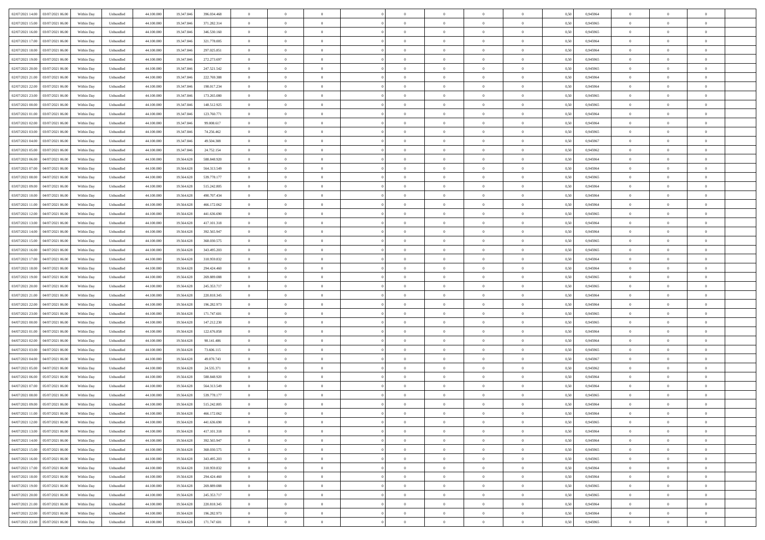| | | | | | | | | | | | | | | | | | | | | | |
|---|---|---|---|---|---|---|---|---|---|---|---|---|---|---|---|---|---|---|---|---|---|
| 02/07/2021 14:00 | 03/07/2021 06:00 | Within Day | Unbundled | 44.100.000 | 19.347.846 | 396.034.468 | 0 | 0 | 0 | | 0 | 0 | 0 | 0 | 0,50 | 0,945964 | 0 | 0 | 0 | |
| 02/07/2021 15:00 | 03/07/2021 06:00 | Within Day | Unbundled | 44.100.000 | 19.347.846 | 371.282.314 | 0 | 0 | 0 | | 0 | 0 | 0 | 0 | 0,50 | 0,945965 | 0 | 0 | 0 | |
| 02/07/2021 16:00 | 03/07/2021 06:00 | Within Day | Unbundled | 44.100.000 | 19.347.846 | 346.530.160 | 0 | 0 | 0 | | 0 | 0 | 0 | 0 | 0,50 | 0,945965 | 0 | 0 | 0 | |
| 02/07/2021 17:00 | 03/07/2021 06:00 | Within Day | Unbundled | 44.100.000 | 19.347.846 | 321.778.005 | 0 | 0 | 0 | | 0 | 0 | 0 | 0 | 0,50 | 0,945964 | 0 | 0 | 0 | |
| 02/07/2021 18:00 | 03/07/2021 06:00 | Within Day | Unbundled | 44.100.000 | 19.347.846 | 297.025.851 | 0 | 0 | 0 | | 0 | 0 | 0 | 0 | 0,50 | 0,945964 | 0 | 0 | 0 | |
| 02/07/2021 19:00 | 03/07/2021 06:00 | Within Day | Unbundled | 44.100.000 | 19.347.846 | 272.273.697 | 0 | 0 | 0 | | 0 | 0 | 0 | 0 | 0,50 | 0,945965 | 0 | 0 | 0 | |
| 02/07/2021 20:00 | 03/07/2021 06:00 | Within Day | Unbundled | 44.100.000 | 19.347.846 | 247.521.542 | 0 | 0 | 0 | | 0 | 0 | 0 | 0 | 0,50 | 0,945965 | 0 | 0 | 0 | |
| 02/07/2021 21:00 | 03/07/2021 06:00 | Within Day | Unbundled | 44.100.000 | 19.347.846 | 222.769.388 | 0 | 0 | 0 | | 0 | 0 | 0 | 0 | 0,50 | 0,945964 | 0 | 0 | 0 | |
| 02/07/2021 22:00 | 03/07/2021 06:00 | Within Day | Unbundled | 44.100.000 | 19.347.846 | 198.017.234 | 0 | 0 | 0 | | 0 | 0 | 0 | 0 | 0,50 | 0,945964 | 0 | 0 | 0 | |
| 02/07/2021 23:00 | 03/07/2021 06:00 | Within Day | Unbundled | 44.100.000 | 19.347.846 | 173.265.080 | 0 | 0 | 0 | | 0 | 0 | 0 | 0 | 0,50 | 0,945965 | 0 | 0 | 0 | |
| 03/07/2021 00:00 | 03/07/2021 06:00 | Within Day | Unbundled | 44.100.000 | 19.347.846 | 148.512.925 | 0 | 0 | 0 | | 0 | 0 | 0 | 0 | 0,50 | 0,945965 | 0 | 0 | 0 | |
| 03/07/2021 01:00 | 03/07/2021 06:00 | Within Day | Unbundled | 44.100.000 | 19.347.846 | 123.760.771 | 0 | 0 | 0 | | 0 | 0 | 0 | 0 | 0,50 | 0,945964 | 0 | 0 | 0 | |
| 03/07/2021 02:00 | 03/07/2021 06:00 | Within Day | Unbundled | 44.100.000 | 19.347.846 | 99.008.617 | 0 | 0 | 0 | | 0 | 0 | 0 | 0 | 0,50 | 0,945964 | 0 | 0 | 0 | |
| 03/07/2021 03:00 | 03/07/2021 06:00 | Within Day | Unbundled | 44.100.000 | 19.347.846 | 74.256.462 | 0 | 0 | 0 | | 0 | 0 | 0 | 0 | 0,50 | 0,945965 | 0 | 0 | 0 | |
| 03/07/2021 04:00 | 03/07/2021 06:00 | Within Day | Unbundled | 44.100.000 | 19.347.846 | 49.504.308 | 0 | 0 | 0 | | 0 | 0 | 0 | 0 | 0,50 | 0,945967 | 0 | 0 | 0 | |
| 03/07/2021 05:00 | 03/07/2021 06:00 | Within Day | Unbundled | 44.100.000 | 19.347.846 | 24.752.154 | 0 | 0 | 0 | | 0 | 0 | 0 | 0 | 0,50 | 0,945962 | 0 | 0 | 0 | |
| 03/07/2021 06:00 | 04/07/2021 06:00 | Within Day | Unbundled | 44.100.000 | 19.564.628 | 588.848.920 | 0 | 0 | 0 | | 0 | 0 | 0 | 0 | 0,50 | 0,945964 | 0 | 0 | 0 | |
| 03/07/2021 07:00 | 04/07/2021 06:00 | Within Day | Unbundled | 44.100.000 | 19.564.628 | 564.313.549 | 0 | 0 | 0 | | 0 | 0 | 0 | 0 | 0,50 | 0,945964 | 0 | 0 | 0 | |
| 03/07/2021 08:00 | 04/07/2021 06:00 | Within Day | Unbundled | 44.100.000 | 19.564.628 | 539.778.177 | 0 | 0 | 0 | | 0 | 0 | 0 | 0 | 0,50 | 0,945965 | 0 | 0 | 0 | |
| 03/07/2021 09:00 | 04/07/2021 06:00 | Within Day | Unbundled | 44.100.000 | 19.564.628 | 515.242.805 | 0 | 0 | 0 | | 0 | 0 | 0 | 0 | 0,50 | 0,945964 | 0 | 0 | 0 | |
| 03/07/2021 10:00 | 04/07/2021 06:00 | Within Day | Unbundled | 44.100.000 | 19.564.628 | 490.707.434 | 0 | 0 | 0 | | 0 | 0 | 0 | 0 | 0,50 | 0,945964 | 0 | 0 | 0 | |
| 03/07/2021 11:00 | 04/07/2021 06:00 | Within Day | Unbundled | 44.100.000 | 19.564.628 | 466.172.062 | 0 | 0 | 0 | | 0 | 0 | 0 | 0 | 0,50 | 0,945964 | 0 | 0 | 0 | |
| 03/07/2021 12:00 | 04/07/2021 06:00 | Within Day | Unbundled | 44.100.000 | 19.564.628 | 441.636.690 | 0 | 0 | 0 | | 0 | 0 | 0 | 0 | 0,50 | 0,945965 | 0 | 0 | 0 | |
| 03/07/2021 13:00 | 04/07/2021 06:00 | Within Day | Unbundled | 44.100.000 | 19.564.628 | 417.101.318 | 0 | 0 | 0 | | 0 | 0 | 0 | 0 | 0,50 | 0,945964 | 0 | 0 | 0 | |
| 03/07/2021 14:00 | 04/07/2021 06:00 | Within Day | Unbundled | 44.100.000 | 19.564.628 | 392.565.947 | 0 | 0 | 0 | | 0 | 0 | 0 | 0 | 0,50 | 0,945964 | 0 | 0 | 0 | |
| 03/07/2021 15:00 | 04/07/2021 06:00 | Within Day | Unbundled | 44.100.000 | 19.564.628 | 368.030.575 | 0 | 0 | 0 | | 0 | 0 | 0 | 0 | 0,50 | 0,945965 | 0 | 0 | 0 | |
| 03/07/2021 16:00 | 04/07/2021 06:00 | Within Day | Unbundled | 44.100.000 | 19.564.628 | 343.495.203 | 0 | 0 | 0 | | 0 | 0 | 0 | 0 | 0,50 | 0,945965 | 0 | 0 | 0 | |
| 03/07/2021 17:00 | 04/07/2021 06:00 | Within Day | Unbundled | 44.100.000 | 19.564.628 | 318.959.832 | 0 | 0 | 0 | | 0 | 0 | 0 | 0 | 0,50 | 0,945964 | 0 | 0 | 0 | |
| 03/07/2021 18:00 | 04/07/2021 06:00 | Within Day | Unbundled | 44.100.000 | 19.564.628 | 294.424.460 | 0 | 0 | 0 | | 0 | 0 | 0 | 0 | 0,50 | 0,945964 | 0 | 0 | 0 | |
| 03/07/2021 19:00 | 04/07/2021 06:00 | Within Day | Unbundled | 44.100.000 | 19.564.628 | 269.889.088 | 0 | 0 | 0 | | 0 | 0 | 0 | 0 | 0,50 | 0,945965 | 0 | 0 | 0 | |
| 03/07/2021 20:00 | 04/07/2021 06:00 | Within Day | Unbundled | 44.100.000 | 19.564.628 | 245.353.717 | 0 | 0 | 0 | | 0 | 0 | 0 | 0 | 0,50 | 0,945965 | 0 | 0 | 0 | |
| 03/07/2021 21:00 | 04/07/2021 06:00 | Within Day | Unbundled | 44.100.000 | 19.564.628 | 220.818.345 | 0 | 0 | 0 | | 0 | 0 | 0 | 0 | 0,50 | 0,945964 | 0 | 0 | 0 | |
| 03/07/2021 22:00 | 04/07/2021 06:00 | Within Day | Unbundled | 44.100.000 | 19.564.628 | 196.282.973 | 0 | 0 | 0 | | 0 | 0 | 0 | 0 | 0,50 | 0,945964 | 0 | 0 | 0 | |
| 03/07/2021 23:00 | 04/07/2021 06:00 | Within Day | Unbundled | 44.100.000 | 19.564.628 | 171.747.601 | 0 | 0 | 0 | | 0 | 0 | 0 | 0 | 0,50 | 0,945965 | 0 | 0 | 0 | |
| 04/07/2021 00:00 | 04/07/2021 06:00 | Within Day | Unbundled | 44.100.000 | 19.564.628 | 147.212.230 | 0 | 0 | 0 | | 0 | 0 | 0 | 0 | 0,50 | 0,945965 | 0 | 0 | 0 | |
| 04/07/2021 01:00 | 04/07/2021 06:00 | Within Day | Unbundled | 44.100.000 | 19.564.628 | 122.676.858 | 0 | 0 | 0 | | 0 | 0 | 0 | 0 | 0,50 | 0,945964 | 0 | 0 | 0 | |
| 04/07/2021 02:00 | 04/07/2021 06:00 | Within Day | Unbundled | 44.100.000 | 19.564.628 | 98.141.486 | 0 | 0 | 0 | | 0 | 0 | 0 | 0 | 0,50 | 0,945964 | 0 | 0 | 0 | |
| 04/07/2021 03:00 | 04/07/2021 06:00 | Within Day | Unbundled | 44.100.000 | 19.564.628 | 73.606.115 | 0 | 0 | 0 | | 0 | 0 | 0 | 0 | 0,50 | 0,945965 | 0 | 0 | 0 | |
| 04/07/2021 04:00 | 04/07/2021 06:00 | Within Day | Unbundled | 44.100.000 | 19.564.628 | 49.070.743 | 0 | 0 | 0 | | 0 | 0 | 0 | 0 | 0,50 | 0,945967 | 0 | 0 | 0 | |
| 04/07/2021 05:00 | 04/07/2021 06:00 | Within Day | Unbundled | 44.100.000 | 19.564.628 | 24.535.371 | 0 | 0 | 0 | | 0 | 0 | 0 | 0 | 0,50 | 0,945962 | 0 | 0 | 0 | |
| 04/07/2021 06:00 | 05/07/2021 06:00 | Within Day | Unbundled | 44.100.000 | 19.564.628 | 588.848.920 | 0 | 0 | 0 | | 0 | 0 | 0 | 0 | 0,50 | 0,945964 | 0 | 0 | 0 | |
| 04/07/2021 07:00 | 05/07/2021 06:00 | Within Day | Unbundled | 44.100.000 | 19.564.628 | 564.313.549 | 0 | 0 | 0 | | 0 | 0 | 0 | 0 | 0,50 | 0,945964 | 0 | 0 | 0 | |
| 04/07/2021 08:00 | 05/07/2021 06:00 | Within Day | Unbundled | 44.100.000 | 19.564.628 | 539.778.177 | 0 | 0 | 0 | | 0 | 0 | 0 | 0 | 0,50 | 0,945965 | 0 | 0 | 0 | |
| 04/07/2021 09:00 | 05/07/2021 06:00 | Within Day | Unbundled | 44.100.000 | 19.564.628 | 515.242.805 | 0 | 0 | 0 | | 0 | 0 | 0 | 0 | 0,50 | 0,945964 | 0 | 0 | 0 | |
| 04/07/2021 11:00 | 05/07/2021 06:00 | Within Day | Unbundled | 44.100.000 | 19.564.628 | 466.172.062 | 0 | 0 | 0 | | 0 | 0 | 0 | 0 | 0,50 | 0,945964 | 0 | 0 | 0 | |
| 04/07/2021 12:00 | 05/07/2021 06:00 | Within Day | Unbundled | 44.100.000 | 19.564.628 | 441.636.690 | 0 | 0 | 0 | | 0 | 0 | 0 | 0 | 0,50 | 0,945965 | 0 | 0 | 0 | |
| 04/07/2021 13:00 | 05/07/2021 06:00 | Within Day | Unbundled | 44.100.000 | 19.564.628 | 417.101.318 | 0 | 0 | 0 | | 0 | 0 | 0 | 0 | 0,50 | 0,945964 | 0 | 0 | 0 | |
| 04/07/2021 14:00 | 05/07/2021 06:00 | Within Day | Unbundled | 44.100.000 | 19.564.628 | 392.565.947 | 0 | 0 | 0 | | 0 | 0 | 0 | 0 | 0,50 | 0,945964 | 0 | 0 | 0 | |
| 04/07/2021 15:00 | 05/07/2021 06:00 | Within Day | Unbundled | 44.100.000 | 19.564.628 | 368.030.575 | 0 | 0 | 0 | | 0 | 0 | 0 | 0 | 0,50 | 0,945965 | 0 | 0 | 0 | |
| 04/07/2021 16:00 | 05/07/2021 06:00 | Within Day | Unbundled | 44.100.000 | 19.564.628 | 343.495.203 | 0 | 0 | 0 | | 0 | 0 | 0 | 0 | 0,50 | 0,945965 | 0 | 0 | 0 | |
| 04/07/2021 17:00 | 05/07/2021 06:00 | Within Day | Unbundled | 44.100.000 | 19.564.628 | 318.959.832 | 0 | 0 | 0 | | 0 | 0 | 0 | 0 | 0,50 | 0,945964 | 0 | 0 | 0 | |
| 04/07/2021 18:00 | 05/07/2021 06:00 | Within Day | Unbundled | 44.100.000 | 19.564.628 | 294.424.460 | 0 | 0 | 0 | | 0 | 0 | 0 | 0 | 0,50 | 0,945964 | 0 | 0 | 0 | |
| 04/07/2021 19:00 | 05/07/2021 06:00 | Within Day | Unbundled | 44.100.000 | 19.564.628 | 269.889.088 | 0 | 0 | 0 | | 0 | 0 | 0 | 0 | 0,50 | 0,945965 | 0 | 0 | 0 | |
| 04/07/2021 20:00 | 05/07/2021 06:00 | Within Day | Unbundled | 44.100.000 | 19.564.628 | 245.353.717 | 0 | 0 | 0 | | 0 | 0 | 0 | 0 | 0,50 | 0,945965 | 0 | 0 | 0 | |
| 04/07/2021 21:00 | 05/07/2021 06:00 | Within Day | Unbundled | 44.100.000 | 19.564.628 | 220.818.345 | 0 | 0 | 0 | | 0 | 0 | 0 | 0 | 0,50 | 0,945964 | 0 | 0 | 0 | |
| 04/07/2021 22:00 | 05/07/2021 06:00 | Within Day | Unbundled | 44.100.000 | 19.564.628 | 196.282.973 | 0 | 0 | 0 | | 0 | 0 | 0 | 0 | 0,50 | 0,945964 | 0 | 0 | 0 | |
| 04/07/2021 23:00 | 05/07/2021 06:00 | Within Day | Unbundled | 44.100.000 | 19.564.628 | 171.747.601 | 0 | 0 | 0 | | 0 | 0 | 0 | 0 | 0,50 | 0,945965 | 0 | 0 | 0 | |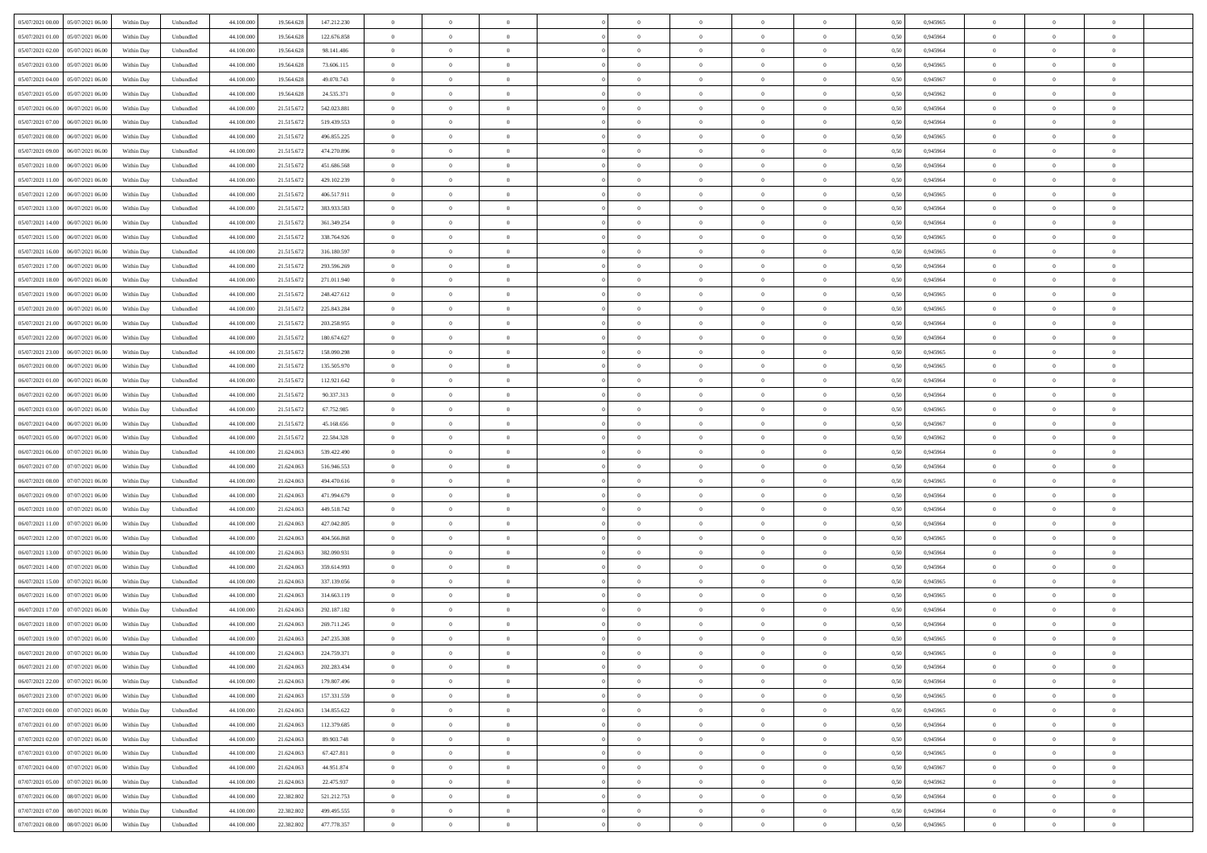| | | | | | | | | | | | | | | | | | | | | | |
|---|---|---|---|---|---|---|---|---|---|---|---|---|---|---|---|---|---|---|---|---|---|
| 05/07/2021 00.00 | 05/07/2021 06.00 | Within Day | Unbundled | 44.100.000 | 19.564.628 | 147.212.230 | 0 | 0 | 0 | | 0 | 0 | 0 | 0 | 0 | 0,50 | 0,945965 | 0 | 0 | 0 | |
| 05/07/2021 01.00 | 05/07/2021 06.00 | Within Day | Unbundled | 44.100.000 | 19.564.628 | 122.676.858 | 0 | 0 | 0 | | 0 | 0 | 0 | 0 | 0 | 0,50 | 0,945964 | 0 | 0 | 0 | |
| 05/07/2021 02.00 | 05/07/2021 06.00 | Within Day | Unbundled | 44.100.000 | 19.564.628 | 98.141.486 | 0 | 0 | 0 | | 0 | 0 | 0 | 0 | 0 | 0,50 | 0,945964 | 0 | 0 | 0 | |
| 05/07/2021 03.00 | 05/07/2021 06.00 | Within Day | Unbundled | 44.100.000 | 19.564.628 | 73.606.115 | 0 | 0 | 0 | | 0 | 0 | 0 | 0 | 0 | 0,50 | 0,945965 | 0 | 0 | 0 | |
| 05/07/2021 04.00 | 05/07/2021 06.00 | Within Day | Unbundled | 44.100.000 | 19.564.628 | 49.070.743 | 0 | 0 | 0 | | 0 | 0 | 0 | 0 | 0 | 0,50 | 0,945967 | 0 | 0 | 0 | |
| 05/07/2021 05.00 | 05/07/2021 06.00 | Within Day | Unbundled | 44.100.000 | 19.564.628 | 24.535.371 | 0 | 0 | 0 | | 0 | 0 | 0 | 0 | 0 | 0,50 | 0,945962 | 0 | 0 | 0 | |
| 05/07/2021 06.00 | 06/07/2021 06.00 | Within Day | Unbundled | 44.100.000 | 21.515.672 | 542.023.881 | 0 | 0 | 0 | | 0 | 0 | 0 | 0 | 0 | 0,50 | 0,945964 | 0 | 0 | 0 | |
| 05/07/2021 07.00 | 06/07/2021 06.00 | Within Day | Unbundled | 44.100.000 | 21.515.672 | 519.439.553 | 0 | 0 | 0 | | 0 | 0 | 0 | 0 | 0 | 0,50 | 0,945964 | 0 | 0 | 0 | |
| 05/07/2021 08.00 | 06/07/2021 06.00 | Within Day | Unbundled | 44.100.000 | 21.515.672 | 496.855.225 | 0 | 0 | 0 | | 0 | 0 | 0 | 0 | 0 | 0,50 | 0,945965 | 0 | 0 | 0 | |
| 05/07/2021 09.00 | 06/07/2021 06.00 | Within Day | Unbundled | 44.100.000 | 21.515.672 | 474.270.896 | 0 | 0 | 0 | | 0 | 0 | 0 | 0 | 0 | 0,50 | 0,945964 | 0 | 0 | 0 | |
| 05/07/2021 10.00 | 06/07/2021 06.00 | Within Day | Unbundled | 44.100.000 | 21.515.672 | 451.686.568 | 0 | 0 | 0 | | 0 | 0 | 0 | 0 | 0 | 0,50 | 0,945964 | 0 | 0 | 0 | |
| 05/07/2021 11.00 | 06/07/2021 06.00 | Within Day | Unbundled | 44.100.000 | 21.515.672 | 429.102.239 | 0 | 0 | 0 | | 0 | 0 | 0 | 0 | 0 | 0,50 | 0,945964 | 0 | 0 | 0 | |
| 05/07/2021 12.00 | 06/07/2021 06.00 | Within Day | Unbundled | 44.100.000 | 21.515.672 | 406.517.911 | 0 | 0 | 0 | | 0 | 0 | 0 | 0 | 0 | 0,50 | 0,945965 | 0 | 0 | 0 | |
| 05/07/2021 13.00 | 06/07/2021 06.00 | Within Day | Unbundled | 44.100.000 | 21.515.672 | 383.933.583 | 0 | 0 | 0 | | 0 | 0 | 0 | 0 | 0 | 0,50 | 0,945964 | 0 | 0 | 0 | |
| 05/07/2021 14.00 | 06/07/2021 06.00 | Within Day | Unbundled | 44.100.000 | 21.515.672 | 361.349.254 | 0 | 0 | 0 | | 0 | 0 | 0 | 0 | 0 | 0,50 | 0,945964 | 0 | 0 | 0 | |
| 05/07/2021 15.00 | 06/07/2021 06.00 | Within Day | Unbundled | 44.100.000 | 21.515.672 | 338.764.926 | 0 | 0 | 0 | | 0 | 0 | 0 | 0 | 0 | 0,50 | 0,945965 | 0 | 0 | 0 | |
| 05/07/2021 16.00 | 06/07/2021 06.00 | Within Day | Unbundled | 44.100.000 | 21.515.672 | 316.180.597 | 0 | 0 | 0 | | 0 | 0 | 0 | 0 | 0 | 0,50 | 0,945965 | 0 | 0 | 0 | |
| 05/07/2021 17.00 | 06/07/2021 06.00 | Within Day | Unbundled | 44.100.000 | 21.515.672 | 293.596.269 | 0 | 0 | 0 | | 0 | 0 | 0 | 0 | 0 | 0,50 | 0,945964 | 0 | 0 | 0 | |
| 05/07/2021 18.00 | 06/07/2021 06.00 | Within Day | Unbundled | 44.100.000 | 21.515.672 | 271.011.940 | 0 | 0 | 0 | | 0 | 0 | 0 | 0 | 0 | 0,50 | 0,945964 | 0 | 0 | 0 | |
| 05/07/2021 19.00 | 06/07/2021 06.00 | Within Day | Unbundled | 44.100.000 | 21.515.672 | 248.427.612 | 0 | 0 | 0 | | 0 | 0 | 0 | 0 | 0 | 0,50 | 0,945965 | 0 | 0 | 0 | |
| 05/07/2021 20.00 | 06/07/2021 06.00 | Within Day | Unbundled | 44.100.000 | 21.515.672 | 225.843.284 | 0 | 0 | 0 | | 0 | 0 | 0 | 0 | 0 | 0,50 | 0,945965 | 0 | 0 | 0 | |
| 05/07/2021 21.00 | 06/07/2021 06.00 | Within Day | Unbundled | 44.100.000 | 21.515.672 | 203.258.955 | 0 | 0 | 0 | | 0 | 0 | 0 | 0 | 0 | 0,50 | 0,945964 | 0 | 0 | 0 | |
| 05/07/2021 22.00 | 06/07/2021 06.00 | Within Day | Unbundled | 44.100.000 | 21.515.672 | 180.674.627 | 0 | 0 | 0 | | 0 | 0 | 0 | 0 | 0 | 0,50 | 0,945964 | 0 | 0 | 0 | |
| 05/07/2021 23.00 | 06/07/2021 06.00 | Within Day | Unbundled | 44.100.000 | 21.515.672 | 158.090.298 | 0 | 0 | 0 | | 0 | 0 | 0 | 0 | 0 | 0,50 | 0,945965 | 0 | 0 | 0 | |
| 06/07/2021 00.00 | 06/07/2021 06.00 | Within Day | Unbundled | 44.100.000 | 21.515.672 | 135.505.970 | 0 | 0 | 0 | | 0 | 0 | 0 | 0 | 0 | 0,50 | 0,945965 | 0 | 0 | 0 | |
| 06/07/2021 01.00 | 06/07/2021 06.00 | Within Day | Unbundled | 44.100.000 | 21.515.672 | 112.921.642 | 0 | 0 | 0 | | 0 | 0 | 0 | 0 | 0 | 0,50 | 0,945964 | 0 | 0 | 0 | |
| 06/07/2021 02.00 | 06/07/2021 06.00 | Within Day | Unbundled | 44.100.000 | 21.515.672 | 90.337.313 | 0 | 0 | 0 | | 0 | 0 | 0 | 0 | 0 | 0,50 | 0,945964 | 0 | 0 | 0 | |
| 06/07/2021 03.00 | 06/07/2021 06.00 | Within Day | Unbundled | 44.100.000 | 21.515.672 | 67.752.985 | 0 | 0 | 0 | | 0 | 0 | 0 | 0 | 0 | 0,50 | 0,945965 | 0 | 0 | 0 | |
| 06/07/2021 04.00 | 06/07/2021 06.00 | Within Day | Unbundled | 44.100.000 | 21.515.672 | 45.168.656 | 0 | 0 | 0 | | 0 | 0 | 0 | 0 | 0 | 0,50 | 0,945967 | 0 | 0 | 0 | |
| 06/07/2021 05.00 | 06/07/2021 06.00 | Within Day | Unbundled | 44.100.000 | 21.515.672 | 22.584.328 | 0 | 0 | 0 | | 0 | 0 | 0 | 0 | 0 | 0,50 | 0,945962 | 0 | 0 | 0 | |
| 06/07/2021 06.00 | 07/07/2021 06.00 | Within Day | Unbundled | 44.100.000 | 21.624.063 | 539.422.490 | 0 | 0 | 0 | | 0 | 0 | 0 | 0 | 0 | 0,50 | 0,945964 | 0 | 0 | 0 | |
| 06/07/2021 07.00 | 07/07/2021 06.00 | Within Day | Unbundled | 44.100.000 | 21.624.063 | 516.946.553 | 0 | 0 | 0 | | 0 | 0 | 0 | 0 | 0 | 0,50 | 0,945964 | 0 | 0 | 0 | |
| 06/07/2021 08.00 | 07/07/2021 06.00 | Within Day | Unbundled | 44.100.000 | 21.624.063 | 494.470.616 | 0 | 0 | 0 | | 0 | 0 | 0 | 0 | 0 | 0,50 | 0,945965 | 0 | 0 | 0 | |
| 06/07/2021 09.00 | 07/07/2021 06.00 | Within Day | Unbundled | 44.100.000 | 21.624.063 | 471.994.679 | 0 | 0 | 0 | | 0 | 0 | 0 | 0 | 0 | 0,50 | 0,945964 | 0 | 0 | 0 | |
| 06/07/2021 10.00 | 07/07/2021 06.00 | Within Day | Unbundled | 44.100.000 | 21.624.063 | 449.518.742 | 0 | 0 | 0 | | 0 | 0 | 0 | 0 | 0 | 0,50 | 0,945964 | 0 | 0 | 0 | |
| 06/07/2021 11.00 | 07/07/2021 06.00 | Within Day | Unbundled | 44.100.000 | 21.624.063 | 427.042.805 | 0 | 0 | 0 | | 0 | 0 | 0 | 0 | 0 | 0,50 | 0,945964 | 0 | 0 | 0 | |
| 06/07/2021 12.00 | 07/07/2021 06.00 | Within Day | Unbundled | 44.100.000 | 21.624.063 | 404.566.868 | 0 | 0 | 0 | | 0 | 0 | 0 | 0 | 0 | 0,50 | 0,945965 | 0 | 0 | 0 | |
| 06/07/2021 13.00 | 07/07/2021 06.00 | Within Day | Unbundled | 44.100.000 | 21.624.063 | 382.090.931 | 0 | 0 | 0 | | 0 | 0 | 0 | 0 | 0 | 0,50 | 0,945964 | 0 | 0 | 0 | |
| 06/07/2021 14.00 | 07/07/2021 06.00 | Within Day | Unbundled | 44.100.000 | 21.624.063 | 359.614.993 | 0 | 0 | 0 | | 0 | 0 | 0 | 0 | 0 | 0,50 | 0,945964 | 0 | 0 | 0 | |
| 06/07/2021 15.00 | 07/07/2021 06.00 | Within Day | Unbundled | 44.100.000 | 21.624.063 | 337.139.056 | 0 | 0 | 0 | | 0 | 0 | 0 | 0 | 0 | 0,50 | 0,945965 | 0 | 0 | 0 | |
| 06/07/2021 16.00 | 07/07/2021 06.00 | Within Day | Unbundled | 44.100.000 | 21.624.063 | 314.663.119 | 0 | 0 | 0 | | 0 | 0 | 0 | 0 | 0 | 0,50 | 0,945965 | 0 | 0 | 0 | |
| 06/07/2021 17.00 | 07/07/2021 06.00 | Within Day | Unbundled | 44.100.000 | 21.624.063 | 292.187.182 | 0 | 0 | 0 | | 0 | 0 | 0 | 0 | 0 | 0,50 | 0,945964 | 0 | 0 | 0 | |
| 06/07/2021 18.00 | 07/07/2021 06.00 | Within Day | Unbundled | 44.100.000 | 21.624.063 | 269.711.245 | 0 | 0 | 0 | | 0 | 0 | 0 | 0 | 0 | 0,50 | 0,945964 | 0 | 0 | 0 | |
| 06/07/2021 19.00 | 07/07/2021 06.00 | Within Day | Unbundled | 44.100.000 | 21.624.063 | 247.235.308 | 0 | 0 | 0 | | 0 | 0 | 0 | 0 | 0 | 0,50 | 0,945965 | 0 | 0 | 0 | |
| 06/07/2021 20.00 | 07/07/2021 06.00 | Within Day | Unbundled | 44.100.000 | 21.624.063 | 224.759.371 | 0 | 0 | 0 | | 0 | 0 | 0 | 0 | 0 | 0,50 | 0,945965 | 0 | 0 | 0 | |
| 06/07/2021 21.00 | 07/07/2021 06.00 | Within Day | Unbundled | 44.100.000 | 21.624.063 | 202.283.434 | 0 | 0 | 0 | | 0 | 0 | 0 | 0 | 0 | 0,50 | 0,945964 | 0 | 0 | 0 | |
| 06/07/2021 22.00 | 07/07/2021 06.00 | Within Day | Unbundled | 44.100.000 | 21.624.063 | 179.807.496 | 0 | 0 | 0 | | 0 | 0 | 0 | 0 | 0 | 0,50 | 0,945964 | 0 | 0 | 0 | |
| 06/07/2021 23.00 | 07/07/2021 06.00 | Within Day | Unbundled | 44.100.000 | 21.624.063 | 157.331.559 | 0 | 0 | 0 | | 0 | 0 | 0 | 0 | 0 | 0,50 | 0,945965 | 0 | 0 | 0 | |
| 07/07/2021 00.00 | 07/07/2021 06.00 | Within Day | Unbundled | 44.100.000 | 21.624.063 | 134.855.622 | 0 | 0 | 0 | | 0 | 0 | 0 | 0 | 0 | 0,50 | 0,945965 | 0 | 0 | 0 | |
| 07/07/2021 01.00 | 07/07/2021 06.00 | Within Day | Unbundled | 44.100.000 | 21.624.063 | 112.379.685 | 0 | 0 | 0 | | 0 | 0 | 0 | 0 | 0 | 0,50 | 0,945964 | 0 | 0 | 0 | |
| 07/07/2021 02.00 | 07/07/2021 06.00 | Within Day | Unbundled | 44.100.000 | 21.624.063 | 89.903.748 | 0 | 0 | 0 | | 0 | 0 | 0 | 0 | 0 | 0,50 | 0,945964 | 0 | 0 | 0 | |
| 07/07/2021 03.00 | 07/07/2021 06.00 | Within Day | Unbundled | 44.100.000 | 21.624.063 | 67.427.811 | 0 | 0 | 0 | | 0 | 0 | 0 | 0 | 0 | 0,50 | 0,945965 | 0 | 0 | 0 | |
| 07/07/2021 04.00 | 07/07/2021 06.00 | Within Day | Unbundled | 44.100.000 | 21.624.063 | 44.951.874 | 0 | 0 | 0 | | 0 | 0 | 0 | 0 | 0 | 0,50 | 0,945967 | 0 | 0 | 0 | |
| 07/07/2021 05.00 | 07/07/2021 06.00 | Within Day | Unbundled | 44.100.000 | 21.624.063 | 22.475.937 | 0 | 0 | 0 | | 0 | 0 | 0 | 0 | 0 | 0,50 | 0,945962 | 0 | 0 | 0 | |
| 07/07/2021 06.00 | 08/07/2021 06.00 | Within Day | Unbundled | 44.100.000 | 22.382.802 | 521.212.753 | 0 | 0 | 0 | | 0 | 0 | 0 | 0 | 0 | 0,50 | 0,945964 | 0 | 0 | 0 | |
| 07/07/2021 07.00 | 08/07/2021 06.00 | Within Day | Unbundled | 44.100.000 | 22.382.802 | 499.495.555 | 0 | 0 | 0 | | 0 | 0 | 0 | 0 | 0 | 0,50 | 0,945964 | 0 | 0 | 0 | |
| 07/07/2021 08.00 | 08/07/2021 06.00 | Within Day | Unbundled | 44.100.000 | 22.382.802 | 477.778.357 | 0 | 0 | 0 | | 0 | 0 | 0 | 0 | 0 | 0,50 | 0,945965 | 0 | 0 | 0 | |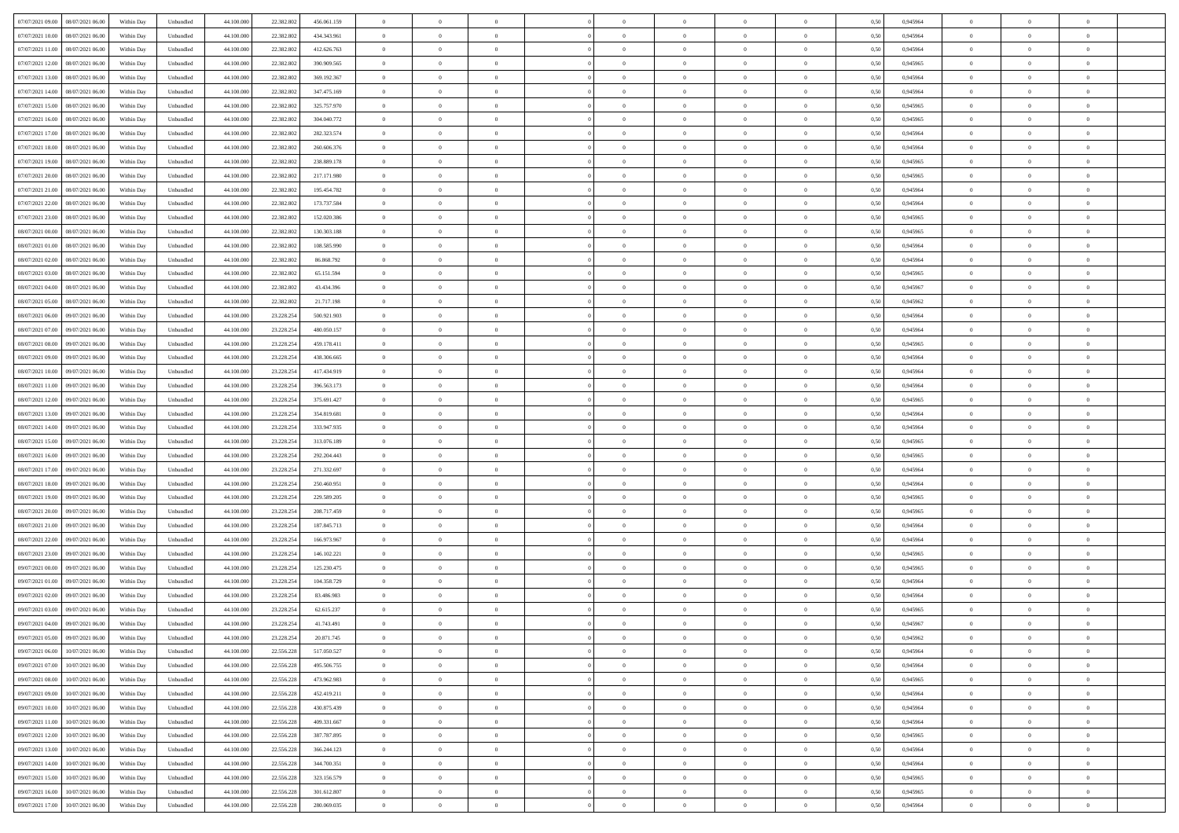| | | | | | | | | | | | | | | | | | | | | |
|---|---|---|---|---|---|---|---|---|---|---|---|---|---|---|---|---|---|---|---|---|
| 07/07/2021 09.00 | 08/07/2021 06.00 | Within Day | Unbundled | 44.100.000 | 22.382.802 | 456.061.159 | 0 | 0 | 0 | | 0 | 0 | 0 | 0 | 0,50 | 0,945964 | 0 | 0 | 0 | |
| 07/07/2021 10.00 | 08/07/2021 06.00 | Within Day | Unbundled | 44.100.000 | 22.382.802 | 434.343.961 | 0 | 0 | 0 | | 0 | 0 | 0 | 0 | 0,50 | 0,945964 | 0 | 0 | 0 | |
| 07/07/2021 11.00 | 08/07/2021 06.00 | Within Day | Unbundled | 44.100.000 | 22.382.802 | 412.626.763 | 0 | 0 | 0 | | 0 | 0 | 0 | 0 | 0,50 | 0,945964 | 0 | 0 | 0 | |
| 07/07/2021 12.00 | 08/07/2021 06.00 | Within Day | Unbundled | 44.100.000 | 22.382.802 | 390.909.565 | 0 | 0 | 0 | | 0 | 0 | 0 | 0 | 0,50 | 0,945965 | 0 | 0 | 0 | |
| 07/07/2021 13.00 | 08/07/2021 06.00 | Within Day | Unbundled | 44.100.000 | 22.382.802 | 369.192.367 | 0 | 0 | 0 | | 0 | 0 | 0 | 0 | 0,50 | 0,945964 | 0 | 0 | 0 | |
| 07/07/2021 14.00 | 08/07/2021 06.00 | Within Day | Unbundled | 44.100.000 | 22.382.802 | 347.475.169 | 0 | 0 | 0 | | 0 | 0 | 0 | 0 | 0,50 | 0,945964 | 0 | 0 | 0 | |
| 07/07/2021 15.00 | 08/07/2021 06.00 | Within Day | Unbundled | 44.100.000 | 22.382.802 | 325.757.970 | 0 | 0 | 0 | | 0 | 0 | 0 | 0 | 0,50 | 0,945965 | 0 | 0 | 0 | |
| 07/07/2021 16.00 | 08/07/2021 06.00 | Within Day | Unbundled | 44.100.000 | 22.382.802 | 304.040.772 | 0 | 0 | 0 | | 0 | 0 | 0 | 0 | 0,50 | 0,945965 | 0 | 0 | 0 | |
| 07/07/2021 17.00 | 08/07/2021 06.00 | Within Day | Unbundled | 44.100.000 | 22.382.802 | 282.323.574 | 0 | 0 | 0 | | 0 | 0 | 0 | 0 | 0,50 | 0,945964 | 0 | 0 | 0 | |
| 07/07/2021 18.00 | 08/07/2021 06.00 | Within Day | Unbundled | 44.100.000 | 22.382.802 | 260.606.376 | 0 | 0 | 0 | | 0 | 0 | 0 | 0 | 0,50 | 0,945964 | 0 | 0 | 0 | |
| 07/07/2021 19.00 | 08/07/2021 06.00 | Within Day | Unbundled | 44.100.000 | 22.382.802 | 238.889.178 | 0 | 0 | 0 | | 0 | 0 | 0 | 0 | 0,50 | 0,945965 | 0 | 0 | 0 | |
| 07/07/2021 20.00 | 08/07/2021 06.00 | Within Day | Unbundled | 44.100.000 | 22.382.802 | 217.171.980 | 0 | 0 | 0 | | 0 | 0 | 0 | 0 | 0,50 | 0,945965 | 0 | 0 | 0 | |
| 07/07/2021 21.00 | 08/07/2021 06.00 | Within Day | Unbundled | 44.100.000 | 22.382.802 | 195.454.782 | 0 | 0 | 0 | | 0 | 0 | 0 | 0 | 0,50 | 0,945964 | 0 | 0 | 0 | |
| 07/07/2021 22.00 | 08/07/2021 06.00 | Within Day | Unbundled | 44.100.000 | 22.382.802 | 173.737.584 | 0 | 0 | 0 | | 0 | 0 | 0 | 0 | 0,50 | 0,945964 | 0 | 0 | 0 | |
| 07/07/2021 23.00 | 08/07/2021 06.00 | Within Day | Unbundled | 44.100.000 | 22.382.802 | 152.020.386 | 0 | 0 | 0 | | 0 | 0 | 0 | 0 | 0,50 | 0,945965 | 0 | 0 | 0 | |
| 08/07/2021 00.00 | 08/07/2021 06.00 | Within Day | Unbundled | 44.100.000 | 22.382.802 | 130.303.188 | 0 | 0 | 0 | | 0 | 0 | 0 | 0 | 0,50 | 0,945965 | 0 | 0 | 0 | |
| 08/07/2021 01.00 | 08/07/2021 06.00 | Within Day | Unbundled | 44.100.000 | 22.382.802 | 108.585.990 | 0 | 0 | 0 | | 0 | 0 | 0 | 0 | 0,50 | 0,945964 | 0 | 0 | 0 | |
| 08/07/2021 02.00 | 08/07/2021 06.00 | Within Day | Unbundled | 44.100.000 | 22.382.802 | 86.868.792 | 0 | 0 | 0 | | 0 | 0 | 0 | 0 | 0,50 | 0,945964 | 0 | 0 | 0 | |
| 08/07/2021 03.00 | 08/07/2021 06.00 | Within Day | Unbundled | 44.100.000 | 22.382.802 | 65.151.594 | 0 | 0 | 0 | | 0 | 0 | 0 | 0 | 0,50 | 0,945965 | 0 | 0 | 0 | |
| 08/07/2021 04.00 | 08/07/2021 06.00 | Within Day | Unbundled | 44.100.000 | 22.382.802 | 43.434.396 | 0 | 0 | 0 | | 0 | 0 | 0 | 0 | 0,50 | 0,945967 | 0 | 0 | 0 | |
| 08/07/2021 05.00 | 08/07/2021 06.00 | Within Day | Unbundled | 44.100.000 | 22.382.802 | 21.717.198 | 0 | 0 | 0 | | 0 | 0 | 0 | 0 | 0,50 | 0,945962 | 0 | 0 | 0 | |
| 08/07/2021 06.00 | 09/07/2021 06.00 | Within Day | Unbundled | 44.100.000 | 23.228.254 | 500.921.903 | 0 | 0 | 0 | | 0 | 0 | 0 | 0 | 0,50 | 0,945964 | 0 | 0 | 0 | |
| 08/07/2021 07.00 | 09/07/2021 06.00 | Within Day | Unbundled | 44.100.000 | 23.228.254 | 480.050.157 | 0 | 0 | 0 | | 0 | 0 | 0 | 0 | 0,50 | 0,945964 | 0 | 0 | 0 | |
| 08/07/2021 08.00 | 09/07/2021 06.00 | Within Day | Unbundled | 44.100.000 | 23.228.254 | 459.178.411 | 0 | 0 | 0 | | 0 | 0 | 0 | 0 | 0,50 | 0,945965 | 0 | 0 | 0 | |
| 08/07/2021 09.00 | 09/07/2021 06.00 | Within Day | Unbundled | 44.100.000 | 23.228.254 | 438.306.665 | 0 | 0 | 0 | | 0 | 0 | 0 | 0 | 0,50 | 0,945964 | 0 | 0 | 0 | |
| 08/07/2021 10.00 | 09/07/2021 06.00 | Within Day | Unbundled | 44.100.000 | 23.228.254 | 417.434.919 | 0 | 0 | 0 | | 0 | 0 | 0 | 0 | 0,50 | 0,945964 | 0 | 0 | 0 | |
| 08/07/2021 11.00 | 09/07/2021 06.00 | Within Day | Unbundled | 44.100.000 | 23.228.254 | 396.563.173 | 0 | 0 | 0 | | 0 | 0 | 0 | 0 | 0,50 | 0,945964 | 0 | 0 | 0 | |
| 08/07/2021 12.00 | 09/07/2021 06.00 | Within Day | Unbundled | 44.100.000 | 23.228.254 | 375.691.427 | 0 | 0 | 0 | | 0 | 0 | 0 | 0 | 0,50 | 0,945965 | 0 | 0 | 0 | |
| 08/07/2021 13.00 | 09/07/2021 06.00 | Within Day | Unbundled | 44.100.000 | 23.228.254 | 354.819.681 | 0 | 0 | 0 | | 0 | 0 | 0 | 0 | 0,50 | 0,945964 | 0 | 0 | 0 | |
| 08/07/2021 14.00 | 09/07/2021 06.00 | Within Day | Unbundled | 44.100.000 | 23.228.254 | 333.947.935 | 0 | 0 | 0 | | 0 | 0 | 0 | 0 | 0,50 | 0,945964 | 0 | 0 | 0 | |
| 08/07/2021 15.00 | 09/07/2021 06.00 | Within Day | Unbundled | 44.100.000 | 23.228.254 | 313.076.189 | 0 | 0 | 0 | | 0 | 0 | 0 | 0 | 0,50 | 0,945965 | 0 | 0 | 0 | |
| 08/07/2021 16.00 | 09/07/2021 06.00 | Within Day | Unbundled | 44.100.000 | 23.228.254 | 292.204.443 | 0 | 0 | 0 | | 0 | 0 | 0 | 0 | 0,50 | 0,945965 | 0 | 0 | 0 | |
| 08/07/2021 17.00 | 09/07/2021 06.00 | Within Day | Unbundled | 44.100.000 | 23.228.254 | 271.332.697 | 0 | 0 | 0 | | 0 | 0 | 0 | 0 | 0,50 | 0,945964 | 0 | 0 | 0 | |
| 08/07/2021 18.00 | 09/07/2021 06.00 | Within Day | Unbundled | 44.100.000 | 23.228.254 | 250.460.951 | 0 | 0 | 0 | | 0 | 0 | 0 | 0 | 0,50 | 0,945964 | 0 | 0 | 0 | |
| 08/07/2021 19.00 | 09/07/2021 06.00 | Within Day | Unbundled | 44.100.000 | 23.228.254 | 229.589.205 | 0 | 0 | 0 | | 0 | 0 | 0 | 0 | 0,50 | 0,945965 | 0 | 0 | 0 | |
| 08/07/2021 20.00 | 09/07/2021 06.00 | Within Day | Unbundled | 44.100.000 | 23.228.254 | 208.717.459 | 0 | 0 | 0 | | 0 | 0 | 0 | 0 | 0,50 | 0,945965 | 0 | 0 | 0 | |
| 08/07/2021 21.00 | 09/07/2021 06.00 | Within Day | Unbundled | 44.100.000 | 23.228.254 | 187.845.713 | 0 | 0 | 0 | | 0 | 0 | 0 | 0 | 0,50 | 0,945964 | 0 | 0 | 0 | |
| 08/07/2021 22.00 | 09/07/2021 06.00 | Within Day | Unbundled | 44.100.000 | 23.228.254 | 166.973.967 | 0 | 0 | 0 | | 0 | 0 | 0 | 0 | 0,50 | 0,945964 | 0 | 0 | 0 | |
| 08/07/2021 23.00 | 09/07/2021 06.00 | Within Day | Unbundled | 44.100.000 | 23.228.254 | 146.102.221 | 0 | 0 | 0 | | 0 | 0 | 0 | 0 | 0,50 | 0,945965 | 0 | 0 | 0 | |
| 09/07/2021 00.00 | 09/07/2021 06.00 | Within Day | Unbundled | 44.100.000 | 23.228.254 | 125.230.475 | 0 | 0 | 0 | | 0 | 0 | 0 | 0 | 0,50 | 0,945965 | 0 | 0 | 0 | |
| 09/07/2021 01.00 | 09/07/2021 06.00 | Within Day | Unbundled | 44.100.000 | 23.228.254 | 104.358.729 | 0 | 0 | 0 | | 0 | 0 | 0 | 0 | 0,50 | 0,945964 | 0 | 0 | 0 | |
| 09/07/2021 02.00 | 09/07/2021 06.00 | Within Day | Unbundled | 44.100.000 | 23.228.254 | 83.486.983 | 0 | 0 | 0 | | 0 | 0 | 0 | 0 | 0,50 | 0,945964 | 0 | 0 | 0 | |
| 09/07/2021 03.00 | 09/07/2021 06.00 | Within Day | Unbundled | 44.100.000 | 23.228.254 | 62.615.237 | 0 | 0 | 0 | | 0 | 0 | 0 | 0 | 0,50 | 0,945965 | 0 | 0 | 0 | |
| 09/07/2021 04.00 | 09/07/2021 06.00 | Within Day | Unbundled | 44.100.000 | 23.228.254 | 41.743.491 | 0 | 0 | 0 | | 0 | 0 | 0 | 0 | 0,50 | 0,945967 | 0 | 0 | 0 | |
| 09/07/2021 05.00 | 09/07/2021 06.00 | Within Day | Unbundled | 44.100.000 | 23.228.254 | 20.871.745 | 0 | 0 | 0 | | 0 | 0 | 0 | 0 | 0,50 | 0,945962 | 0 | 0 | 0 | |
| 09/07/2021 06.00 | 10/07/2021 06.00 | Within Day | Unbundled | 44.100.000 | 22.556.228 | 517.050.527 | 0 | 0 | 0 | | 0 | 0 | 0 | 0 | 0,50 | 0,945964 | 0 | 0 | 0 | |
| 09/07/2021 07.00 | 10/07/2021 06.00 | Within Day | Unbundled | 44.100.000 | 22.556.228 | 495.506.755 | 0 | 0 | 0 | | 0 | 0 | 0 | 0 | 0,50 | 0,945964 | 0 | 0 | 0 | |
| 09/07/2021 08.00 | 10/07/2021 06.00 | Within Day | Unbundled | 44.100.000 | 22.556.228 | 473.962.983 | 0 | 0 | 0 | | 0 | 0 | 0 | 0 | 0,50 | 0,945965 | 0 | 0 | 0 | |
| 09/07/2021 09.00 | 10/07/2021 06.00 | Within Day | Unbundled | 44.100.000 | 22.556.228 | 452.419.211 | 0 | 0 | 0 | | 0 | 0 | 0 | 0 | 0,50 | 0,945964 | 0 | 0 | 0 | |
| 09/07/2021 10.00 | 10/07/2021 06.00 | Within Day | Unbundled | 44.100.000 | 22.556.228 | 430.875.439 | 0 | 0 | 0 | | 0 | 0 | 0 | 0 | 0,50 | 0,945964 | 0 | 0 | 0 | |
| 09/07/2021 11.00 | 10/07/2021 06.00 | Within Day | Unbundled | 44.100.000 | 22.556.228 | 409.331.667 | 0 | 0 | 0 | | 0 | 0 | 0 | 0 | 0,50 | 0,945964 | 0 | 0 | 0 | |
| 09/07/2021 12.00 | 10/07/2021 06.00 | Within Day | Unbundled | 44.100.000 | 22.556.228 | 387.787.895 | 0 | 0 | 0 | | 0 | 0 | 0 | 0 | 0,50 | 0,945965 | 0 | 0 | 0 | |
| 09/07/2021 13.00 | 10/07/2021 06.00 | Within Day | Unbundled | 44.100.000 | 22.556.228 | 366.244.123 | 0 | 0 | 0 | | 0 | 0 | 0 | 0 | 0,50 | 0,945964 | 0 | 0 | 0 | |
| 09/07/2021 14.00 | 10/07/2021 06.00 | Within Day | Unbundled | 44.100.000 | 22.556.228 | 344.700.351 | 0 | 0 | 0 | | 0 | 0 | 0 | 0 | 0,50 | 0,945964 | 0 | 0 | 0 | |
| 09/07/2021 15.00 | 10/07/2021 06.00 | Within Day | Unbundled | 44.100.000 | 22.556.228 | 323.156.579 | 0 | 0 | 0 | | 0 | 0 | 0 | 0 | 0,50 | 0,945965 | 0 | 0 | 0 | |
| 09/07/2021 16.00 | 10/07/2021 06.00 | Within Day | Unbundled | 44.100.000 | 22.556.228 | 301.612.807 | 0 | 0 | 0 | | 0 | 0 | 0 | 0 | 0,50 | 0,945965 | 0 | 0 | 0 | |
| 09/07/2021 17.00 | 10/07/2021 06.00 | Within Day | Unbundled | 44.100.000 | 22.556.228 | 280.069.035 | 0 | 0 | 0 | | 0 | 0 | 0 | 0 | 0,50 | 0,945964 | 0 | 0 | 0 | |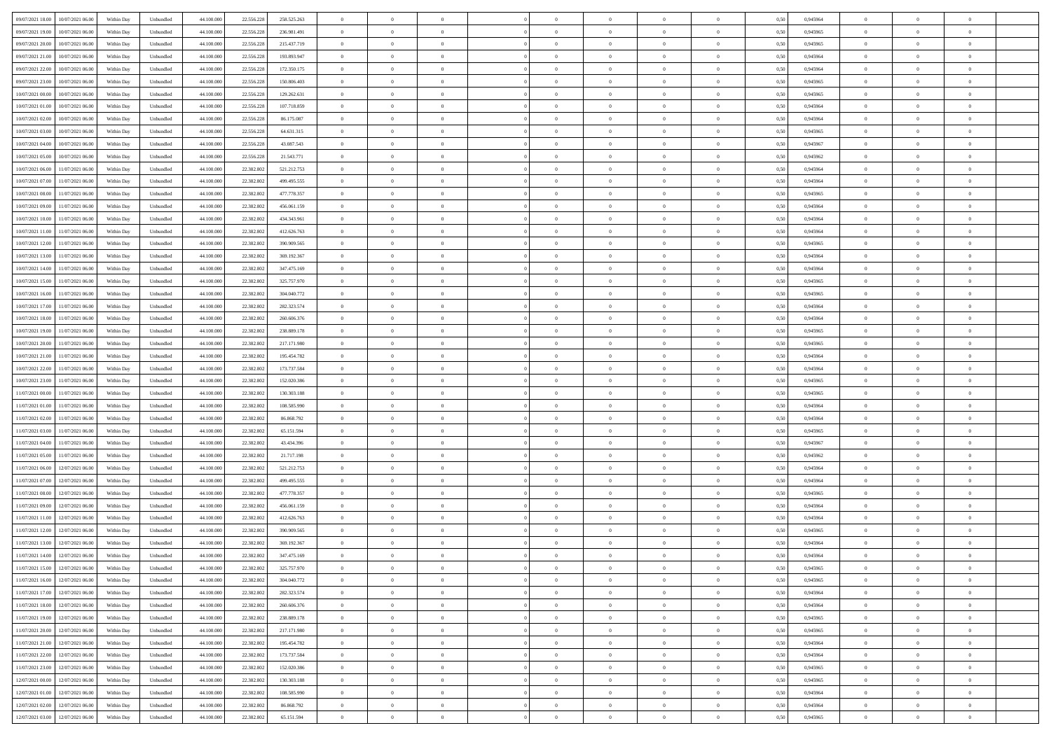| | | | | | | | | | | | | | | | | | | | | |
|---|---|---|---|---|---|---|---|---|---|---|---|---|---|---|---|---|---|---|---|---|
| 09/07/2021 18:00 | 10/07/2021 06:00 | Within Day | Unbundled | 44.100.000 | 22.556.228 | 258.525.263 | 0 | 0 | 0 | | 0 | 0 | 0 | 0 | 0,50 | 0,945964 | 0 | 0 | 0 | |
| 09/07/2021 19:00 | 10/07/2021 06:00 | Within Day | Unbundled | 44.100.000 | 22.556.228 | 236.981.491 | 0 | 0 | 0 | | 0 | 0 | 0 | 0 | 0,50 | 0,945965 | 0 | 0 | 0 | |
| 09/07/2021 20:00 | 10/07/2021 06:00 | Within Day | Unbundled | 44.100.000 | 22.556.228 | 215.437.719 | 0 | 0 | 0 | | 0 | 0 | 0 | 0 | 0,50 | 0,945965 | 0 | 0 | 0 | |
| 09/07/2021 21:00 | 10/07/2021 06:00 | Within Day | Unbundled | 44.100.000 | 22.556.228 | 193.893.947 | 0 | 0 | 0 | | 0 | 0 | 0 | 0 | 0,50 | 0,945964 | 0 | 0 | 0 | |
| 09/07/2021 22:00 | 10/07/2021 06:00 | Within Day | Unbundled | 44.100.000 | 22.556.228 | 172.350.175 | 0 | 0 | 0 | | 0 | 0 | 0 | 0 | 0,50 | 0,945964 | 0 | 0 | 0 | |
| 09/07/2021 23:00 | 10/07/2021 06:00 | Within Day | Unbundled | 44.100.000 | 22.556.228 | 150.806.403 | 0 | 0 | 0 | | 0 | 0 | 0 | 0 | 0,50 | 0,945965 | 0 | 0 | 0 | |
| 10/07/2021 00:00 | 10/07/2021 06:00 | Within Day | Unbundled | 44.100.000 | 22.556.228 | 129.262.631 | 0 | 0 | 0 | | 0 | 0 | 0 | 0 | 0,50 | 0,945965 | 0 | 0 | 0 | |
| 10/07/2021 01:00 | 10/07/2021 06:00 | Within Day | Unbundled | 44.100.000 | 22.556.228 | 107.718.859 | 0 | 0 | 0 | | 0 | 0 | 0 | 0 | 0,50 | 0,945964 | 0 | 0 | 0 | |
| 10/07/2021 02:00 | 10/07/2021 06:00 | Within Day | Unbundled | 44.100.000 | 22.556.228 | 86.175.087 | 0 | 0 | 0 | | 0 | 0 | 0 | 0 | 0,50 | 0,945964 | 0 | 0 | 0 | |
| 10/07/2021 03:00 | 10/07/2021 06:00 | Within Day | Unbundled | 44.100.000 | 22.556.228 | 64.631.315 | 0 | 0 | 0 | | 0 | 0 | 0 | 0 | 0,50 | 0,945965 | 0 | 0 | 0 | |
| 10/07/2021 04:00 | 10/07/2021 06:00 | Within Day | Unbundled | 44.100.000 | 22.556.228 | 43.087.543 | 0 | 0 | 0 | | 0 | 0 | 0 | 0 | 0,50 | 0,945967 | 0 | 0 | 0 | |
| 10/07/2021 05:00 | 10/07/2021 06:00 | Within Day | Unbundled | 44.100.000 | 22.556.228 | 21.543.771 | 0 | 0 | 0 | | 0 | 0 | 0 | 0 | 0,50 | 0,945962 | 0 | 0 | 0 | |
| 10/07/2021 06:00 | 11/07/2021 06:00 | Within Day | Unbundled | 44.100.000 | 22.382.802 | 521.212.753 | 0 | 0 | 0 | | 0 | 0 | 0 | 0 | 0,50 | 0,945964 | 0 | 0 | 0 | |
| 10/07/2021 07:00 | 11/07/2021 06:00 | Within Day | Unbundled | 44.100.000 | 22.382.802 | 499.495.555 | 0 | 0 | 0 | | 0 | 0 | 0 | 0 | 0,50 | 0,945964 | 0 | 0 | 0 | |
| 10/07/2021 08:00 | 11/07/2021 06:00 | Within Day | Unbundled | 44.100.000 | 22.382.802 | 477.778.357 | 0 | 0 | 0 | | 0 | 0 | 0 | 0 | 0,50 | 0,945965 | 0 | 0 | 0 | |
| 10/07/2021 09:00 | 11/07/2021 06:00 | Within Day | Unbundled | 44.100.000 | 22.382.802 | 456.061.159 | 0 | 0 | 0 | | 0 | 0 | 0 | 0 | 0,50 | 0,945964 | 0 | 0 | 0 | |
| 10/07/2021 10:00 | 11/07/2021 06:00 | Within Day | Unbundled | 44.100.000 | 22.382.802 | 434.343.961 | 0 | 0 | 0 | | 0 | 0 | 0 | 0 | 0,50 | 0,945964 | 0 | 0 | 0 | |
| 10/07/2021 11:00 | 11/07/2021 06:00 | Within Day | Unbundled | 44.100.000 | 22.382.802 | 412.626.763 | 0 | 0 | 0 | | 0 | 0 | 0 | 0 | 0,50 | 0,945964 | 0 | 0 | 0 | |
| 10/07/2021 12:00 | 11/07/2021 06:00 | Within Day | Unbundled | 44.100.000 | 22.382.802 | 390.909.565 | 0 | 0 | 0 | | 0 | 0 | 0 | 0 | 0,50 | 0,945965 | 0 | 0 | 0 | |
| 10/07/2021 13:00 | 11/07/2021 06:00 | Within Day | Unbundled | 44.100.000 | 22.382.802 | 369.192.367 | 0 | 0 | 0 | | 0 | 0 | 0 | 0 | 0,50 | 0,945964 | 0 | 0 | 0 | |
| 10/07/2021 14:00 | 11/07/2021 06:00 | Within Day | Unbundled | 44.100.000 | 22.382.802 | 347.475.169 | 0 | 0 | 0 | | 0 | 0 | 0 | 0 | 0,50 | 0,945964 | 0 | 0 | 0 | |
| 10/07/2021 15:00 | 11/07/2021 06:00 | Within Day | Unbundled | 44.100.000 | 22.382.802 | 325.757.970 | 0 | 0 | 0 | | 0 | 0 | 0 | 0 | 0,50 | 0,945965 | 0 | 0 | 0 | |
| 10/07/2021 16:00 | 11/07/2021 06:00 | Within Day | Unbundled | 44.100.000 | 22.382.802 | 304.040.772 | 0 | 0 | 0 | | 0 | 0 | 0 | 0 | 0,50 | 0,945965 | 0 | 0 | 0 | |
| 10/07/2021 17:00 | 11/07/2021 06:00 | Within Day | Unbundled | 44.100.000 | 22.382.802 | 282.323.574 | 0 | 0 | 0 | | 0 | 0 | 0 | 0 | 0,50 | 0,945964 | 0 | 0 | 0 | |
| 10/07/2021 18:00 | 11/07/2021 06:00 | Within Day | Unbundled | 44.100.000 | 22.382.802 | 260.606.376 | 0 | 0 | 0 | | 0 | 0 | 0 | 0 | 0,50 | 0,945964 | 0 | 0 | 0 | |
| 10/07/2021 19:00 | 11/07/2021 06:00 | Within Day | Unbundled | 44.100.000 | 22.382.802 | 238.889.178 | 0 | 0 | 0 | | 0 | 0 | 0 | 0 | 0,50 | 0,945965 | 0 | 0 | 0 | |
| 10/07/2021 20:00 | 11/07/2021 06:00 | Within Day | Unbundled | 44.100.000 | 22.382.802 | 217.171.980 | 0 | 0 | 0 | | 0 | 0 | 0 | 0 | 0,50 | 0,945965 | 0 | 0 | 0 | |
| 10/07/2021 21:00 | 11/07/2021 06:00 | Within Day | Unbundled | 44.100.000 | 22.382.802 | 195.454.782 | 0 | 0 | 0 | | 0 | 0 | 0 | 0 | 0,50 | 0,945964 | 0 | 0 | 0 | |
| 10/07/2021 22:00 | 11/07/2021 06:00 | Within Day | Unbundled | 44.100.000 | 22.382.802 | 173.737.584 | 0 | 0 | 0 | | 0 | 0 | 0 | 0 | 0,50 | 0,945964 | 0 | 0 | 0 | |
| 10/07/2021 23:00 | 11/07/2021 06:00 | Within Day | Unbundled | 44.100.000 | 22.382.802 | 152.020.386 | 0 | 0 | 0 | | 0 | 0 | 0 | 0 | 0,50 | 0,945965 | 0 | 0 | 0 | |
| 11/07/2021 00:00 | 11/07/2021 06:00 | Within Day | Unbundled | 44.100.000 | 22.382.802 | 130.303.188 | 0 | 0 | 0 | | 0 | 0 | 0 | 0 | 0,50 | 0,945965 | 0 | 0 | 0 | |
| 11/07/2021 01:00 | 11/07/2021 06:00 | Within Day | Unbundled | 44.100.000 | 22.382.802 | 108.585.990 | 0 | 0 | 0 | | 0 | 0 | 0 | 0 | 0,50 | 0,945964 | 0 | 0 | 0 | |
| 11/07/2021 02:00 | 11/07/2021 06:00 | Within Day | Unbundled | 44.100.000 | 22.382.802 | 86.868.792 | 0 | 0 | 0 | | 0 | 0 | 0 | 0 | 0,50 | 0,945964 | 0 | 0 | 0 | |
| 11/07/2021 03:00 | 11/07/2021 06:00 | Within Day | Unbundled | 44.100.000 | 22.382.802 | 65.151.594 | 0 | 0 | 0 | | 0 | 0 | 0 | 0 | 0,50 | 0,945965 | 0 | 0 | 0 | |
| 11/07/2021 04:00 | 11/07/2021 06:00 | Within Day | Unbundled | 44.100.000 | 22.382.802 | 43.434.396 | 0 | 0 | 0 | | 0 | 0 | 0 | 0 | 0,50 | 0,945967 | 0 | 0 | 0 | |
| 11/07/2021 05:00 | 11/07/2021 06:00 | Within Day | Unbundled | 44.100.000 | 22.382.802 | 21.717.198 | 0 | 0 | 0 | | 0 | 0 | 0 | 0 | 0,50 | 0,945962 | 0 | 0 | 0 | |
| 11/07/2021 06:00 | 12/07/2021 06:00 | Within Day | Unbundled | 44.100.000 | 22.382.802 | 521.212.753 | 0 | 0 | 0 | | 0 | 0 | 0 | 0 | 0,50 | 0,945964 | 0 | 0 | 0 | |
| 11/07/2021 07:00 | 12/07/2021 06:00 | Within Day | Unbundled | 44.100.000 | 22.382.802 | 499.495.555 | 0 | 0 | 0 | | 0 | 0 | 0 | 0 | 0,50 | 0,945964 | 0 | 0 | 0 | |
| 11/07/2021 08:00 | 12/07/2021 06:00 | Within Day | Unbundled | 44.100.000 | 22.382.802 | 477.778.357 | 0 | 0 | 0 | | 0 | 0 | 0 | 0 | 0,50 | 0,945965 | 0 | 0 | 0 | |
| 11/07/2021 09:00 | 12/07/2021 06:00 | Within Day | Unbundled | 44.100.000 | 22.382.802 | 456.061.159 | 0 | 0 | 0 | | 0 | 0 | 0 | 0 | 0,50 | 0,945964 | 0 | 0 | 0 | |
| 11/07/2021 11:00 | 12/07/2021 06:00 | Within Day | Unbundled | 44.100.000 | 22.382.802 | 412.626.763 | 0 | 0 | 0 | | 0 | 0 | 0 | 0 | 0,50 | 0,945964 | 0 | 0 | 0 | |
| 11/07/2021 12:00 | 12/07/2021 06:00 | Within Day | Unbundled | 44.100.000 | 22.382.802 | 390.909.565 | 0 | 0 | 0 | | 0 | 0 | 0 | 0 | 0,50 | 0,945965 | 0 | 0 | 0 | |
| 11/07/2021 13:00 | 12/07/2021 06:00 | Within Day | Unbundled | 44.100.000 | 22.382.802 | 369.192.367 | 0 | 0 | 0 | | 0 | 0 | 0 | 0 | 0,50 | 0,945964 | 0 | 0 | 0 | |
| 11/07/2021 14:00 | 12/07/2021 06:00 | Within Day | Unbundled | 44.100.000 | 22.382.802 | 347.475.169 | 0 | 0 | 0 | | 0 | 0 | 0 | 0 | 0,50 | 0,945964 | 0 | 0 | 0 | |
| 11/07/2021 15:00 | 12/07/2021 06:00 | Within Day | Unbundled | 44.100.000 | 22.382.802 | 325.757.970 | 0 | 0 | 0 | | 0 | 0 | 0 | 0 | 0,50 | 0,945965 | 0 | 0 | 0 | |
| 11/07/2021 16:00 | 12/07/2021 06:00 | Within Day | Unbundled | 44.100.000 | 22.382.802 | 304.040.772 | 0 | 0 | 0 | | 0 | 0 | 0 | 0 | 0,50 | 0,945965 | 0 | 0 | 0 | |
| 11/07/2021 17:00 | 12/07/2021 06:00 | Within Day | Unbundled | 44.100.000 | 22.382.802 | 282.323.574 | 0 | 0 | 0 | | 0 | 0 | 0 | 0 | 0,50 | 0,945964 | 0 | 0 | 0 | |
| 11/07/2021 18:00 | 12/07/2021 06:00 | Within Day | Unbundled | 44.100.000 | 22.382.802 | 260.606.376 | 0 | 0 | 0 | | 0 | 0 | 0 | 0 | 0,50 | 0,945964 | 0 | 0 | 0 | |
| 11/07/2021 19:00 | 12/07/2021 06:00 | Within Day | Unbundled | 44.100.000 | 22.382.802 | 238.889.178 | 0 | 0 | 0 | | 0 | 0 | 0 | 0 | 0,50 | 0,945965 | 0 | 0 | 0 | |
| 11/07/2021 20:00 | 12/07/2021 06:00 | Within Day | Unbundled | 44.100.000 | 22.382.802 | 217.171.980 | 0 | 0 | 0 | | 0 | 0 | 0 | 0 | 0,50 | 0,945965 | 0 | 0 | 0 | |
| 11/07/2021 21:00 | 12/07/2021 06:00 | Within Day | Unbundled | 44.100.000 | 22.382.802 | 195.454.782 | 0 | 0 | 0 | | 0 | 0 | 0 | 0 | 0,50 | 0,945964 | 0 | 0 | 0 | |
| 11/07/2021 22:00 | 12/07/2021 06:00 | Within Day | Unbundled | 44.100.000 | 22.382.802 | 173.737.584 | 0 | 0 | 0 | | 0 | 0 | 0 | 0 | 0,50 | 0,945964 | 0 | 0 | 0 | |
| 11/07/2021 23:00 | 12/07/2021 06:00 | Within Day | Unbundled | 44.100.000 | 22.382.802 | 152.020.386 | 0 | 0 | 0 | | 0 | 0 | 0 | 0 | 0,50 | 0,945965 | 0 | 0 | 0 | |
| 12/07/2021 00:00 | 12/07/2021 06:00 | Within Day | Unbundled | 44.100.000 | 22.382.802 | 130.303.188 | 0 | 0 | 0 | | 0 | 0 | 0 | 0 | 0,50 | 0,945965 | 0 | 0 | 0 | |
| 12/07/2021 01:00 | 12/07/2021 06:00 | Within Day | Unbundled | 44.100.000 | 22.382.802 | 108.585.990 | 0 | 0 | 0 | | 0 | 0 | 0 | 0 | 0,50 | 0,945964 | 0 | 0 | 0 | |
| 12/07/2021 02:00 | 12/07/2021 06:00 | Within Day | Unbundled | 44.100.000 | 22.382.802 | 86.868.792 | 0 | 0 | 0 | | 0 | 0 | 0 | 0 | 0,50 | 0,945964 | 0 | 0 | 0 | |
| 12/07/2021 03:00 | 12/07/2021 06:00 | Within Day | Unbundled | 44.100.000 | 22.382.802 | 65.151.594 | 0 | 0 | 0 | | 0 | 0 | 0 | 0 | 0,50 | 0,945965 | 0 | 0 | 0 | |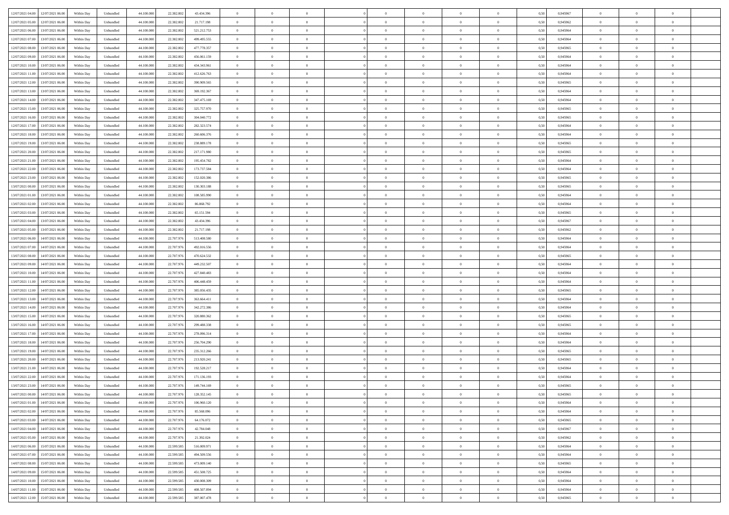| 12/07/2021 04:00 | 12/07/2021 06:00 | Within Day | Unbundled | 44.100.000 | 22.382.802 | 43.434.396 | 0 | 0 | 0 | | 0 | 0 | 0 | 0 | 0,50 | 0,945967 | 0 | 0 | 0 | |
|---|---|---|---|---|---|---|---|---|---|---|---|---|---|---|---|---|---|---|---|---|
| 12/07/2021 05:00 | 12/07/2021 06:00 | Within Day | Unbundled | 44.100.000 | 22.382.802 | 21.717.198 | 0 | 0 | 0 | | 0 | 0 | 0 | 0 | 0,50 | 0,945962 | 0 | 0 | 0 | |
| 12/07/2021 06:00 | 13/07/2021 06:00 | Within Day | Unbundled | 44.100.000 | 22.382.802 | 521.212.753 | 0 | 0 | 0 | | 0 | 0 | 0 | 0 | 0,50 | 0,945964 | 0 | 0 | 0 | |
| 12/07/2021 07:00 | 13/07/2021 06:00 | Within Day | Unbundled | 44.100.000 | 22.382.802 | 499.495.555 | 0 | 0 | 0 | | 0 | 0 | 0 | 0 | 0,50 | 0,945964 | 0 | 0 | 0 | |
| 12/07/2021 08:00 | 13/07/2021 06:00 | Within Day | Unbundled | 44.100.000 | 22.382.802 | 477.778.357 | 0 | 0 | 0 | | 0 | 0 | 0 | 0 | 0,50 | 0,945965 | 0 | 0 | 0 | |
| 12/07/2021 09:00 | 13/07/2021 06:00 | Within Day | Unbundled | 44.100.000 | 22.382.802 | 456.061.159 | 0 | 0 | 0 | | 0 | 0 | 0 | 0 | 0,50 | 0,945964 | 0 | 0 | 0 | |
| 12/07/2021 10:00 | 13/07/2021 06:00 | Within Day | Unbundled | 44.100.000 | 22.382.802 | 434.343.961 | 0 | 0 | 0 | | 0 | 0 | 0 | 0 | 0,50 | 0,945964 | 0 | 0 | 0 | |
| 12/07/2021 11:00 | 13/07/2021 06:00 | Within Day | Unbundled | 44.100.000 | 22.382.802 | 412.626.763 | 0 | 0 | 0 | | 0 | 0 | 0 | 0 | 0,50 | 0,945964 | 0 | 0 | 0 | |
| 12/07/2021 12:00 | 13/07/2021 06:00 | Within Day | Unbundled | 44.100.000 | 22.382.802 | 390.909.565 | 0 | 0 | 0 | | 0 | 0 | 0 | 0 | 0,50 | 0,945965 | 0 | 0 | 0 | |
| 12/07/2021 13:00 | 13/07/2021 06:00 | Within Day | Unbundled | 44.100.000 | 22.382.802 | 369.192.367 | 0 | 0 | 0 | | 0 | 0 | 0 | 0 | 0,50 | 0,945964 | 0 | 0 | 0 | |
| 12/07/2021 14:00 | 13/07/2021 06:00 | Within Day | Unbundled | 44.100.000 | 22.382.802 | 347.475.169 | 0 | 0 | 0 | | 0 | 0 | 0 | 0 | 0,50 | 0,945964 | 0 | 0 | 0 | |
| 12/07/2021 15:00 | 13/07/2021 06:00 | Within Day | Unbundled | 44.100.000 | 22.382.802 | 325.757.970 | 0 | 0 | 0 | | 0 | 0 | 0 | 0 | 0,50 | 0,945965 | 0 | 0 | 0 | |
| 12/07/2021 16:00 | 13/07/2021 06:00 | Within Day | Unbundled | 44.100.000 | 22.382.802 | 304.040.772 | 0 | 0 | 0 | | 0 | 0 | 0 | 0 | 0,50 | 0,945965 | 0 | 0 | 0 | |
| 12/07/2021 17:00 | 13/07/2021 06:00 | Within Day | Unbundled | 44.100.000 | 22.382.802 | 282.323.574 | 0 | 0 | 0 | | 0 | 0 | 0 | 0 | 0,50 | 0,945964 | 0 | 0 | 0 | |
| 12/07/2021 18:00 | 13/07/2021 06:00 | Within Day | Unbundled | 44.100.000 | 22.382.802 | 260.606.376 | 0 | 0 | 0 | | 0 | 0 | 0 | 0 | 0,50 | 0,945964 | 0 | 0 | 0 | |
| 12/07/2021 19:00 | 13/07/2021 06:00 | Within Day | Unbundled | 44.100.000 | 22.382.802 | 238.889.178 | 0 | 0 | 0 | | 0 | 0 | 0 | 0 | 0,50 | 0,945965 | 0 | 0 | 0 | |
| 12/07/2021 20:00 | 13/07/2021 06:00 | Within Day | Unbundled | 44.100.000 | 22.382.802 | 217.171.980 | 0 | 0 | 0 | | 0 | 0 | 0 | 0 | 0,50 | 0,945965 | 0 | 0 | 0 | |
| 12/07/2021 21:00 | 13/07/2021 06:00 | Within Day | Unbundled | 44.100.000 | 22.382.802 | 195.454.782 | 0 | 0 | 0 | | 0 | 0 | 0 | 0 | 0,50 | 0,945964 | 0 | 0 | 0 | |
| 12/07/2021 22:00 | 13/07/2021 06:00 | Within Day | Unbundled | 44.100.000 | 22.382.802 | 173.737.584 | 0 | 0 | 0 | | 0 | 0 | 0 | 0 | 0,50 | 0,945964 | 0 | 0 | 0 | |
| 12/07/2021 23:00 | 13/07/2021 06:00 | Within Day | Unbundled | 44.100.000 | 22.382.802 | 152.020.386 | 0 | 0 | 0 | | 0 | 0 | 0 | 0 | 0,50 | 0,945965 | 0 | 0 | 0 | |
| 13/07/2021 00:00 | 13/07/2021 06:00 | Within Day | Unbundled | 44.100.000 | 22.382.802 | 130.303.188 | 0 | 0 | 0 | | 0 | 0 | 0 | 0 | 0,50 | 0,945965 | 0 | 0 | 0 | |
| 13/07/2021 01:00 | 13/07/2021 06:00 | Within Day | Unbundled | 44.100.000 | 22.382.802 | 108.585.990 | 0 | 0 | 0 | | 0 | 0 | 0 | 0 | 0,50 | 0,945964 | 0 | 0 | 0 | |
| 13/07/2021 02:00 | 13/07/2021 06:00 | Within Day | Unbundled | 44.100.000 | 22.382.802 | 86.868.792 | 0 | 0 | 0 | | 0 | 0 | 0 | 0 | 0,50 | 0,945964 | 0 | 0 | 0 | |
| 13/07/2021 03:00 | 13/07/2021 06:00 | Within Day | Unbundled | 44.100.000 | 22.382.802 | 65.151.594 | 0 | 0 | 0 | | 0 | 0 | 0 | 0 | 0,50 | 0,945965 | 0 | 0 | 0 | |
| 13/07/2021 04:00 | 13/07/2021 06:00 | Within Day | Unbundled | 44.100.000 | 22.382.802 | 43.434.396 | 0 | 0 | 0 | | 0 | 0 | 0 | 0 | 0,50 | 0,945967 | 0 | 0 | 0 | |
| 13/07/2021 05:00 | 13/07/2021 06:00 | Within Day | Unbundled | 44.100.000 | 22.382.802 | 21.717.198 | 0 | 0 | 0 | | 0 | 0 | 0 | 0 | 0,50 | 0,945962 | 0 | 0 | 0 | |
| 13/07/2021 06:00 | 14/07/2021 06:00 | Within Day | Unbundled | 44.100.000 | 22.707.976 | 513.408.580 | 0 | 0 | 0 | | 0 | 0 | 0 | 0 | 0,50 | 0,945964 | 0 | 0 | 0 | |
| 13/07/2021 07:00 | 14/07/2021 06:00 | Within Day | Unbundled | 44.100.000 | 22.707.976 | 492.016.556 | 0 | 0 | 0 | | 0 | 0 | 0 | 0 | 0,50 | 0,945964 | 0 | 0 | 0 | |
| 13/07/2021 08:00 | 14/07/2021 06:00 | Within Day | Unbundled | 44.100.000 | 22.707.976 | 470.624.532 | 0 | 0 | 0 | | 0 | 0 | 0 | 0 | 0,50 | 0,945965 | 0 | 0 | 0 | |
| 13/07/2021 09:00 | 14/07/2021 06:00 | Within Day | Unbundled | 44.100.000 | 22.707.976 | 449.232.507 | 0 | 0 | 0 | | 0 | 0 | 0 | 0 | 0,50 | 0,945964 | 0 | 0 | 0 | |
| 13/07/2021 10:00 | 14/07/2021 06:00 | Within Day | Unbundled | 44.100.000 | 22.707.976 | 427.840.483 | 0 | 0 | 0 | | 0 | 0 | 0 | 0 | 0,50 | 0,945964 | 0 | 0 | 0 | |
| 13/07/2021 11:00 | 14/07/2021 06:00 | Within Day | Unbundled | 44.100.000 | 22.707.976 | 406.448.459 | 0 | 0 | 0 | | 0 | 0 | 0 | 0 | 0,50 | 0,945964 | 0 | 0 | 0 | |
| 13/07/2021 12:00 | 14/07/2021 06:00 | Within Day | Unbundled | 44.100.000 | 22.707.976 | 385.056.435 | 0 | 0 | 0 | | 0 | 0 | 0 | 0 | 0,50 | 0,945965 | 0 | 0 | 0 | |
| 13/07/2021 13:00 | 14/07/2021 06:00 | Within Day | Unbundled | 44.100.000 | 22.707.976 | 363.664.411 | 0 | 0 | 0 | | 0 | 0 | 0 | 0 | 0,50 | 0,945964 | 0 | 0 | 0 | |
| 13/07/2021 14:00 | 14/07/2021 06:00 | Within Day | Unbundled | 44.100.000 | 22.707.976 | 342.272.386 | 0 | 0 | 0 | | 0 | 0 | 0 | 0 | 0,50 | 0,945964 | 0 | 0 | 0 | |
| 13/07/2021 15:00 | 14/07/2021 06:00 | Within Day | Unbundled | 44.100.000 | 22.707.976 | 320.880.362 | 0 | 0 | 0 | | 0 | 0 | 0 | 0 | 0,50 | 0,945965 | 0 | 0 | 0 | |
| 13/07/2021 16:00 | 14/07/2021 06:00 | Within Day | Unbundled | 44.100.000 | 22.707.976 | 299.488.338 | 0 | 0 | 0 | | 0 | 0 | 0 | 0 | 0,50 | 0,945965 | 0 | 0 | 0 | |
| 13/07/2021 17:00 | 14/07/2021 06:00 | Within Day | Unbundled | 44.100.000 | 22.707.976 | 278.096.314 | 0 | 0 | 0 | | 0 | 0 | 0 | 0 | 0,50 | 0,945964 | 0 | 0 | 0 | |
| 13/07/2021 18:00 | 14/07/2021 06:00 | Within Day | Unbundled | 44.100.000 | 22.707.976 | 256.704.290 | 0 | 0 | 0 | | 0 | 0 | 0 | 0 | 0,50 | 0,945964 | 0 | 0 | 0 | |
| 13/07/2021 19:00 | 14/07/2021 06:00 | Within Day | Unbundled | 44.100.000 | 22.707.976 | 235.312.266 | 0 | 0 | 0 | | 0 | 0 | 0 | 0 | 0,50 | 0,945965 | 0 | 0 | 0 | |
| 13/07/2021 20:00 | 14/07/2021 06:00 | Within Day | Unbundled | 44.100.000 | 22.707.976 | 213.920.241 | 0 | 0 | 0 | | 0 | 0 | 0 | 0 | 0,50 | 0,945965 | 0 | 0 | 0 | |
| 13/07/2021 21:00 | 14/07/2021 06:00 | Within Day | Unbundled | 44.100.000 | 22.707.976 | 192.528.217 | 0 | 0 | 0 | | 0 | 0 | 0 | 0 | 0,50 | 0,945964 | 0 | 0 | 0 | |
| 13/07/2021 22:00 | 14/07/2021 06:00 | Within Day | Unbundled | 44.100.000 | 22.707.976 | 171.136.193 | 0 | 0 | 0 | | 0 | 0 | 0 | 0 | 0,50 | 0,945964 | 0 | 0 | 0 | |
| 13/07/2021 23:00 | 14/07/2021 06:00 | Within Day | Unbundled | 44.100.000 | 22.707.976 | 149.744.169 | 0 | 0 | 0 | | 0 | 0 | 0 | 0 | 0,50 | 0,945965 | 0 | 0 | 0 | |
| 14/07/2021 00:00 | 14/07/2021 06:00 | Within Day | Unbundled | 44.100.000 | 22.707.976 | 128.352.145 | 0 | 0 | 0 | | 0 | 0 | 0 | 0 | 0,50 | 0,945965 | 0 | 0 | 0 | |
| 14/07/2021 01:00 | 14/07/2021 06:00 | Within Day | Unbundled | 44.100.000 | 22.707.976 | 106.960.120 | 0 | 0 | 0 | | 0 | 0 | 0 | 0 | 0,50 | 0,945964 | 0 | 0 | 0 | |
| 14/07/2021 02:00 | 14/07/2021 06:00 | Within Day | Unbundled | 44.100.000 | 22.707.976 | 85.568.096 | 0 | 0 | 0 | | 0 | 0 | 0 | 0 | 0,50 | 0,945964 | 0 | 0 | 0 | |
| 14/07/2021 03:00 | 14/07/2021 06:00 | Within Day | Unbundled | 44.100.000 | 22.707.976 | 64.176.072 | 0 | 0 | 0 | | 0 | 0 | 0 | 0 | 0,50 | 0,945965 | 0 | 0 | 0 | |
| 14/07/2021 04:00 | 14/07/2021 06:00 | Within Day | Unbundled | 44.100.000 | 22.707.976 | 42.784.048 | 0 | 0 | 0 | | 0 | 0 | 0 | 0 | 0,50 | 0,945967 | 0 | 0 | 0 | |
| 14/07/2021 05:00 | 14/07/2021 06:00 | Within Day | Unbundled | 44.100.000 | 22.707.976 | 21.392.024 | 0 | 0 | 0 | | 0 | 0 | 0 | 0 | 0,50 | 0,945962 | 0 | 0 | 0 | |
| 14/07/2021 06:00 | 15/07/2021 06:00 | Within Day | Unbundled | 44.100.000 | 22.599.585 | 516.009.971 | 0 | 0 | 0 | | 0 | 0 | 0 | 0 | 0,50 | 0,945964 | 0 | 0 | 0 | |
| 14/07/2021 07:00 | 15/07/2021 06:00 | Within Day | Unbundled | 44.100.000 | 22.599.585 | 494.509.556 | 0 | 0 | 0 | | 0 | 0 | 0 | 0 | 0,50 | 0,945964 | 0 | 0 | 0 | |
| 14/07/2021 08:00 | 15/07/2021 06:00 | Within Day | Unbundled | 44.100.000 | 22.599.585 | 473.009.140 | 0 | 0 | 0 | | 0 | 0 | 0 | 0 | 0,50 | 0,945965 | 0 | 0 | 0 | |
| 14/07/2021 09:00 | 15/07/2021 06:00 | Within Day | Unbundled | 44.100.000 | 22.599.585 | 451.508.725 | 0 | 0 | 0 | | 0 | 0 | 0 | 0 | 0,50 | 0,945964 | 0 | 0 | 0 | |
| 14/07/2021 10:00 | 15/07/2021 06:00 | Within Day | Unbundled | 44.100.000 | 22.599.585 | 430.008.309 | 0 | 0 | 0 | | 0 | 0 | 0 | 0 | 0,50 | 0,945964 | 0 | 0 | 0 | |
| 14/07/2021 11:00 | 15/07/2021 06:00 | Within Day | Unbundled | 44.100.000 | 22.599.585 | 408.507.894 | 0 | 0 | 0 | | 0 | 0 | 0 | 0 | 0,50 | 0,945964 | 0 | 0 | 0 | |
| 14/07/2021 12:00 | 15/07/2021 06:00 | Within Day | Unbundled | 44.100.000 | 22.599.585 | 387.007.478 | 0 | 0 | 0 | | 0 | 0 | 0 | 0 | 0,50 | 0,945965 | 0 | 0 | 0 | |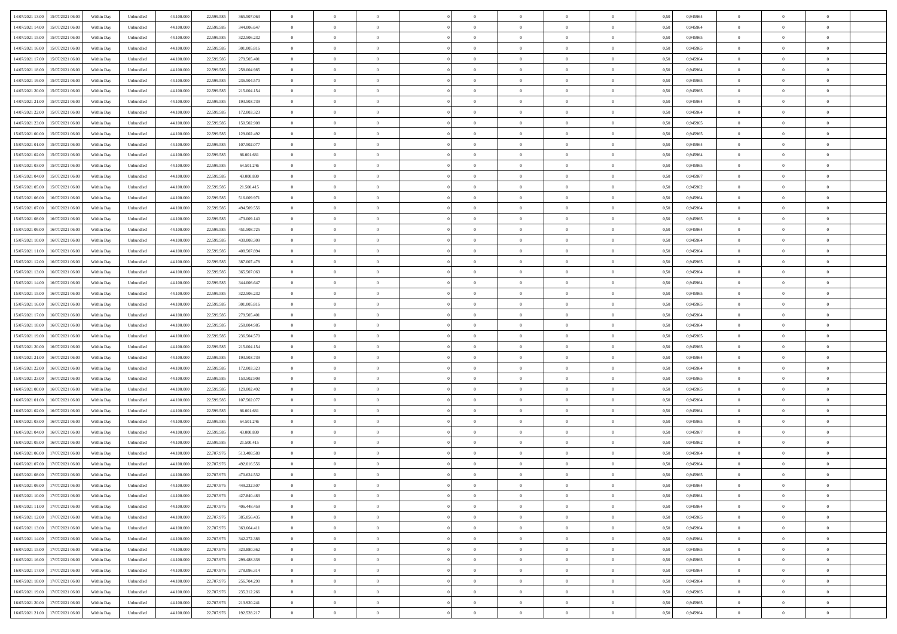| | | | | | | | | | | | | | | | | | | | | | |
|---|---|---|---|---|---|---|---|---|---|---|---|---|---|---|---|---|---|---|---|---|---|
| 14/07/2021 13.00 | 15/07/2021 06.00 | Within Day | Unbundled | 44.100.000 | 22.599.585 | 365.507.063 | 0 | 0 | 0 | | 0 | 0 | 0 | 0 | 0 | 0,50 | 0,945964 | 0 | 0 | 0 | |
| 14/07/2021 14.00 | 15/07/2021 06.00 | Within Day | Unbundled | 44.100.000 | 22.599.585 | 344.006.647 | 0 | 0 | 0 | | 0 | 0 | 0 | 0 | 0 | 0,50 | 0,945964 | 0 | 0 | 0 | |
| 14/07/2021 15.00 | 15/07/2021 06.00 | Within Day | Unbundled | 44.100.000 | 22.599.585 | 322.506.232 | 0 | 0 | 0 | | 0 | 0 | 0 | 0 | 0 | 0,50 | 0,945965 | 0 | 0 | 0 | |
| 14/07/2021 16.00 | 15/07/2021 06.00 | Within Day | Unbundled | 44.100.000 | 22.599.585 | 301.005.816 | 0 | 0 | 0 | | 0 | 0 | 0 | 0 | 0 | 0,50 | 0,945965 | 0 | 0 | 0 | |
| 14/07/2021 17.00 | 15/07/2021 06.00 | Within Day | Unbundled | 44.100.000 | 22.599.585 | 279.505.401 | 0 | 0 | 0 | | 0 | 0 | 0 | 0 | 0 | 0,50 | 0,945964 | 0 | 0 | 0 | |
| 14/07/2021 18.00 | 15/07/2021 06.00 | Within Day | Unbundled | 44.100.000 | 22.599.585 | 258.004.985 | 0 | 0 | 0 | | 0 | 0 | 0 | 0 | 0 | 0,50 | 0,945964 | 0 | 0 | 0 | |
| 14/07/2021 19.00 | 15/07/2021 06.00 | Within Day | Unbundled | 44.100.000 | 22.599.585 | 236.504.570 | 0 | 0 | 0 | | 0 | 0 | 0 | 0 | 0 | 0,50 | 0,945965 | 0 | 0 | 0 | |
| 14/07/2021 20.00 | 15/07/2021 06.00 | Within Day | Unbundled | 44.100.000 | 22.599.585 | 215.004.154 | 0 | 0 | 0 | | 0 | 0 | 0 | 0 | 0 | 0,50 | 0,945965 | 0 | 0 | 0 | |
| 14/07/2021 21.00 | 15/07/2021 06.00 | Within Day | Unbundled | 44.100.000 | 22.599.585 | 193.503.739 | 0 | 0 | 0 | | 0 | 0 | 0 | 0 | 0 | 0,50 | 0,945964 | 0 | 0 | 0 | |
| 14/07/2021 22.00 | 15/07/2021 06.00 | Within Day | Unbundled | 44.100.000 | 22.599.585 | 172.003.323 | 0 | 0 | 0 | | 0 | 0 | 0 | 0 | 0 | 0,50 | 0,945964 | 0 | 0 | 0 | |
| 14/07/2021 23.00 | 15/07/2021 06.00 | Within Day | Unbundled | 44.100.000 | 22.599.585 | 150.502.908 | 0 | 0 | 0 | | 0 | 0 | 0 | 0 | 0 | 0,50 | 0,945965 | 0 | 0 | 0 | |
| 15/07/2021 00.00 | 15/07/2021 06.00 | Within Day | Unbundled | 44.100.000 | 22.599.585 | 129.002.492 | 0 | 0 | 0 | | 0 | 0 | 0 | 0 | 0 | 0,50 | 0,945965 | 0 | 0 | 0 | |
| 15/07/2021 01.00 | 15/07/2021 06.00 | Within Day | Unbundled | 44.100.000 | 22.599.585 | 107.502.077 | 0 | 0 | 0 | | 0 | 0 | 0 | 0 | 0 | 0,50 | 0,945964 | 0 | 0 | 0 | |
| 15/07/2021 02.00 | 15/07/2021 06.00 | Within Day | Unbundled | 44.100.000 | 22.599.585 | 86.001.661 | 0 | 0 | 0 | | 0 | 0 | 0 | 0 | 0 | 0,50 | 0,945964 | 0 | 0 | 0 | |
| 15/07/2021 03.00 | 15/07/2021 06.00 | Within Day | Unbundled | 44.100.000 | 22.599.585 | 64.501.246 | 0 | 0 | 0 | | 0 | 0 | 0 | 0 | 0 | 0,50 | 0,945965 | 0 | 0 | 0 | |
| 15/07/2021 04.00 | 15/07/2021 06.00 | Within Day | Unbundled | 44.100.000 | 22.599.585 | 43.000.830 | 0 | 0 | 0 | | 0 | 0 | 0 | 0 | 0 | 0,50 | 0,945967 | 0 | 0 | 0 | |
| 15/07/2021 05.00 | 15/07/2021 06.00 | Within Day | Unbundled | 44.100.000 | 22.599.585 | 21.500.415 | 0 | 0 | 0 | | 0 | 0 | 0 | 0 | 0 | 0,50 | 0,945962 | 0 | 0 | 0 | |
| 15/07/2021 06.00 | 16/07/2021 06.00 | Within Day | Unbundled | 44.100.000 | 22.599.585 | 516.009.971 | 0 | 0 | 0 | | 0 | 0 | 0 | 0 | 0 | 0,50 | 0,945964 | 0 | 0 | 0 | |
| 15/07/2021 07.00 | 16/07/2021 06.00 | Within Day | Unbundled | 44.100.000 | 22.599.585 | 494.509.556 | 0 | 0 | 0 | | 0 | 0 | 0 | 0 | 0 | 0,50 | 0,945964 | 0 | 0 | 0 | |
| 15/07/2021 08.00 | 16/07/2021 06.00 | Within Day | Unbundled | 44.100.000 | 22.599.585 | 473.009.140 | 0 | 0 | 0 | | 0 | 0 | 0 | 0 | 0 | 0,50 | 0,945965 | 0 | 0 | 0 | |
| 15/07/2021 09.00 | 16/07/2021 06.00 | Within Day | Unbundled | 44.100.000 | 22.599.585 | 451.508.725 | 0 | 0 | 0 | | 0 | 0 | 0 | 0 | 0 | 0,50 | 0,945964 | 0 | 0 | 0 | |
| 15/07/2021 10.00 | 16/07/2021 06.00 | Within Day | Unbundled | 44.100.000 | 22.599.585 | 430.008.309 | 0 | 0 | 0 | | 0 | 0 | 0 | 0 | 0 | 0,50 | 0,945964 | 0 | 0 | 0 | |
| 15/07/2021 11.00 | 16/07/2021 06.00 | Within Day | Unbundled | 44.100.000 | 22.599.585 | 408.507.894 | 0 | 0 | 0 | | 0 | 0 | 0 | 0 | 0 | 0,50 | 0,945964 | 0 | 0 | 0 | |
| 15/07/2021 12.00 | 16/07/2021 06.00 | Within Day | Unbundled | 44.100.000 | 22.599.585 | 387.007.478 | 0 | 0 | 0 | | 0 | 0 | 0 | 0 | 0 | 0,50 | 0,945965 | 0 | 0 | 0 | |
| 15/07/2021 13.00 | 16/07/2021 06.00 | Within Day | Unbundled | 44.100.000 | 22.599.585 | 365.507.063 | 0 | 0 | 0 | | 0 | 0 | 0 | 0 | 0 | 0,50 | 0,945964 | 0 | 0 | 0 | |
| 15/07/2021 14.00 | 16/07/2021 06.00 | Within Day | Unbundled | 44.100.000 | 22.599.585 | 344.006.647 | 0 | 0 | 0 | | 0 | 0 | 0 | 0 | 0 | 0,50 | 0,945964 | 0 | 0 | 0 | |
| 15/07/2021 15.00 | 16/07/2021 06.00 | Within Day | Unbundled | 44.100.000 | 22.599.585 | 322.506.232 | 0 | 0 | 0 | | 0 | 0 | 0 | 0 | 0 | 0,50 | 0,945965 | 0 | 0 | 0 | |
| 15/07/2021 16.00 | 16/07/2021 06.00 | Within Day | Unbundled | 44.100.000 | 22.599.585 | 301.005.816 | 0 | 0 | 0 | | 0 | 0 | 0 | 0 | 0 | 0,50 | 0,945965 | 0 | 0 | 0 | |
| 15/07/2021 17.00 | 16/07/2021 06.00 | Within Day | Unbundled | 44.100.000 | 22.599.585 | 279.505.401 | 0 | 0 | 0 | | 0 | 0 | 0 | 0 | 0 | 0,50 | 0,945964 | 0 | 0 | 0 | |
| 15/07/2021 18.00 | 16/07/2021 06.00 | Within Day | Unbundled | 44.100.000 | 22.599.585 | 258.004.985 | 0 | 0 | 0 | | 0 | 0 | 0 | 0 | 0 | 0,50 | 0,945964 | 0 | 0 | 0 | |
| 15/07/2021 19.00 | 16/07/2021 06.00 | Within Day | Unbundled | 44.100.000 | 22.599.585 | 236.504.570 | 0 | 0 | 0 | | 0 | 0 | 0 | 0 | 0 | 0,50 | 0,945965 | 0 | 0 | 0 | |
| 15/07/2021 20.00 | 16/07/2021 06.00 | Within Day | Unbundled | 44.100.000 | 22.599.585 | 215.004.154 | 0 | 0 | 0 | | 0 | 0 | 0 | 0 | 0 | 0,50 | 0,945965 | 0 | 0 | 0 | |
| 15/07/2021 21.00 | 16/07/2021 06.00 | Within Day | Unbundled | 44.100.000 | 22.599.585 | 193.503.739 | 0 | 0 | 0 | | 0 | 0 | 0 | 0 | 0 | 0,50 | 0,945964 | 0 | 0 | 0 | |
| 15/07/2021 22.00 | 16/07/2021 06.00 | Within Day | Unbundled | 44.100.000 | 22.599.585 | 172.003.323 | 0 | 0 | 0 | | 0 | 0 | 0 | 0 | 0 | 0,50 | 0,945964 | 0 | 0 | 0 | |
| 15/07/2021 23.00 | 16/07/2021 06.00 | Within Day | Unbundled | 44.100.000 | 22.599.585 | 150.502.908 | 0 | 0 | 0 | | 0 | 0 | 0 | 0 | 0 | 0,50 | 0,945965 | 0 | 0 | 0 | |
| 16/07/2021 00.00 | 16/07/2021 06.00 | Within Day | Unbundled | 44.100.000 | 22.599.585 | 129.002.492 | 0 | 0 | 0 | | 0 | 0 | 0 | 0 | 0 | 0,50 | 0,945965 | 0 | 0 | 0 | |
| 16/07/2021 01.00 | 16/07/2021 06.00 | Within Day | Unbundled | 44.100.000 | 22.599.585 | 107.502.077 | 0 | 0 | 0 | | 0 | 0 | 0 | 0 | 0 | 0,50 | 0,945964 | 0 | 0 | 0 | |
| 16/07/2021 02.00 | 16/07/2021 06.00 | Within Day | Unbundled | 44.100.000 | 22.599.585 | 86.001.661 | 0 | 0 | 0 | | 0 | 0 | 0 | 0 | 0 | 0,50 | 0,945964 | 0 | 0 | 0 | |
| 16/07/2021 03.00 | 16/07/2021 06.00 | Within Day | Unbundled | 44.100.000 | 22.599.585 | 64.501.246 | 0 | 0 | 0 | | 0 | 0 | 0 | 0 | 0 | 0,50 | 0,945965 | 0 | 0 | 0 | |
| 16/07/2021 04.00 | 16/07/2021 06.00 | Within Day | Unbundled | 44.100.000 | 22.599.585 | 43.000.830 | 0 | 0 | 0 | | 0 | 0 | 0 | 0 | 0 | 0,50 | 0,945967 | 0 | 0 | 0 | |
| 16/07/2021 05.00 | 16/07/2021 06.00 | Within Day | Unbundled | 44.100.000 | 22.599.585 | 21.500.415 | 0 | 0 | 0 | | 0 | 0 | 0 | 0 | 0 | 0,50 | 0,945962 | 0 | 0 | 0 | |
| 16/07/2021 06.00 | 17/07/2021 06.00 | Within Day | Unbundled | 44.100.000 | 22.707.976 | 513.408.580 | 0 | 0 | 0 | | 0 | 0 | 0 | 0 | 0 | 0,50 | 0,945964 | 0 | 0 | 0 | |
| 16/07/2021 07.00 | 17/07/2021 06.00 | Within Day | Unbundled | 44.100.000 | 22.707.976 | 492.016.556 | 0 | 0 | 0 | | 0 | 0 | 0 | 0 | 0 | 0,50 | 0,945964 | 0 | 0 | 0 | |
| 16/07/2021 08.00 | 17/07/2021 06.00 | Within Day | Unbundled | 44.100.000 | 22.707.976 | 470.624.532 | 0 | 0 | 0 | | 0 | 0 | 0 | 0 | 0 | 0,50 | 0,945965 | 0 | 0 | 0 | |
| 16/07/2021 09.00 | 17/07/2021 06.00 | Within Day | Unbundled | 44.100.000 | 22.707.976 | 449.232.507 | 0 | 0 | 0 | | 0 | 0 | 0 | 0 | 0 | 0,50 | 0,945964 | 0 | 0 | 0 | |
| 16/07/2021 10.00 | 17/07/2021 06.00 | Within Day | Unbundled | 44.100.000 | 22.707.976 | 427.840.483 | 0 | 0 | 0 | | 0 | 0 | 0 | 0 | 0 | 0,50 | 0,945964 | 0 | 0 | 0 | |
| 16/07/2021 11.00 | 17/07/2021 06.00 | Within Day | Unbundled | 44.100.000 | 22.707.976 | 406.448.459 | 0 | 0 | 0 | | 0 | 0 | 0 | 0 | 0 | 0,50 | 0,945964 | 0 | 0 | 0 | |
| 16/07/2021 12.00 | 17/07/2021 06.00 | Within Day | Unbundled | 44.100.000 | 22.707.976 | 385.056.435 | 0 | 0 | 0 | | 0 | 0 | 0 | 0 | 0 | 0,50 | 0,945965 | 0 | 0 | 0 | |
| 16/07/2021 13.00 | 17/07/2021 06.00 | Within Day | Unbundled | 44.100.000 | 22.707.976 | 363.664.411 | 0 | 0 | 0 | | 0 | 0 | 0 | 0 | 0 | 0,50 | 0,945964 | 0 | 0 | 0 | |
| 16/07/2021 14.00 | 17/07/2021 06.00 | Within Day | Unbundled | 44.100.000 | 22.707.976 | 342.272.386 | 0 | 0 | 0 | | 0 | 0 | 0 | 0 | 0 | 0,50 | 0,945964 | 0 | 0 | 0 | |
| 16/07/2021 15.00 | 17/07/2021 06.00 | Within Day | Unbundled | 44.100.000 | 22.707.976 | 320.880.362 | 0 | 0 | 0 | | 0 | 0 | 0 | 0 | 0 | 0,50 | 0,945965 | 0 | 0 | 0 | |
| 16/07/2021 16.00 | 17/07/2021 06.00 | Within Day | Unbundled | 44.100.000 | 22.707.976 | 299.488.338 | 0 | 0 | 0 | | 0 | 0 | 0 | 0 | 0 | 0,50 | 0,945965 | 0 | 0 | 0 | |
| 16/07/2021 17.00 | 17/07/2021 06.00 | Within Day | Unbundled | 44.100.000 | 22.707.976 | 278.096.314 | 0 | 0 | 0 | | 0 | 0 | 0 | 0 | 0 | 0,50 | 0,945964 | 0 | 0 | 0 | |
| 16/07/2021 18.00 | 17/07/2021 06.00 | Within Day | Unbundled | 44.100.000 | 22.707.976 | 256.704.290 | 0 | 0 | 0 | | 0 | 0 | 0 | 0 | 0 | 0,50 | 0,945964 | 0 | 0 | 0 | |
| 16/07/2021 19.00 | 17/07/2021 06.00 | Within Day | Unbundled | 44.100.000 | 22.707.976 | 235.312.266 | 0 | 0 | 0 | | 0 | 0 | 0 | 0 | 0 | 0,50 | 0,945965 | 0 | 0 | 0 | |
| 16/07/2021 20.00 | 17/07/2021 06.00 | Within Day | Unbundled | 44.100.000 | 22.707.976 | 213.920.241 | 0 | 0 | 0 | | 0 | 0 | 0 | 0 | 0 | 0,50 | 0,945965 | 0 | 0 | 0 | |
| 16/07/2021 21.00 | 17/07/2021 06.00 | Within Day | Unbundled | 44.100.000 | 22.707.976 | 192.528.217 | 0 | 0 | 0 | | 0 | 0 | 0 | 0 | 0 | 0,50 | 0,945964 | 0 | 0 | 0 | |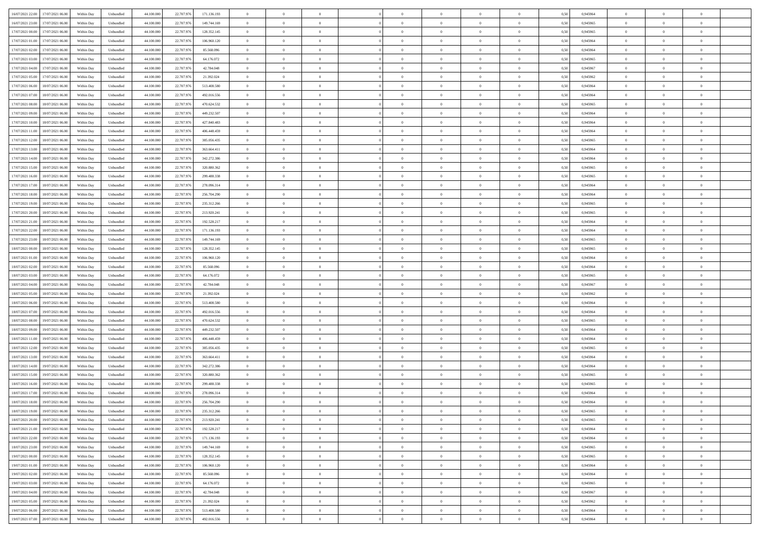| | | | | | | | | | | | | | | | | | | | | |
|---|---|---|---|---|---|---|---|---|---|---|---|---|---|---|---|---|---|---|---|---|
| 16/07/2021 22:00 | 17/07/2021 06:00 | Within Day | Unbundled | 44.100.000 | 22.707.976 | 171.136.193 | 0 | 0 | 0 | | 0 | 0 | 0 | 0 | 0,50 | 0,945964 | 0 | 0 | 0 | |
| 16/07/2021 23:00 | 17/07/2021 06:00 | Within Day | Unbundled | 44.100.000 | 22.707.976 | 149.744.169 | 0 | 0 | 0 | | 0 | 0 | 0 | 0 | 0,50 | 0,945965 | 0 | 0 | 0 | |
| 17/07/2021 00:00 | 17/07/2021 06:00 | Within Day | Unbundled | 44.100.000 | 22.707.976 | 128.352.145 | 0 | 0 | 0 | | 0 | 0 | 0 | 0 | 0,50 | 0,945965 | 0 | 0 | 0 | |
| 17/07/2021 01:00 | 17/07/2021 06:00 | Within Day | Unbundled | 44.100.000 | 22.707.976 | 106.960.120 | 0 | 0 | 0 | | 0 | 0 | 0 | 0 | 0,50 | 0,945964 | 0 | 0 | 0 | |
| 17/07/2021 02:00 | 17/07/2021 06:00 | Within Day | Unbundled | 44.100.000 | 22.707.976 | 85.568.096 | 0 | 0 | 0 | | 0 | 0 | 0 | 0 | 0,50 | 0,945964 | 0 | 0 | 0 | |
| 17/07/2021 03:00 | 17/07/2021 06:00 | Within Day | Unbundled | 44.100.000 | 22.707.976 | 64.176.072 | 0 | 0 | 0 | | 0 | 0 | 0 | 0 | 0,50 | 0,945965 | 0 | 0 | 0 | |
| 17/07/2021 04:00 | 17/07/2021 06:00 | Within Day | Unbundled | 44.100.000 | 22.707.976 | 42.784.048 | 0 | 0 | 0 | | 0 | 0 | 0 | 0 | 0,50 | 0,945967 | 0 | 0 | 0 | |
| 17/07/2021 05:00 | 17/07/2021 06:00 | Within Day | Unbundled | 44.100.000 | 22.707.976 | 21.392.024 | 0 | 0 | 0 | | 0 | 0 | 0 | 0 | 0,50 | 0,945962 | 0 | 0 | 0 | |
| 17/07/2021 06:00 | 18/07/2021 06:00 | Within Day | Unbundled | 44.100.000 | 22.707.976 | 513.408.580 | 0 | 0 | 0 | | 0 | 0 | 0 | 0 | 0,50 | 0,945964 | 0 | 0 | 0 | |
| 17/07/2021 07:00 | 18/07/2021 06:00 | Within Day | Unbundled | 44.100.000 | 22.707.976 | 492.016.556 | 0 | 0 | 0 | | 0 | 0 | 0 | 0 | 0,50 | 0,945964 | 0 | 0 | 0 | |
| 17/07/2021 08:00 | 18/07/2021 06:00 | Within Day | Unbundled | 44.100.000 | 22.707.976 | 470.624.532 | 0 | 0 | 0 | | 0 | 0 | 0 | 0 | 0,50 | 0,945965 | 0 | 0 | 0 | |
| 17/07/2021 09:00 | 18/07/2021 06:00 | Within Day | Unbundled | 44.100.000 | 22.707.976 | 449.232.507 | 0 | 0 | 0 | | 0 | 0 | 0 | 0 | 0,50 | 0,945964 | 0 | 0 | 0 | |
| 17/07/2021 10:00 | 18/07/2021 06:00 | Within Day | Unbundled | 44.100.000 | 22.707.976 | 427.840.483 | 0 | 0 | 0 | | 0 | 0 | 0 | 0 | 0,50 | 0,945964 | 0 | 0 | 0 | |
| 17/07/2021 11:00 | 18/07/2021 06:00 | Within Day | Unbundled | 44.100.000 | 22.707.976 | 406.448.459 | 0 | 0 | 0 | | 0 | 0 | 0 | 0 | 0,50 | 0,945964 | 0 | 0 | 0 | |
| 17/07/2021 12:00 | 18/07/2021 06:00 | Within Day | Unbundled | 44.100.000 | 22.707.976 | 385.056.435 | 0 | 0 | 0 | | 0 | 0 | 0 | 0 | 0,50 | 0,945965 | 0 | 0 | 0 | |
| 17/07/2021 13:00 | 18/07/2021 06:00 | Within Day | Unbundled | 44.100.000 | 22.707.976 | 363.664.411 | 0 | 0 | 0 | | 0 | 0 | 0 | 0 | 0,50 | 0,945964 | 0 | 0 | 0 | |
| 17/07/2021 14:00 | 18/07/2021 06:00 | Within Day | Unbundled | 44.100.000 | 22.707.976 | 342.272.386 | 0 | 0 | 0 | | 0 | 0 | 0 | 0 | 0,50 | 0,945964 | 0 | 0 | 0 | |
| 17/07/2021 15:00 | 18/07/2021 06:00 | Within Day | Unbundled | 44.100.000 | 22.707.976 | 320.880.362 | 0 | 0 | 0 | | 0 | 0 | 0 | 0 | 0,50 | 0,945965 | 0 | 0 | 0 | |
| 17/07/2021 16:00 | 18/07/2021 06:00 | Within Day | Unbundled | 44.100.000 | 22.707.976 | 299.488.338 | 0 | 0 | 0 | | 0 | 0 | 0 | 0 | 0,50 | 0,945965 | 0 | 0 | 0 | |
| 17/07/2021 17:00 | 18/07/2021 06:00 | Within Day | Unbundled | 44.100.000 | 22.707.976 | 278.096.314 | 0 | 0 | 0 | | 0 | 0 | 0 | 0 | 0,50 | 0,945964 | 0 | 0 | 0 | |
| 17/07/2021 18:00 | 18/07/2021 06:00 | Within Day | Unbundled | 44.100.000 | 22.707.976 | 256.704.290 | 0 | 0 | 0 | | 0 | 0 | 0 | 0 | 0,50 | 0,945964 | 0 | 0 | 0 | |
| 17/07/2021 19:00 | 18/07/2021 06:00 | Within Day | Unbundled | 44.100.000 | 22.707.976 | 235.312.266 | 0 | 0 | 0 | | 0 | 0 | 0 | 0 | 0,50 | 0,945965 | 0 | 0 | 0 | |
| 17/07/2021 20:00 | 18/07/2021 06:00 | Within Day | Unbundled | 44.100.000 | 22.707.976 | 213.920.241 | 0 | 0 | 0 | | 0 | 0 | 0 | 0 | 0,50 | 0,945965 | 0 | 0 | 0 | |
| 17/07/2021 21:00 | 18/07/2021 06:00 | Within Day | Unbundled | 44.100.000 | 22.707.976 | 192.528.217 | 0 | 0 | 0 | | 0 | 0 | 0 | 0 | 0,50 | 0,945964 | 0 | 0 | 0 | |
| 17/07/2021 22:00 | 18/07/2021 06:00 | Within Day | Unbundled | 44.100.000 | 22.707.976 | 171.136.193 | 0 | 0 | 0 | | 0 | 0 | 0 | 0 | 0,50 | 0,945964 | 0 | 0 | 0 | |
| 17/07/2021 23:00 | 18/07/2021 06:00 | Within Day | Unbundled | 44.100.000 | 22.707.976 | 149.744.169 | 0 | 0 | 0 | | 0 | 0 | 0 | 0 | 0,50 | 0,945965 | 0 | 0 | 0 | |
| 18/07/2021 00:00 | 18/07/2021 06:00 | Within Day | Unbundled | 44.100.000 | 22.707.976 | 128.352.145 | 0 | 0 | 0 | | 0 | 0 | 0 | 0 | 0,50 | 0,945965 | 0 | 0 | 0 | |
| 18/07/2021 01:00 | 18/07/2021 06:00 | Within Day | Unbundled | 44.100.000 | 22.707.976 | 106.960.120 | 0 | 0 | 0 | | 0 | 0 | 0 | 0 | 0,50 | 0,945964 | 0 | 0 | 0 | |
| 18/07/2021 02:00 | 18/07/2021 06:00 | Within Day | Unbundled | 44.100.000 | 22.707.976 | 85.568.096 | 0 | 0 | 0 | | 0 | 0 | 0 | 0 | 0,50 | 0,945964 | 0 | 0 | 0 | |
| 18/07/2021 03:00 | 18/07/2021 06:00 | Within Day | Unbundled | 44.100.000 | 22.707.976 | 64.176.072 | 0 | 0 | 0 | | 0 | 0 | 0 | 0 | 0,50 | 0,945965 | 0 | 0 | 0 | |
| 18/07/2021 04:00 | 18/07/2021 06:00 | Within Day | Unbundled | 44.100.000 | 22.707.976 | 42.784.048 | 0 | 0 | 0 | | 0 | 0 | 0 | 0 | 0,50 | 0,945967 | 0 | 0 | 0 | |
| 18/07/2021 05:00 | 18/07/2021 06:00 | Within Day | Unbundled | 44.100.000 | 22.707.976 | 21.392.024 | 0 | 0 | 0 | | 0 | 0 | 0 | 0 | 0,50 | 0,945962 | 0 | 0 | 0 | |
| 18/07/2021 06:00 | 19/07/2021 06:00 | Within Day | Unbundled | 44.100.000 | 22.707.976 | 513.408.580 | 0 | 0 | 0 | | 0 | 0 | 0 | 0 | 0,50 | 0,945964 | 0 | 0 | 0 | |
| 18/07/2021 07:00 | 19/07/2021 06:00 | Within Day | Unbundled | 44.100.000 | 22.707.976 | 492.016.556 | 0 | 0 | 0 | | 0 | 0 | 0 | 0 | 0,50 | 0,945964 | 0 | 0 | 0 | |
| 18/07/2021 08:00 | 19/07/2021 06:00 | Within Day | Unbundled | 44.100.000 | 22.707.976 | 470.624.532 | 0 | 0 | 0 | | 0 | 0 | 0 | 0 | 0,50 | 0,945965 | 0 | 0 | 0 | |
| 18/07/2021 09:00 | 19/07/2021 06:00 | Within Day | Unbundled | 44.100.000 | 22.707.976 | 449.232.507 | 0 | 0 | 0 | | 0 | 0 | 0 | 0 | 0,50 | 0,945964 | 0 | 0 | 0 | |
| 18/07/2021 11:00 | 19/07/2021 06:00 | Within Day | Unbundled | 44.100.000 | 22.707.976 | 406.448.459 | 0 | 0 | 0 | | 0 | 0 | 0 | 0 | 0,50 | 0,945964 | 0 | 0 | 0 | |
| 18/07/2021 12:00 | 19/07/2021 06:00 | Within Day | Unbundled | 44.100.000 | 22.707.976 | 385.056.435 | 0 | 0 | 0 | | 0 | 0 | 0 | 0 | 0,50 | 0,945965 | 0 | 0 | 0 | |
| 18/07/2021 13:00 | 19/07/2021 06:00 | Within Day | Unbundled | 44.100.000 | 22.707.976 | 363.664.411 | 0 | 0 | 0 | | 0 | 0 | 0 | 0 | 0,50 | 0,945964 | 0 | 0 | 0 | |
| 18/07/2021 14:00 | 19/07/2021 06:00 | Within Day | Unbundled | 44.100.000 | 22.707.976 | 342.272.386 | 0 | 0 | 0 | | 0 | 0 | 0 | 0 | 0,50 | 0,945964 | 0 | 0 | 0 | |
| 18/07/2021 15:00 | 19/07/2021 06:00 | Within Day | Unbundled | 44.100.000 | 22.707.976 | 320.880.362 | 0 | 0 | 0 | | 0 | 0 | 0 | 0 | 0,50 | 0,945965 | 0 | 0 | 0 | |
| 18/07/2021 16:00 | 19/07/2021 06:00 | Within Day | Unbundled | 44.100.000 | 22.707.976 | 299.488.338 | 0 | 0 | 0 | | 0 | 0 | 0 | 0 | 0,50 | 0,945965 | 0 | 0 | 0 | |
| 18/07/2021 17:00 | 19/07/2021 06:00 | Within Day | Unbundled | 44.100.000 | 22.707.976 | 278.096.314 | 0 | 0 | 0 | | 0 | 0 | 0 | 0 | 0,50 | 0,945964 | 0 | 0 | 0 | |
| 18/07/2021 18:00 | 19/07/2021 06:00 | Within Day | Unbundled | 44.100.000 | 22.707.976 | 256.704.290 | 0 | 0 | 0 | | 0 | 0 | 0 | 0 | 0,50 | 0,945964 | 0 | 0 | 0 | |
| 18/07/2021 19:00 | 19/07/2021 06:00 | Within Day | Unbundled | 44.100.000 | 22.707.976 | 235.312.266 | 0 | 0 | 0 | | 0 | 0 | 0 | 0 | 0,50 | 0,945965 | 0 | 0 | 0 | |
| 18/07/2021 20:00 | 19/07/2021 06:00 | Within Day | Unbundled | 44.100.000 | 22.707.976 | 213.920.241 | 0 | 0 | 0 | | 0 | 0 | 0 | 0 | 0,50 | 0,945965 | 0 | 0 | 0 | |
| 18/07/2021 21:00 | 19/07/2021 06:00 | Within Day | Unbundled | 44.100.000 | 22.707.976 | 192.528.217 | 0 | 0 | 0 | | 0 | 0 | 0 | 0 | 0,50 | 0,945964 | 0 | 0 | 0 | |
| 18/07/2021 22:00 | 19/07/2021 06:00 | Within Day | Unbundled | 44.100.000 | 22.707.976 | 171.136.193 | 0 | 0 | 0 | | 0 | 0 | 0 | 0 | 0,50 | 0,945964 | 0 | 0 | 0 | |
| 18/07/2021 23:00 | 19/07/2021 06:00 | Within Day | Unbundled | 44.100.000 | 22.707.976 | 149.744.169 | 0 | 0 | 0 | | 0 | 0 | 0 | 0 | 0,50 | 0,945965 | 0 | 0 | 0 | |
| 19/07/2021 00:00 | 19/07/2021 06:00 | Within Day | Unbundled | 44.100.000 | 22.707.976 | 128.352.145 | 0 | 0 | 0 | | 0 | 0 | 0 | 0 | 0,50 | 0,945965 | 0 | 0 | 0 | |
| 19/07/2021 01:00 | 19/07/2021 06:00 | Within Day | Unbundled | 44.100.000 | 22.707.976 | 106.960.120 | 0 | 0 | 0 | | 0 | 0 | 0 | 0 | 0,50 | 0,945964 | 0 | 0 | 0 | |
| 19/07/2021 02:00 | 19/07/2021 06:00 | Within Day | Unbundled | 44.100.000 | 22.707.976 | 85.568.096 | 0 | 0 | 0 | | 0 | 0 | 0 | 0 | 0,50 | 0,945964 | 0 | 0 | 0 | |
| 19/07/2021 03:00 | 19/07/2021 06:00 | Within Day | Unbundled | 44.100.000 | 22.707.976 | 64.176.072 | 0 | 0 | 0 | | 0 | 0 | 0 | 0 | 0,50 | 0,945965 | 0 | 0 | 0 | |
| 19/07/2021 04:00 | 19/07/2021 06:00 | Within Day | Unbundled | 44.100.000 | 22.707.976 | 42.784.048 | 0 | 0 | 0 | | 0 | 0 | 0 | 0 | 0,50 | 0,945967 | 0 | 0 | 0 | |
| 19/07/2021 05:00 | 19/07/2021 06:00 | Within Day | Unbundled | 44.100.000 | 22.707.976 | 21.392.024 | 0 | 0 | 0 | | 0 | 0 | 0 | 0 | 0,50 | 0,945962 | 0 | 0 | 0 | |
| 19/07/2021 06:00 | 20/07/2021 06:00 | Within Day | Unbundled | 44.100.000 | 22.707.976 | 513.408.580 | 0 | 0 | 0 | | 0 | 0 | 0 | 0 | 0,50 | 0,945964 | 0 | 0 | 0 | |
| 19/07/2021 07:00 | 20/07/2021 06:00 | Within Day | Unbundled | 44.100.000 | 22.707.976 | 492.016.556 | 0 | 0 | 0 | | 0 | 0 | 0 | 0 | 0,50 | 0,945964 | 0 | 0 | 0 | |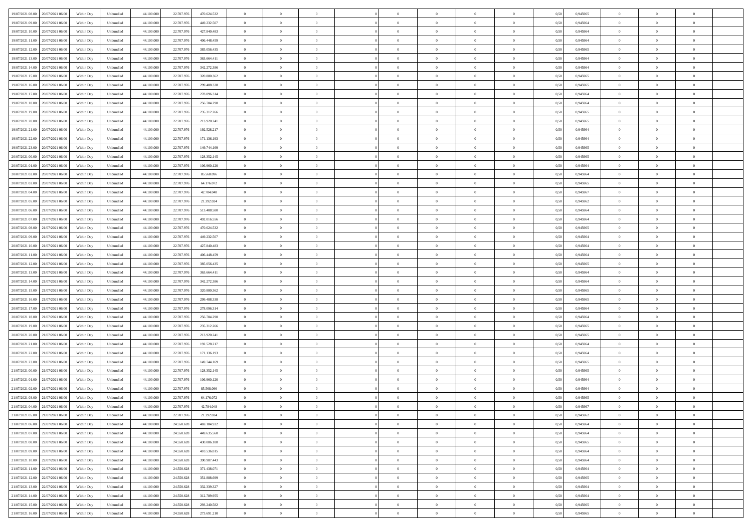| | | | | | | | | | | | | | | | | | | | | | |
|---|---|---|---|---|---|---|---|---|---|---|---|---|---|---|---|---|---|---|---|---|---|
| 19/07/2021 08:00 | 20/07/2021 06:00 | Within Day | Unbundled | 44.100.000 | 22.707.976 | 470.624.532 | 0 | 0 | 0 | | 0 | 0 | 0 | 0 | 0,50 | 0,945965 | 0 | 0 | 0 | |
| 19/07/2021 09:00 | 20/07/2021 06:00 | Within Day | Unbundled | 44.100.000 | 22.707.976 | 449.232.507 | 0 | 0 | 0 | | 0 | 0 | 0 | 0 | 0,50 | 0,945964 | 0 | 0 | 0 | |
| 19/07/2021 10:00 | 20/07/2021 06:00 | Within Day | Unbundled | 44.100.000 | 22.707.976 | 427.840.483 | 0 | 0 | 0 | | 0 | 0 | 0 | 0 | 0,50 | 0,945964 | 0 | 0 | 0 | |
| 19/07/2021 11:00 | 20/07/2021 06:00 | Within Day | Unbundled | 44.100.000 | 22.707.976 | 406.448.459 | 0 | 0 | 0 | | 0 | 0 | 0 | 0 | 0,50 | 0,945964 | 0 | 0 | 0 | |
| 19/07/2021 12:00 | 20/07/2021 06:00 | Within Day | Unbundled | 44.100.000 | 22.707.976 | 385.056.435 | 0 | 0 | 0 | | 0 | 0 | 0 | 0 | 0,50 | 0,945965 | 0 | 0 | 0 | |
| 19/07/2021 13:00 | 20/07/2021 06:00 | Within Day | Unbundled | 44.100.000 | 22.707.976 | 363.664.411 | 0 | 0 | 0 | | 0 | 0 | 0 | 0 | 0,50 | 0,945964 | 0 | 0 | 0 | |
| 19/07/2021 14:00 | 20/07/2021 06:00 | Within Day | Unbundled | 44.100.000 | 22.707.976 | 342.272.386 | 0 | 0 | 0 | | 0 | 0 | 0 | 0 | 0,50 | 0,945964 | 0 | 0 | 0 | |
| 19/07/2021 15:00 | 20/07/2021 06:00 | Within Day | Unbundled | 44.100.000 | 22.707.976 | 320.880.362 | 0 | 0 | 0 | | 0 | 0 | 0 | 0 | 0,50 | 0,945965 | 0 | 0 | 0 | |
| 19/07/2021 16:00 | 20/07/2021 06:00 | Within Day | Unbundled | 44.100.000 | 22.707.976 | 299.488.338 | 0 | 0 | 0 | | 0 | 0 | 0 | 0 | 0,50 | 0,945965 | 0 | 0 | 0 | |
| 19/07/2021 17:00 | 20/07/2021 06:00 | Within Day | Unbundled | 44.100.000 | 22.707.976 | 278.096.314 | 0 | 0 | 0 | | 0 | 0 | 0 | 0 | 0,50 | 0,945964 | 0 | 0 | 0 | |
| 19/07/2021 18:00 | 20/07/2021 06:00 | Within Day | Unbundled | 44.100.000 | 22.707.976 | 256.704.290 | 0 | 0 | 0 | | 0 | 0 | 0 | 0 | 0,50 | 0,945964 | 0 | 0 | 0 | |
| 19/07/2021 19:00 | 20/07/2021 06:00 | Within Day | Unbundled | 44.100.000 | 22.707.976 | 235.312.266 | 0 | 0 | 0 | | 0 | 0 | 0 | 0 | 0,50 | 0,945965 | 0 | 0 | 0 | |
| 19/07/2021 20:00 | 20/07/2021 06:00 | Within Day | Unbundled | 44.100.000 | 22.707.976 | 213.920.241 | 0 | 0 | 0 | | 0 | 0 | 0 | 0 | 0,50 | 0,945965 | 0 | 0 | 0 | |
| 19/07/2021 21:00 | 20/07/2021 06:00 | Within Day | Unbundled | 44.100.000 | 22.707.976 | 192.528.217 | 0 | 0 | 0 | | 0 | 0 | 0 | 0 | 0,50 | 0,945964 | 0 | 0 | 0 | |
| 19/07/2021 22:00 | 20/07/2021 06:00 | Within Day | Unbundled | 44.100.000 | 22.707.976 | 171.136.193 | 0 | 0 | 0 | | 0 | 0 | 0 | 0 | 0,50 | 0,945964 | 0 | 0 | 0 | |
| 19/07/2021 23:00 | 20/07/2021 06:00 | Within Day | Unbundled | 44.100.000 | 22.707.976 | 149.744.169 | 0 | 0 | 0 | | 0 | 0 | 0 | 0 | 0,50 | 0,945965 | 0 | 0 | 0 | |
| 20/07/2021 00:00 | 20/07/2021 06:00 | Within Day | Unbundled | 44.100.000 | 22.707.976 | 128.352.145 | 0 | 0 | 0 | | 0 | 0 | 0 | 0 | 0,50 | 0,945965 | 0 | 0 | 0 | |
| 20/07/2021 01:00 | 20/07/2021 06:00 | Within Day | Unbundled | 44.100.000 | 22.707.976 | 106.960.120 | 0 | 0 | 0 | | 0 | 0 | 0 | 0 | 0,50 | 0,945964 | 0 | 0 | 0 | |
| 20/07/2021 02:00 | 20/07/2021 06:00 | Within Day | Unbundled | 44.100.000 | 22.707.976 | 85.568.096 | 0 | 0 | 0 | | 0 | 0 | 0 | 0 | 0,50 | 0,945964 | 0 | 0 | 0 | |
| 20/07/2021 03:00 | 20/07/2021 06:00 | Within Day | Unbundled | 44.100.000 | 22.707.976 | 64.176.072 | 0 | 0 | 0 | | 0 | 0 | 0 | 0 | 0,50 | 0,945965 | 0 | 0 | 0 | |
| 20/07/2021 04:00 | 20/07/2021 06:00 | Within Day | Unbundled | 44.100.000 | 22.707.976 | 42.784.048 | 0 | 0 | 0 | | 0 | 0 | 0 | 0 | 0,50 | 0,945967 | 0 | 0 | 0 | |
| 20/07/2021 05:00 | 20/07/2021 06:00 | Within Day | Unbundled | 44.100.000 | 22.707.976 | 21.392.024 | 0 | 0 | 0 | | 0 | 0 | 0 | 0 | 0,50 | 0,945962 | 0 | 0 | 0 | |
| 20/07/2021 06:00 | 21/07/2021 06:00 | Within Day | Unbundled | 44.100.000 | 22.707.976 | 513.408.580 | 0 | 0 | 0 | | 0 | 0 | 0 | 0 | 0,50 | 0,945964 | 0 | 0 | 0 | |
| 20/07/2021 07:00 | 21/07/2021 06:00 | Within Day | Unbundled | 44.100.000 | 22.707.976 | 492.016.556 | 0 | 0 | 0 | | 0 | 0 | 0 | 0 | 0,50 | 0,945964 | 0 | 0 | 0 | |
| 20/07/2021 08:00 | 21/07/2021 06:00 | Within Day | Unbundled | 44.100.000 | 22.707.976 | 470.624.532 | 0 | 0 | 0 | | 0 | 0 | 0 | 0 | 0,50 | 0,945965 | 0 | 0 | 0 | |
| 20/07/2021 09:00 | 21/07/2021 06:00 | Within Day | Unbundled | 44.100.000 | 22.707.976 | 449.232.507 | 0 | 0 | 0 | | 0 | 0 | 0 | 0 | 0,50 | 0,945964 | 0 | 0 | 0 | |
| 20/07/2021 10:00 | 21/07/2021 06:00 | Within Day | Unbundled | 44.100.000 | 22.707.976 | 427.840.483 | 0 | 0 | 0 | | 0 | 0 | 0 | 0 | 0,50 | 0,945964 | 0 | 0 | 0 | |
| 20/07/2021 11:00 | 21/07/2021 06:00 | Within Day | Unbundled | 44.100.000 | 22.707.976 | 406.448.459 | 0 | 0 | 0 | | 0 | 0 | 0 | 0 | 0,50 | 0,945964 | 0 | 0 | 0 | |
| 20/07/2021 12:00 | 21/07/2021 06:00 | Within Day | Unbundled | 44.100.000 | 22.707.976 | 385.056.435 | 0 | 0 | 0 | | 0 | 0 | 0 | 0 | 0,50 | 0,945965 | 0 | 0 | 0 | |
| 20/07/2021 13:00 | 21/07/2021 06:00 | Within Day | Unbundled | 44.100.000 | 22.707.976 | 363.664.411 | 0 | 0 | 0 | | 0 | 0 | 0 | 0 | 0,50 | 0,945964 | 0 | 0 | 0 | |
| 20/07/2021 14:00 | 21/07/2021 06:00 | Within Day | Unbundled | 44.100.000 | 22.707.976 | 342.272.386 | 0 | 0 | 0 | | 0 | 0 | 0 | 0 | 0,50 | 0,945964 | 0 | 0 | 0 | |
| 20/07/2021 15:00 | 21/07/2021 06:00 | Within Day | Unbundled | 44.100.000 | 22.707.976 | 320.880.362 | 0 | 0 | 0 | | 0 | 0 | 0 | 0 | 0,50 | 0,945965 | 0 | 0 | 0 | |
| 20/07/2021 16:00 | 21/07/2021 06:00 | Within Day | Unbundled | 44.100.000 | 22.707.976 | 299.488.338 | 0 | 0 | 0 | | 0 | 0 | 0 | 0 | 0,50 | 0,945965 | 0 | 0 | 0 | |
| 20/07/2021 17:00 | 21/07/2021 06:00 | Within Day | Unbundled | 44.100.000 | 22.707.976 | 278.096.314 | 0 | 0 | 0 | | 0 | 0 | 0 | 0 | 0,50 | 0,945964 | 0 | 0 | 0 | |
| 20/07/2021 18:00 | 21/07/2021 06:00 | Within Day | Unbundled | 44.100.000 | 22.707.976 | 256.704.290 | 0 | 0 | 0 | | 0 | 0 | 0 | 0 | 0,50 | 0,945964 | 0 | 0 | 0 | |
| 20/07/2021 19:00 | 21/07/2021 06:00 | Within Day | Unbundled | 44.100.000 | 22.707.976 | 235.312.266 | 0 | 0 | 0 | | 0 | 0 | 0 | 0 | 0,50 | 0,945965 | 0 | 0 | 0 | |
| 20/07/2021 20:00 | 21/07/2021 06:00 | Within Day | Unbundled | 44.100.000 | 22.707.976 | 213.920.241 | 0 | 0 | 0 | | 0 | 0 | 0 | 0 | 0,50 | 0,945965 | 0 | 0 | 0 | |
| 20/07/2021 21:00 | 21/07/2021 06:00 | Within Day | Unbundled | 44.100.000 | 22.707.976 | 192.528.217 | 0 | 0 | 0 | | 0 | 0 | 0 | 0 | 0,50 | 0,945964 | 0 | 0 | 0 | |
| 20/07/2021 22:00 | 21/07/2021 06:00 | Within Day | Unbundled | 44.100.000 | 22.707.976 | 171.136.193 | 0 | 0 | 0 | | 0 | 0 | 0 | 0 | 0,50 | 0,945964 | 0 | 0 | 0 | |
| 20/07/2021 23:00 | 21/07/2021 06:00 | Within Day | Unbundled | 44.100.000 | 22.707.976 | 149.744.169 | 0 | 0 | 0 | | 0 | 0 | 0 | 0 | 0,50 | 0,945965 | 0 | 0 | 0 | |
| 21/07/2021 00:00 | 21/07/2021 06:00 | Within Day | Unbundled | 44.100.000 | 22.707.976 | 128.352.145 | 0 | 0 | 0 | | 0 | 0 | 0 | 0 | 0,50 | 0,945965 | 0 | 0 | 0 | |
| 21/07/2021 01:00 | 21/07/2021 06:00 | Within Day | Unbundled | 44.100.000 | 22.707.976 | 106.960.120 | 0 | 0 | 0 | | 0 | 0 | 0 | 0 | 0,50 | 0,945964 | 0 | 0 | 0 | |
| 21/07/2021 02:00 | 21/07/2021 06:00 | Within Day | Unbundled | 44.100.000 | 22.707.976 | 85.568.096 | 0 | 0 | 0 | | 0 | 0 | 0 | 0 | 0,50 | 0,945964 | 0 | 0 | 0 | |
| 21/07/2021 03:00 | 21/07/2021 06:00 | Within Day | Unbundled | 44.100.000 | 22.707.976 | 64.176.072 | 0 | 0 | 0 | | 0 | 0 | 0 | 0 | 0,50 | 0,945965 | 0 | 0 | 0 | |
| 21/07/2021 04:00 | 21/07/2021 06:00 | Within Day | Unbundled | 44.100.000 | 22.707.976 | 42.784.048 | 0 | 0 | 0 | | 0 | 0 | 0 | 0 | 0,50 | 0,945967 | 0 | 0 | 0 | |
| 21/07/2021 05:00 | 21/07/2021 06:00 | Within Day | Unbundled | 44.100.000 | 22.707.976 | 21.392.024 | 0 | 0 | 0 | | 0 | 0 | 0 | 0 | 0,50 | 0,945962 | 0 | 0 | 0 | |
| 21/07/2021 06:00 | 22/07/2021 06:00 | Within Day | Unbundled | 44.100.000 | 24.550.628 | 469.184.932 | 0 | 0 | 0 | | 0 | 0 | 0 | 0 | 0,50 | 0,945964 | 0 | 0 | 0 | |
| 21/07/2021 07:00 | 22/07/2021 06:00 | Within Day | Unbundled | 44.100.000 | 24.550.628 | 449.635.560 | 0 | 0 | 0 | | 0 | 0 | 0 | 0 | 0,50 | 0,945964 | 0 | 0 | 0 | |
| 21/07/2021 08:00 | 22/07/2021 06:00 | Within Day | Unbundled | 44.100.000 | 24.550.628 | 430.086.188 | 0 | 0 | 0 | | 0 | 0 | 0 | 0 | 0,50 | 0,945965 | 0 | 0 | 0 | |
| 21/07/2021 09:00 | 22/07/2021 06:00 | Within Day | Unbundled | 44.100.000 | 24.550.628 | 410.536.815 | 0 | 0 | 0 | | 0 | 0 | 0 | 0 | 0,50 | 0,945964 | 0 | 0 | 0 | |
| 21/07/2021 10:00 | 22/07/2021 06:00 | Within Day | Unbundled | 44.100.000 | 24.550.628 | 390.987.443 | 0 | 0 | 0 | | 0 | 0 | 0 | 0 | 0,50 | 0,945964 | 0 | 0 | 0 | |
| 21/07/2021 11:00 | 22/07/2021 06:00 | Within Day | Unbundled | 44.100.000 | 24.550.628 | 371.438.071 | 0 | 0 | 0 | | 0 | 0 | 0 | 0 | 0,50 | 0,945964 | 0 | 0 | 0 | |
| 21/07/2021 12:00 | 22/07/2021 06:00 | Within Day | Unbundled | 44.100.000 | 24.550.628 | 351.888.699 | 0 | 0 | 0 | | 0 | 0 | 0 | 0 | 0,50 | 0,945965 | 0 | 0 | 0 | |
| 21/07/2021 13:00 | 22/07/2021 06:00 | Within Day | Unbundled | 44.100.000 | 24.550.628 | 332.339.327 | 0 | 0 | 0 | | 0 | 0 | 0 | 0 | 0,50 | 0,945964 | 0 | 0 | 0 | |
| 21/07/2021 14:00 | 22/07/2021 06:00 | Within Day | Unbundled | 44.100.000 | 24.550.628 | 312.789.955 | 0 | 0 | 0 | | 0 | 0 | 0 | 0 | 0,50 | 0,945964 | 0 | 0 | 0 | |
| 21/07/2021 15:00 | 22/07/2021 06:00 | Within Day | Unbundled | 44.100.000 | 24.550.628 | 293.240.582 | 0 | 0 | 0 | | 0 | 0 | 0 | 0 | 0,50 | 0,945965 | 0 | 0 | 0 | |
| 21/07/2021 16:00 | 22/07/2021 06:00 | Within Day | Unbundled | 44.100.000 | 24.550.628 | 273.691.210 | 0 | 0 | 0 | | 0 | 0 | 0 | 0 | 0,50 | 0,945965 | 0 | 0 | 0 | |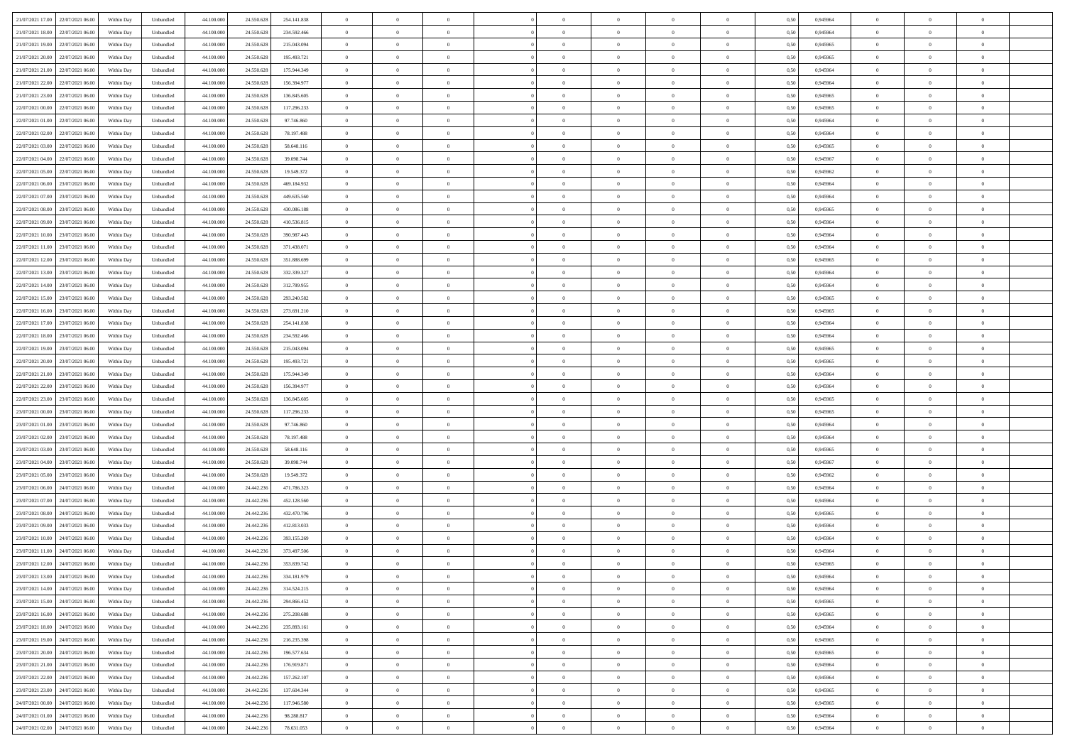| | | | | | | | | | | | | | | | | | | | | |
|---|---|---|---|---|---|---|---|---|---|---|---|---|---|---|---|---|---|---|---|---|
| 21/07/2021 17:00 | 22/07/2021 06:00 | Within Day | Unbundled | 44.100.000 | 24.550.628 | 254.141.838 | 0 | 0 | 0 | | 0 | 0 | 0 | 0 | 0,50 | 0,945964 | 0 | 0 | 0 | |
| 21/07/2021 18:00 | 22/07/2021 06:00 | Within Day | Unbundled | 44.100.000 | 24.550.628 | 234.592.466 | 0 | 0 | 0 | | 0 | 0 | 0 | 0 | 0,50 | 0,945964 | 0 | 0 | 0 | |
| 21/07/2021 19:00 | 22/07/2021 06:00 | Within Day | Unbundled | 44.100.000 | 24.550.628 | 215.043.094 | 0 | 0 | 0 | | 0 | 0 | 0 | 0 | 0,50 | 0,945965 | 0 | 0 | 0 | |
| 21/07/2021 20:00 | 22/07/2021 06:00 | Within Day | Unbundled | 44.100.000 | 24.550.628 | 195.493.721 | 0 | 0 | 0 | | 0 | 0 | 0 | 0 | 0,50 | 0,945965 | 0 | 0 | 0 | |
| 21/07/2021 21:00 | 22/07/2021 06:00 | Within Day | Unbundled | 44.100.000 | 24.550.628 | 175.944.349 | 0 | 0 | 0 | | 0 | 0 | 0 | 0 | 0,50 | 0,945964 | 0 | 0 | 0 | |
| 21/07/2021 22:00 | 22/07/2021 06:00 | Within Day | Unbundled | 44.100.000 | 24.550.628 | 156.394.977 | 0 | 0 | 0 | | 0 | 0 | 0 | 0 | 0,50 | 0,945964 | 0 | 0 | 0 | |
| 21/07/2021 23:00 | 22/07/2021 06:00 | Within Day | Unbundled | 44.100.000 | 24.550.628 | 136.845.605 | 0 | 0 | 0 | | 0 | 0 | 0 | 0 | 0,50 | 0,945965 | 0 | 0 | 0 | |
| 22/07/2021 00:00 | 22/07/2021 06:00 | Within Day | Unbundled | 44.100.000 | 24.550.628 | 117.296.233 | 0 | 0 | 0 | | 0 | 0 | 0 | 0 | 0,50 | 0,945965 | 0 | 0 | 0 | |
| 22/07/2021 01:00 | 22/07/2021 06:00 | Within Day | Unbundled | 44.100.000 | 24.550.628 | 97.746.860 | 0 | 0 | 0 | | 0 | 0 | 0 | 0 | 0,50 | 0,945964 | 0 | 0 | 0 | |
| 22/07/2021 02:00 | 22/07/2021 06:00 | Within Day | Unbundled | 44.100.000 | 24.550.628 | 78.197.488 | 0 | 0 | 0 | | 0 | 0 | 0 | 0 | 0,50 | 0,945964 | 0 | 0 | 0 | |
| 22/07/2021 03:00 | 22/07/2021 06:00 | Within Day | Unbundled | 44.100.000 | 24.550.628 | 58.648.116 | 0 | 0 | 0 | | 0 | 0 | 0 | 0 | 0,50 | 0,945965 | 0 | 0 | 0 | |
| 22/07/2021 04:00 | 22/07/2021 06:00 | Within Day | Unbundled | 44.100.000 | 24.550.628 | 39.098.744 | 0 | 0 | 0 | | 0 | 0 | 0 | 0 | 0,50 | 0,945967 | 0 | 0 | 0 | |
| 22/07/2021 05:00 | 22/07/2021 06:00 | Within Day | Unbundled | 44.100.000 | 24.550.628 | 19.549.372 | 0 | 0 | 0 | | 0 | 0 | 0 | 0 | 0,50 | 0,945962 | 0 | 0 | 0 | |
| 22/07/2021 06:00 | 23/07/2021 06:00 | Within Day | Unbundled | 44.100.000 | 24.550.628 | 469.184.932 | 0 | 0 | 0 | | 0 | 0 | 0 | 0 | 0,50 | 0,945964 | 0 | 0 | 0 | |
| 22/07/2021 07:00 | 23/07/2021 06:00 | Within Day | Unbundled | 44.100.000 | 24.550.628 | 449.635.560 | 0 | 0 | 0 | | 0 | 0 | 0 | 0 | 0,50 | 0,945964 | 0 | 0 | 0 | |
| 22/07/2021 08:00 | 23/07/2021 06:00 | Within Day | Unbundled | 44.100.000 | 24.550.628 | 430.086.188 | 0 | 0 | 0 | | 0 | 0 | 0 | 0 | 0,50 | 0,945965 | 0 | 0 | 0 | |
| 22/07/2021 09:00 | 23/07/2021 06:00 | Within Day | Unbundled | 44.100.000 | 24.550.628 | 410.536.815 | 0 | 0 | 0 | | 0 | 0 | 0 | 0 | 0,50 | 0,945964 | 0 | 0 | 0 | |
| 22/07/2021 10:00 | 23/07/2021 06:00 | Within Day | Unbundled | 44.100.000 | 24.550.628 | 390.987.443 | 0 | 0 | 0 | | 0 | 0 | 0 | 0 | 0,50 | 0,945964 | 0 | 0 | 0 | |
| 22/07/2021 11:00 | 23/07/2021 06:00 | Within Day | Unbundled | 44.100.000 | 24.550.628 | 371.438.071 | 0 | 0 | 0 | | 0 | 0 | 0 | 0 | 0,50 | 0,945964 | 0 | 0 | 0 | |
| 22/07/2021 12:00 | 23/07/2021 06:00 | Within Day | Unbundled | 44.100.000 | 24.550.628 | 351.888.699 | 0 | 0 | 0 | | 0 | 0 | 0 | 0 | 0,50 | 0,945965 | 0 | 0 | 0 | |
| 22/07/2021 13:00 | 23/07/2021 06:00 | Within Day | Unbundled | 44.100.000 | 24.550.628 | 332.339.327 | 0 | 0 | 0 | | 0 | 0 | 0 | 0 | 0,50 | 0,945964 | 0 | 0 | 0 | |
| 22/07/2021 14:00 | 23/07/2021 06:00 | Within Day | Unbundled | 44.100.000 | 24.550.628 | 312.789.955 | 0 | 0 | 0 | | 0 | 0 | 0 | 0 | 0,50 | 0,945964 | 0 | 0 | 0 | |
| 22/07/2021 15:00 | 23/07/2021 06:00 | Within Day | Unbundled | 44.100.000 | 24.550.628 | 293.240.582 | 0 | 0 | 0 | | 0 | 0 | 0 | 0 | 0,50 | 0,945965 | 0 | 0 | 0 | |
| 22/07/2021 16:00 | 23/07/2021 06:00 | Within Day | Unbundled | 44.100.000 | 24.550.628 | 273.691.210 | 0 | 0 | 0 | | 0 | 0 | 0 | 0 | 0,50 | 0,945965 | 0 | 0 | 0 | |
| 22/07/2021 17:00 | 23/07/2021 06:00 | Within Day | Unbundled | 44.100.000 | 24.550.628 | 254.141.838 | 0 | 0 | 0 | | 0 | 0 | 0 | 0 | 0,50 | 0,945964 | 0 | 0 | 0 | |
| 22/07/2021 18:00 | 23/07/2021 06:00 | Within Day | Unbundled | 44.100.000 | 24.550.628 | 234.592.466 | 0 | 0 | 0 | | 0 | 0 | 0 | 0 | 0,50 | 0,945964 | 0 | 0 | 0 | |
| 22/07/2021 19:00 | 23/07/2021 06:00 | Within Day | Unbundled | 44.100.000 | 24.550.628 | 215.043.094 | 0 | 0 | 0 | | 0 | 0 | 0 | 0 | 0,50 | 0,945965 | 0 | 0 | 0 | |
| 22/07/2021 20:00 | 23/07/2021 06:00 | Within Day | Unbundled | 44.100.000 | 24.550.628 | 195.493.721 | 0 | 0 | 0 | | 0 | 0 | 0 | 0 | 0,50 | 0,945965 | 0 | 0 | 0 | |
| 22/07/2021 21:00 | 23/07/2021 06:00 | Within Day | Unbundled | 44.100.000 | 24.550.628 | 175.944.349 | 0 | 0 | 0 | | 0 | 0 | 0 | 0 | 0,50 | 0,945964 | 0 | 0 | 0 | |
| 22/07/2021 22:00 | 23/07/2021 06:00 | Within Day | Unbundled | 44.100.000 | 24.550.628 | 156.394.977 | 0 | 0 | 0 | | 0 | 0 | 0 | 0 | 0,50 | 0,945964 | 0 | 0 | 0 | |
| 22/07/2021 23:00 | 23/07/2021 06:00 | Within Day | Unbundled | 44.100.000 | 24.550.628 | 136.845.605 | 0 | 0 | 0 | | 0 | 0 | 0 | 0 | 0,50 | 0,945965 | 0 | 0 | 0 | |
| 23/07/2021 00:00 | 23/07/2021 06:00 | Within Day | Unbundled | 44.100.000 | 24.550.628 | 117.296.233 | 0 | 0 | 0 | | 0 | 0 | 0 | 0 | 0,50 | 0,945965 | 0 | 0 | 0 | |
| 23/07/2021 01:00 | 23/07/2021 06:00 | Within Day | Unbundled | 44.100.000 | 24.550.628 | 97.746.860 | 0 | 0 | 0 | | 0 | 0 | 0 | 0 | 0,50 | 0,945964 | 0 | 0 | 0 | |
| 23/07/2021 02:00 | 23/07/2021 06:00 | Within Day | Unbundled | 44.100.000 | 24.550.628 | 78.197.488 | 0 | 0 | 0 | | 0 | 0 | 0 | 0 | 0,50 | 0,945964 | 0 | 0 | 0 | |
| 23/07/2021 03:00 | 23/07/2021 06:00 | Within Day | Unbundled | 44.100.000 | 24.550.628 | 58.648.116 | 0 | 0 | 0 | | 0 | 0 | 0 | 0 | 0,50 | 0,945965 | 0 | 0 | 0 | |
| 23/07/2021 04:00 | 23/07/2021 06:00 | Within Day | Unbundled | 44.100.000 | 24.550.628 | 39.098.744 | 0 | 0 | 0 | | 0 | 0 | 0 | 0 | 0,50 | 0,945967 | 0 | 0 | 0 | |
| 23/07/2021 05:00 | 23/07/2021 06:00 | Within Day | Unbundled | 44.100.000 | 24.550.628 | 19.549.372 | 0 | 0 | 0 | | 0 | 0 | 0 | 0 | 0,50 | 0,945962 | 0 | 0 | 0 | |
| 23/07/2021 06:00 | 24/07/2021 06:00 | Within Day | Unbundled | 44.100.000 | 24.442.236 | 471.786.323 | 0 | 0 | 0 | | 0 | 0 | 0 | 0 | 0,50 | 0,945964 | 0 | 0 | 0 | |
| 23/07/2021 07:00 | 24/07/2021 06:00 | Within Day | Unbundled | 44.100.000 | 24.442.236 | 452.128.560 | 0 | 0 | 0 | | 0 | 0 | 0 | 0 | 0,50 | 0,945964 | 0 | 0 | 0 | |
| 23/07/2021 08:00 | 24/07/2021 06:00 | Within Day | Unbundled | 44.100.000 | 24.442.236 | 432.470.796 | 0 | 0 | 0 | | 0 | 0 | 0 | 0 | 0,50 | 0,945965 | 0 | 0 | 0 | |
| 23/07/2021 09:00 | 24/07/2021 06:00 | Within Day | Unbundled | 44.100.000 | 24.442.236 | 412.813.033 | 0 | 0 | 0 | | 0 | 0 | 0 | 0 | 0,50 | 0,945964 | 0 | 0 | 0 | |
| 23/07/2021 10:00 | 24/07/2021 06:00 | Within Day | Unbundled | 44.100.000 | 24.442.236 | 393.155.269 | 0 | 0 | 0 | | 0 | 0 | 0 | 0 | 0,50 | 0,945964 | 0 | 0 | 0 | |
| 23/07/2021 11:00 | 24/07/2021 06:00 | Within Day | Unbundled | 44.100.000 | 24.442.236 | 373.497.506 | 0 | 0 | 0 | | 0 | 0 | 0 | 0 | 0,50 | 0,945964 | 0 | 0 | 0 | |
| 23/07/2021 12:00 | 24/07/2021 06:00 | Within Day | Unbundled | 44.100.000 | 24.442.236 | 353.839.742 | 0 | 0 | 0 | | 0 | 0 | 0 | 0 | 0,50 | 0,945965 | 0 | 0 | 0 | |
| 23/07/2021 13:00 | 24/07/2021 06:00 | Within Day | Unbundled | 44.100.000 | 24.442.236 | 334.181.979 | 0 | 0 | 0 | | 0 | 0 | 0 | 0 | 0,50 | 0,945964 | 0 | 0 | 0 | |
| 23/07/2021 14:00 | 24/07/2021 06:00 | Within Day | Unbundled | 44.100.000 | 24.442.236 | 314.524.215 | 0 | 0 | 0 | | 0 | 0 | 0 | 0 | 0,50 | 0,945964 | 0 | 0 | 0 | |
| 23/07/2021 15:00 | 24/07/2021 06:00 | Within Day | Unbundled | 44.100.000 | 24.442.236 | 294.866.452 | 0 | 0 | 0 | | 0 | 0 | 0 | 0 | 0,50 | 0,945965 | 0 | 0 | 0 | |
| 23/07/2021 16:00 | 24/07/2021 06:00 | Within Day | Unbundled | 44.100.000 | 24.442.236 | 275.208.688 | 0 | 0 | 0 | | 0 | 0 | 0 | 0 | 0,50 | 0,945965 | 0 | 0 | 0 | |
| 23/07/2021 18:00 | 24/07/2021 06:00 | Within Day | Unbundled | 44.100.000 | 24.442.236 | 235.893.161 | 0 | 0 | 0 | | 0 | 0 | 0 | 0 | 0,50 | 0,945964 | 0 | 0 | 0 | |
| 23/07/2021 19:00 | 24/07/2021 06:00 | Within Day | Unbundled | 44.100.000 | 24.442.236 | 216.235.398 | 0 | 0 | 0 | | 0 | 0 | 0 | 0 | 0,50 | 0,945965 | 0 | 0 | 0 | |
| 23/07/2021 20:00 | 24/07/2021 06:00 | Within Day | Unbundled | 44.100.000 | 24.442.236 | 196.577.634 | 0 | 0 | 0 | | 0 | 0 | 0 | 0 | 0,50 | 0,945965 | 0 | 0 | 0 | |
| 23/07/2021 21:00 | 24/07/2021 06:00 | Within Day | Unbundled | 44.100.000 | 24.442.236 | 176.919.871 | 0 | 0 | 0 | | 0 | 0 | 0 | 0 | 0,50 | 0,945964 | 0 | 0 | 0 | |
| 23/07/2021 22:00 | 24/07/2021 06:00 | Within Day | Unbundled | 44.100.000 | 24.442.236 | 157.262.107 | 0 | 0 | 0 | | 0 | 0 | 0 | 0 | 0,50 | 0,945964 | 0 | 0 | 0 | |
| 23/07/2021 23:00 | 24/07/2021 06:00 | Within Day | Unbundled | 44.100.000 | 24.442.236 | 137.604.344 | 0 | 0 | 0 | | 0 | 0 | 0 | 0 | 0,50 | 0,945965 | 0 | 0 | 0 | |
| 24/07/2021 00:00 | 24/07/2021 06:00 | Within Day | Unbundled | 44.100.000 | 24.442.236 | 117.946.580 | 0 | 0 | 0 | | 0 | 0 | 0 | 0 | 0,50 | 0,945965 | 0 | 0 | 0 | |
| 24/07/2021 01:00 | 24/07/2021 06:00 | Within Day | Unbundled | 44.100.000 | 24.442.236 | 98.288.817 | 0 | 0 | 0 | | 0 | 0 | 0 | 0 | 0,50 | 0,945964 | 0 | 0 | 0 | |
| 24/07/2021 02:00 | 24/07/2021 06:00 | Within Day | Unbundled | 44.100.000 | 24.442.236 | 78.631.053 | 0 | 0 | 0 | | 0 | 0 | 0 | 0 | 0,50 | 0,945964 | 0 | 0 | 0 | |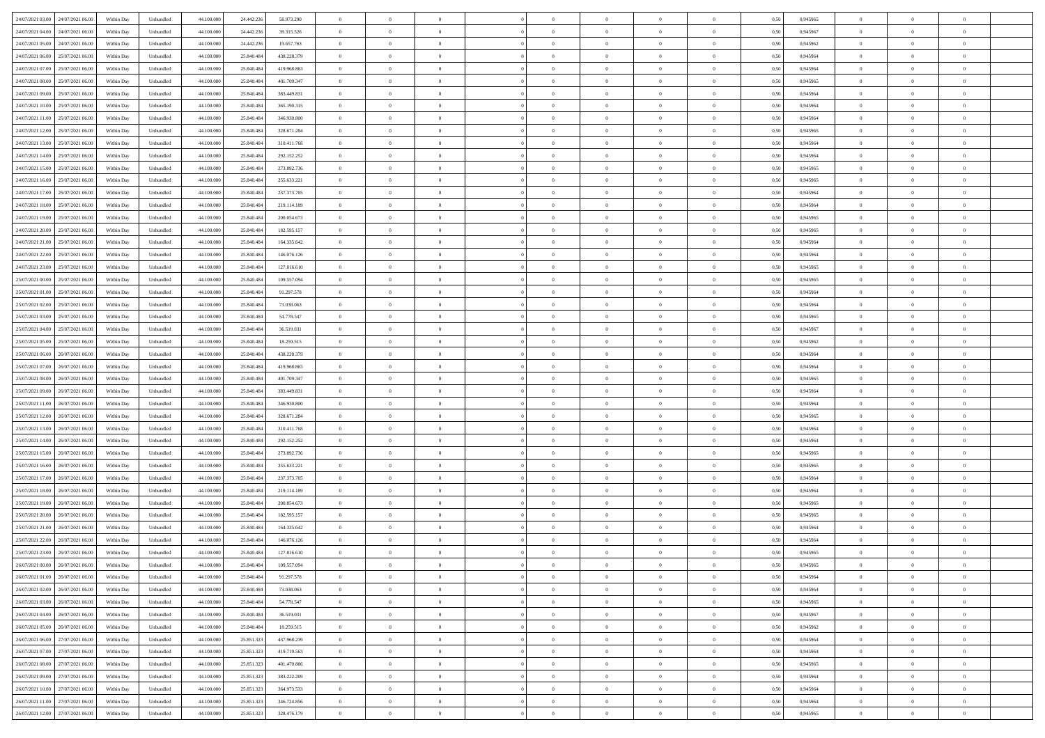| | | | | | | | | | | | | | | | | | | | | | |
|---|---|---|---|---|---|---|---|---|---|---|---|---|---|---|---|---|---|---|---|---|---|
| 24/07/2021 03:00 | 24/07/2021 06:00 | Within Day | Unbundled | 44.100.000 | 24.442.236 | 58.973.290 | 0 | 0 | 0 | | 0 | 0 | 0 | 0 | 0,50 | 0,945965 | 0 | 0 | 0 | |
| 24/07/2021 04:00 | 24/07/2021 06:00 | Within Day | Unbundled | 44.100.000 | 24.442.236 | 39.315.526 | 0 | 0 | 0 | | 0 | 0 | 0 | 0 | 0,50 | 0,945967 | 0 | 0 | 0 | |
| 24/07/2021 05:00 | 24/07/2021 06:00 | Within Day | Unbundled | 44.100.000 | 24.442.236 | 19.657.763 | 0 | 0 | 0 | | 0 | 0 | 0 | 0 | 0,50 | 0,945962 | 0 | 0 | 0 | |
| 24/07/2021 06:00 | 25/07/2021 06:00 | Within Day | Unbundled | 44.100.000 | 25.840.484 | 438.228.379 | 0 | 0 | 0 | | 0 | 0 | 0 | 0 | 0,50 | 0,945964 | 0 | 0 | 0 | |
| 24/07/2021 07:00 | 25/07/2021 06:00 | Within Day | Unbundled | 44.100.000 | 25.840.484 | 419.968.863 | 0 | 0 | 0 | | 0 | 0 | 0 | 0 | 0,50 | 0,945964 | 0 | 0 | 0 | |
| 24/07/2021 08:00 | 25/07/2021 06:00 | Within Day | Unbundled | 44.100.000 | 25.840.484 | 401.709.347 | 0 | 0 | 0 | | 0 | 0 | 0 | 0 | 0,50 | 0,945965 | 0 | 0 | 0 | |
| 24/07/2021 09:00 | 25/07/2021 06:00 | Within Day | Unbundled | 44.100.000 | 25.840.484 | 383.449.831 | 0 | 0 | 0 | | 0 | 0 | 0 | 0 | 0,50 | 0,945964 | 0 | 0 | 0 | |
| 24/07/2021 10:00 | 25/07/2021 06:00 | Within Day | Unbundled | 44.100.000 | 25.840.484 | 365.190.315 | 0 | 0 | 0 | | 0 | 0 | 0 | 0 | 0,50 | 0,945964 | 0 | 0 | 0 | |
| 24/07/2021 11:00 | 25/07/2021 06:00 | Within Day | Unbundled | 44.100.000 | 25.840.484 | 346.930.800 | 0 | 0 | 0 | | 0 | 0 | 0 | 0 | 0,50 | 0,945964 | 0 | 0 | 0 | |
| 24/07/2021 12:00 | 25/07/2021 06:00 | Within Day | Unbundled | 44.100.000 | 25.840.484 | 328.671.284 | 0 | 0 | 0 | | 0 | 0 | 0 | 0 | 0,50 | 0,945965 | 0 | 0 | 0 | |
| 24/07/2021 13:00 | 25/07/2021 06:00 | Within Day | Unbundled | 44.100.000 | 25.840.484 | 310.411.768 | 0 | 0 | 0 | | 0 | 0 | 0 | 0 | 0,50 | 0,945964 | 0 | 0 | 0 | |
| 24/07/2021 14:00 | 25/07/2021 06:00 | Within Day | Unbundled | 44.100.000 | 25.840.484 | 292.152.252 | 0 | 0 | 0 | | 0 | 0 | 0 | 0 | 0,50 | 0,945964 | 0 | 0 | 0 | |
| 24/07/2021 15:00 | 25/07/2021 06:00 | Within Day | Unbundled | 44.100.000 | 25.840.484 | 273.892.736 | 0 | 0 | 0 | | 0 | 0 | 0 | 0 | 0,50 | 0,945965 | 0 | 0 | 0 | |
| 24/07/2021 16:00 | 25/07/2021 06:00 | Within Day | Unbundled | 44.100.000 | 25.840.484 | 255.633.221 | 0 | 0 | 0 | | 0 | 0 | 0 | 0 | 0,50 | 0,945965 | 0 | 0 | 0 | |
| 24/07/2021 17:00 | 25/07/2021 06:00 | Within Day | Unbundled | 44.100.000 | 25.840.484 | 237.373.705 | 0 | 0 | 0 | | 0 | 0 | 0 | 0 | 0,50 | 0,945964 | 0 | 0 | 0 | |
| 24/07/2021 18:00 | 25/07/2021 06:00 | Within Day | Unbundled | 44.100.000 | 25.840.484 | 219.114.189 | 0 | 0 | 0 | | 0 | 0 | 0 | 0 | 0,50 | 0,945964 | 0 | 0 | 0 | |
| 24/07/2021 19:00 | 25/07/2021 06:00 | Within Day | Unbundled | 44.100.000 | 25.840.484 | 200.854.673 | 0 | 0 | 0 | | 0 | 0 | 0 | 0 | 0,50 | 0,945965 | 0 | 0 | 0 | |
| 24/07/2021 20:00 | 25/07/2021 06:00 | Within Day | Unbundled | 44.100.000 | 25.840.484 | 182.595.157 | 0 | 0 | 0 | | 0 | 0 | 0 | 0 | 0,50 | 0,945965 | 0 | 0 | 0 | |
| 24/07/2021 21:00 | 25/07/2021 06:00 | Within Day | Unbundled | 44.100.000 | 25.840.484 | 164.335.642 | 0 | 0 | 0 | | 0 | 0 | 0 | 0 | 0,50 | 0,945964 | 0 | 0 | 0 | |
| 24/07/2021 22:00 | 25/07/2021 06:00 | Within Day | Unbundled | 44.100.000 | 25.840.484 | 146.076.126 | 0 | 0 | 0 | | 0 | 0 | 0 | 0 | 0,50 | 0,945964 | 0 | 0 | 0 | |
| 24/07/2021 23:00 | 25/07/2021 06:00 | Within Day | Unbundled | 44.100.000 | 25.840.484 | 127.816.610 | 0 | 0 | 0 | | 0 | 0 | 0 | 0 | 0,50 | 0,945965 | 0 | 0 | 0 | |
| 25/07/2021 00:00 | 25/07/2021 06:00 | Within Day | Unbundled | 44.100.000 | 25.840.484 | 109.557.094 | 0 | 0 | 0 | | 0 | 0 | 0 | 0 | 0,50 | 0,945965 | 0 | 0 | 0 | |
| 25/07/2021 01:00 | 25/07/2021 06:00 | Within Day | Unbundled | 44.100.000 | 25.840.484 | 91.297.578 | 0 | 0 | 0 | | 0 | 0 | 0 | 0 | 0,50 | 0,945964 | 0 | 0 | 0 | |
| 25/07/2021 02:00 | 25/07/2021 06:00 | Within Day | Unbundled | 44.100.000 | 25.840.484 | 73.038.063 | 0 | 0 | 0 | | 0 | 0 | 0 | 0 | 0,50 | 0,945964 | 0 | 0 | 0 | |
| 25/07/2021 03:00 | 25/07/2021 06:00 | Within Day | Unbundled | 44.100.000 | 25.840.484 | 54.778.547 | 0 | 0 | 0 | | 0 | 0 | 0 | 0 | 0,50 | 0,945965 | 0 | 0 | 0 | |
| 25/07/2021 04:00 | 25/07/2021 06:00 | Within Day | Unbundled | 44.100.000 | 25.840.484 | 36.519.031 | 0 | 0 | 0 | | 0 | 0 | 0 | 0 | 0,50 | 0,945967 | 0 | 0 | 0 | |
| 25/07/2021 05:00 | 25/07/2021 06:00 | Within Day | Unbundled | 44.100.000 | 25.840.484 | 18.259.515 | 0 | 0 | 0 | | 0 | 0 | 0 | 0 | 0,50 | 0,945962 | 0 | 0 | 0 | |
| 25/07/2021 06:00 | 26/07/2021 06:00 | Within Day | Unbundled | 44.100.000 | 25.840.484 | 438.228.379 | 0 | 0 | 0 | | 0 | 0 | 0 | 0 | 0,50 | 0,945964 | 0 | 0 | 0 | |
| 25/07/2021 07:00 | 26/07/2021 06:00 | Within Day | Unbundled | 44.100.000 | 25.840.484 | 419.968.863 | 0 | 0 | 0 | | 0 | 0 | 0 | 0 | 0,50 | 0,945964 | 0 | 0 | 0 | |
| 25/07/2021 08:00 | 26/07/2021 06:00 | Within Day | Unbundled | 44.100.000 | 25.840.484 | 401.709.347 | 0 | 0 | 0 | | 0 | 0 | 0 | 0 | 0,50 | 0,945965 | 0 | 0 | 0 | |
| 25/07/2021 09:00 | 26/07/2021 06:00 | Within Day | Unbundled | 44.100.000 | 25.840.484 | 383.449.831 | 0 | 0 | 0 | | 0 | 0 | 0 | 0 | 0,50 | 0,945964 | 0 | 0 | 0 | |
| 25/07/2021 11:00 | 26/07/2021 06:00 | Within Day | Unbundled | 44.100.000 | 25.840.484 | 346.930.800 | 0 | 0 | 0 | | 0 | 0 | 0 | 0 | 0,50 | 0,945964 | 0 | 0 | 0 | |
| 25/07/2021 12:00 | 26/07/2021 06:00 | Within Day | Unbundled | 44.100.000 | 25.840.484 | 328.671.284 | 0 | 0 | 0 | | 0 | 0 | 0 | 0 | 0,50 | 0,945965 | 0 | 0 | 0 | |
| 25/07/2021 13:00 | 26/07/2021 06:00 | Within Day | Unbundled | 44.100.000 | 25.840.484 | 310.411.768 | 0 | 0 | 0 | | 0 | 0 | 0 | 0 | 0,50 | 0,945964 | 0 | 0 | 0 | |
| 25/07/2021 14:00 | 26/07/2021 06:00 | Within Day | Unbundled | 44.100.000 | 25.840.484 | 292.152.252 | 0 | 0 | 0 | | 0 | 0 | 0 | 0 | 0,50 | 0,945964 | 0 | 0 | 0 | |
| 25/07/2021 15:00 | 26/07/2021 06:00 | Within Day | Unbundled | 44.100.000 | 25.840.484 | 273.892.736 | 0 | 0 | 0 | | 0 | 0 | 0 | 0 | 0,50 | 0,945965 | 0 | 0 | 0 | |
| 25/07/2021 16:00 | 26/07/2021 06:00 | Within Day | Unbundled | 44.100.000 | 25.840.484 | 255.633.221 | 0 | 0 | 0 | | 0 | 0 | 0 | 0 | 0,50 | 0,945965 | 0 | 0 | 0 | |
| 25/07/2021 17:00 | 26/07/2021 06:00 | Within Day | Unbundled | 44.100.000 | 25.840.484 | 237.373.705 | 0 | 0 | 0 | | 0 | 0 | 0 | 0 | 0,50 | 0,945964 | 0 | 0 | 0 | |
| 25/07/2021 18:00 | 26/07/2021 06:00 | Within Day | Unbundled | 44.100.000 | 25.840.484 | 219.114.189 | 0 | 0 | 0 | | 0 | 0 | 0 | 0 | 0,50 | 0,945964 | 0 | 0 | 0 | |
| 25/07/2021 19:00 | 26/07/2021 06:00 | Within Day | Unbundled | 44.100.000 | 25.840.484 | 200.854.673 | 0 | 0 | 0 | | 0 | 0 | 0 | 0 | 0,50 | 0,945965 | 0 | 0 | 0 | |
| 25/07/2021 20:00 | 26/07/2021 06:00 | Within Day | Unbundled | 44.100.000 | 25.840.484 | 182.595.157 | 0 | 0 | 0 | | 0 | 0 | 0 | 0 | 0,50 | 0,945965 | 0 | 0 | 0 | |
| 25/07/2021 21:00 | 26/07/2021 06:00 | Within Day | Unbundled | 44.100.000 | 25.840.484 | 164.335.642 | 0 | 0 | 0 | | 0 | 0 | 0 | 0 | 0,50 | 0,945964 | 0 | 0 | 0 | |
| 25/07/2021 22:00 | 26/07/2021 06:00 | Within Day | Unbundled | 44.100.000 | 25.840.484 | 146.076.126 | 0 | 0 | 0 | | 0 | 0 | 0 | 0 | 0,50 | 0,945964 | 0 | 0 | 0 | |
| 25/07/2021 23:00 | 26/07/2021 06:00 | Within Day | Unbundled | 44.100.000 | 25.840.484 | 127.816.610 | 0 | 0 | 0 | | 0 | 0 | 0 | 0 | 0,50 | 0,945965 | 0 | 0 | 0 | |
| 26/07/2021 00:00 | 26/07/2021 06:00 | Within Day | Unbundled | 44.100.000 | 25.840.484 | 109.557.094 | 0 | 0 | 0 | | 0 | 0 | 0 | 0 | 0,50 | 0,945965 | 0 | 0 | 0 | |
| 26/07/2021 01:00 | 26/07/2021 06:00 | Within Day | Unbundled | 44.100.000 | 25.840.484 | 91.297.578 | 0 | 0 | 0 | | 0 | 0 | 0 | 0 | 0,50 | 0,945964 | 0 | 0 | 0 | |
| 26/07/2021 02:00 | 26/07/2021 06:00 | Within Day | Unbundled | 44.100.000 | 25.840.484 | 73.038.063 | 0 | 0 | 0 | | 0 | 0 | 0 | 0 | 0,50 | 0,945964 | 0 | 0 | 0 | |
| 26/07/2021 03:00 | 26/07/2021 06:00 | Within Day | Unbundled | 44.100.000 | 25.840.484 | 54.778.547 | 0 | 0 | 0 | | 0 | 0 | 0 | 0 | 0,50 | 0,945965 | 0 | 0 | 0 | |
| 26/07/2021 04:00 | 26/07/2021 06:00 | Within Day | Unbundled | 44.100.000 | 25.840.484 | 36.519.031 | 0 | 0 | 0 | | 0 | 0 | 0 | 0 | 0,50 | 0,945967 | 0 | 0 | 0 | |
| 26/07/2021 05:00 | 26/07/2021 06:00 | Within Day | Unbundled | 44.100.000 | 25.840.484 | 18.259.515 | 0 | 0 | 0 | | 0 | 0 | 0 | 0 | 0,50 | 0,945962 | 0 | 0 | 0 | |
| 26/07/2021 06:00 | 27/07/2021 06:00 | Within Day | Unbundled | 44.100.000 | 25.851.323 | 437.968.239 | 0 | 0 | 0 | | 0 | 0 | 0 | 0 | 0,50 | 0,945964 | 0 | 0 | 0 | |
| 26/07/2021 07:00 | 27/07/2021 06:00 | Within Day | Unbundled | 44.100.000 | 25.851.323 | 419.719.563 | 0 | 0 | 0 | | 0 | 0 | 0 | 0 | 0,50 | 0,945964 | 0 | 0 | 0 | |
| 26/07/2021 08:00 | 27/07/2021 06:00 | Within Day | Unbundled | 44.100.000 | 25.851.323 | 401.470.886 | 0 | 0 | 0 | | 0 | 0 | 0 | 0 | 0,50 | 0,945965 | 0 | 0 | 0 | |
| 26/07/2021 09:00 | 27/07/2021 06:00 | Within Day | Unbundled | 44.100.000 | 25.851.323 | 383.222.209 | 0 | 0 | 0 | | 0 | 0 | 0 | 0 | 0,50 | 0,945964 | 0 | 0 | 0 | |
| 26/07/2021 10:00 | 27/07/2021 06:00 | Within Day | Unbundled | 44.100.000 | 25.851.323 | 364.973.533 | 0 | 0 | 0 | | 0 | 0 | 0 | 0 | 0,50 | 0,945964 | 0 | 0 | 0 | |
| 26/07/2021 11:00 | 27/07/2021 06:00 | Within Day | Unbundled | 44.100.000 | 25.851.323 | 346.724.856 | 0 | 0 | 0 | | 0 | 0 | 0 | 0 | 0,50 | 0,945964 | 0 | 0 | 0 | |
| 26/07/2021 12:00 | 27/07/2021 06:00 | Within Day | Unbundled | 44.100.000 | 25.851.323 | 328.476.179 | 0 | 0 | 0 | | 0 | 0 | 0 | 0 | 0,50 | 0,945965 | 0 | 0 | 0 | |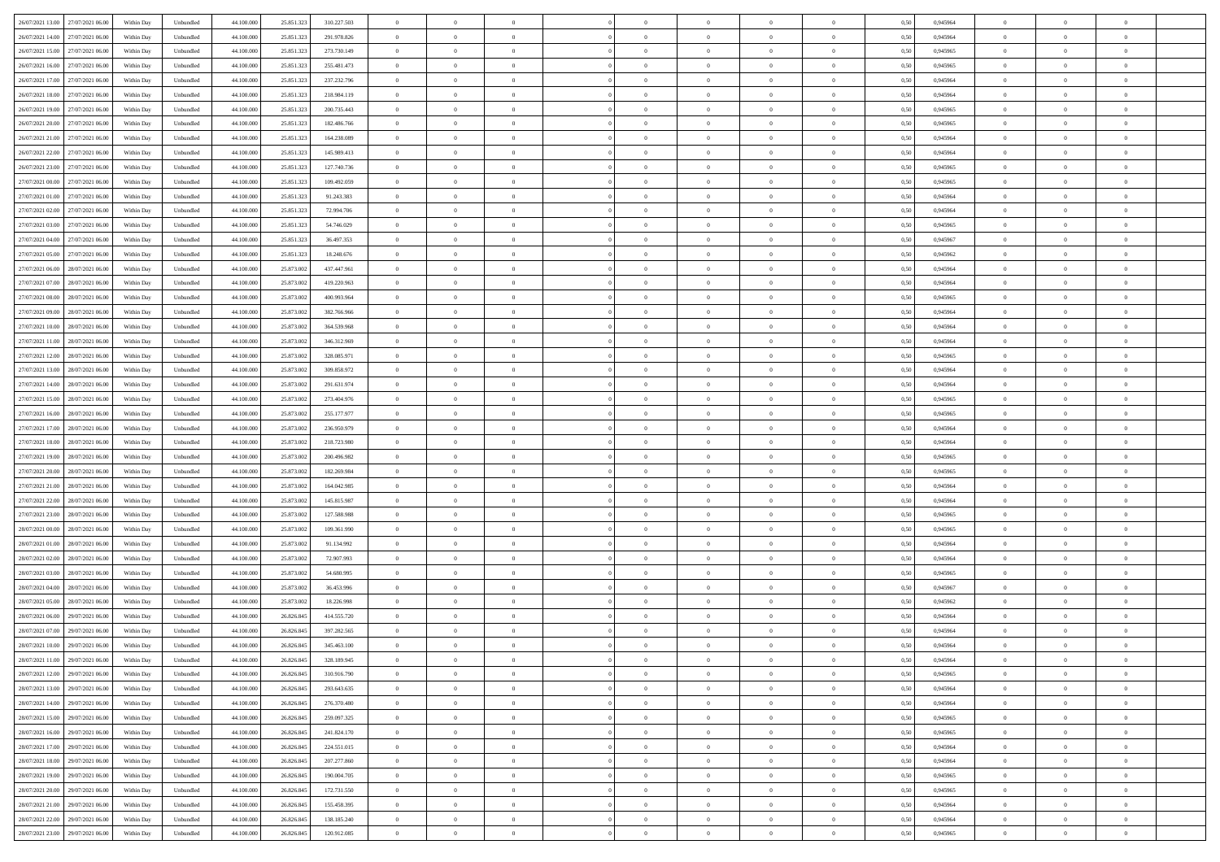| | | | | | | | | | | | | | | | | | | | | | |
|---|---|---|---|---|---|---|---|---|---|---|---|---|---|---|---|---|---|---|---|---|---|
| 26/07/2021 13:00 | 27/07/2021 06:00 | Within Day | Unbundled | 44.100.000 | 25.851.323 | 310.227.503 | 0 | 0 | 0 | | 0 | 0 | 0 | 0 | 0,50 | 0,945964 | 0 | 0 | 0 | |
| 26/07/2021 14:00 | 27/07/2021 06:00 | Within Day | Unbundled | 44.100.000 | 25.851.323 | 291.978.826 | 0 | 0 | 0 | | 0 | 0 | 0 | 0 | 0,50 | 0,945964 | 0 | 0 | 0 | |
| 26/07/2021 15:00 | 27/07/2021 06:00 | Within Day | Unbundled | 44.100.000 | 25.851.323 | 273.730.149 | 0 | 0 | 0 | | 0 | 0 | 0 | 0 | 0,50 | 0,945965 | 0 | 0 | 0 | |
| 26/07/2021 16:00 | 27/07/2021 06:00 | Within Day | Unbundled | 44.100.000 | 25.851.323 | 255.481.473 | 0 | 0 | 0 | | 0 | 0 | 0 | 0 | 0,50 | 0,945965 | 0 | 0 | 0 | |
| 26/07/2021 17:00 | 27/07/2021 06:00 | Within Day | Unbundled | 44.100.000 | 25.851.323 | 237.232.796 | 0 | 0 | 0 | | 0 | 0 | 0 | 0 | 0,50 | 0,945964 | 0 | 0 | 0 | |
| 26/07/2021 18:00 | 27/07/2021 06:00 | Within Day | Unbundled | 44.100.000 | 25.851.323 | 218.984.119 | 0 | 0 | 0 | | 0 | 0 | 0 | 0 | 0,50 | 0,945964 | 0 | 0 | 0 | |
| 26/07/2021 19:00 | 27/07/2021 06:00 | Within Day | Unbundled | 44.100.000 | 25.851.323 | 200.735.443 | 0 | 0 | 0 | | 0 | 0 | 0 | 0 | 0,50 | 0,945965 | 0 | 0 | 0 | |
| 26/07/2021 20:00 | 27/07/2021 06:00 | Within Day | Unbundled | 44.100.000 | 25.851.323 | 182.486.766 | 0 | 0 | 0 | | 0 | 0 | 0 | 0 | 0,50 | 0,945965 | 0 | 0 | 0 | |
| 26/07/2021 21:00 | 27/07/2021 06:00 | Within Day | Unbundled | 44.100.000 | 25.851.323 | 164.238.089 | 0 | 0 | 0 | | 0 | 0 | 0 | 0 | 0,50 | 0,945964 | 0 | 0 | 0 | |
| 26/07/2021 22:00 | 27/07/2021 06:00 | Within Day | Unbundled | 44.100.000 | 25.851.323 | 145.989.413 | 0 | 0 | 0 | | 0 | 0 | 0 | 0 | 0,50 | 0,945964 | 0 | 0 | 0 | |
| 26/07/2021 23:00 | 27/07/2021 06:00 | Within Day | Unbundled | 44.100.000 | 25.851.323 | 127.740.736 | 0 | 0 | 0 | | 0 | 0 | 0 | 0 | 0,50 | 0,945965 | 0 | 0 | 0 | |
| 27/07/2021 00:00 | 27/07/2021 06:00 | Within Day | Unbundled | 44.100.000 | 25.851.323 | 109.492.059 | 0 | 0 | 0 | | 0 | 0 | 0 | 0 | 0,50 | 0,945965 | 0 | 0 | 0 | |
| 27/07/2021 01:00 | 27/07/2021 06:00 | Within Day | Unbundled | 44.100.000 | 25.851.323 | 91.243.383 | 0 | 0 | 0 | | 0 | 0 | 0 | 0 | 0,50 | 0,945964 | 0 | 0 | 0 | |
| 27/07/2021 02:00 | 27/07/2021 06:00 | Within Day | Unbundled | 44.100.000 | 25.851.323 | 72.994.706 | 0 | 0 | 0 | | 0 | 0 | 0 | 0 | 0,50 | 0,945964 | 0 | 0 | 0 | |
| 27/07/2021 03:00 | 27/07/2021 06:00 | Within Day | Unbundled | 44.100.000 | 25.851.323 | 54.746.029 | 0 | 0 | 0 | | 0 | 0 | 0 | 0 | 0,50 | 0,945965 | 0 | 0 | 0 | |
| 27/07/2021 04:00 | 27/07/2021 06:00 | Within Day | Unbundled | 44.100.000 | 25.851.323 | 36.497.353 | 0 | 0 | 0 | | 0 | 0 | 0 | 0 | 0,50 | 0,945967 | 0 | 0 | 0 | |
| 27/07/2021 05:00 | 27/07/2021 06:00 | Within Day | Unbundled | 44.100.000 | 25.851.323 | 18.248.676 | 0 | 0 | 0 | | 0 | 0 | 0 | 0 | 0,50 | 0,945962 | 0 | 0 | 0 | |
| 27/07/2021 06:00 | 28/07/2021 06:00 | Within Day | Unbundled | 44.100.000 | 25.873.002 | 437.447.961 | 0 | 0 | 0 | | 0 | 0 | 0 | 0 | 0,50 | 0,945964 | 0 | 0 | 0 | |
| 27/07/2021 07:00 | 28/07/2021 06:00 | Within Day | Unbundled | 44.100.000 | 25.873.002 | 419.220.963 | 0 | 0 | 0 | | 0 | 0 | 0 | 0 | 0,50 | 0,945964 | 0 | 0 | 0 | |
| 27/07/2021 08:00 | 28/07/2021 06:00 | Within Day | Unbundled | 44.100.000 | 25.873.002 | 400.993.964 | 0 | 0 | 0 | | 0 | 0 | 0 | 0 | 0,50 | 0,945965 | 0 | 0 | 0 | |
| 27/07/2021 09:00 | 28/07/2021 06:00 | Within Day | Unbundled | 44.100.000 | 25.873.002 | 382.766.966 | 0 | 0 | 0 | | 0 | 0 | 0 | 0 | 0,50 | 0,945964 | 0 | 0 | 0 | |
| 27/07/2021 10:00 | 28/07/2021 06:00 | Within Day | Unbundled | 44.100.000 | 25.873.002 | 364.539.968 | 0 | 0 | 0 | | 0 | 0 | 0 | 0 | 0,50 | 0,945964 | 0 | 0 | 0 | |
| 27/07/2021 11:00 | 28/07/2021 06:00 | Within Day | Unbundled | 44.100.000 | 25.873.002 | 346.312.969 | 0 | 0 | 0 | | 0 | 0 | 0 | 0 | 0,50 | 0,945964 | 0 | 0 | 0 | |
| 27/07/2021 12:00 | 28/07/2021 06:00 | Within Day | Unbundled | 44.100.000 | 25.873.002 | 328.085.971 | 0 | 0 | 0 | | 0 | 0 | 0 | 0 | 0,50 | 0,945965 | 0 | 0 | 0 | |
| 27/07/2021 13:00 | 28/07/2021 06:00 | Within Day | Unbundled | 44.100.000 | 25.873.002 | 309.858.972 | 0 | 0 | 0 | | 0 | 0 | 0 | 0 | 0,50 | 0,945964 | 0 | 0 | 0 | |
| 27/07/2021 14:00 | 28/07/2021 06:00 | Within Day | Unbundled | 44.100.000 | 25.873.002 | 291.631.974 | 0 | 0 | 0 | | 0 | 0 | 0 | 0 | 0,50 | 0,945964 | 0 | 0 | 0 | |
| 27/07/2021 15:00 | 28/07/2021 06:00 | Within Day | Unbundled | 44.100.000 | 25.873.002 | 273.404.976 | 0 | 0 | 0 | | 0 | 0 | 0 | 0 | 0,50 | 0,945965 | 0 | 0 | 0 | |
| 27/07/2021 16:00 | 28/07/2021 06:00 | Within Day | Unbundled | 44.100.000 | 25.873.002 | 255.177.977 | 0 | 0 | 0 | | 0 | 0 | 0 | 0 | 0,50 | 0,945965 | 0 | 0 | 0 | |
| 27/07/2021 17:00 | 28/07/2021 06:00 | Within Day | Unbundled | 44.100.000 | 25.873.002 | 236.950.979 | 0 | 0 | 0 | | 0 | 0 | 0 | 0 | 0,50 | 0,945964 | 0 | 0 | 0 | |
| 27/07/2021 18:00 | 28/07/2021 06:00 | Within Day | Unbundled | 44.100.000 | 25.873.002 | 218.723.980 | 0 | 0 | 0 | | 0 | 0 | 0 | 0 | 0,50 | 0,945964 | 0 | 0 | 0 | |
| 27/07/2021 19:00 | 28/07/2021 06:00 | Within Day | Unbundled | 44.100.000 | 25.873.002 | 200.496.982 | 0 | 0 | 0 | | 0 | 0 | 0 | 0 | 0,50 | 0,945965 | 0 | 0 | 0 | |
| 27/07/2021 20:00 | 28/07/2021 06:00 | Within Day | Unbundled | 44.100.000 | 25.873.002 | 182.269.984 | 0 | 0 | 0 | | 0 | 0 | 0 | 0 | 0,50 | 0,945965 | 0 | 0 | 0 | |
| 27/07/2021 21:00 | 28/07/2021 06:00 | Within Day | Unbundled | 44.100.000 | 25.873.002 | 164.042.985 | 0 | 0 | 0 | | 0 | 0 | 0 | 0 | 0,50 | 0,945964 | 0 | 0 | 0 | |
| 27/07/2021 22:00 | 28/07/2021 06:00 | Within Day | Unbundled | 44.100.000 | 25.873.002 | 145.815.987 | 0 | 0 | 0 | | 0 | 0 | 0 | 0 | 0,50 | 0,945964 | 0 | 0 | 0 | |
| 27/07/2021 23:00 | 28/07/2021 06:00 | Within Day | Unbundled | 44.100.000 | 25.873.002 | 127.588.988 | 0 | 0 | 0 | | 0 | 0 | 0 | 0 | 0,50 | 0,945965 | 0 | 0 | 0 | |
| 28/07/2021 00:00 | 28/07/2021 06:00 | Within Day | Unbundled | 44.100.000 | 25.873.002 | 109.361.990 | 0 | 0 | 0 | | 0 | 0 | 0 | 0 | 0,50 | 0,945965 | 0 | 0 | 0 | |
| 28/07/2021 01:00 | 28/07/2021 06:00 | Within Day | Unbundled | 44.100.000 | 25.873.002 | 91.134.992 | 0 | 0 | 0 | | 0 | 0 | 0 | 0 | 0,50 | 0,945964 | 0 | 0 | 0 | |
| 28/07/2021 02:00 | 28/07/2021 06:00 | Within Day | Unbundled | 44.100.000 | 25.873.002 | 72.907.993 | 0 | 0 | 0 | | 0 | 0 | 0 | 0 | 0,50 | 0,945964 | 0 | 0 | 0 | |
| 28/07/2021 03:00 | 28/07/2021 06:00 | Within Day | Unbundled | 44.100.000 | 25.873.002 | 54.680.995 | 0 | 0 | 0 | | 0 | 0 | 0 | 0 | 0,50 | 0,945965 | 0 | 0 | 0 | |
| 28/07/2021 04:00 | 28/07/2021 06:00 | Within Day | Unbundled | 44.100.000 | 25.873.002 | 36.453.996 | 0 | 0 | 0 | | 0 | 0 | 0 | 0 | 0,50 | 0,945967 | 0 | 0 | 0 | |
| 28/07/2021 05:00 | 28/07/2021 06:00 | Within Day | Unbundled | 44.100.000 | 25.873.002 | 18.226.998 | 0 | 0 | 0 | | 0 | 0 | 0 | 0 | 0,50 | 0,945962 | 0 | 0 | 0 | |
| 28/07/2021 06:00 | 29/07/2021 06:00 | Within Day | Unbundled | 44.100.000 | 26.826.845 | 414.555.720 | 0 | 0 | 0 | | 0 | 0 | 0 | 0 | 0,50 | 0,945964 | 0 | 0 | 0 | |
| 28/07/2021 07:00 | 29/07/2021 06:00 | Within Day | Unbundled | 44.100.000 | 26.826.845 | 397.282.565 | 0 | 0 | 0 | | 0 | 0 | 0 | 0 | 0,50 | 0,945964 | 0 | 0 | 0 | |
| 28/07/2021 10:00 | 29/07/2021 06:00 | Within Day | Unbundled | 44.100.000 | 26.826.845 | 345.463.100 | 0 | 0 | 0 | | 0 | 0 | 0 | 0 | 0,50 | 0,945964 | 0 | 0 | 0 | |
| 28/07/2021 11:00 | 29/07/2021 06:00 | Within Day | Unbundled | 44.100.000 | 26.826.845 | 328.189.945 | 0 | 0 | 0 | | 0 | 0 | 0 | 0 | 0,50 | 0,945964 | 0 | 0 | 0 | |
| 28/07/2021 12:00 | 29/07/2021 06:00 | Within Day | Unbundled | 44.100.000 | 26.826.845 | 310.916.790 | 0 | 0 | 0 | | 0 | 0 | 0 | 0 | 0,50 | 0,945965 | 0 | 0 | 0 | |
| 28/07/2021 13:00 | 29/07/2021 06:00 | Within Day | Unbundled | 44.100.000 | 26.826.845 | 293.643.635 | 0 | 0 | 0 | | 0 | 0 | 0 | 0 | 0,50 | 0,945964 | 0 | 0 | 0 | |
| 28/07/2021 14:00 | 29/07/2021 06:00 | Within Day | Unbundled | 44.100.000 | 26.826.845 | 276.370.480 | 0 | 0 | 0 | | 0 | 0 | 0 | 0 | 0,50 | 0,945964 | 0 | 0 | 0 | |
| 28/07/2021 15:00 | 29/07/2021 06:00 | Within Day | Unbundled | 44.100.000 | 26.826.845 | 259.097.325 | 0 | 0 | 0 | | 0 | 0 | 0 | 0 | 0,50 | 0,945965 | 0 | 0 | 0 | |
| 28/07/2021 16:00 | 29/07/2021 06:00 | Within Day | Unbundled | 44.100.000 | 26.826.845 | 241.824.170 | 0 | 0 | 0 | | 0 | 0 | 0 | 0 | 0,50 | 0,945965 | 0 | 0 | 0 | |
| 28/07/2021 17:00 | 29/07/2021 06:00 | Within Day | Unbundled | 44.100.000 | 26.826.845 | 224.551.015 | 0 | 0 | 0 | | 0 | 0 | 0 | 0 | 0,50 | 0,945964 | 0 | 0 | 0 | |
| 28/07/2021 18:00 | 29/07/2021 06:00 | Within Day | Unbundled | 44.100.000 | 26.826.845 | 207.277.860 | 0 | 0 | 0 | | 0 | 0 | 0 | 0 | 0,50 | 0,945964 | 0 | 0 | 0 | |
| 28/07/2021 19:00 | 29/07/2021 06:00 | Within Day | Unbundled | 44.100.000 | 26.826.845 | 190.004.705 | 0 | 0 | 0 | | 0 | 0 | 0 | 0 | 0,50 | 0,945965 | 0 | 0 | 0 | |
| 28/07/2021 20:00 | 29/07/2021 06:00 | Within Day | Unbundled | 44.100.000 | 26.826.845 | 172.731.550 | 0 | 0 | 0 | | 0 | 0 | 0 | 0 | 0,50 | 0,945965 | 0 | 0 | 0 | |
| 28/07/2021 21:00 | 29/07/2021 06:00 | Within Day | Unbundled | 44.100.000 | 26.826.845 | 155.458.395 | 0 | 0 | 0 | | 0 | 0 | 0 | 0 | 0,50 | 0,945964 | 0 | 0 | 0 | |
| 28/07/2021 22:00 | 29/07/2021 06:00 | Within Day | Unbundled | 44.100.000 | 26.826.845 | 138.185.240 | 0 | 0 | 0 | | 0 | 0 | 0 | 0 | 0,50 | 0,945964 | 0 | 0 | 0 | |
| 28/07/2021 23:00 | 29/07/2021 06:00 | Within Day | Unbundled | 44.100.000 | 26.826.845 | 120.912.085 | 0 | 0 | 0 | | 0 | 0 | 0 | 0 | 0,50 | 0,945965 | 0 | 0 | 0 | |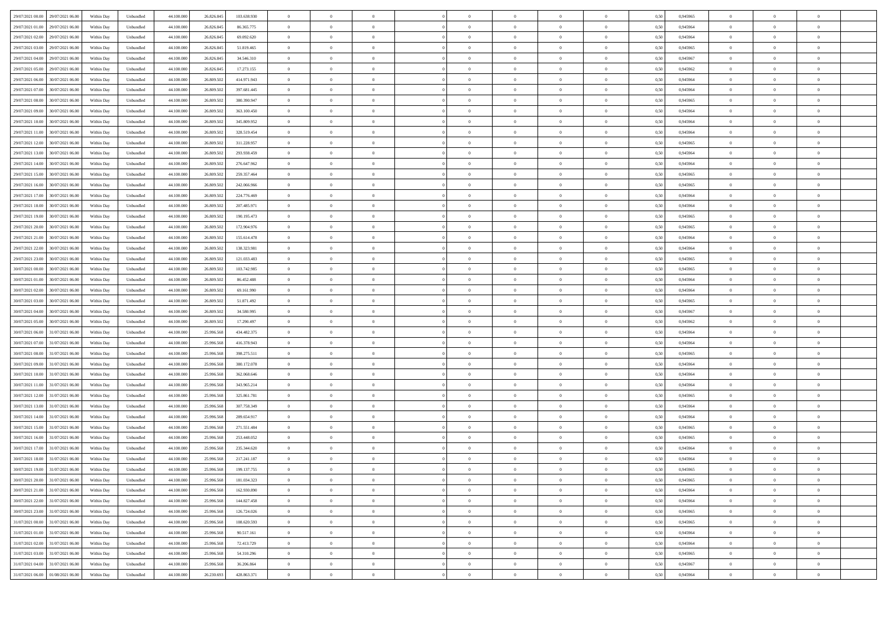| | | | | | | | | | | | | | | | | | | | | |
|---|---|---|---|---|---|---|---|---|---|---|---|---|---|---|---|---|---|---|---|---|
| 29/07/2021 00:00 | 29/07/2021 06:00 | Within Day | Unbundled | 44.100.000 | 26.826.845 | 103.638.930 | 0 | 0 | 0 | | 0 | 0 | 0 | 0 | 0,50 | 0,945965 | 0 | 0 | 0 | |
| 29/07/2021 01:00 | 29/07/2021 06:00 | Within Day | Unbundled | 44.100.000 | 26.826.845 | 86.365.775 | 0 | 0 | 0 | | 0 | 0 | 0 | 0 | 0,50 | 0,945964 | 0 | 0 | 0 | |
| 29/07/2021 02:00 | 29/07/2021 06:00 | Within Day | Unbundled | 44.100.000 | 26.826.845 | 69.092.620 | 0 | 0 | 0 | | 0 | 0 | 0 | 0 | 0,50 | 0,945964 | 0 | 0 | 0 | |
| 29/07/2021 03:00 | 29/07/2021 06:00 | Within Day | Unbundled | 44.100.000 | 26.826.845 | 51.819.465 | 0 | 0 | 0 | | 0 | 0 | 0 | 0 | 0,50 | 0,945965 | 0 | 0 | 0 | |
| 29/07/2021 04:00 | 29/07/2021 06:00 | Within Day | Unbundled | 44.100.000 | 26.826.845 | 34.546.310 | 0 | 0 | 0 | | 0 | 0 | 0 | 0 | 0,50 | 0,945967 | 0 | 0 | 0 | |
| 29/07/2021 05:00 | 29/07/2021 06:00 | Within Day | Unbundled | 44.100.000 | 26.826.845 | 17.273.155 | 0 | 0 | 0 | | 0 | 0 | 0 | 0 | 0,50 | 0,945962 | 0 | 0 | 0 | |
| 29/07/2021 06:00 | 30/07/2021 06:00 | Within Day | Unbundled | 44.100.000 | 26.809.502 | 414.971.943 | 0 | 0 | 0 | | 0 | 0 | 0 | 0 | 0,50 | 0,945964 | 0 | 0 | 0 | |
| 29/07/2021 07:00 | 30/07/2021 06:00 | Within Day | Unbundled | 44.100.000 | 26.809.502 | 397.681.445 | 0 | 0 | 0 | | 0 | 0 | 0 | 0 | 0,50 | 0,945964 | 0 | 0 | 0 | |
| 29/07/2021 08:00 | 30/07/2021 06:00 | Within Day | Unbundled | 44.100.000 | 26.809.502 | 380.390.947 | 0 | 0 | 0 | | 0 | 0 | 0 | 0 | 0,50 | 0,945965 | 0 | 0 | 0 | |
| 29/07/2021 09:00 | 30/07/2021 06:00 | Within Day | Unbundled | 44.100.000 | 26.809.502 | 363.100.450 | 0 | 0 | 0 | | 0 | 0 | 0 | 0 | 0,50 | 0,945964 | 0 | 0 | 0 | |
| 29/07/2021 10:00 | 30/07/2021 06:00 | Within Day | Unbundled | 44.100.000 | 26.809.502 | 345.809.952 | 0 | 0 | 0 | | 0 | 0 | 0 | 0 | 0,50 | 0,945964 | 0 | 0 | 0 | |
| 29/07/2021 11:00 | 30/07/2021 06:00 | Within Day | Unbundled | 44.100.000 | 26.809.502 | 328.519.454 | 0 | 0 | 0 | | 0 | 0 | 0 | 0 | 0,50 | 0,945964 | 0 | 0 | 0 | |
| 29/07/2021 12:00 | 30/07/2021 06:00 | Within Day | Unbundled | 44.100.000 | 26.809.502 | 311.228.957 | 0 | 0 | 0 | | 0 | 0 | 0 | 0 | 0,50 | 0,945965 | 0 | 0 | 0 | |
| 29/07/2021 13:00 | 30/07/2021 06:00 | Within Day | Unbundled | 44.100.000 | 26.809.502 | 293.938.459 | 0 | 0 | 0 | | 0 | 0 | 0 | 0 | 0,50 | 0,945964 | 0 | 0 | 0 | |
| 29/07/2021 14:00 | 30/07/2021 06:00 | Within Day | Unbundled | 44.100.000 | 26.809.502 | 276.647.962 | 0 | 0 | 0 | | 0 | 0 | 0 | 0 | 0,50 | 0,945964 | 0 | 0 | 0 | |
| 29/07/2021 15:00 | 30/07/2021 06:00 | Within Day | Unbundled | 44.100.000 | 26.809.502 | 259.357.464 | 0 | 0 | 0 | | 0 | 0 | 0 | 0 | 0,50 | 0,945965 | 0 | 0 | 0 | |
| 29/07/2021 16:00 | 30/07/2021 06:00 | Within Day | Unbundled | 44.100.000 | 26.809.502 | 242.066.966 | 0 | 0 | 0 | | 0 | 0 | 0 | 0 | 0,50 | 0,945965 | 0 | 0 | 0 | |
| 29/07/2021 17:00 | 30/07/2021 06:00 | Within Day | Unbundled | 44.100.000 | 26.809.502 | 224.776.469 | 0 | 0 | 0 | | 0 | 0 | 0 | 0 | 0,50 | 0,945964 | 0 | 0 | 0 | |
| 29/07/2021 18:00 | 30/07/2021 06:00 | Within Day | Unbundled | 44.100.000 | 26.809.502 | 207.485.971 | 0 | 0 | 0 | | 0 | 0 | 0 | 0 | 0,50 | 0,945964 | 0 | 0 | 0 | |
| 29/07/2021 19:00 | 30/07/2021 06:00 | Within Day | Unbundled | 44.100.000 | 26.809.502 | 190.195.473 | 0 | 0 | 0 | | 0 | 0 | 0 | 0 | 0,50 | 0,945965 | 0 | 0 | 0 | |
| 29/07/2021 20:00 | 30/07/2021 06:00 | Within Day | Unbundled | 44.100.000 | 26.809.502 | 172.904.976 | 0 | 0 | 0 | | 0 | 0 | 0 | 0 | 0,50 | 0,945965 | 0 | 0 | 0 | |
| 29/07/2021 21:00 | 30/07/2021 06:00 | Within Day | Unbundled | 44.100.000 | 26.809.502 | 155.614.478 | 0 | 0 | 0 | | 0 | 0 | 0 | 0 | 0,50 | 0,945964 | 0 | 0 | 0 | |
| 29/07/2021 22:00 | 30/07/2021 06:00 | Within Day | Unbundled | 44.100.000 | 26.809.502 | 138.323.981 | 0 | 0 | 0 | | 0 | 0 | 0 | 0 | 0,50 | 0,945964 | 0 | 0 | 0 | |
| 29/07/2021 23:00 | 30/07/2021 06:00 | Within Day | Unbundled | 44.100.000 | 26.809.502 | 121.033.483 | 0 | 0 | 0 | | 0 | 0 | 0 | 0 | 0,50 | 0,945965 | 0 | 0 | 0 | |
| 30/07/2021 00:00 | 30/07/2021 06:00 | Within Day | Unbundled | 44.100.000 | 26.809.502 | 103.742.985 | 0 | 0 | 0 | | 0 | 0 | 0 | 0 | 0,50 | 0,945965 | 0 | 0 | 0 | |
| 30/07/2021 01:00 | 30/07/2021 06:00 | Within Day | Unbundled | 44.100.000 | 26.809.502 | 86.452.488 | 0 | 0 | 0 | | 0 | 0 | 0 | 0 | 0,50 | 0,945964 | 0 | 0 | 0 | |
| 30/07/2021 02:00 | 30/07/2021 06:00 | Within Day | Unbundled | 44.100.000 | 26.809.502 | 69.161.990 | 0 | 0 | 0 | | 0 | 0 | 0 | 0 | 0,50 | 0,945964 | 0 | 0 | 0 | |
| 30/07/2021 03:00 | 30/07/2021 06:00 | Within Day | Unbundled | 44.100.000 | 26.809.502 | 51.871.492 | 0 | 0 | 0 | | 0 | 0 | 0 | 0 | 0,50 | 0,945965 | 0 | 0 | 0 | |
| 30/07/2021 04:00 | 30/07/2021 06:00 | Within Day | Unbundled | 44.100.000 | 26.809.502 | 34.580.995 | 0 | 0 | 0 | | 0 | 0 | 0 | 0 | 0,50 | 0,945967 | 0 | 0 | 0 | |
| 30/07/2021 05:00 | 30/07/2021 06:00 | Within Day | Unbundled | 44.100.000 | 26.809.502 | 17.290.497 | 0 | 0 | 0 | | 0 | 0 | 0 | 0 | 0,50 | 0,945962 | 0 | 0 | 0 | |
| 30/07/2021 06:00 | 31/07/2021 06:00 | Within Day | Unbundled | 44.100.000 | 25.996.568 | 434.482.375 | 0 | 0 | 0 | | 0 | 0 | 0 | 0 | 0,50 | 0,945964 | 0 | 0 | 0 | |
| 30/07/2021 07:00 | 31/07/2021 06:00 | Within Day | Unbundled | 44.100.000 | 25.996.568 | 416.378.943 | 0 | 0 | 0 | | 0 | 0 | 0 | 0 | 0,50 | 0,945964 | 0 | 0 | 0 | |
| 30/07/2021 08:00 | 31/07/2021 06:00 | Within Day | Unbundled | 44.100.000 | 25.996.568 | 398.275.511 | 0 | 0 | 0 | | 0 | 0 | 0 | 0 | 0,50 | 0,945965 | 0 | 0 | 0 | |
| 30/07/2021 09:00 | 31/07/2021 06:00 | Within Day | Unbundled | 44.100.000 | 25.996.568 | 380.172.078 | 0 | 0 | 0 | | 0 | 0 | 0 | 0 | 0,50 | 0,945964 | 0 | 0 | 0 | |
| 30/07/2021 10:00 | 31/07/2021 06:00 | Within Day | Unbundled | 44.100.000 | 25.996.568 | 362.068.646 | 0 | 0 | 0 | | 0 | 0 | 0 | 0 | 0,50 | 0,945964 | 0 | 0 | 0 | |
| 30/07/2021 11:00 | 31/07/2021 06:00 | Within Day | Unbundled | 44.100.000 | 25.996.568 | 343.965.214 | 0 | 0 | 0 | | 0 | 0 | 0 | 0 | 0,50 | 0,945964 | 0 | 0 | 0 | |
| 30/07/2021 12:00 | 31/07/2021 06:00 | Within Day | Unbundled | 44.100.000 | 25.996.568 | 325.861.781 | 0 | 0 | 0 | | 0 | 0 | 0 | 0 | 0,50 | 0,945965 | 0 | 0 | 0 | |
| 30/07/2021 13:00 | 31/07/2021 06:00 | Within Day | Unbundled | 44.100.000 | 25.996.568 | 307.758.349 | 0 | 0 | 0 | | 0 | 0 | 0 | 0 | 0,50 | 0,945964 | 0 | 0 | 0 | |
| 30/07/2021 14:00 | 31/07/2021 06:00 | Within Day | Unbundled | 44.100.000 | 25.996.568 | 289.654.917 | 0 | 0 | 0 | | 0 | 0 | 0 | 0 | 0,50 | 0,945964 | 0 | 0 | 0 | |
| 30/07/2021 15:00 | 31/07/2021 06:00 | Within Day | Unbundled | 44.100.000 | 25.996.568 | 271.551.484 | 0 | 0 | 0 | | 0 | 0 | 0 | 0 | 0,50 | 0,945965 | 0 | 0 | 0 | |
| 30/07/2021 16:00 | 31/07/2021 06:00 | Within Day | Unbundled | 44.100.000 | 25.996.568 | 253.448.052 | 0 | 0 | 0 | | 0 | 0 | 0 | 0 | 0,50 | 0,945965 | 0 | 0 | 0 | |
| 30/07/2021 17:00 | 31/07/2021 06:00 | Within Day | Unbundled | 44.100.000 | 25.996.568 | 235.344.620 | 0 | 0 | 0 | | 0 | 0 | 0 | 0 | 0,50 | 0,945964 | 0 | 0 | 0 | |
| 30/07/2021 18:00 | 31/07/2021 06:00 | Within Day | Unbundled | 44.100.000 | 25.996.568 | 217.241.187 | 0 | 0 | 0 | | 0 | 0 | 0 | 0 | 0,50 | 0,945964 | 0 | 0 | 0 | |
| 30/07/2021 19:00 | 31/07/2021 06:00 | Within Day | Unbundled | 44.100.000 | 25.996.568 | 199.137.755 | 0 | 0 | 0 | | 0 | 0 | 0 | 0 | 0,50 | 0,945965 | 0 | 0 | 0 | |
| 30/07/2021 20:00 | 31/07/2021 06:00 | Within Day | Unbundled | 44.100.000 | 25.996.568 | 181.034.323 | 0 | 0 | 0 | | 0 | 0 | 0 | 0 | 0,50 | 0,945965 | 0 | 0 | 0 | |
| 30/07/2021 21:00 | 31/07/2021 06:00 | Within Day | Unbundled | 44.100.000 | 25.996.568 | 162.930.890 | 0 | 0 | 0 | | 0 | 0 | 0 | 0 | 0,50 | 0,945964 | 0 | 0 | 0 | |
| 30/07/2021 22:00 | 31/07/2021 06:00 | Within Day | Unbundled | 44.100.000 | 25.996.568 | 144.827.458 | 0 | 0 | 0 | | 0 | 0 | 0 | 0 | 0,50 | 0,945964 | 0 | 0 | 0 | |
| 30/07/2021 23:00 | 31/07/2021 06:00 | Within Day | Unbundled | 44.100.000 | 25.996.568 | 126.724.026 | 0 | 0 | 0 | | 0 | 0 | 0 | 0 | 0,50 | 0,945965 | 0 | 0 | 0 | |
| 31/07/2021 00:00 | 31/07/2021 06:00 | Within Day | Unbundled | 44.100.000 | 25.996.568 | 108.620.593 | 0 | 0 | 0 | | 0 | 0 | 0 | 0 | 0,50 | 0,945965 | 0 | 0 | 0 | |
| 31/07/2021 01:00 | 31/07/2021 06:00 | Within Day | Unbundled | 44.100.000 | 25.996.568 | 90.517.161 | 0 | 0 | 0 | | 0 | 0 | 0 | 0 | 0,50 | 0,945964 | 0 | 0 | 0 | |
| 31/07/2021 02:00 | 31/07/2021 06:00 | Within Day | Unbundled | 44.100.000 | 25.996.568 | 72.413.729 | 0 | 0 | 0 | | 0 | 0 | 0 | 0 | 0,50 | 0,945964 | 0 | 0 | 0 | |
| 31/07/2021 03:00 | 31/07/2021 06:00 | Within Day | Unbundled | 44.100.000 | 25.996.568 | 54.310.296 | 0 | 0 | 0 | | 0 | 0 | 0 | 0 | 0,50 | 0,945965 | 0 | 0 | 0 | |
| 31/07/2021 04:00 | 31/07/2021 06:00 | Within Day | Unbundled | 44.100.000 | 25.996.568 | 36.206.864 | 0 | 0 | 0 | | 0 | 0 | 0 | 0 | 0,50 | 0,945967 | 0 | 0 | 0 | |
| 31/07/2021 06:00 | 01/08/2021 06:00 | Within Day | Unbundled | 44.100.000 | 26.230.693 | 428.863.371 | 0 | 0 | 0 | | 0 | 0 | 0 | 0 | 0,50 | 0,945964 | 0 | 0 | 0 | |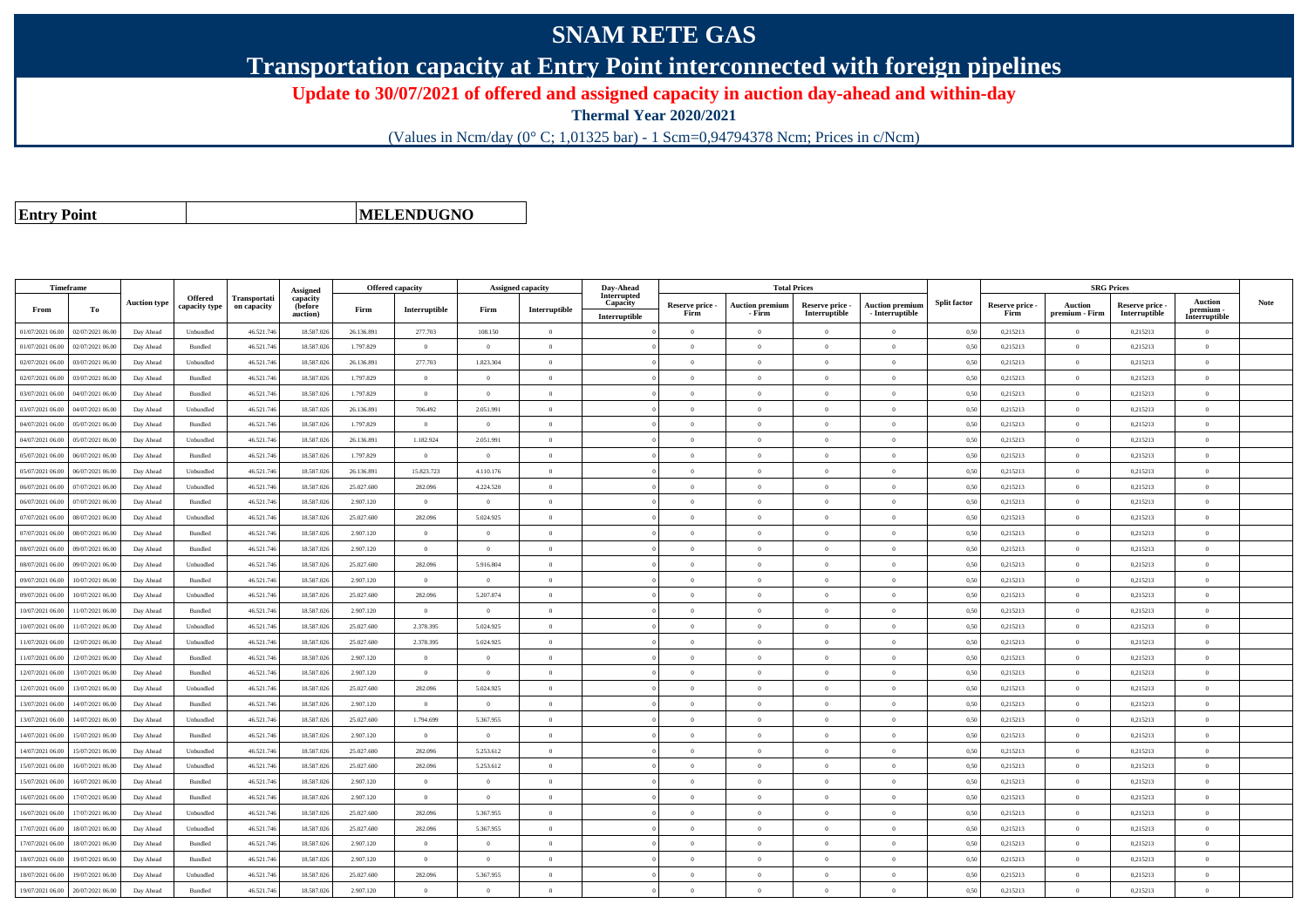# SNAM RETE GAS

## Transportation capacity at Entry Point interconnected with foreign pipelines

### Update to 30/07/2021 of offered and assigned capacity in auction day-ahead and within-day

**Thermal Year 2020/2021**

(Values in Ncm/day (0° C; 1,01325 bar) - 1 Scm=0,94794378 Ncm; Prices in c/Ncm)

| **Entry Point** | **MELENDUGNO** |
|---|---|

| Timeframe | | Auction type | Offered capacity type | Transportation capacity | Assigned capacity (before auction) | Offered capacity | | Assigned capacity | | Day-Ahead Interrupted Capacity | Total Prices | | | | Split factor | SRG Prices | | | | Note |
|---|---|---|---|---|---|---|---|---|---|---|---|---|---|---|---|---|---|---|---|---|
| From | To | | | | | Firm | Interruptible | Firm | Interruptible | Interruptible | Reserve price - Firm | Auction premium - Firm | Reserve price - Interruptible | Auction premium - Interruptible | | Reserve price - Firm | Auction premium - Firm | Reserve price - Interruptible | Auction premium - Interruptible | |
| 01/07/2021 06.00 | 02/07/2021 06.00 | Day Ahead | Unbundled | 46.521.746 | 18.587.026 | 26.136.891 | 277.703 | 108.150 | 0 | 0 | 0 | 0 | 0 | 0 | 0,50 | 0,215213 | 0 | 0,215213 | 0 | |
| 01/07/2021 06.00 | 02/07/2021 06.00 | Day Ahead | Bundled | 46.521.746 | 18.587.026 | 1.797.829 | 0 | 0 | 0 | 0 | 0 | 0 | 0 | 0 | 0,50 | 0,215213 | 0 | 0,215213 | 0 | |
| 02/07/2021 06.00 | 03/07/2021 06.00 | Day Ahead | Unbundled | 46.521.746 | 18.587.026 | 26.136.891 | 277.703 | 1.823.304 | 0 | 0 | 0 | 0 | 0 | 0 | 0,50 | 0,215213 | 0 | 0,215213 | 0 | |
| 02/07/2021 06.00 | 03/07/2021 06.00 | Day Ahead | Bundled | 46.521.746 | 18.587.026 | 1.797.829 | 0 | 0 | 0 | 0 | 0 | 0 | 0 | 0 | 0,50 | 0,215213 | 0 | 0,215213 | 0 | |
| 03/07/2021 06.00 | 04/07/2021 06.00 | Day Ahead | Bundled | 46.521.746 | 18.587.026 | 1.797.829 | 0 | 0 | 0 | 0 | 0 | 0 | 0 | 0 | 0,50 | 0,215213 | 0 | 0,215213 | 0 | |
| 03/07/2021 06.00 | 04/07/2021 06.00 | Day Ahead | Unbundled | 46.521.746 | 18.587.026 | 26.136.891 | 706.492 | 2.051.991 | 0 | 0 | 0 | 0 | 0 | 0 | 0,50 | 0,215213 | 0 | 0,215213 | 0 | |
| 04/07/2021 06.00 | 05/07/2021 06.00 | Day Ahead | Bundled | 46.521.746 | 18.587.026 | 1.797.829 | 0 | 0 | 0 | 0 | 0 | 0 | 0 | 0 | 0,50 | 0,215213 | 0 | 0,215213 | 0 | |
| 04/07/2021 06.00 | 05/07/2021 06.00 | Day Ahead | Unbundled | 46.521.746 | 18.587.026 | 26.136.891 | 1.182.924 | 2.051.991 | 0 | 0 | 0 | 0 | 0 | 0 | 0,50 | 0,215213 | 0 | 0,215213 | 0 | |
| 05/07/2021 06.00 | 06/07/2021 06.00 | Day Ahead | Bundled | 46.521.746 | 18.587.026 | 1.797.829 | 0 | 0 | 0 | 0 | 0 | 0 | 0 | 0 | 0,50 | 0,215213 | 0 | 0,215213 | 0 | |
| 05/07/2021 06.00 | 06/07/2021 06.00 | Day Ahead | Unbundled | 46.521.746 | 18.587.026 | 26.136.891 | 15.823.723 | 4.110.176 | 0 | 0 | 0 | 0 | 0 | 0 | 0,50 | 0,215213 | 0 | 0,215213 | 0 | |
| 06/07/2021 06.00 | 07/07/2021 06.00 | Day Ahead | Unbundled | 46.521.746 | 18.587.026 | 25.027.600 | 282.096 | 4.224.520 | 0 | 0 | 0 | 0 | 0 | 0 | 0,50 | 0,215213 | 0 | 0,215213 | 0 | |
| 06/07/2021 06.00 | 07/07/2021 06.00 | Day Ahead | Bundled | 46.521.746 | 18.587.026 | 2.907.120 | 0 | 0 | 0 | 0 | 0 | 0 | 0 | 0 | 0,50 | 0,215213 | 0 | 0,215213 | 0 | |
| 07/07/2021 06.00 | 08/07/2021 06.00 | Day Ahead | Unbundled | 46.521.746 | 18.587.026 | 25.027.600 | 282.096 | 5.024.925 | 0 | 0 | 0 | 0 | 0 | 0 | 0,50 | 0,215213 | 0 | 0,215213 | 0 | |
| 07/07/2021 06.00 | 08/07/2021 06.00 | Day Ahead | Bundled | 46.521.746 | 18.587.026 | 2.907.120 | 0 | 0 | 0 | 0 | 0 | 0 | 0 | 0 | 0,50 | 0,215213 | 0 | 0,215213 | 0 | |
| 08/07/2021 06.00 | 09/07/2021 06.00 | Day Ahead | Bundled | 46.521.746 | 18.587.026 | 2.907.120 | 0 | 0 | 0 | 0 | 0 | 0 | 0 | 0 | 0,50 | 0,215213 | 0 | 0,215213 | 0 | |
| 08/07/2021 06.00 | 09/07/2021 06.00 | Day Ahead | Unbundled | 46.521.746 | 18.587.026 | 25.027.600 | 282.096 | 5.916.804 | 0 | 0 | 0 | 0 | 0 | 0 | 0,50 | 0,215213 | 0 | 0,215213 | 0 | |
| 09/07/2021 06.00 | 10/07/2021 06.00 | Day Ahead | Bundled | 46.521.746 | 18.587.026 | 2.907.120 | 0 | 0 | 0 | 0 | 0 | 0 | 0 | 0 | 0,50 | 0,215213 | 0 | 0,215213 | 0 | |
| 09/07/2021 06.00 | 10/07/2021 06.00 | Day Ahead | Unbundled | 46.521.746 | 18.587.026 | 25.027.600 | 282.096 | 5.207.874 | 0 | 0 | 0 | 0 | 0 | 0 | 0,50 | 0,215213 | 0 | 0,215213 | 0 | |
| 10/07/2021 06.00 | 11/07/2021 06.00 | Day Ahead | Bundled | 46.521.746 | 18.587.026 | 2.907.120 | 0 | 0 | 0 | 0 | 0 | 0 | 0 | 0 | 0,50 | 0,215213 | 0 | 0,215213 | 0 | |
| 10/07/2021 06.00 | 11/07/2021 06.00 | Day Ahead | Unbundled | 46.521.746 | 18.587.026 | 25.027.600 | 2.378.395 | 5.024.925 | 0 | 0 | 0 | 0 | 0 | 0 | 0,50 | 0,215213 | 0 | 0,215213 | 0 | |
| 11/07/2021 06.00 | 12/07/2021 06.00 | Day Ahead | Unbundled | 46.521.746 | 18.587.026 | 25.027.600 | 2.378.395 | 5.024.925 | 0 | 0 | 0 | 0 | 0 | 0 | 0,50 | 0,215213 | 0 | 0,215213 | 0 | |
| 11/07/2021 06.00 | 12/07/2021 06.00 | Day Ahead | Bundled | 46.521.746 | 18.587.026 | 2.907.120 | 0 | 0 | 0 | 0 | 0 | 0 | 0 | 0 | 0,50 | 0,215213 | 0 | 0,215213 | 0 | |
| 12/07/2021 06.00 | 13/07/2021 06.00 | Day Ahead | Bundled | 46.521.746 | 18.587.026 | 2.907.120 | 0 | 0 | 0 | 0 | 0 | 0 | 0 | 0 | 0,50 | 0,215213 | 0 | 0,215213 | 0 | |
| 12/07/2021 06.00 | 13/07/2021 06.00 | Day Ahead | Unbundled | 46.521.746 | 18.587.026 | 25.027.600 | 282.096 | 5.024.925 | 0 | 0 | 0 | 0 | 0 | 0 | 0,50 | 0,215213 | 0 | 0,215213 | 0 | |
| 13/07/2021 06.00 | 14/07/2021 06.00 | Day Ahead | Bundled | 46.521.746 | 18.587.026 | 2.907.120 | 0 | 0 | 0 | 0 | 0 | 0 | 0 | 0 | 0,50 | 0,215213 | 0 | 0,215213 | 0 | |
| 13/07/2021 06.00 | 14/07/2021 06.00 | Day Ahead | Unbundled | 46.521.746 | 18.587.026 | 25.027.600 | 1.794.699 | 5.367.955 | 0 | 0 | 0 | 0 | 0 | 0 | 0,50 | 0,215213 | 0 | 0,215213 | 0 | |
| 14/07/2021 06.00 | 15/07/2021 06.00 | Day Ahead | Bundled | 46.521.746 | 18.587.026 | 2.907.120 | 0 | 0 | 0 | 0 | 0 | 0 | 0 | 0 | 0,50 | 0,215213 | 0 | 0,215213 | 0 | |
| 14/07/2021 06.00 | 15/07/2021 06.00 | Day Ahead | Unbundled | 46.521.746 | 18.587.026 | 25.027.600 | 282.096 | 5.253.612 | 0 | 0 | 0 | 0 | 0 | 0 | 0,50 | 0,215213 | 0 | 0,215213 | 0 | |
| 15/07/2021 06.00 | 16/07/2021 06.00 | Day Ahead | Unbundled | 46.521.746 | 18.587.026 | 25.027.600 | 282.096 | 5.253.612 | 0 | 0 | 0 | 0 | 0 | 0 | 0,50 | 0,215213 | 0 | 0,215213 | 0 | |
| 15/07/2021 06.00 | 16/07/2021 06.00 | Day Ahead | Bundled | 46.521.746 | 18.587.026 | 2.907.120 | 0 | 0 | 0 | 0 | 0 | 0 | 0 | 0 | 0,50 | 0,215213 | 0 | 0,215213 | 0 | |
| 16/07/2021 06.00 | 17/07/2021 06.00 | Day Ahead | Bundled | 46.521.746 | 18.587.026 | 2.907.120 | 0 | 0 | 0 | 0 | 0 | 0 | 0 | 0 | 0,50 | 0,215213 | 0 | 0,215213 | 0 | |
| 16/07/2021 06.00 | 17/07/2021 06.00 | Day Ahead | Unbundled | 46.521.746 | 18.587.026 | 25.027.600 | 282.096 | 5.367.955 | 0 | 0 | 0 | 0 | 0 | 0 | 0,50 | 0,215213 | 0 | 0,215213 | 0 | |
| 17/07/2021 06.00 | 18/07/2021 06.00 | Day Ahead | Unbundled | 46.521.746 | 18.587.026 | 25.027.600 | 282.096 | 5.367.955 | 0 | 0 | 0 | 0 | 0 | 0 | 0,50 | 0,215213 | 0 | 0,215213 | 0 | |
| 17/07/2021 06.00 | 18/07/2021 06.00 | Day Ahead | Bundled | 46.521.746 | 18.587.026 | 2.907.120 | 0 | 0 | 0 | 0 | 0 | 0 | 0 | 0 | 0,50 | 0,215213 | 0 | 0,215213 | 0 | |
| 18/07/2021 06.00 | 19/07/2021 06.00 | Day Ahead | Bundled | 46.521.746 | 18.587.026 | 2.907.120 | 0 | 0 | 0 | 0 | 0 | 0 | 0 | 0 | 0,50 | 0,215213 | 0 | 0,215213 | 0 | |
| 18/07/2021 06.00 | 19/07/2021 06.00 | Day Ahead | Unbundled | 46.521.746 | 18.587.026 | 25.027.600 | 282.096 | 5.367.955 | 0 | 0 | 0 | 0 | 0 | 0 | 0,50 | 0,215213 | 0 | 0,215213 | 0 | |
| 19/07/2021 06.00 | 20/07/2021 06.00 | Day Ahead | Bundled | 46.521.746 | 18.587.026 | 2.907.120 | 0 | 0 | 0 | 0 | 0 | 0 | 0 | 0 | 0,50 | 0,215213 | 0 | 0,215213 | 0 | |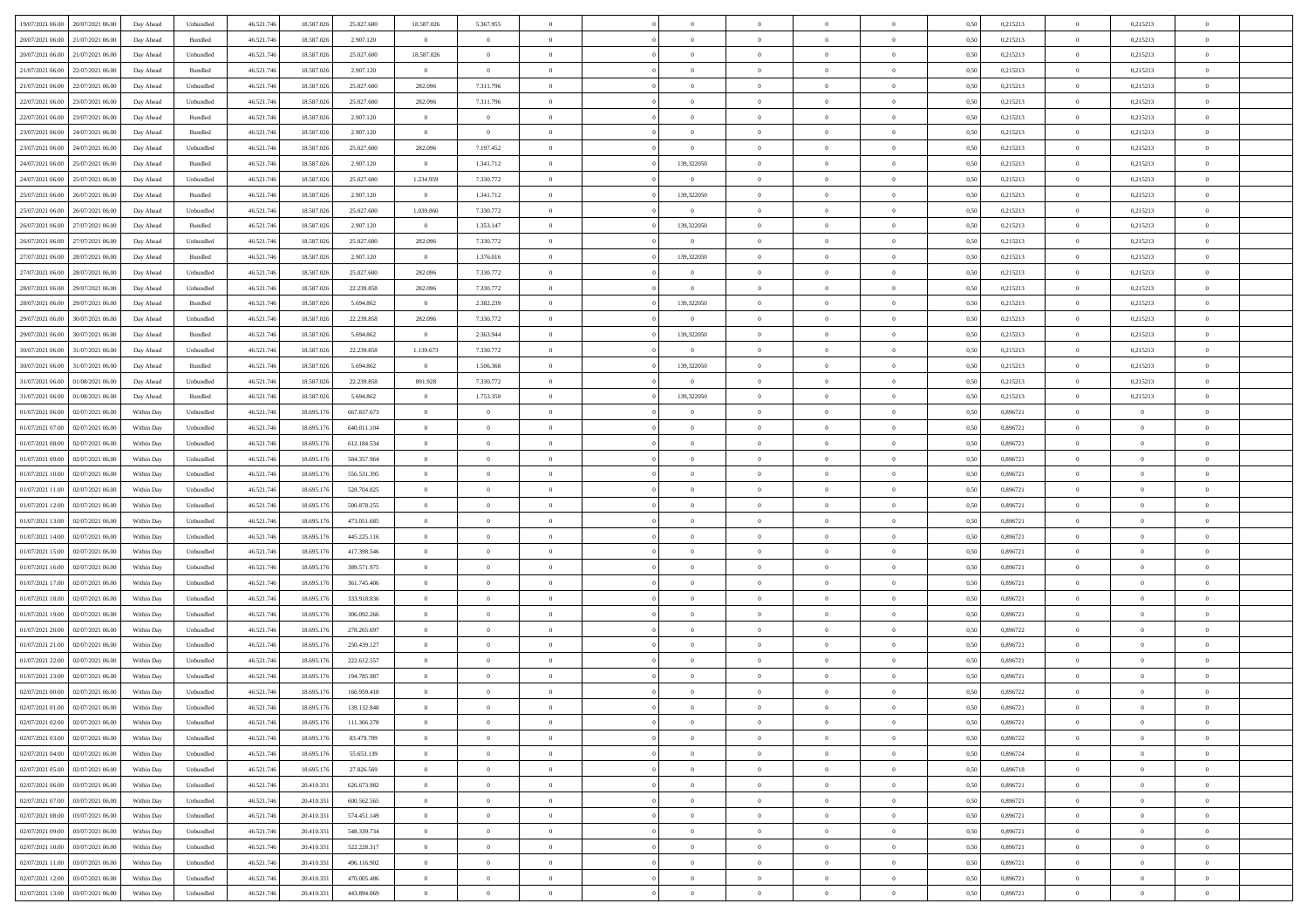| 19/07/2021 06:00 | 20/07/2021 06:00 | Day Ahead | Unbundled | 46.521.746 | 18.587.026 | 25.027.600 | 18.587.026 | 5.367.955 | 0 | | 0 | 0 | 0 | 0 | 0 | 0,50 | 0,215213 | 0 | 0,215213 | 0 | |
|---|---|---|---|---|---|---|---|---|---|---|---|---|---|---|---|---|---|---|---|---|---|
| 20/07/2021 06:00 | 21/07/2021 06:00 | Day Ahead | Bundled | 46.521.746 | 18.587.026 | 2.907.120 | 0 | 0 | 0 | | 0 | 0 | 0 | 0 | 0 | 0,50 | 0,215213 | 0 | 0,215213 | 0 | |
| 20/07/2021 06:00 | 21/07/2021 06:00 | Day Ahead | Unbundled | 46.521.746 | 18.587.026 | 25.027.600 | 18.587.026 | 0 | 0 | | 0 | 0 | 0 | 0 | 0 | 0,50 | 0,215213 | 0 | 0,215213 | 0 | |
| 21/07/2021 06:00 | 22/07/2021 06:00 | Day Ahead | Bundled | 46.521.746 | 18.587.026 | 2.907.120 | 0 | 0 | 0 | | 0 | 0 | 0 | 0 | 0 | 0,50 | 0,215213 | 0 | 0,215213 | 0 | |
| 21/07/2021 06:00 | 22/07/2021 06:00 | Day Ahead | Unbundled | 46.521.746 | 18.587.026 | 25.027.600 | 282.096 | 7.311.796 | 0 | | 0 | 0 | 0 | 0 | 0 | 0,50 | 0,215213 | 0 | 0,215213 | 0 | |
| 22/07/2021 06:00 | 23/07/2021 06:00 | Day Ahead | Unbundled | 46.521.746 | 18.587.026 | 25.027.600 | 282.096 | 7.311.796 | 0 | | 0 | 0 | 0 | 0 | 0 | 0,50 | 0,215213 | 0 | 0,215213 | 0 | |
| 22/07/2021 06:00 | 23/07/2021 06:00 | Day Ahead | Bundled | 46.521.746 | 18.587.026 | 2.907.120 | 0 | 0 | 0 | | 0 | 0 | 0 | 0 | 0 | 0,50 | 0,215213 | 0 | 0,215213 | 0 | |
| 23/07/2021 06:00 | 24/07/2021 06:00 | Day Ahead | Bundled | 46.521.746 | 18.587.026 | 2.907.120 | 0 | 0 | 0 | | 0 | 0 | 0 | 0 | 0 | 0,50 | 0,215213 | 0 | 0,215213 | 0 | |
| 23/07/2021 06:00 | 24/07/2021 06:00 | Day Ahead | Unbundled | 46.521.746 | 18.587.026 | 25.027.600 | 282.096 | 7.197.452 | 0 | | 0 | 0 | 0 | 0 | 0 | 0,50 | 0,215213 | 0 | 0,215213 | 0 | |
| 24/07/2021 06:00 | 25/07/2021 06:00 | Day Ahead | Bundled | 46.521.746 | 18.587.026 | 2.907.120 | 0 | 1.341.712 | 0 | | 139,322050 | 0 | 0 | 0 | 0 | 0,50 | 0,215213 | 0 | 0,215213 | 0 | |
| 24/07/2021 06:00 | 25/07/2021 06:00 | Day Ahead | Unbundled | 46.521.746 | 18.587.026 | 25.027.600 | 1.234.959 | 7.330.772 | 0 | | 0 | 0 | 0 | 0 | 0 | 0,50 | 0,215213 | 0 | 0,215213 | 0 | |
| 25/07/2021 06:00 | 26/07/2021 06:00 | Day Ahead | Bundled | 46.521.746 | 18.587.026 | 2.907.120 | 0 | 1.341.712 | 0 | | 139,322050 | 0 | 0 | 0 | 0 | 0,50 | 0,215213 | 0 | 0,215213 | 0 | |
| 25/07/2021 06:00 | 26/07/2021 06:00 | Day Ahead | Unbundled | 46.521.746 | 18.587.026 | 25.027.600 | 1.039.860 | 7.330.772 | 0 | | 0 | 0 | 0 | 0 | 0 | 0,50 | 0,215213 | 0 | 0,215213 | 0 | |
| 26/07/2021 06:00 | 27/07/2021 06:00 | Day Ahead | Bundled | 46.521.746 | 18.587.026 | 2.907.120 | 0 | 1.353.147 | 0 | | 139,322050 | 0 | 0 | 0 | 0 | 0,50 | 0,215213 | 0 | 0,215213 | 0 | |
| 26/07/2021 06:00 | 27/07/2021 06:00 | Day Ahead | Unbundled | 46.521.746 | 18.587.026 | 25.027.600 | 282.096 | 7.330.772 | 0 | | 0 | 0 | 0 | 0 | 0 | 0,50 | 0,215213 | 0 | 0,215213 | 0 | |
| 27/07/2021 06:00 | 28/07/2021 06:00 | Day Ahead | Bundled | 46.521.746 | 18.587.026 | 2.907.120 | 0 | 1.376.016 | 0 | | 139,322050 | 0 | 0 | 0 | 0 | 0,50 | 0,215213 | 0 | 0,215213 | 0 | |
| 27/07/2021 06:00 | 28/07/2021 06:00 | Day Ahead | Unbundled | 46.521.746 | 18.587.026 | 25.027.600 | 282.096 | 7.330.772 | 0 | | 0 | 0 | 0 | 0 | 0 | 0,50 | 0,215213 | 0 | 0,215213 | 0 | |
| 28/07/2021 06:00 | 29/07/2021 06:00 | Day Ahead | Unbundled | 46.521.746 | 18.587.026 | 22.239.858 | 282.096 | 7.330.772 | 0 | | 0 | 0 | 0 | 0 | 0 | 0,50 | 0,215213 | 0 | 0,215213 | 0 | |
| 28/07/2021 06:00 | 29/07/2021 06:00 | Day Ahead | Bundled | 46.521.746 | 18.587.026 | 5.694.862 | 0 | 2.382.239 | 0 | | 139,322050 | 0 | 0 | 0 | 0 | 0,50 | 0,215213 | 0 | 0,215213 | 0 | |
| 29/07/2021 06:00 | 30/07/2021 06:00 | Day Ahead | Unbundled | 46.521.746 | 18.587.026 | 22.239.858 | 282.096 | 7.330.772 | 0 | | 0 | 0 | 0 | 0 | 0 | 0,50 | 0,215213 | 0 | 0,215213 | 0 | |
| 29/07/2021 06:00 | 30/07/2021 06:00 | Day Ahead | Bundled | 46.521.746 | 18.587.026 | 5.694.862 | 0 | 2.363.944 | 0 | | 139,322050 | 0 | 0 | 0 | 0 | 0,50 | 0,215213 | 0 | 0,215213 | 0 | |
| 30/07/2021 06:00 | 31/07/2021 06:00 | Day Ahead | Unbundled | 46.521.746 | 18.587.026 | 22.239.858 | 1.139.673 | 7.330.772 | 0 | | 0 | 0 | 0 | 0 | 0 | 0,50 | 0,215213 | 0 | 0,215213 | 0 | |
| 30/07/2021 06:00 | 31/07/2021 06:00 | Day Ahead | Bundled | 46.521.746 | 18.587.026 | 5.694.862 | 0 | 1.506.368 | 0 | | 139,322050 | 0 | 0 | 0 | 0 | 0,50 | 0,215213 | 0 | 0,215213 | 0 | |
| 31/07/2021 06:00 | 01/08/2021 06:00 | Day Ahead | Unbundled | 46.521.746 | 18.587.026 | 22.239.858 | 891.928 | 7.330.772 | 0 | | 0 | 0 | 0 | 0 | 0 | 0,50 | 0,215213 | 0 | 0,215213 | 0 | |
| 31/07/2021 06:00 | 01/08/2021 06:00 | Day Ahead | Bundled | 46.521.746 | 18.587.026 | 5.694.862 | 0 | 1.753.350 | 0 | | 139,322050 | 0 | 0 | 0 | 0 | 0,50 | 0,215213 | 0 | 0,215213 | 0 | |
| 01/07/2021 06:00 | 02/07/2021 06:00 | Within Day | Unbundled | 46.521.746 | 18.695.176 | 667.837.673 | 0 | 0 | 0 | | 0 | 0 | 0 | 0 | 0 | 0,50 | 0,896721 | 0 | 0 | 0 | |
| 01/07/2021 07:00 | 02/07/2021 06:00 | Within Day | Unbundled | 46.521.746 | 18.695.176 | 640.011.104 | 0 | 0 | 0 | | 0 | 0 | 0 | 0 | 0 | 0,50 | 0,896721 | 0 | 0 | 0 | |
| 01/07/2021 08:00 | 02/07/2021 06:00 | Within Day | Unbundled | 46.521.746 | 18.695.176 | 612.184.534 | 0 | 0 | 0 | | 0 | 0 | 0 | 0 | 0 | 0,50 | 0,896721 | 0 | 0 | 0 | |
| 01/07/2021 09:00 | 02/07/2021 06:00 | Within Day | Unbundled | 46.521.746 | 18.695.176 | 584.357.964 | 0 | 0 | 0 | | 0 | 0 | 0 | 0 | 0 | 0,50 | 0,896721 | 0 | 0 | 0 | |
| 01/07/2021 10:00 | 02/07/2021 06:00 | Within Day | Unbundled | 46.521.746 | 18.695.176 | 556.531.395 | 0 | 0 | 0 | | 0 | 0 | 0 | 0 | 0 | 0,50 | 0,896721 | 0 | 0 | 0 | |
| 01/07/2021 11:00 | 02/07/2021 06:00 | Within Day | Unbundled | 46.521.746 | 18.695.176 | 528.704.825 | 0 | 0 | 0 | | 0 | 0 | 0 | 0 | 0 | 0,50 | 0,896721 | 0 | 0 | 0 | |
| 01/07/2021 12:00 | 02/07/2021 06:00 | Within Day | Unbundled | 46.521.746 | 18.695.176 | 500.878.255 | 0 | 0 | 0 | | 0 | 0 | 0 | 0 | 0 | 0,50 | 0,896721 | 0 | 0 | 0 | |
| 01/07/2021 13:00 | 02/07/2021 06:00 | Within Day | Unbundled | 46.521.746 | 18.695.176 | 473.051.685 | 0 | 0 | 0 | | 0 | 0 | 0 | 0 | 0 | 0,50 | 0,896721 | 0 | 0 | 0 | |
| 01/07/2021 14:00 | 02/07/2021 06:00 | Within Day | Unbundled | 46.521.746 | 18.695.176 | 445.225.116 | 0 | 0 | 0 | | 0 | 0 | 0 | 0 | 0 | 0,50 | 0,896721 | 0 | 0 | 0 | |
| 01/07/2021 15:00 | 02/07/2021 06:00 | Within Day | Unbundled | 46.521.746 | 18.695.176 | 417.398.546 | 0 | 0 | 0 | | 0 | 0 | 0 | 0 | 0 | 0,50 | 0,896721 | 0 | 0 | 0 | |
| 01/07/2021 16:00 | 02/07/2021 06:00 | Within Day | Unbundled | 46.521.746 | 18.695.176 | 389.571.975 | 0 | 0 | 0 | | 0 | 0 | 0 | 0 | 0 | 0,50 | 0,896721 | 0 | 0 | 0 | |
| 01/07/2021 17:00 | 02/07/2021 06:00 | Within Day | Unbundled | 46.521.746 | 18.695.176 | 361.745.406 | 0 | 0 | 0 | | 0 | 0 | 0 | 0 | 0 | 0,50 | 0,896721 | 0 | 0 | 0 | |
| 01/07/2021 18:00 | 02/07/2021 06:00 | Within Day | Unbundled | 46.521.746 | 18.695.176 | 333.918.836 | 0 | 0 | 0 | | 0 | 0 | 0 | 0 | 0 | 0,50 | 0,896721 | 0 | 0 | 0 | |
| 01/07/2021 19:00 | 02/07/2021 06:00 | Within Day | Unbundled | 46.521.746 | 18.695.176 | 306.092.266 | 0 | 0 | 0 | | 0 | 0 | 0 | 0 | 0 | 0,50 | 0,896721 | 0 | 0 | 0 | |
| 01/07/2021 20:00 | 02/07/2021 06:00 | Within Day | Unbundled | 46.521.746 | 18.695.176 | 278.265.697 | 0 | 0 | 0 | | 0 | 0 | 0 | 0 | 0 | 0,50 | 0,896722 | 0 | 0 | 0 | |
| 01/07/2021 21:00 | 02/07/2021 06:00 | Within Day | Unbundled | 46.521.746 | 18.695.176 | 250.439.127 | 0 | 0 | 0 | | 0 | 0 | 0 | 0 | 0 | 0,50 | 0,896721 | 0 | 0 | 0 | |
| 01/07/2021 22:00 | 02/07/2021 06:00 | Within Day | Unbundled | 46.521.746 | 18.695.176 | 222.612.557 | 0 | 0 | 0 | | 0 | 0 | 0 | 0 | 0 | 0,50 | 0,896721 | 0 | 0 | 0 | |
| 01/07/2021 23:00 | 02/07/2021 06:00 | Within Day | Unbundled | 46.521.746 | 18.695.176 | 194.785.987 | 0 | 0 | 0 | | 0 | 0 | 0 | 0 | 0 | 0,50 | 0,896721 | 0 | 0 | 0 | |
| 02/07/2021 00:00 | 02/07/2021 06:00 | Within Day | Unbundled | 46.521.746 | 18.695.176 | 166.959.418 | 0 | 0 | 0 | | 0 | 0 | 0 | 0 | 0 | 0,50 | 0,896722 | 0 | 0 | 0 | |
| 02/07/2021 01:00 | 02/07/2021 06:00 | Within Day | Unbundled | 46.521.746 | 18.695.176 | 139.132.848 | 0 | 0 | 0 | | 0 | 0 | 0 | 0 | 0 | 0,50 | 0,896721 | 0 | 0 | 0 | |
| 02/07/2021 02:00 | 02/07/2021 06:00 | Within Day | Unbundled | 46.521.746 | 18.695.176 | 111.306.278 | 0 | 0 | 0 | | 0 | 0 | 0 | 0 | 0 | 0,50 | 0,896721 | 0 | 0 | 0 | |
| 02/07/2021 03:00 | 02/07/2021 06:00 | Within Day | Unbundled | 46.521.746 | 18.695.176 | 83.479.709 | 0 | 0 | 0 | | 0 | 0 | 0 | 0 | 0 | 0,50 | 0,896722 | 0 | 0 | 0 | |
| 02/07/2021 04:00 | 02/07/2021 06:00 | Within Day | Unbundled | 46.521.746 | 18.695.176 | 55.653.139 | 0 | 0 | 0 | | 0 | 0 | 0 | 0 | 0 | 0,50 | 0,896724 | 0 | 0 | 0 | |
| 02/07/2021 05:00 | 02/07/2021 06:00 | Within Day | Unbundled | 46.521.746 | 18.695.176 | 27.826.569 | 0 | 0 | 0 | | 0 | 0 | 0 | 0 | 0 | 0,50 | 0,896718 | 0 | 0 | 0 | |
| 02/07/2021 06:00 | 03/07/2021 06:00 | Within Day | Unbundled | 46.521.746 | 20.410.331 | 626.673.982 | 0 | 0 | 0 | | 0 | 0 | 0 | 0 | 0 | 0,50 | 0,896721 | 0 | 0 | 0 | |
| 02/07/2021 07:00 | 03/07/2021 06:00 | Within Day | Unbundled | 46.521.746 | 20.410.331 | 600.562.565 | 0 | 0 | 0 | | 0 | 0 | 0 | 0 | 0 | 0,50 | 0,896721 | 0 | 0 | 0 | |
| 02/07/2021 08:00 | 03/07/2021 06:00 | Within Day | Unbundled | 46.521.746 | 20.410.331 | 574.451.149 | 0 | 0 | 0 | | 0 | 0 | 0 | 0 | 0 | 0,50 | 0,896721 | 0 | 0 | 0 | |
| 02/07/2021 09:00 | 03/07/2021 06:00 | Within Day | Unbundled | 46.521.746 | 20.410.331 | 548.339.734 | 0 | 0 | 0 | | 0 | 0 | 0 | 0 | 0 | 0,50 | 0,896721 | 0 | 0 | 0 | |
| 02/07/2021 10:00 | 03/07/2021 06:00 | Within Day | Unbundled | 46.521.746 | 20.410.331 | 522.228.317 | 0 | 0 | 0 | | 0 | 0 | 0 | 0 | 0 | 0,50 | 0,896721 | 0 | 0 | 0 | |
| 02/07/2021 11:00 | 03/07/2021 06:00 | Within Day | Unbundled | 46.521.746 | 20.410.331 | 496.116.902 | 0 | 0 | 0 | | 0 | 0 | 0 | 0 | 0 | 0,50 | 0,896721 | 0 | 0 | 0 | |
| 02/07/2021 12:00 | 03/07/2021 06:00 | Within Day | Unbundled | 46.521.746 | 20.410.331 | 470.005.486 | 0 | 0 | 0 | | 0 | 0 | 0 | 0 | 0 | 0,50 | 0,896721 | 0 | 0 | 0 | |
| 02/07/2021 13:00 | 03/07/2021 06:00 | Within Day | Unbundled | 46.521.746 | 20.410.331 | 443.894.069 | 0 | 0 | 0 | | 0 | 0 | 0 | 0 | 0 | 0,50 | 0,896721 | 0 | 0 | 0 | |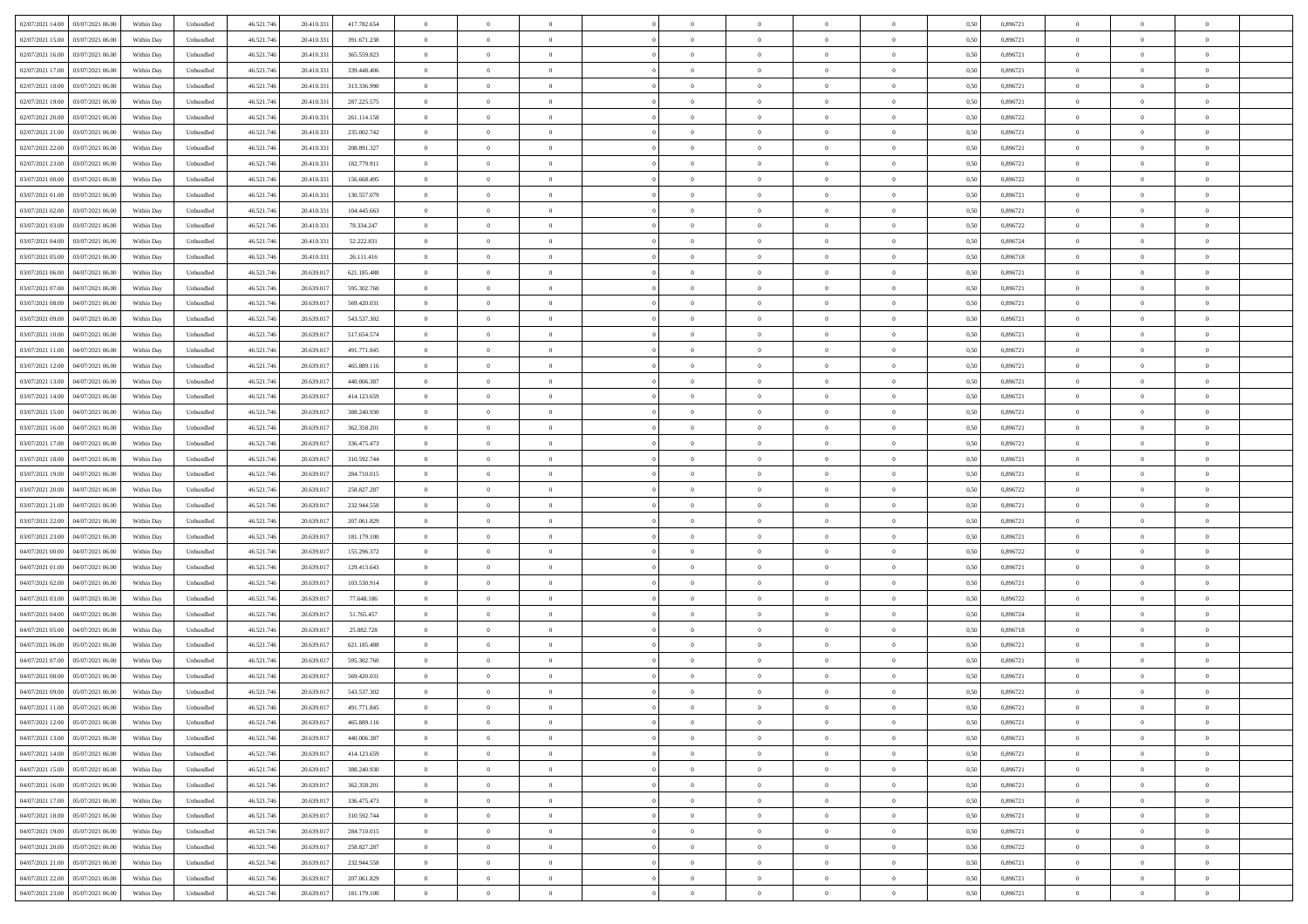| | | | | | | | | | | | | | | | | | | | | |
|---|---|---|---|---|---|---|---|---|---|---|---|---|---|---|---|---|---|---|---|---|
| 02/07/2021 14:00 | 03/07/2021 06:00 | Within Day | Unbundled | 46.521.746 | 20.410.331 | 417.782.654 | 0 | 0 | 0 | | 0 | 0 | 0 | 0 | 0,50 | 0,896721 | 0 | 0 | 0 | |
| 02/07/2021 15:00 | 03/07/2021 06:00 | Within Day | Unbundled | 46.521.746 | 20.410.331 | 391.671.238 | 0 | 0 | 0 | | 0 | 0 | 0 | 0 | 0,50 | 0,896721 | 0 | 0 | 0 | |
| 02/07/2021 16:00 | 03/07/2021 06:00 | Within Day | Unbundled | 46.521.746 | 20.410.331 | 365.559.823 | 0 | 0 | 0 | | 0 | 0 | 0 | 0 | 0,50 | 0,896721 | 0 | 0 | 0 | |
| 02/07/2021 17:00 | 03/07/2021 06:00 | Within Day | Unbundled | 46.521.746 | 20.410.331 | 339.448.406 | 0 | 0 | 0 | | 0 | 0 | 0 | 0 | 0,50 | 0,896721 | 0 | 0 | 0 | |
| 02/07/2021 18:00 | 03/07/2021 06:00 | Within Day | Unbundled | 46.521.746 | 20.410.331 | 313.336.990 | 0 | 0 | 0 | | 0 | 0 | 0 | 0 | 0,50 | 0,896721 | 0 | 0 | 0 | |
| 02/07/2021 19:00 | 03/07/2021 06:00 | Within Day | Unbundled | 46.521.746 | 20.410.331 | 287.225.575 | 0 | 0 | 0 | | 0 | 0 | 0 | 0 | 0,50 | 0,896721 | 0 | 0 | 0 | |
| 02/07/2021 20:00 | 03/07/2021 06:00 | Within Day | Unbundled | 46.521.746 | 20.410.331 | 261.114.158 | 0 | 0 | 0 | | 0 | 0 | 0 | 0 | 0,50 | 0,896722 | 0 | 0 | 0 | |
| 02/07/2021 21:00 | 03/07/2021 06:00 | Within Day | Unbundled | 46.521.746 | 20.410.331 | 235.002.742 | 0 | 0 | 0 | | 0 | 0 | 0 | 0 | 0,50 | 0,896721 | 0 | 0 | 0 | |
| 02/07/2021 22:00 | 03/07/2021 06:00 | Within Day | Unbundled | 46.521.746 | 20.410.331 | 208.891.327 | 0 | 0 | 0 | | 0 | 0 | 0 | 0 | 0,50 | 0,896721 | 0 | 0 | 0 | |
| 02/07/2021 23:00 | 03/07/2021 06:00 | Within Day | Unbundled | 46.521.746 | 20.410.331 | 182.779.911 | 0 | 0 | 0 | | 0 | 0 | 0 | 0 | 0,50 | 0,896721 | 0 | 0 | 0 | |
| 03/07/2021 00:00 | 03/07/2021 06:00 | Within Day | Unbundled | 46.521.746 | 20.410.331 | 156.668.495 | 0 | 0 | 0 | | 0 | 0 | 0 | 0 | 0,50 | 0,896722 | 0 | 0 | 0 | |
| 03/07/2021 01:00 | 03/07/2021 06:00 | Within Day | Unbundled | 46.521.746 | 20.410.331 | 130.557.079 | 0 | 0 | 0 | | 0 | 0 | 0 | 0 | 0,50 | 0,896721 | 0 | 0 | 0 | |
| 03/07/2021 02:00 | 03/07/2021 06:00 | Within Day | Unbundled | 46.521.746 | 20.410.331 | 104.445.663 | 0 | 0 | 0 | | 0 | 0 | 0 | 0 | 0,50 | 0,896721 | 0 | 0 | 0 | |
| 03/07/2021 03:00 | 03/07/2021 06:00 | Within Day | Unbundled | 46.521.746 | 20.410.331 | 78.334.247 | 0 | 0 | 0 | | 0 | 0 | 0 | 0 | 0,50 | 0,896722 | 0 | 0 | 0 | |
| 03/07/2021 04:00 | 03/07/2021 06:00 | Within Day | Unbundled | 46.521.746 | 20.410.331 | 52.222.831 | 0 | 0 | 0 | | 0 | 0 | 0 | 0 | 0,50 | 0,896724 | 0 | 0 | 0 | |
| 03/07/2021 05:00 | 03/07/2021 06:00 | Within Day | Unbundled | 46.521.746 | 20.410.331 | 26.111.416 | 0 | 0 | 0 | | 0 | 0 | 0 | 0 | 0,50 | 0,896718 | 0 | 0 | 0 | |
| 03/07/2021 06:00 | 04/07/2021 06:00 | Within Day | Unbundled | 46.521.746 | 20.639.017 | 621.185.488 | 0 | 0 | 0 | | 0 | 0 | 0 | 0 | 0,50 | 0,896721 | 0 | 0 | 0 | |
| 03/07/2021 07:00 | 04/07/2021 06:00 | Within Day | Unbundled | 46.521.746 | 20.639.017 | 595.302.760 | 0 | 0 | 0 | | 0 | 0 | 0 | 0 | 0,50 | 0,896721 | 0 | 0 | 0 | |
| 03/07/2021 08:00 | 04/07/2021 06:00 | Within Day | Unbundled | 46.521.746 | 20.639.017 | 569.420.031 | 0 | 0 | 0 | | 0 | 0 | 0 | 0 | 0,50 | 0,896721 | 0 | 0 | 0 | |
| 03/07/2021 09:00 | 04/07/2021 06:00 | Within Day | Unbundled | 46.521.746 | 20.639.017 | 543.537.302 | 0 | 0 | 0 | | 0 | 0 | 0 | 0 | 0,50 | 0,896721 | 0 | 0 | 0 | |
| 03/07/2021 10:00 | 04/07/2021 06:00 | Within Day | Unbundled | 46.521.746 | 20.639.017 | 517.654.574 | 0 | 0 | 0 | | 0 | 0 | 0 | 0 | 0,50 | 0,896721 | 0 | 0 | 0 | |
| 03/07/2021 11:00 | 04/07/2021 06:00 | Within Day | Unbundled | 46.521.746 | 20.639.017 | 491.771.845 | 0 | 0 | 0 | | 0 | 0 | 0 | 0 | 0,50 | 0,896721 | 0 | 0 | 0 | |
| 03/07/2021 12:00 | 04/07/2021 06:00 | Within Day | Unbundled | 46.521.746 | 20.639.017 | 465.889.116 | 0 | 0 | 0 | | 0 | 0 | 0 | 0 | 0,50 | 0,896721 | 0 | 0 | 0 | |
| 03/07/2021 13:00 | 04/07/2021 06:00 | Within Day | Unbundled | 46.521.746 | 20.639.017 | 440.006.387 | 0 | 0 | 0 | | 0 | 0 | 0 | 0 | 0,50 | 0,896721 | 0 | 0 | 0 | |
| 03/07/2021 14:00 | 04/07/2021 06:00 | Within Day | Unbundled | 46.521.746 | 20.639.017 | 414.123.659 | 0 | 0 | 0 | | 0 | 0 | 0 | 0 | 0,50 | 0,896721 | 0 | 0 | 0 | |
| 03/07/2021 15:00 | 04/07/2021 06:00 | Within Day | Unbundled | 46.521.746 | 20.639.017 | 388.240.930 | 0 | 0 | 0 | | 0 | 0 | 0 | 0 | 0,50 | 0,896721 | 0 | 0 | 0 | |
| 03/07/2021 16:00 | 04/07/2021 06:00 | Within Day | Unbundled | 46.521.746 | 20.639.017 | 362.358.201 | 0 | 0 | 0 | | 0 | 0 | 0 | 0 | 0,50 | 0,896721 | 0 | 0 | 0 | |
| 03/07/2021 17:00 | 04/07/2021 06:00 | Within Day | Unbundled | 46.521.746 | 20.639.017 | 336.475.473 | 0 | 0 | 0 | | 0 | 0 | 0 | 0 | 0,50 | 0,896721 | 0 | 0 | 0 | |
| 03/07/2021 18:00 | 04/07/2021 06:00 | Within Day | Unbundled | 46.521.746 | 20.639.017 | 310.592.744 | 0 | 0 | 0 | | 0 | 0 | 0 | 0 | 0,50 | 0,896721 | 0 | 0 | 0 | |
| 03/07/2021 19:00 | 04/07/2021 06:00 | Within Day | Unbundled | 46.521.746 | 20.639.017 | 284.710.015 | 0 | 0 | 0 | | 0 | 0 | 0 | 0 | 0,50 | 0,896721 | 0 | 0 | 0 | |
| 03/07/2021 20:00 | 04/07/2021 06:00 | Within Day | Unbundled | 46.521.746 | 20.639.017 | 258.827.287 | 0 | 0 | 0 | | 0 | 0 | 0 | 0 | 0,50 | 0,896722 | 0 | 0 | 0 | |
| 03/07/2021 21:00 | 04/07/2021 06:00 | Within Day | Unbundled | 46.521.746 | 20.639.017 | 232.944.558 | 0 | 0 | 0 | | 0 | 0 | 0 | 0 | 0,50 | 0,896721 | 0 | 0 | 0 | |
| 03/07/2021 22:00 | 04/07/2021 06:00 | Within Day | Unbundled | 46.521.746 | 20.639.017 | 207.061.829 | 0 | 0 | 0 | | 0 | 0 | 0 | 0 | 0,50 | 0,896721 | 0 | 0 | 0 | |
| 03/07/2021 23:00 | 04/07/2021 06:00 | Within Day | Unbundled | 46.521.746 | 20.639.017 | 181.179.100 | 0 | 0 | 0 | | 0 | 0 | 0 | 0 | 0,50 | 0,896721 | 0 | 0 | 0 | |
| 04/07/2021 00:00 | 04/07/2021 06:00 | Within Day | Unbundled | 46.521.746 | 20.639.017 | 155.296.372 | 0 | 0 | 0 | | 0 | 0 | 0 | 0 | 0,50 | 0,896722 | 0 | 0 | 0 | |
| 04/07/2021 01:00 | 04/07/2021 06:00 | Within Day | Unbundled | 46.521.746 | 20.639.017 | 129.413.643 | 0 | 0 | 0 | | 0 | 0 | 0 | 0 | 0,50 | 0,896721 | 0 | 0 | 0 | |
| 04/07/2021 02:00 | 04/07/2021 06:00 | Within Day | Unbundled | 46.521.746 | 20.639.017 | 103.530.914 | 0 | 0 | 0 | | 0 | 0 | 0 | 0 | 0,50 | 0,896721 | 0 | 0 | 0 | |
| 04/07/2021 03:00 | 04/07/2021 06:00 | Within Day | Unbundled | 46.521.746 | 20.639.017 | 77.648.186 | 0 | 0 | 0 | | 0 | 0 | 0 | 0 | 0,50 | 0,896722 | 0 | 0 | 0 | |
| 04/07/2021 04:00 | 04/07/2021 06:00 | Within Day | Unbundled | 46.521.746 | 20.639.017 | 51.765.457 | 0 | 0 | 0 | | 0 | 0 | 0 | 0 | 0,50 | 0,896724 | 0 | 0 | 0 | |
| 04/07/2021 05:00 | 04/07/2021 06:00 | Within Day | Unbundled | 46.521.746 | 20.639.017 | 25.882.728 | 0 | 0 | 0 | | 0 | 0 | 0 | 0 | 0,50 | 0,896718 | 0 | 0 | 0 | |
| 04/07/2021 06:00 | 05/07/2021 06:00 | Within Day | Unbundled | 46.521.746 | 20.639.017 | 621.185.488 | 0 | 0 | 0 | | 0 | 0 | 0 | 0 | 0,50 | 0,896721 | 0 | 0 | 0 | |
| 04/07/2021 07:00 | 05/07/2021 06:00 | Within Day | Unbundled | 46.521.746 | 20.639.017 | 595.302.760 | 0 | 0 | 0 | | 0 | 0 | 0 | 0 | 0,50 | 0,896721 | 0 | 0 | 0 | |
| 04/07/2021 08:00 | 05/07/2021 06:00 | Within Day | Unbundled | 46.521.746 | 20.639.017 | 569.420.031 | 0 | 0 | 0 | | 0 | 0 | 0 | 0 | 0,50 | 0,896721 | 0 | 0 | 0 | |
| 04/07/2021 09:00 | 05/07/2021 06:00 | Within Day | Unbundled | 46.521.746 | 20.639.017 | 543.537.302 | 0 | 0 | 0 | | 0 | 0 | 0 | 0 | 0,50 | 0,896721 | 0 | 0 | 0 | |
| 04/07/2021 11:00 | 05/07/2021 06:00 | Within Day | Unbundled | 46.521.746 | 20.639.017 | 491.771.845 | 0 | 0 | 0 | | 0 | 0 | 0 | 0 | 0,50 | 0,896721 | 0 | 0 | 0 | |
| 04/07/2021 12:00 | 05/07/2021 06:00 | Within Day | Unbundled | 46.521.746 | 20.639.017 | 465.889.116 | 0 | 0 | 0 | | 0 | 0 | 0 | 0 | 0,50 | 0,896721 | 0 | 0 | 0 | |
| 04/07/2021 13:00 | 05/07/2021 06:00 | Within Day | Unbundled | 46.521.746 | 20.639.017 | 440.006.387 | 0 | 0 | 0 | | 0 | 0 | 0 | 0 | 0,50 | 0,896721 | 0 | 0 | 0 | |
| 04/07/2021 14:00 | 05/07/2021 06:00 | Within Day | Unbundled | 46.521.746 | 20.639.017 | 414.123.659 | 0 | 0 | 0 | | 0 | 0 | 0 | 0 | 0,50 | 0,896721 | 0 | 0 | 0 | |
| 04/07/2021 15:00 | 05/07/2021 06:00 | Within Day | Unbundled | 46.521.746 | 20.639.017 | 388.240.930 | 0 | 0 | 0 | | 0 | 0 | 0 | 0 | 0,50 | 0,896721 | 0 | 0 | 0 | |
| 04/07/2021 16:00 | 05/07/2021 06:00 | Within Day | Unbundled | 46.521.746 | 20.639.017 | 362.358.201 | 0 | 0 | 0 | | 0 | 0 | 0 | 0 | 0,50 | 0,896721 | 0 | 0 | 0 | |
| 04/07/2021 17:00 | 05/07/2021 06:00 | Within Day | Unbundled | 46.521.746 | 20.639.017 | 336.475.473 | 0 | 0 | 0 | | 0 | 0 | 0 | 0 | 0,50 | 0,896721 | 0 | 0 | 0 | |
| 04/07/2021 18:00 | 05/07/2021 06:00 | Within Day | Unbundled | 46.521.746 | 20.639.017 | 310.592.744 | 0 | 0 | 0 | | 0 | 0 | 0 | 0 | 0,50 | 0,896721 | 0 | 0 | 0 | |
| 04/07/2021 19:00 | 05/07/2021 06:00 | Within Day | Unbundled | 46.521.746 | 20.639.017 | 284.710.015 | 0 | 0 | 0 | | 0 | 0 | 0 | 0 | 0,50 | 0,896721 | 0 | 0 | 0 | |
| 04/07/2021 20:00 | 05/07/2021 06:00 | Within Day | Unbundled | 46.521.746 | 20.639.017 | 258.827.287 | 0 | 0 | 0 | | 0 | 0 | 0 | 0 | 0,50 | 0,896722 | 0 | 0 | 0 | |
| 04/07/2021 21:00 | 05/07/2021 06:00 | Within Day | Unbundled | 46.521.746 | 20.639.017 | 232.944.558 | 0 | 0 | 0 | | 0 | 0 | 0 | 0 | 0,50 | 0,896721 | 0 | 0 | 0 | |
| 04/07/2021 22:00 | 05/07/2021 06:00 | Within Day | Unbundled | 46.521.746 | 20.639.017 | 207.061.829 | 0 | 0 | 0 | | 0 | 0 | 0 | 0 | 0,50 | 0,896721 | 0 | 0 | 0 | |
| 04/07/2021 23:00 | 05/07/2021 06:00 | Within Day | Unbundled | 46.521.746 | 20.639.017 | 181.179.100 | 0 | 0 | 0 | | 0 | 0 | 0 | 0 | 0,50 | 0,896721 | 0 | 0 | 0 | |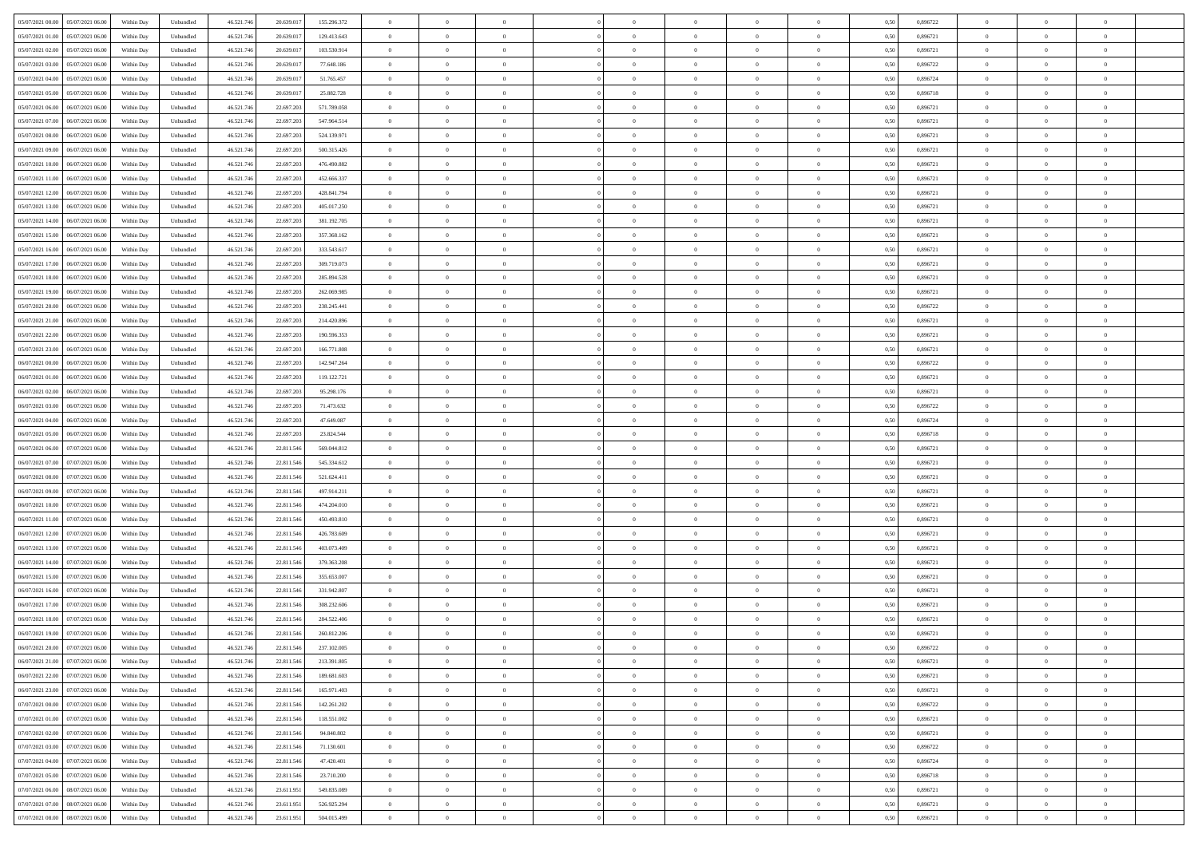| 05/07/2021 00:00 | 05/07/2021 06:00 | Within Day | Unbundled | 46.521.746 | 20.639.017 | 155.296.372 | 0 | 0 | 0 | | 0 | 0 | 0 | 0 | 0,50 | 0,896722 | 0 | 0 | 0 | |
|---|---|---|---|---|---|---|---|---|---|---|---|---|---|---|---|---|---|---|---|---|
| 05/07/2021 01:00 | 05/07/2021 06:00 | Within Day | Unbundled | 46.521.746 | 20.639.017 | 129.413.643 | 0 | 0 | 0 | | 0 | 0 | 0 | 0 | 0,50 | 0,896721 | 0 | 0 | 0 | |
| 05/07/2021 02:00 | 05/07/2021 06:00 | Within Day | Unbundled | 46.521.746 | 20.639.017 | 103.530.914 | 0 | 0 | 0 | | 0 | 0 | 0 | 0 | 0,50 | 0,896721 | 0 | 0 | 0 | |
| 05/07/2021 03:00 | 05/07/2021 06:00 | Within Day | Unbundled | 46.521.746 | 20.639.017 | 77.648.186 | 0 | 0 | 0 | | 0 | 0 | 0 | 0 | 0,50 | 0,896722 | 0 | 0 | 0 | |
| 05/07/2021 04:00 | 05/07/2021 06:00 | Within Day | Unbundled | 46.521.746 | 20.639.017 | 51.765.457 | 0 | 0 | 0 | | 0 | 0 | 0 | 0 | 0,50 | 0,896724 | 0 | 0 | 0 | |
| 05/07/2021 05:00 | 05/07/2021 06:00 | Within Day | Unbundled | 46.521.746 | 20.639.017 | 25.882.728 | 0 | 0 | 0 | | 0 | 0 | 0 | 0 | 0,50 | 0,896718 | 0 | 0 | 0 | |
| 05/07/2021 06:00 | 06/07/2021 06:00 | Within Day | Unbundled | 46.521.746 | 22.697.203 | 571.789.058 | 0 | 0 | 0 | | 0 | 0 | 0 | 0 | 0,50 | 0,896721 | 0 | 0 | 0 | |
| 05/07/2021 07:00 | 06/07/2021 06:00 | Within Day | Unbundled | 46.521.746 | 22.697.203 | 547.964.514 | 0 | 0 | 0 | | 0 | 0 | 0 | 0 | 0,50 | 0,896721 | 0 | 0 | 0 | |
| 05/07/2021 08:00 | 06/07/2021 06:00 | Within Day | Unbundled | 46.521.746 | 22.697.203 | 524.139.971 | 0 | 0 | 0 | | 0 | 0 | 0 | 0 | 0,50 | 0,896721 | 0 | 0 | 0 | |
| 05/07/2021 09:00 | 06/07/2021 06:00 | Within Day | Unbundled | 46.521.746 | 22.697.203 | 500.315.426 | 0 | 0 | 0 | | 0 | 0 | 0 | 0 | 0,50 | 0,896721 | 0 | 0 | 0 | |
| 05/07/2021 10:00 | 06/07/2021 06:00 | Within Day | Unbundled | 46.521.746 | 22.697.203 | 476.490.882 | 0 | 0 | 0 | | 0 | 0 | 0 | 0 | 0,50 | 0,896721 | 0 | 0 | 0 | |
| 05/07/2021 11:00 | 06/07/2021 06:00 | Within Day | Unbundled | 46.521.746 | 22.697.203 | 452.666.337 | 0 | 0 | 0 | | 0 | 0 | 0 | 0 | 0,50 | 0,896721 | 0 | 0 | 0 | |
| 05/07/2021 12:00 | 06/07/2021 06:00 | Within Day | Unbundled | 46.521.746 | 22.697.203 | 428.841.794 | 0 | 0 | 0 | | 0 | 0 | 0 | 0 | 0,50 | 0,896721 | 0 | 0 | 0 | |
| 05/07/2021 13:00 | 06/07/2021 06:00 | Within Day | Unbundled | 46.521.746 | 22.697.203 | 405.017.250 | 0 | 0 | 0 | | 0 | 0 | 0 | 0 | 0,50 | 0,896721 | 0 | 0 | 0 | |
| 05/07/2021 14:00 | 06/07/2021 06:00 | Within Day | Unbundled | 46.521.746 | 22.697.203 | 381.192.705 | 0 | 0 | 0 | | 0 | 0 | 0 | 0 | 0,50 | 0,896721 | 0 | 0 | 0 | |
| 05/07/2021 15:00 | 06/07/2021 06:00 | Within Day | Unbundled | 46.521.746 | 22.697.203 | 357.368.162 | 0 | 0 | 0 | | 0 | 0 | 0 | 0 | 0,50 | 0,896721 | 0 | 0 | 0 | |
| 05/07/2021 16:00 | 06/07/2021 06:00 | Within Day | Unbundled | 46.521.746 | 22.697.203 | 333.543.617 | 0 | 0 | 0 | | 0 | 0 | 0 | 0 | 0,50 | 0,896721 | 0 | 0 | 0 | |
| 05/07/2021 17:00 | 06/07/2021 06:00 | Within Day | Unbundled | 46.521.746 | 22.697.203 | 309.719.073 | 0 | 0 | 0 | | 0 | 0 | 0 | 0 | 0,50 | 0,896721 | 0 | 0 | 0 | |
| 05/07/2021 18:00 | 06/07/2021 06:00 | Within Day | Unbundled | 46.521.746 | 22.697.203 | 285.894.528 | 0 | 0 | 0 | | 0 | 0 | 0 | 0 | 0,50 | 0,896721 | 0 | 0 | 0 | |
| 05/07/2021 19:00 | 06/07/2021 06:00 | Within Day | Unbundled | 46.521.746 | 22.697.203 | 262.069.985 | 0 | 0 | 0 | | 0 | 0 | 0 | 0 | 0,50 | 0,896721 | 0 | 0 | 0 | |
| 05/07/2021 20:00 | 06/07/2021 06:00 | Within Day | Unbundled | 46.521.746 | 22.697.203 | 238.245.441 | 0 | 0 | 0 | | 0 | 0 | 0 | 0 | 0,50 | 0,896722 | 0 | 0 | 0 | |
| 05/07/2021 21:00 | 06/07/2021 06:00 | Within Day | Unbundled | 46.521.746 | 22.697.203 | 214.420.896 | 0 | 0 | 0 | | 0 | 0 | 0 | 0 | 0,50 | 0,896721 | 0 | 0 | 0 | |
| 05/07/2021 22:00 | 06/07/2021 06:00 | Within Day | Unbundled | 46.521.746 | 22.697.203 | 190.596.353 | 0 | 0 | 0 | | 0 | 0 | 0 | 0 | 0,50 | 0,896721 | 0 | 0 | 0 | |
| 05/07/2021 23:00 | 06/07/2021 06:00 | Within Day | Unbundled | 46.521.746 | 22.697.203 | 166.771.808 | 0 | 0 | 0 | | 0 | 0 | 0 | 0 | 0,50 | 0,896721 | 0 | 0 | 0 | |
| 06/07/2021 00:00 | 06/07/2021 06:00 | Within Day | Unbundled | 46.521.746 | 22.697.203 | 142.947.264 | 0 | 0 | 0 | | 0 | 0 | 0 | 0 | 0,50 | 0,896722 | 0 | 0 | 0 | |
| 06/07/2021 01:00 | 06/07/2021 06:00 | Within Day | Unbundled | 46.521.746 | 22.697.203 | 119.122.721 | 0 | 0 | 0 | | 0 | 0 | 0 | 0 | 0,50 | 0,896721 | 0 | 0 | 0 | |
| 06/07/2021 02:00 | 06/07/2021 06:00 | Within Day | Unbundled | 46.521.746 | 22.697.203 | 95.298.176 | 0 | 0 | 0 | | 0 | 0 | 0 | 0 | 0,50 | 0,896721 | 0 | 0 | 0 | |
| 06/07/2021 03:00 | 06/07/2021 06:00 | Within Day | Unbundled | 46.521.746 | 22.697.203 | 71.473.632 | 0 | 0 | 0 | | 0 | 0 | 0 | 0 | 0,50 | 0,896722 | 0 | 0 | 0 | |
| 06/07/2021 04:00 | 06/07/2021 06:00 | Within Day | Unbundled | 46.521.746 | 22.697.203 | 47.649.087 | 0 | 0 | 0 | | 0 | 0 | 0 | 0 | 0,50 | 0,896724 | 0 | 0 | 0 | |
| 06/07/2021 05:00 | 06/07/2021 06:00 | Within Day | Unbundled | 46.521.746 | 22.697.203 | 23.824.544 | 0 | 0 | 0 | | 0 | 0 | 0 | 0 | 0,50 | 0,896718 | 0 | 0 | 0 | |
| 06/07/2021 06:00 | 07/07/2021 06:00 | Within Day | Unbundled | 46.521.746 | 22.811.546 | 569.044.812 | 0 | 0 | 0 | | 0 | 0 | 0 | 0 | 0,50 | 0,896721 | 0 | 0 | 0 | |
| 06/07/2021 07:00 | 07/07/2021 06:00 | Within Day | Unbundled | 46.521.746 | 22.811.546 | 545.334.612 | 0 | 0 | 0 | | 0 | 0 | 0 | 0 | 0,50 | 0,896721 | 0 | 0 | 0 | |
| 06/07/2021 08:00 | 07/07/2021 06:00 | Within Day | Unbundled | 46.521.746 | 22.811.546 | 521.624.411 | 0 | 0 | 0 | | 0 | 0 | 0 | 0 | 0,50 | 0,896721 | 0 | 0 | 0 | |
| 06/07/2021 09:00 | 07/07/2021 06:00 | Within Day | Unbundled | 46.521.746 | 22.811.546 | 497.914.211 | 0 | 0 | 0 | | 0 | 0 | 0 | 0 | 0,50 | 0,896721 | 0 | 0 | 0 | |
| 06/07/2021 10:00 | 07/07/2021 06:00 | Within Day | Unbundled | 46.521.746 | 22.811.546 | 474.204.010 | 0 | 0 | 0 | | 0 | 0 | 0 | 0 | 0,50 | 0,896721 | 0 | 0 | 0 | |
| 06/07/2021 11:00 | 07/07/2021 06:00 | Within Day | Unbundled | 46.521.746 | 22.811.546 | 450.493.810 | 0 | 0 | 0 | | 0 | 0 | 0 | 0 | 0,50 | 0,896721 | 0 | 0 | 0 | |
| 06/07/2021 12:00 | 07/07/2021 06:00 | Within Day | Unbundled | 46.521.746 | 22.811.546 | 426.783.609 | 0 | 0 | 0 | | 0 | 0 | 0 | 0 | 0,50 | 0,896721 | 0 | 0 | 0 | |
| 06/07/2021 13:00 | 07/07/2021 06:00 | Within Day | Unbundled | 46.521.746 | 22.811.546 | 403.073.409 | 0 | 0 | 0 | | 0 | 0 | 0 | 0 | 0,50 | 0,896721 | 0 | 0 | 0 | |
| 06/07/2021 14:00 | 07/07/2021 06:00 | Within Day | Unbundled | 46.521.746 | 22.811.546 | 379.363.208 | 0 | 0 | 0 | | 0 | 0 | 0 | 0 | 0,50 | 0,896721 | 0 | 0 | 0 | |
| 06/07/2021 15:00 | 07/07/2021 06:00 | Within Day | Unbundled | 46.521.746 | 22.811.546 | 355.653.007 | 0 | 0 | 0 | | 0 | 0 | 0 | 0 | 0,50 | 0,896721 | 0 | 0 | 0 | |
| 06/07/2021 16:00 | 07/07/2021 06:00 | Within Day | Unbundled | 46.521.746 | 22.811.546 | 331.942.807 | 0 | 0 | 0 | | 0 | 0 | 0 | 0 | 0,50 | 0,896721 | 0 | 0 | 0 | |
| 06/07/2021 17:00 | 07/07/2021 06:00 | Within Day | Unbundled | 46.521.746 | 22.811.546 | 308.232.606 | 0 | 0 | 0 | | 0 | 0 | 0 | 0 | 0,50 | 0,896721 | 0 | 0 | 0 | |
| 06/07/2021 18:00 | 07/07/2021 06:00 | Within Day | Unbundled | 46.521.746 | 22.811.546 | 284.522.406 | 0 | 0 | 0 | | 0 | 0 | 0 | 0 | 0,50 | 0,896721 | 0 | 0 | 0 | |
| 06/07/2021 19:00 | 07/07/2021 06:00 | Within Day | Unbundled | 46.521.746 | 22.811.546 | 260.812.206 | 0 | 0 | 0 | | 0 | 0 | 0 | 0 | 0,50 | 0,896721 | 0 | 0 | 0 | |
| 06/07/2021 20:00 | 07/07/2021 06:00 | Within Day | Unbundled | 46.521.746 | 22.811.546 | 237.102.005 | 0 | 0 | 0 | | 0 | 0 | 0 | 0 | 0,50 | 0,896722 | 0 | 0 | 0 | |
| 06/07/2021 21:00 | 07/07/2021 06:00 | Within Day | Unbundled | 46.521.746 | 22.811.546 | 213.391.805 | 0 | 0 | 0 | | 0 | 0 | 0 | 0 | 0,50 | 0,896721 | 0 | 0 | 0 | |
| 06/07/2021 22:00 | 07/07/2021 06:00 | Within Day | Unbundled | 46.521.746 | 22.811.546 | 189.681.603 | 0 | 0 | 0 | | 0 | 0 | 0 | 0 | 0,50 | 0,896721 | 0 | 0 | 0 | |
| 06/07/2021 23:00 | 07/07/2021 06:00 | Within Day | Unbundled | 46.521.746 | 22.811.546 | 165.971.403 | 0 | 0 | 0 | | 0 | 0 | 0 | 0 | 0,50 | 0,896721 | 0 | 0 | 0 | |
| 07/07/2021 00:00 | 07/07/2021 06:00 | Within Day | Unbundled | 46.521.746 | 22.811.546 | 142.261.202 | 0 | 0 | 0 | | 0 | 0 | 0 | 0 | 0,50 | 0,896722 | 0 | 0 | 0 | |
| 07/07/2021 01:00 | 07/07/2021 06:00 | Within Day | Unbundled | 46.521.746 | 22.811.546 | 118.551.002 | 0 | 0 | 0 | | 0 | 0 | 0 | 0 | 0,50 | 0,896721 | 0 | 0 | 0 | |
| 07/07/2021 02:00 | 07/07/2021 06:00 | Within Day | Unbundled | 46.521.746 | 22.811.546 | 94.840.802 | 0 | 0 | 0 | | 0 | 0 | 0 | 0 | 0,50 | 0,896721 | 0 | 0 | 0 | |
| 07/07/2021 03:00 | 07/07/2021 06:00 | Within Day | Unbundled | 46.521.746 | 22.811.546 | 71.130.601 | 0 | 0 | 0 | | 0 | 0 | 0 | 0 | 0,50 | 0,896722 | 0 | 0 | 0 | |
| 07/07/2021 04:00 | 07/07/2021 06:00 | Within Day | Unbundled | 46.521.746 | 22.811.546 | 47.420.401 | 0 | 0 | 0 | | 0 | 0 | 0 | 0 | 0,50 | 0,896724 | 0 | 0 | 0 | |
| 07/07/2021 05:00 | 07/07/2021 06:00 | Within Day | Unbundled | 46.521.746 | 22.811.546 | 23.710.200 | 0 | 0 | 0 | | 0 | 0 | 0 | 0 | 0,50 | 0,896718 | 0 | 0 | 0 | |
| 07/07/2021 06:00 | 08/07/2021 06:00 | Within Day | Unbundled | 46.521.746 | 23.611.951 | 549.835.089 | 0 | 0 | 0 | | 0 | 0 | 0 | 0 | 0,50 | 0,896721 | 0 | 0 | 0 | |
| 07/07/2021 07:00 | 08/07/2021 06:00 | Within Day | Unbundled | 46.521.746 | 23.611.951 | 526.925.294 | 0 | 0 | 0 | | 0 | 0 | 0 | 0 | 0,50 | 0,896721 | 0 | 0 | 0 | |
| 07/07/2021 08:00 | 08/07/2021 06:00 | Within Day | Unbundled | 46.521.746 | 23.611.951 | 504.015.499 | 0 | 0 | 0 | | 0 | 0 | 0 | 0 | 0,50 | 0,896721 | 0 | 0 | 0 | |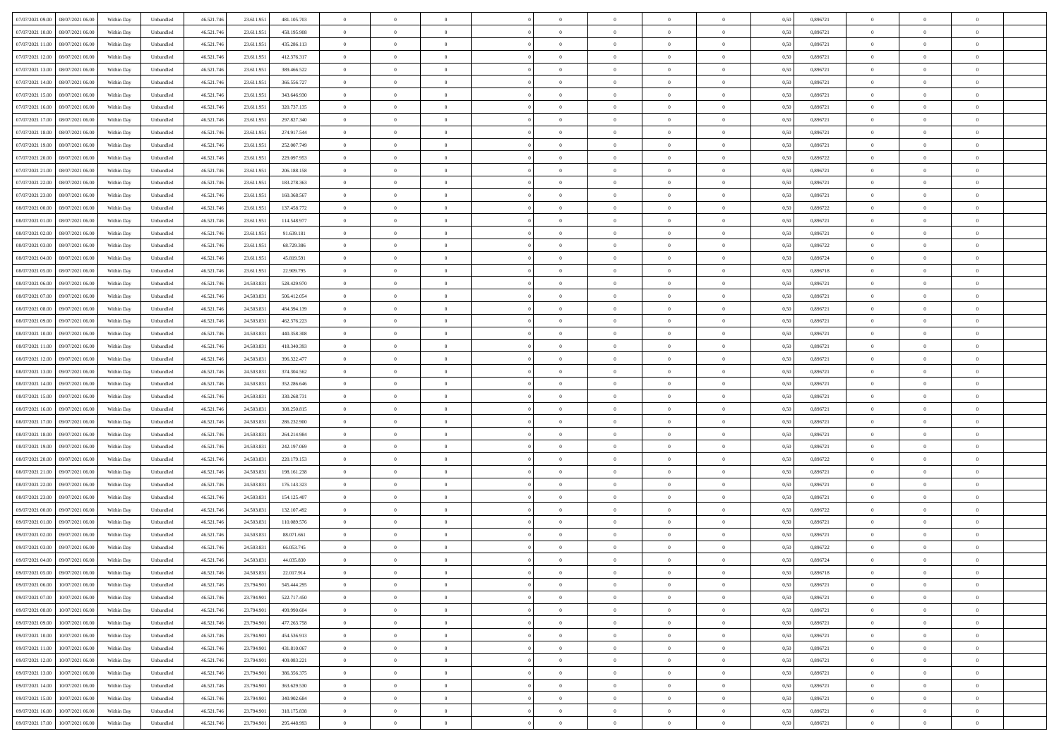| | | | | | | | | | | | | | | | | | | | | |
|---|---|---|---|---|---|---|---|---|---|---|---|---|---|---|---|---|---|---|---|---|
| 07/07/2021 09:00 | 08/07/2021 06:00 | Within Day | Unbundled | 46.521.746 | 23.611.951 | 481.105.703 | 0 | 0 | 0 | | 0 | 0 | 0 | 0 | 0,50 | 0,896721 | 0 | 0 | 0 | |
| 07/07/2021 10:00 | 08/07/2021 06:00 | Within Day | Unbundled | 46.521.746 | 23.611.951 | 458.195.908 | 0 | 0 | 0 | | 0 | 0 | 0 | 0 | 0,50 | 0,896721 | 0 | 0 | 0 | |
| 07/07/2021 11:00 | 08/07/2021 06:00 | Within Day | Unbundled | 46.521.746 | 23.611.951 | 435.286.113 | 0 | 0 | 0 | | 0 | 0 | 0 | 0 | 0,50 | 0,896721 | 0 | 0 | 0 | |
| 07/07/2021 12:00 | 08/07/2021 06:00 | Within Day | Unbundled | 46.521.746 | 23.611.951 | 412.376.317 | 0 | 0 | 0 | | 0 | 0 | 0 | 0 | 0,50 | 0,896721 | 0 | 0 | 0 | |
| 07/07/2021 13:00 | 08/07/2021 06:00 | Within Day | Unbundled | 46.521.746 | 23.611.951 | 389.466.522 | 0 | 0 | 0 | | 0 | 0 | 0 | 0 | 0,50 | 0,896721 | 0 | 0 | 0 | |
| 07/07/2021 14:00 | 08/07/2021 06:00 | Within Day | Unbundled | 46.521.746 | 23.611.951 | 366.556.727 | 0 | 0 | 0 | | 0 | 0 | 0 | 0 | 0,50 | 0,896721 | 0 | 0 | 0 | |
| 07/07/2021 15:00 | 08/07/2021 06:00 | Within Day | Unbundled | 46.521.746 | 23.611.951 | 343.646.930 | 0 | 0 | 0 | | 0 | 0 | 0 | 0 | 0,50 | 0,896721 | 0 | 0 | 0 | |
| 07/07/2021 16:00 | 08/07/2021 06:00 | Within Day | Unbundled | 46.521.746 | 23.611.951 | 320.737.135 | 0 | 0 | 0 | | 0 | 0 | 0 | 0 | 0,50 | 0,896721 | 0 | 0 | 0 | |
| 07/07/2021 17:00 | 08/07/2021 06:00 | Within Day | Unbundled | 46.521.746 | 23.611.951 | 297.827.340 | 0 | 0 | 0 | | 0 | 0 | 0 | 0 | 0,50 | 0,896721 | 0 | 0 | 0 | |
| 07/07/2021 18:00 | 08/07/2021 06:00 | Within Day | Unbundled | 46.521.746 | 23.611.951 | 274.917.544 | 0 | 0 | 0 | | 0 | 0 | 0 | 0 | 0,50 | 0,896721 | 0 | 0 | 0 | |
| 07/07/2021 19:00 | 08/07/2021 06:00 | Within Day | Unbundled | 46.521.746 | 23.611.951 | 252.007.749 | 0 | 0 | 0 | | 0 | 0 | 0 | 0 | 0,50 | 0,896721 | 0 | 0 | 0 | |
| 07/07/2021 20:00 | 08/07/2021 06:00 | Within Day | Unbundled | 46.521.746 | 23.611.951 | 229.097.953 | 0 | 0 | 0 | | 0 | 0 | 0 | 0 | 0,50 | 0,896722 | 0 | 0 | 0 | |
| 07/07/2021 21:00 | 08/07/2021 06:00 | Within Day | Unbundled | 46.521.746 | 23.611.951 | 206.188.158 | 0 | 0 | 0 | | 0 | 0 | 0 | 0 | 0,50 | 0,896721 | 0 | 0 | 0 | |
| 07/07/2021 22:00 | 08/07/2021 06:00 | Within Day | Unbundled | 46.521.746 | 23.611.951 | 183.278.363 | 0 | 0 | 0 | | 0 | 0 | 0 | 0 | 0,50 | 0,896721 | 0 | 0 | 0 | |
| 07/07/2021 23:00 | 08/07/2021 06:00 | Within Day | Unbundled | 46.521.746 | 23.611.951 | 160.368.567 | 0 | 0 | 0 | | 0 | 0 | 0 | 0 | 0,50 | 0,896721 | 0 | 0 | 0 | |
| 08/07/2021 00:00 | 08/07/2021 06:00 | Within Day | Unbundled | 46.521.746 | 23.611.951 | 137.458.772 | 0 | 0 | 0 | | 0 | 0 | 0 | 0 | 0,50 | 0,896722 | 0 | 0 | 0 | |
| 08/07/2021 01:00 | 08/07/2021 06:00 | Within Day | Unbundled | 46.521.746 | 23.611.951 | 114.548.977 | 0 | 0 | 0 | | 0 | 0 | 0 | 0 | 0,50 | 0,896721 | 0 | 0 | 0 | |
| 08/07/2021 02:00 | 08/07/2021 06:00 | Within Day | Unbundled | 46.521.746 | 23.611.951 | 91.639.181 | 0 | 0 | 0 | | 0 | 0 | 0 | 0 | 0,50 | 0,896721 | 0 | 0 | 0 | |
| 08/07/2021 03:00 | 08/07/2021 06:00 | Within Day | Unbundled | 46.521.746 | 23.611.951 | 68.729.386 | 0 | 0 | 0 | | 0 | 0 | 0 | 0 | 0,50 | 0,896722 | 0 | 0 | 0 | |
| 08/07/2021 04:00 | 08/07/2021 06:00 | Within Day | Unbundled | 46.521.746 | 23.611.951 | 45.819.591 | 0 | 0 | 0 | | 0 | 0 | 0 | 0 | 0,50 | 0,896724 | 0 | 0 | 0 | |
| 08/07/2021 05:00 | 08/07/2021 06:00 | Within Day | Unbundled | 46.521.746 | 23.611.951 | 22.909.795 | 0 | 0 | 0 | | 0 | 0 | 0 | 0 | 0,50 | 0,896718 | 0 | 0 | 0 | |
| 08/07/2021 06:00 | 09/07/2021 06:00 | Within Day | Unbundled | 46.521.746 | 24.503.831 | 528.429.970 | 0 | 0 | 0 | | 0 | 0 | 0 | 0 | 0,50 | 0,896721 | 0 | 0 | 0 | |
| 08/07/2021 07:00 | 09/07/2021 06:00 | Within Day | Unbundled | 46.521.746 | 24.503.831 | 506.412.054 | 0 | 0 | 0 | | 0 | 0 | 0 | 0 | 0,50 | 0,896721 | 0 | 0 | 0 | |
| 08/07/2021 08:00 | 09/07/2021 06:00 | Within Day | Unbundled | 46.521.746 | 24.503.831 | 484.394.139 | 0 | 0 | 0 | | 0 | 0 | 0 | 0 | 0,50 | 0,896721 | 0 | 0 | 0 | |
| 08/07/2021 09:00 | 09/07/2021 06:00 | Within Day | Unbundled | 46.521.746 | 24.503.831 | 462.376.223 | 0 | 0 | 0 | | 0 | 0 | 0 | 0 | 0,50 | 0,896721 | 0 | 0 | 0 | |
| 08/07/2021 10:00 | 09/07/2021 06:00 | Within Day | Unbundled | 46.521.746 | 24.503.831 | 440.358.308 | 0 | 0 | 0 | | 0 | 0 | 0 | 0 | 0,50 | 0,896721 | 0 | 0 | 0 | |
| 08/07/2021 11:00 | 09/07/2021 06:00 | Within Day | Unbundled | 46.521.746 | 24.503.831 | 418.340.393 | 0 | 0 | 0 | | 0 | 0 | 0 | 0 | 0,50 | 0,896721 | 0 | 0 | 0 | |
| 08/07/2021 12:00 | 09/07/2021 06:00 | Within Day | Unbundled | 46.521.746 | 24.503.831 | 396.322.477 | 0 | 0 | 0 | | 0 | 0 | 0 | 0 | 0,50 | 0,896721 | 0 | 0 | 0 | |
| 08/07/2021 13:00 | 09/07/2021 06:00 | Within Day | Unbundled | 46.521.746 | 24.503.831 | 374.304.562 | 0 | 0 | 0 | | 0 | 0 | 0 | 0 | 0,50 | 0,896721 | 0 | 0 | 0 | |
| 08/07/2021 14:00 | 09/07/2021 06:00 | Within Day | Unbundled | 46.521.746 | 24.503.831 | 352.286.646 | 0 | 0 | 0 | | 0 | 0 | 0 | 0 | 0,50 | 0,896721 | 0 | 0 | 0 | |
| 08/07/2021 15:00 | 09/07/2021 06:00 | Within Day | Unbundled | 46.521.746 | 24.503.831 | 330.268.731 | 0 | 0 | 0 | | 0 | 0 | 0 | 0 | 0,50 | 0,896721 | 0 | 0 | 0 | |
| 08/07/2021 16:00 | 09/07/2021 06:00 | Within Day | Unbundled | 46.521.746 | 24.503.831 | 308.250.815 | 0 | 0 | 0 | | 0 | 0 | 0 | 0 | 0,50 | 0,896721 | 0 | 0 | 0 | |
| 08/07/2021 17:00 | 09/07/2021 06:00 | Within Day | Unbundled | 46.521.746 | 24.503.831 | 286.232.900 | 0 | 0 | 0 | | 0 | 0 | 0 | 0 | 0,50 | 0,896721 | 0 | 0 | 0 | |
| 08/07/2021 18:00 | 09/07/2021 06:00 | Within Day | Unbundled | 46.521.746 | 24.503.831 | 264.214.984 | 0 | 0 | 0 | | 0 | 0 | 0 | 0 | 0,50 | 0,896721 | 0 | 0 | 0 | |
| 08/07/2021 19:00 | 09/07/2021 06:00 | Within Day | Unbundled | 46.521.746 | 24.503.831 | 242.197.069 | 0 | 0 | 0 | | 0 | 0 | 0 | 0 | 0,50 | 0,896721 | 0 | 0 | 0 | |
| 08/07/2021 20:00 | 09/07/2021 06:00 | Within Day | Unbundled | 46.521.746 | 24.503.831 | 220.179.153 | 0 | 0 | 0 | | 0 | 0 | 0 | 0 | 0,50 | 0,896722 | 0 | 0 | 0 | |
| 08/07/2021 21:00 | 09/07/2021 06:00 | Within Day | Unbundled | 46.521.746 | 24.503.831 | 198.161.238 | 0 | 0 | 0 | | 0 | 0 | 0 | 0 | 0,50 | 0,896721 | 0 | 0 | 0 | |
| 08/07/2021 22:00 | 09/07/2021 06:00 | Within Day | Unbundled | 46.521.746 | 24.503.831 | 176.143.323 | 0 | 0 | 0 | | 0 | 0 | 0 | 0 | 0,50 | 0,896721 | 0 | 0 | 0 | |
| 08/07/2021 23:00 | 09/07/2021 06:00 | Within Day | Unbundled | 46.521.746 | 24.503.831 | 154.125.407 | 0 | 0 | 0 | | 0 | 0 | 0 | 0 | 0,50 | 0,896721 | 0 | 0 | 0 | |
| 09/07/2021 00:00 | 09/07/2021 06:00 | Within Day | Unbundled | 46.521.746 | 24.503.831 | 132.107.492 | 0 | 0 | 0 | | 0 | 0 | 0 | 0 | 0,50 | 0,896722 | 0 | 0 | 0 | |
| 09/07/2021 01:00 | 09/07/2021 06:00 | Within Day | Unbundled | 46.521.746 | 24.503.831 | 110.089.576 | 0 | 0 | 0 | | 0 | 0 | 0 | 0 | 0,50 | 0,896721 | 0 | 0 | 0 | |
| 09/07/2021 02:00 | 09/07/2021 06:00 | Within Day | Unbundled | 46.521.746 | 24.503.831 | 88.071.661 | 0 | 0 | 0 | | 0 | 0 | 0 | 0 | 0,50 | 0,896721 | 0 | 0 | 0 | |
| 09/07/2021 03:00 | 09/07/2021 06:00 | Within Day | Unbundled | 46.521.746 | 24.503.831 | 66.053.745 | 0 | 0 | 0 | | 0 | 0 | 0 | 0 | 0,50 | 0,896722 | 0 | 0 | 0 | |
| 09/07/2021 04:00 | 09/07/2021 06:00 | Within Day | Unbundled | 46.521.746 | 24.503.831 | 44.035.830 | 0 | 0 | 0 | | 0 | 0 | 0 | 0 | 0,50 | 0,896724 | 0 | 0 | 0 | |
| 09/07/2021 05:00 | 09/07/2021 06:00 | Within Day | Unbundled | 46.521.746 | 24.503.831 | 22.017.914 | 0 | 0 | 0 | | 0 | 0 | 0 | 0 | 0,50 | 0,896718 | 0 | 0 | 0 | |
| 09/07/2021 06:00 | 10/07/2021 06:00 | Within Day | Unbundled | 46.521.746 | 23.794.901 | 545.444.295 | 0 | 0 | 0 | | 0 | 0 | 0 | 0 | 0,50 | 0,896721 | 0 | 0 | 0 | |
| 09/07/2021 07:00 | 10/07/2021 06:00 | Within Day | Unbundled | 46.521.746 | 23.794.901 | 522.717.450 | 0 | 0 | 0 | | 0 | 0 | 0 | 0 | 0,50 | 0,896721 | 0 | 0 | 0 | |
| 09/07/2021 08:00 | 10/07/2021 06:00 | Within Day | Unbundled | 46.521.746 | 23.794.901 | 499.990.604 | 0 | 0 | 0 | | 0 | 0 | 0 | 0 | 0,50 | 0,896721 | 0 | 0 | 0 | |
| 09/07/2021 09:00 | 10/07/2021 06:00 | Within Day | Unbundled | 46.521.746 | 23.794.901 | 477.263.758 | 0 | 0 | 0 | | 0 | 0 | 0 | 0 | 0,50 | 0,896721 | 0 | 0 | 0 | |
| 09/07/2021 10:00 | 10/07/2021 06:00 | Within Day | Unbundled | 46.521.746 | 23.794.901 | 454.536.913 | 0 | 0 | 0 | | 0 | 0 | 0 | 0 | 0,50 | 0,896721 | 0 | 0 | 0 | |
| 09/07/2021 11:00 | 10/07/2021 06:00 | Within Day | Unbundled | 46.521.746 | 23.794.901 | 431.810.067 | 0 | 0 | 0 | | 0 | 0 | 0 | 0 | 0,50 | 0,896721 | 0 | 0 | 0 | |
| 09/07/2021 12:00 | 10/07/2021 06:00 | Within Day | Unbundled | 46.521.746 | 23.794.901 | 409.083.221 | 0 | 0 | 0 | | 0 | 0 | 0 | 0 | 0,50 | 0,896721 | 0 | 0 | 0 | |
| 09/07/2021 13:00 | 10/07/2021 06:00 | Within Day | Unbundled | 46.521.746 | 23.794.901 | 386.356.375 | 0 | 0 | 0 | | 0 | 0 | 0 | 0 | 0,50 | 0,896721 | 0 | 0 | 0 | |
| 09/07/2021 14:00 | 10/07/2021 06:00 | Within Day | Unbundled | 46.521.746 | 23.794.901 | 363.629.530 | 0 | 0 | 0 | | 0 | 0 | 0 | 0 | 0,50 | 0,896721 | 0 | 0 | 0 | |
| 09/07/2021 15:00 | 10/07/2021 06:00 | Within Day | Unbundled | 46.521.746 | 23.794.901 | 340.902.684 | 0 | 0 | 0 | | 0 | 0 | 0 | 0 | 0,50 | 0,896721 | 0 | 0 | 0 | |
| 09/07/2021 16:00 | 10/07/2021 06:00 | Within Day | Unbundled | 46.521.746 | 23.794.901 | 318.175.838 | 0 | 0 | 0 | | 0 | 0 | 0 | 0 | 0,50 | 0,896721 | 0 | 0 | 0 | |
| 09/07/2021 17:00 | 10/07/2021 06:00 | Within Day | Unbundled | 46.521.746 | 23.794.901 | 295.448.993 | 0 | 0 | 0 | | 0 | 0 | 0 | 0 | 0,50 | 0,896721 | 0 | 0 | 0 | |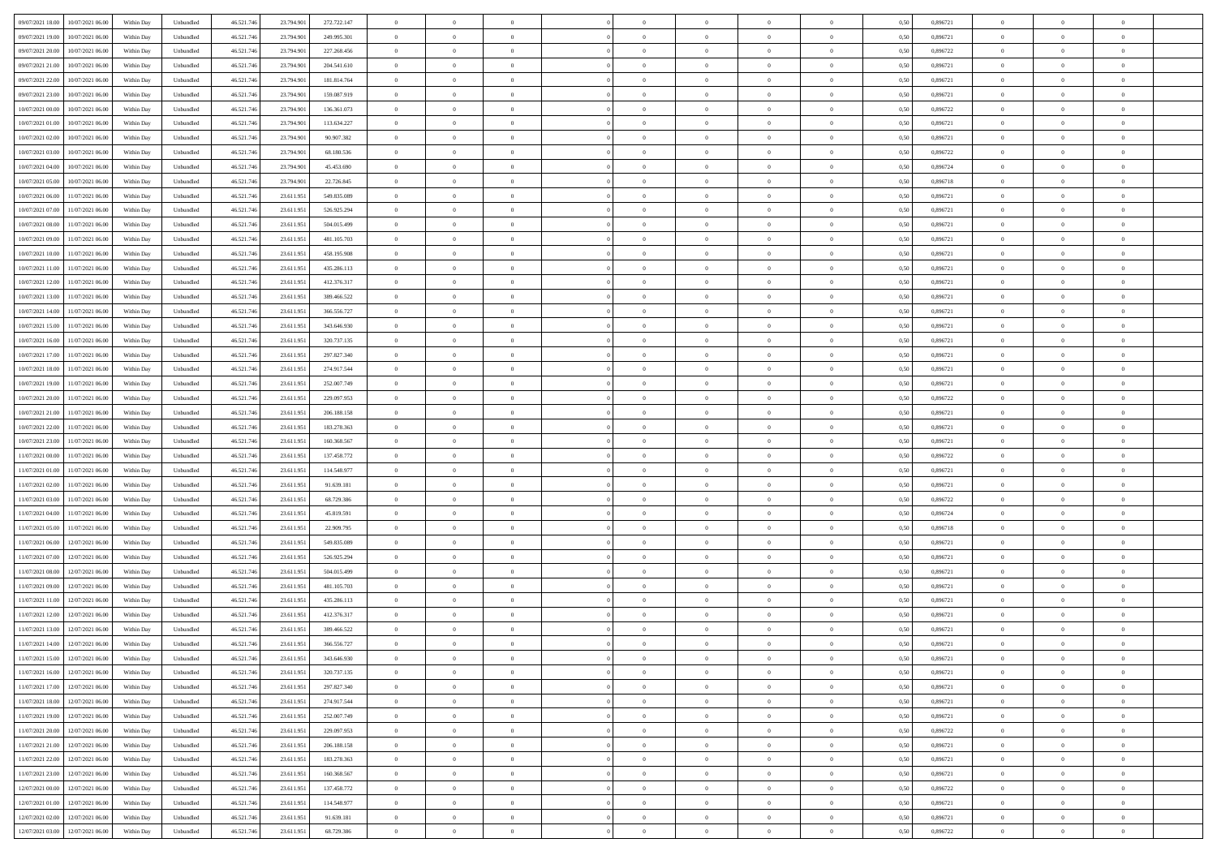| | | | | | | | | | | | | | | | | | | | | | |
|---|---|---|---|---|---|---|---|---|---|---|---|---|---|---|---|---|---|---|---|---|---|
| 09/07/2021 18:00 | 10/07/2021 06:00 | Within Day | Unbundled | 46.521.746 | 23.794.901 | 272.722.147 | 0 | 0 | 0 | | 0 | 0 | 0 | 0 | 0 | 0,50 | 0,896721 | 0 | 0 | 0 | |
| 09/07/2021 19:00 | 10/07/2021 06:00 | Within Day | Unbundled | 46.521.746 | 23.794.901 | 249.995.301 | 0 | 0 | 0 | | 0 | 0 | 0 | 0 | 0 | 0,50 | 0,896721 | 0 | 0 | 0 | |
| 09/07/2021 20:00 | 10/07/2021 06:00 | Within Day | Unbundled | 46.521.746 | 23.794.901 | 227.268.456 | 0 | 0 | 0 | | 0 | 0 | 0 | 0 | 0 | 0,50 | 0,896722 | 0 | 0 | 0 | |
| 09/07/2021 21:00 | 10/07/2021 06:00 | Within Day | Unbundled | 46.521.746 | 23.794.901 | 204.541.610 | 0 | 0 | 0 | | 0 | 0 | 0 | 0 | 0 | 0,50 | 0,896721 | 0 | 0 | 0 | |
| 09/07/2021 22:00 | 10/07/2021 06:00 | Within Day | Unbundled | 46.521.746 | 23.794.901 | 181.814.764 | 0 | 0 | 0 | | 0 | 0 | 0 | 0 | 0 | 0,50 | 0,896721 | 0 | 0 | 0 | |
| 09/07/2021 23:00 | 10/07/2021 06:00 | Within Day | Unbundled | 46.521.746 | 23.794.901 | 159.087.919 | 0 | 0 | 0 | | 0 | 0 | 0 | 0 | 0 | 0,50 | 0,896721 | 0 | 0 | 0 | |
| 10/07/2021 00:00 | 10/07/2021 06:00 | Within Day | Unbundled | 46.521.746 | 23.794.901 | 136.361.073 | 0 | 0 | 0 | | 0 | 0 | 0 | 0 | 0 | 0,50 | 0,896722 | 0 | 0 | 0 | |
| 10/07/2021 01:00 | 10/07/2021 06:00 | Within Day | Unbundled | 46.521.746 | 23.794.901 | 113.634.227 | 0 | 0 | 0 | | 0 | 0 | 0 | 0 | 0 | 0,50 | 0,896721 | 0 | 0 | 0 | |
| 10/07/2021 02:00 | 10/07/2021 06:00 | Within Day | Unbundled | 46.521.746 | 23.794.901 | 90.907.382 | 0 | 0 | 0 | | 0 | 0 | 0 | 0 | 0 | 0,50 | 0,896721 | 0 | 0 | 0 | |
| 10/07/2021 03:00 | 10/07/2021 06:00 | Within Day | Unbundled | 46.521.746 | 23.794.901 | 68.180.536 | 0 | 0 | 0 | | 0 | 0 | 0 | 0 | 0 | 0,50 | 0,896722 | 0 | 0 | 0 | |
| 10/07/2021 04:00 | 10/07/2021 06:00 | Within Day | Unbundled | 46.521.746 | 23.794.901 | 45.453.690 | 0 | 0 | 0 | | 0 | 0 | 0 | 0 | 0 | 0,50 | 0,896724 | 0 | 0 | 0 | |
| 10/07/2021 05:00 | 10/07/2021 06:00 | Within Day | Unbundled | 46.521.746 | 23.794.901 | 22.726.845 | 0 | 0 | 0 | | 0 | 0 | 0 | 0 | 0 | 0,50 | 0,896718 | 0 | 0 | 0 | |
| 10/07/2021 06:00 | 11/07/2021 06:00 | Within Day | Unbundled | 46.521.746 | 23.611.951 | 549.835.089 | 0 | 0 | 0 | | 0 | 0 | 0 | 0 | 0 | 0,50 | 0,896721 | 0 | 0 | 0 | |
| 10/07/2021 07:00 | 11/07/2021 06:00 | Within Day | Unbundled | 46.521.746 | 23.611.951 | 526.925.294 | 0 | 0 | 0 | | 0 | 0 | 0 | 0 | 0 | 0,50 | 0,896721 | 0 | 0 | 0 | |
| 10/07/2021 08:00 | 11/07/2021 06:00 | Within Day | Unbundled | 46.521.746 | 23.611.951 | 504.015.499 | 0 | 0 | 0 | | 0 | 0 | 0 | 0 | 0 | 0,50 | 0,896721 | 0 | 0 | 0 | |
| 10/07/2021 09:00 | 11/07/2021 06:00 | Within Day | Unbundled | 46.521.746 | 23.611.951 | 481.105.703 | 0 | 0 | 0 | | 0 | 0 | 0 | 0 | 0 | 0,50 | 0,896721 | 0 | 0 | 0 | |
| 10/07/2021 10:00 | 11/07/2021 06:00 | Within Day | Unbundled | 46.521.746 | 23.611.951 | 458.195.908 | 0 | 0 | 0 | | 0 | 0 | 0 | 0 | 0 | 0,50 | 0,896721 | 0 | 0 | 0 | |
| 10/07/2021 11:00 | 11/07/2021 06:00 | Within Day | Unbundled | 46.521.746 | 23.611.951 | 435.286.113 | 0 | 0 | 0 | | 0 | 0 | 0 | 0 | 0 | 0,50 | 0,896721 | 0 | 0 | 0 | |
| 10/07/2021 12:00 | 11/07/2021 06:00 | Within Day | Unbundled | 46.521.746 | 23.611.951 | 412.376.317 | 0 | 0 | 0 | | 0 | 0 | 0 | 0 | 0 | 0,50 | 0,896721 | 0 | 0 | 0 | |
| 10/07/2021 13:00 | 11/07/2021 06:00 | Within Day | Unbundled | 46.521.746 | 23.611.951 | 389.466.522 | 0 | 0 | 0 | | 0 | 0 | 0 | 0 | 0 | 0,50 | 0,896721 | 0 | 0 | 0 | |
| 10/07/2021 14:00 | 11/07/2021 06:00 | Within Day | Unbundled | 46.521.746 | 23.611.951 | 366.556.727 | 0 | 0 | 0 | | 0 | 0 | 0 | 0 | 0 | 0,50 | 0,896721 | 0 | 0 | 0 | |
| 10/07/2021 15:00 | 11/07/2021 06:00 | Within Day | Unbundled | 46.521.746 | 23.611.951 | 343.646.930 | 0 | 0 | 0 | | 0 | 0 | 0 | 0 | 0 | 0,50 | 0,896721 | 0 | 0 | 0 | |
| 10/07/2021 16:00 | 11/07/2021 06:00 | Within Day | Unbundled | 46.521.746 | 23.611.951 | 320.737.135 | 0 | 0 | 0 | | 0 | 0 | 0 | 0 | 0 | 0,50 | 0,896721 | 0 | 0 | 0 | |
| 10/07/2021 17:00 | 11/07/2021 06:00 | Within Day | Unbundled | 46.521.746 | 23.611.951 | 297.827.340 | 0 | 0 | 0 | | 0 | 0 | 0 | 0 | 0 | 0,50 | 0,896721 | 0 | 0 | 0 | |
| 10/07/2021 18:00 | 11/07/2021 06:00 | Within Day | Unbundled | 46.521.746 | 23.611.951 | 274.917.544 | 0 | 0 | 0 | | 0 | 0 | 0 | 0 | 0 | 0,50 | 0,896721 | 0 | 0 | 0 | |
| 10/07/2021 19:00 | 11/07/2021 06:00 | Within Day | Unbundled | 46.521.746 | 23.611.951 | 252.007.749 | 0 | 0 | 0 | | 0 | 0 | 0 | 0 | 0 | 0,50 | 0,896721 | 0 | 0 | 0 | |
| 10/07/2021 20:00 | 11/07/2021 06:00 | Within Day | Unbundled | 46.521.746 | 23.611.951 | 229.097.953 | 0 | 0 | 0 | | 0 | 0 | 0 | 0 | 0 | 0,50 | 0,896722 | 0 | 0 | 0 | |
| 10/07/2021 21:00 | 11/07/2021 06:00 | Within Day | Unbundled | 46.521.746 | 23.611.951 | 206.188.158 | 0 | 0 | 0 | | 0 | 0 | 0 | 0 | 0 | 0,50 | 0,896721 | 0 | 0 | 0 | |
| 10/07/2021 22:00 | 11/07/2021 06:00 | Within Day | Unbundled | 46.521.746 | 23.611.951 | 183.278.363 | 0 | 0 | 0 | | 0 | 0 | 0 | 0 | 0 | 0,50 | 0,896721 | 0 | 0 | 0 | |
| 10/07/2021 23:00 | 11/07/2021 06:00 | Within Day | Unbundled | 46.521.746 | 23.611.951 | 160.368.567 | 0 | 0 | 0 | | 0 | 0 | 0 | 0 | 0 | 0,50 | 0,896721 | 0 | 0 | 0 | |
| 11/07/2021 00:00 | 11/07/2021 06:00 | Within Day | Unbundled | 46.521.746 | 23.611.951 | 137.458.772 | 0 | 0 | 0 | | 0 | 0 | 0 | 0 | 0 | 0,50 | 0,896722 | 0 | 0 | 0 | |
| 11/07/2021 01:00 | 11/07/2021 06:00 | Within Day | Unbundled | 46.521.746 | 23.611.951 | 114.548.977 | 0 | 0 | 0 | | 0 | 0 | 0 | 0 | 0 | 0,50 | 0,896721 | 0 | 0 | 0 | |
| 11/07/2021 02:00 | 11/07/2021 06:00 | Within Day | Unbundled | 46.521.746 | 23.611.951 | 91.639.181 | 0 | 0 | 0 | | 0 | 0 | 0 | 0 | 0 | 0,50 | 0,896721 | 0 | 0 | 0 | |
| 11/07/2021 03:00 | 11/07/2021 06:00 | Within Day | Unbundled | 46.521.746 | 23.611.951 | 68.729.386 | 0 | 0 | 0 | | 0 | 0 | 0 | 0 | 0 | 0,50 | 0,896722 | 0 | 0 | 0 | |
| 11/07/2021 04:00 | 11/07/2021 06:00 | Within Day | Unbundled | 46.521.746 | 23.611.951 | 45.819.591 | 0 | 0 | 0 | | 0 | 0 | 0 | 0 | 0 | 0,50 | 0,896724 | 0 | 0 | 0 | |
| 11/07/2021 05:00 | 11/07/2021 06:00 | Within Day | Unbundled | 46.521.746 | 23.611.951 | 22.909.795 | 0 | 0 | 0 | | 0 | 0 | 0 | 0 | 0 | 0,50 | 0,896718 | 0 | 0 | 0 | |
| 11/07/2021 06:00 | 12/07/2021 06:00 | Within Day | Unbundled | 46.521.746 | 23.611.951 | 549.835.089 | 0 | 0 | 0 | | 0 | 0 | 0 | 0 | 0 | 0,50 | 0,896721 | 0 | 0 | 0 | |
| 11/07/2021 07:00 | 12/07/2021 06:00 | Within Day | Unbundled | 46.521.746 | 23.611.951 | 526.925.294 | 0 | 0 | 0 | | 0 | 0 | 0 | 0 | 0 | 0,50 | 0,896721 | 0 | 0 | 0 | |
| 11/07/2021 08:00 | 12/07/2021 06:00 | Within Day | Unbundled | 46.521.746 | 23.611.951 | 504.015.499 | 0 | 0 | 0 | | 0 | 0 | 0 | 0 | 0 | 0,50 | 0,896721 | 0 | 0 | 0 | |
| 11/07/2021 09:00 | 12/07/2021 06:00 | Within Day | Unbundled | 46.521.746 | 23.611.951 | 481.105.703 | 0 | 0 | 0 | | 0 | 0 | 0 | 0 | 0 | 0,50 | 0,896721 | 0 | 0 | 0 | |
| 11/07/2021 11:00 | 12/07/2021 06:00 | Within Day | Unbundled | 46.521.746 | 23.611.951 | 435.286.113 | 0 | 0 | 0 | | 0 | 0 | 0 | 0 | 0 | 0,50 | 0,896721 | 0 | 0 | 0 | |
| 11/07/2021 12:00 | 12/07/2021 06:00 | Within Day | Unbundled | 46.521.746 | 23.611.951 | 412.376.317 | 0 | 0 | 0 | | 0 | 0 | 0 | 0 | 0 | 0,50 | 0,896721 | 0 | 0 | 0 | |
| 11/07/2021 13:00 | 12/07/2021 06:00 | Within Day | Unbundled | 46.521.746 | 23.611.951 | 389.466.522 | 0 | 0 | 0 | | 0 | 0 | 0 | 0 | 0 | 0,50 | 0,896721 | 0 | 0 | 0 | |
| 11/07/2021 14:00 | 12/07/2021 06:00 | Within Day | Unbundled | 46.521.746 | 23.611.951 | 366.556.727 | 0 | 0 | 0 | | 0 | 0 | 0 | 0 | 0 | 0,50 | 0,896721 | 0 | 0 | 0 | |
| 11/07/2021 15:00 | 12/07/2021 06:00 | Within Day | Unbundled | 46.521.746 | 23.611.951 | 343.646.930 | 0 | 0 | 0 | | 0 | 0 | 0 | 0 | 0 | 0,50 | 0,896721 | 0 | 0 | 0 | |
| 11/07/2021 16:00 | 12/07/2021 06:00 | Within Day | Unbundled | 46.521.746 | 23.611.951 | 320.737.135 | 0 | 0 | 0 | | 0 | 0 | 0 | 0 | 0 | 0,50 | 0,896721 | 0 | 0 | 0 | |
| 11/07/2021 17:00 | 12/07/2021 06:00 | Within Day | Unbundled | 46.521.746 | 23.611.951 | 297.827.340 | 0 | 0 | 0 | | 0 | 0 | 0 | 0 | 0 | 0,50 | 0,896721 | 0 | 0 | 0 | |
| 11/07/2021 18:00 | 12/07/2021 06:00 | Within Day | Unbundled | 46.521.746 | 23.611.951 | 274.917.544 | 0 | 0 | 0 | | 0 | 0 | 0 | 0 | 0 | 0,50 | 0,896721 | 0 | 0 | 0 | |
| 11/07/2021 19:00 | 12/07/2021 06:00 | Within Day | Unbundled | 46.521.746 | 23.611.951 | 252.007.749 | 0 | 0 | 0 | | 0 | 0 | 0 | 0 | 0 | 0,50 | 0,896721 | 0 | 0 | 0 | |
| 11/07/2021 20:00 | 12/07/2021 06:00 | Within Day | Unbundled | 46.521.746 | 23.611.951 | 229.097.953 | 0 | 0 | 0 | | 0 | 0 | 0 | 0 | 0 | 0,50 | 0,896722 | 0 | 0 | 0 | |
| 11/07/2021 21:00 | 12/07/2021 06:00 | Within Day | Unbundled | 46.521.746 | 23.611.951 | 206.188.158 | 0 | 0 | 0 | | 0 | 0 | 0 | 0 | 0 | 0,50 | 0,896721 | 0 | 0 | 0 | |
| 11/07/2021 22:00 | 12/07/2021 06:00 | Within Day | Unbundled | 46.521.746 | 23.611.951 | 183.278.363 | 0 | 0 | 0 | | 0 | 0 | 0 | 0 | 0 | 0,50 | 0,896721 | 0 | 0 | 0 | |
| 11/07/2021 23:00 | 12/07/2021 06:00 | Within Day | Unbundled | 46.521.746 | 23.611.951 | 160.368.567 | 0 | 0 | 0 | | 0 | 0 | 0 | 0 | 0 | 0,50 | 0,896721 | 0 | 0 | 0 | |
| 12/07/2021 00:00 | 12/07/2021 06:00 | Within Day | Unbundled | 46.521.746 | 23.611.951 | 137.458.772 | 0 | 0 | 0 | | 0 | 0 | 0 | 0 | 0 | 0,50 | 0,896722 | 0 | 0 | 0 | |
| 12/07/2021 01:00 | 12/07/2021 06:00 | Within Day | Unbundled | 46.521.746 | 23.611.951 | 114.548.977 | 0 | 0 | 0 | | 0 | 0 | 0 | 0 | 0 | 0,50 | 0,896721 | 0 | 0 | 0 | |
| 12/07/2021 02:00 | 12/07/2021 06:00 | Within Day | Unbundled | 46.521.746 | 23.611.951 | 91.639.181 | 0 | 0 | 0 | | 0 | 0 | 0 | 0 | 0 | 0,50 | 0,896721 | 0 | 0 | 0 | |
| 12/07/2021 03:00 | 12/07/2021 06:00 | Within Day | Unbundled | 46.521.746 | 23.611.951 | 68.729.386 | 0 | 0 | 0 | | 0 | 0 | 0 | 0 | 0 | 0,50 | 0,896722 | 0 | 0 | 0 | |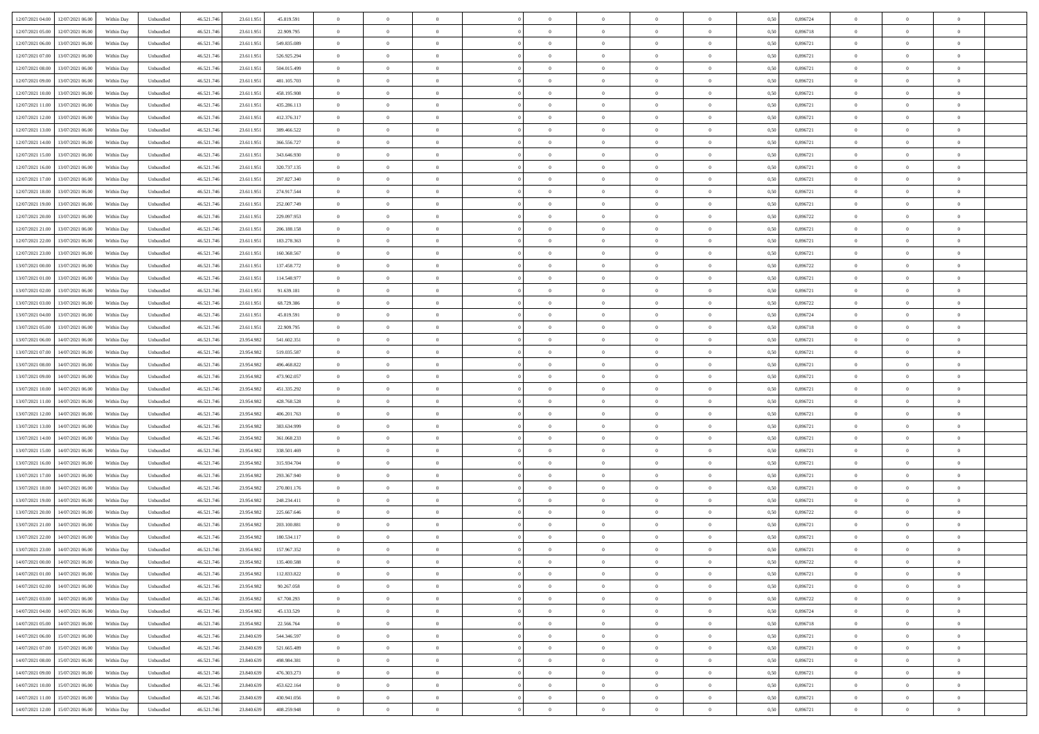| | | | | | | | | | | | | | | | | | | | | |
|---|---|---|---|---|---|---|---|---|---|---|---|---|---|---|---|---|---|---|---|---|
| 12/07/2021 04.00 | 12/07/2021 06.00 | Within Day | Unbundled | 46.521.746 | 23.611.951 | 45.819.591 | 0 | 0 | 0 | | 0 | 0 | 0 | 0 | 0 | 0,50 | 0,896724 | 0 | 0 | 0 |
| 12/07/2021 05.00 | 12/07/2021 06.00 | Within Day | Unbundled | 46.521.746 | 23.611.951 | 22.909.795 | 0 | 0 | 0 | | 0 | 0 | 0 | 0 | 0 | 0,50 | 0,896718 | 0 | 0 | 0 |
| 12/07/2021 06.00 | 13/07/2021 06.00 | Within Day | Unbundled | 46.521.746 | 23.611.951 | 549.835.089 | 0 | 0 | 0 | | 0 | 0 | 0 | 0 | 0 | 0,50 | 0,896721 | 0 | 0 | 0 |
| 12/07/2021 07.00 | 13/07/2021 06.00 | Within Day | Unbundled | 46.521.746 | 23.611.951 | 526.925.294 | 0 | 0 | 0 | | 0 | 0 | 0 | 0 | 0 | 0,50 | 0,896721 | 0 | 0 | 0 |
| 12/07/2021 08.00 | 13/07/2021 06.00 | Within Day | Unbundled | 46.521.746 | 23.611.951 | 504.015.499 | 0 | 0 | 0 | | 0 | 0 | 0 | 0 | 0 | 0,50 | 0,896721 | 0 | 0 | 0 |
| 12/07/2021 09.00 | 13/07/2021 06.00 | Within Day | Unbundled | 46.521.746 | 23.611.951 | 481.105.703 | 0 | 0 | 0 | | 0 | 0 | 0 | 0 | 0 | 0,50 | 0,896721 | 0 | 0 | 0 |
| 12/07/2021 10.00 | 13/07/2021 06.00 | Within Day | Unbundled | 46.521.746 | 23.611.951 | 458.195.908 | 0 | 0 | 0 | | 0 | 0 | 0 | 0 | 0 | 0,50 | 0,896721 | 0 | 0 | 0 |
| 12/07/2021 11.00 | 13/07/2021 06.00 | Within Day | Unbundled | 46.521.746 | 23.611.951 | 435.286.113 | 0 | 0 | 0 | | 0 | 0 | 0 | 0 | 0 | 0,50 | 0,896721 | 0 | 0 | 0 |
| 12/07/2021 12.00 | 13/07/2021 06.00 | Within Day | Unbundled | 46.521.746 | 23.611.951 | 412.376.317 | 0 | 0 | 0 | | 0 | 0 | 0 | 0 | 0 | 0,50 | 0,896721 | 0 | 0 | 0 |
| 12/07/2021 13.00 | 13/07/2021 06.00 | Within Day | Unbundled | 46.521.746 | 23.611.951 | 389.466.522 | 0 | 0 | 0 | | 0 | 0 | 0 | 0 | 0 | 0,50 | 0,896721 | 0 | 0 | 0 |
| 12/07/2021 14.00 | 13/07/2021 06.00 | Within Day | Unbundled | 46.521.746 | 23.611.951 | 366.556.727 | 0 | 0 | 0 | | 0 | 0 | 0 | 0 | 0 | 0,50 | 0,896721 | 0 | 0 | 0 |
| 12/07/2021 15.00 | 13/07/2021 06.00 | Within Day | Unbundled | 46.521.746 | 23.611.951 | 343.646.930 | 0 | 0 | 0 | | 0 | 0 | 0 | 0 | 0 | 0,50 | 0,896721 | 0 | 0 | 0 |
| 12/07/2021 16.00 | 13/07/2021 06.00 | Within Day | Unbundled | 46.521.746 | 23.611.951 | 320.737.135 | 0 | 0 | 0 | | 0 | 0 | 0 | 0 | 0 | 0,50 | 0,896721 | 0 | 0 | 0 |
| 12/07/2021 17.00 | 13/07/2021 06.00 | Within Day | Unbundled | 46.521.746 | 23.611.951 | 297.827.340 | 0 | 0 | 0 | | 0 | 0 | 0 | 0 | 0 | 0,50 | 0,896721 | 0 | 0 | 0 |
| 12/07/2021 18.00 | 13/07/2021 06.00 | Within Day | Unbundled | 46.521.746 | 23.611.951 | 274.917.544 | 0 | 0 | 0 | | 0 | 0 | 0 | 0 | 0 | 0,50 | 0,896721 | 0 | 0 | 0 |
| 12/07/2021 19.00 | 13/07/2021 06.00 | Within Day | Unbundled | 46.521.746 | 23.611.951 | 252.007.749 | 0 | 0 | 0 | | 0 | 0 | 0 | 0 | 0 | 0,50 | 0,896721 | 0 | 0 | 0 |
| 12/07/2021 20.00 | 13/07/2021 06.00 | Within Day | Unbundled | 46.521.746 | 23.611.951 | 229.097.953 | 0 | 0 | 0 | | 0 | 0 | 0 | 0 | 0 | 0,50 | 0,896722 | 0 | 0 | 0 |
| 12/07/2021 21.00 | 13/07/2021 06.00 | Within Day | Unbundled | 46.521.746 | 23.611.951 | 206.188.158 | 0 | 0 | 0 | | 0 | 0 | 0 | 0 | 0 | 0,50 | 0,896721 | 0 | 0 | 0 |
| 12/07/2021 22.00 | 13/07/2021 06.00 | Within Day | Unbundled | 46.521.746 | 23.611.951 | 183.278.363 | 0 | 0 | 0 | | 0 | 0 | 0 | 0 | 0 | 0,50 | 0,896721 | 0 | 0 | 0 |
| 12/07/2021 23.00 | 13/07/2021 06.00 | Within Day | Unbundled | 46.521.746 | 23.611.951 | 160.368.567 | 0 | 0 | 0 | | 0 | 0 | 0 | 0 | 0 | 0,50 | 0,896721 | 0 | 0 | 0 |
| 13/07/2021 00.00 | 13/07/2021 06.00 | Within Day | Unbundled | 46.521.746 | 23.611.951 | 137.458.772 | 0 | 0 | 0 | | 0 | 0 | 0 | 0 | 0 | 0,50 | 0,896722 | 0 | 0 | 0 |
| 13/07/2021 01.00 | 13/07/2021 06.00 | Within Day | Unbundled | 46.521.746 | 23.611.951 | 114.548.977 | 0 | 0 | 0 | | 0 | 0 | 0 | 0 | 0 | 0,50 | 0,896721 | 0 | 0 | 0 |
| 13/07/2021 02.00 | 13/07/2021 06.00 | Within Day | Unbundled | 46.521.746 | 23.611.951 | 91.639.181 | 0 | 0 | 0 | | 0 | 0 | 0 | 0 | 0 | 0,50 | 0,896721 | 0 | 0 | 0 |
| 13/07/2021 03.00 | 13/07/2021 06.00 | Within Day | Unbundled | 46.521.746 | 23.611.951 | 68.729.386 | 0 | 0 | 0 | | 0 | 0 | 0 | 0 | 0 | 0,50 | 0,896722 | 0 | 0 | 0 |
| 13/07/2021 04.00 | 13/07/2021 06.00 | Within Day | Unbundled | 46.521.746 | 23.611.951 | 45.819.591 | 0 | 0 | 0 | | 0 | 0 | 0 | 0 | 0 | 0,50 | 0,896724 | 0 | 0 | 0 |
| 13/07/2021 05.00 | 13/07/2021 06.00 | Within Day | Unbundled | 46.521.746 | 23.611.951 | 22.909.795 | 0 | 0 | 0 | | 0 | 0 | 0 | 0 | 0 | 0,50 | 0,896718 | 0 | 0 | 0 |
| 13/07/2021 06.00 | 14/07/2021 06.00 | Within Day | Unbundled | 46.521.746 | 23.954.982 | 541.602.351 | 0 | 0 | 0 | | 0 | 0 | 0 | 0 | 0 | 0,50 | 0,896721 | 0 | 0 | 0 |
| 13/07/2021 07.00 | 14/07/2021 06.00 | Within Day | Unbundled | 46.521.746 | 23.954.982 | 519.035.587 | 0 | 0 | 0 | | 0 | 0 | 0 | 0 | 0 | 0,50 | 0,896721 | 0 | 0 | 0 |
| 13/07/2021 08.00 | 14/07/2021 06.00 | Within Day | Unbundled | 46.521.746 | 23.954.982 | 496.468.822 | 0 | 0 | 0 | | 0 | 0 | 0 | 0 | 0 | 0,50 | 0,896721 | 0 | 0 | 0 |
| 13/07/2021 09.00 | 14/07/2021 06.00 | Within Day | Unbundled | 46.521.746 | 23.954.982 | 473.902.057 | 0 | 0 | 0 | | 0 | 0 | 0 | 0 | 0 | 0,50 | 0,896721 | 0 | 0 | 0 |
| 13/07/2021 10.00 | 14/07/2021 06.00 | Within Day | Unbundled | 46.521.746 | 23.954.982 | 451.335.292 | 0 | 0 | 0 | | 0 | 0 | 0 | 0 | 0 | 0,50 | 0,896721 | 0 | 0 | 0 |
| 13/07/2021 11.00 | 14/07/2021 06.00 | Within Day | Unbundled | 46.521.746 | 23.954.982 | 428.768.528 | 0 | 0 | 0 | | 0 | 0 | 0 | 0 | 0 | 0,50 | 0,896721 | 0 | 0 | 0 |
| 13/07/2021 12.00 | 14/07/2021 06.00 | Within Day | Unbundled | 46.521.746 | 23.954.982 | 406.201.763 | 0 | 0 | 0 | | 0 | 0 | 0 | 0 | 0 | 0,50 | 0,896721 | 0 | 0 | 0 |
| 13/07/2021 13.00 | 14/07/2021 06.00 | Within Day | Unbundled | 46.521.746 | 23.954.982 | 383.634.999 | 0 | 0 | 0 | | 0 | 0 | 0 | 0 | 0 | 0,50 | 0,896721 | 0 | 0 | 0 |
| 13/07/2021 14.00 | 14/07/2021 06.00 | Within Day | Unbundled | 46.521.746 | 23.954.982 | 361.068.233 | 0 | 0 | 0 | | 0 | 0 | 0 | 0 | 0 | 0,50 | 0,896721 | 0 | 0 | 0 |
| 13/07/2021 15.00 | 14/07/2021 06.00 | Within Day | Unbundled | 46.521.746 | 23.954.982 | 338.501.469 | 0 | 0 | 0 | | 0 | 0 | 0 | 0 | 0 | 0,50 | 0,896721 | 0 | 0 | 0 |
| 13/07/2021 16.00 | 14/07/2021 06.00 | Within Day | Unbundled | 46.521.746 | 23.954.982 | 315.934.704 | 0 | 0 | 0 | | 0 | 0 | 0 | 0 | 0 | 0,50 | 0,896721 | 0 | 0 | 0 |
| 13/07/2021 17.00 | 14/07/2021 06.00 | Within Day | Unbundled | 46.521.746 | 23.954.982 | 293.367.940 | 0 | 0 | 0 | | 0 | 0 | 0 | 0 | 0 | 0,50 | 0,896721 | 0 | 0 | 0 |
| 13/07/2021 18.00 | 14/07/2021 06.00 | Within Day | Unbundled | 46.521.746 | 23.954.982 | 270.801.176 | 0 | 0 | 0 | | 0 | 0 | 0 | 0 | 0 | 0,50 | 0,896721 | 0 | 0 | 0 |
| 13/07/2021 19.00 | 14/07/2021 06.00 | Within Day | Unbundled | 46.521.746 | 23.954.982 | 248.234.411 | 0 | 0 | 0 | | 0 | 0 | 0 | 0 | 0 | 0,50 | 0,896721 | 0 | 0 | 0 |
| 13/07/2021 20.00 | 14/07/2021 06.00 | Within Day | Unbundled | 46.521.746 | 23.954.982 | 225.667.646 | 0 | 0 | 0 | | 0 | 0 | 0 | 0 | 0 | 0,50 | 0,896722 | 0 | 0 | 0 |
| 13/07/2021 21.00 | 14/07/2021 06.00 | Within Day | Unbundled | 46.521.746 | 23.954.982 | 203.100.881 | 0 | 0 | 0 | | 0 | 0 | 0 | 0 | 0 | 0,50 | 0,896721 | 0 | 0 | 0 |
| 13/07/2021 22.00 | 14/07/2021 06.00 | Within Day | Unbundled | 46.521.746 | 23.954.982 | 180.534.117 | 0 | 0 | 0 | | 0 | 0 | 0 | 0 | 0 | 0,50 | 0,896721 | 0 | 0 | 0 |
| 13/07/2021 23.00 | 14/07/2021 06.00 | Within Day | Unbundled | 46.521.746 | 23.954.982 | 157.967.352 | 0 | 0 | 0 | | 0 | 0 | 0 | 0 | 0 | 0,50 | 0,896721 | 0 | 0 | 0 |
| 14/07/2021 00.00 | 14/07/2021 06.00 | Within Day | Unbundled | 46.521.746 | 23.954.982 | 135.400.588 | 0 | 0 | 0 | | 0 | 0 | 0 | 0 | 0 | 0,50 | 0,896722 | 0 | 0 | 0 |
| 14/07/2021 01.00 | 14/07/2021 06.00 | Within Day | Unbundled | 46.521.746 | 23.954.982 | 112.833.822 | 0 | 0 | 0 | | 0 | 0 | 0 | 0 | 0 | 0,50 | 0,896721 | 0 | 0 | 0 |
| 14/07/2021 02.00 | 14/07/2021 06.00 | Within Day | Unbundled | 46.521.746 | 23.954.982 | 90.267.058 | 0 | 0 | 0 | | 0 | 0 | 0 | 0 | 0 | 0,50 | 0,896721 | 0 | 0 | 0 |
| 14/07/2021 03.00 | 14/07/2021 06.00 | Within Day | Unbundled | 46.521.746 | 23.954.982 | 67.700.293 | 0 | 0 | 0 | | 0 | 0 | 0 | 0 | 0 | 0,50 | 0,896722 | 0 | 0 | 0 |
| 14/07/2021 04.00 | 14/07/2021 06.00 | Within Day | Unbundled | 46.521.746 | 23.954.982 | 45.133.529 | 0 | 0 | 0 | | 0 | 0 | 0 | 0 | 0 | 0,50 | 0,896724 | 0 | 0 | 0 |
| 14/07/2021 05.00 | 14/07/2021 06.00 | Within Day | Unbundled | 46.521.746 | 23.954.982 | 22.566.764 | 0 | 0 | 0 | | 0 | 0 | 0 | 0 | 0 | 0,50 | 0,896718 | 0 | 0 | 0 |
| 14/07/2021 06.00 | 15/07/2021 06.00 | Within Day | Unbundled | 46.521.746 | 23.840.639 | 544.346.597 | 0 | 0 | 0 | | 0 | 0 | 0 | 0 | 0 | 0,50 | 0,896721 | 0 | 0 | 0 |
| 14/07/2021 07.00 | 15/07/2021 06.00 | Within Day | Unbundled | 46.521.746 | 23.840.639 | 521.665.489 | 0 | 0 | 0 | | 0 | 0 | 0 | 0 | 0 | 0,50 | 0,896721 | 0 | 0 | 0 |
| 14/07/2021 08.00 | 15/07/2021 06.00 | Within Day | Unbundled | 46.521.746 | 23.840.639 | 498.984.381 | 0 | 0 | 0 | | 0 | 0 | 0 | 0 | 0 | 0,50 | 0,896721 | 0 | 0 | 0 |
| 14/07/2021 09.00 | 15/07/2021 06.00 | Within Day | Unbundled | 46.521.746 | 23.840.639 | 476.303.273 | 0 | 0 | 0 | | 0 | 0 | 0 | 0 | 0 | 0,50 | 0,896721 | 0 | 0 | 0 |
| 14/07/2021 10.00 | 15/07/2021 06.00 | Within Day | Unbundled | 46.521.746 | 23.840.639 | 453.622.164 | 0 | 0 | 0 | | 0 | 0 | 0 | 0 | 0 | 0,50 | 0,896721 | 0 | 0 | 0 |
| 14/07/2021 11.00 | 15/07/2021 06.00 | Within Day | Unbundled | 46.521.746 | 23.840.639 | 430.941.056 | 0 | 0 | 0 | | 0 | 0 | 0 | 0 | 0 | 0,50 | 0,896721 | 0 | 0 | 0 |
| 14/07/2021 12.00 | 15/07/2021 06.00 | Within Day | Unbundled | 46.521.746 | 23.840.639 | 408.259.948 | 0 | 0 | 0 | | 0 | 0 | 0 | 0 | 0 | 0,50 | 0,896721 | 0 | 0 | 0 |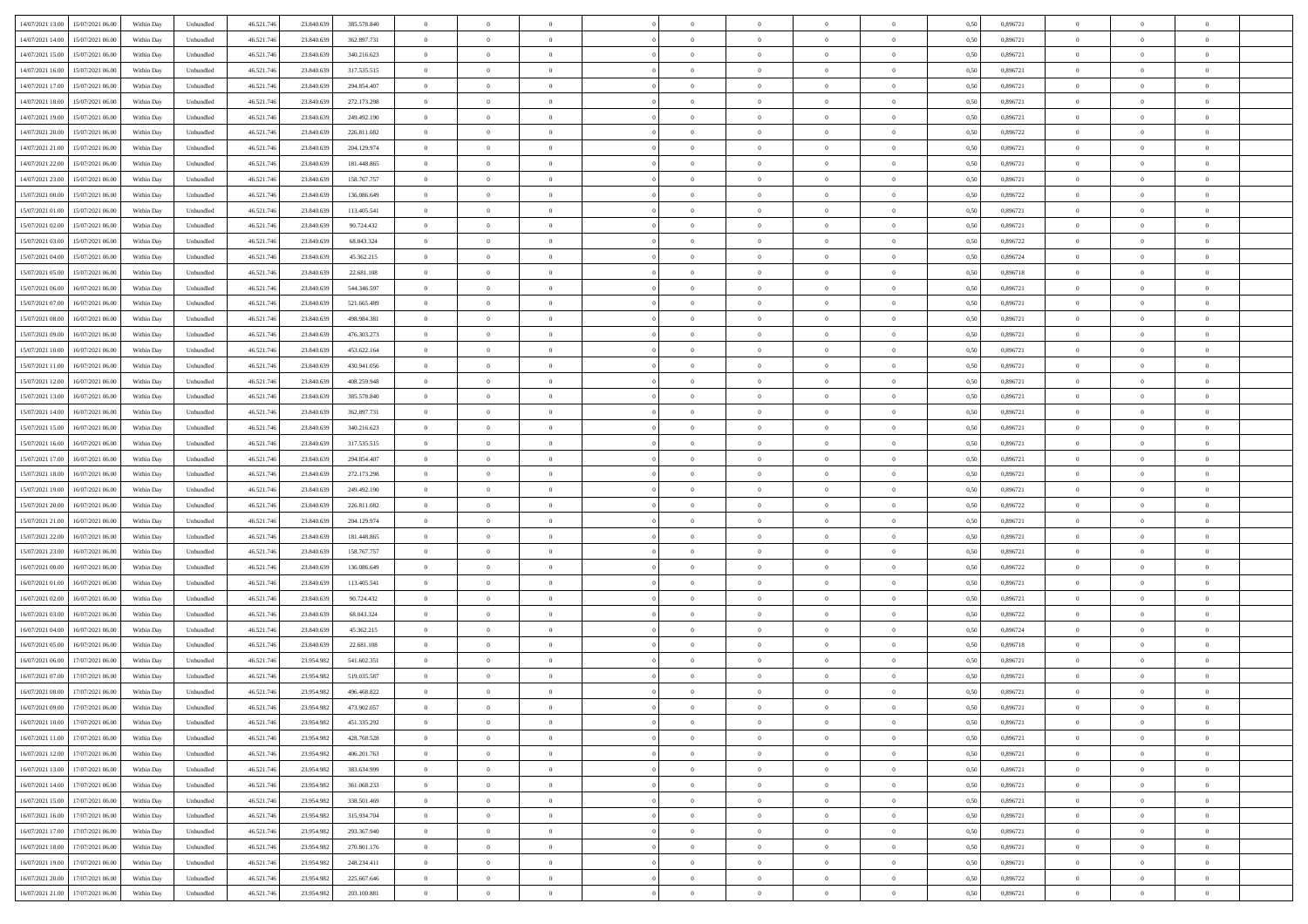| | | | | | | | | | | | | | | | | | | | | |
|---|---|---|---|---|---|---|---|---|---|---|---|---|---|---|---|---|---|---|---|---|
| 14/07/2021 13:00 | 15/07/2021 06:00 | Within Day | Unbundled | 46.521.746 | 23.840.639 | 385.578.840 | 0 | 0 | 0 | | 0 | 0 | 0 | 0 | 0,50 | 0,896721 | 0 | 0 | 0 | |
| 14/07/2021 14:00 | 15/07/2021 06:00 | Within Day | Unbundled | 46.521.746 | 23.840.639 | 362.897.731 | 0 | 0 | 0 | | 0 | 0 | 0 | 0 | 0,50 | 0,896721 | 0 | 0 | 0 | |
| 14/07/2021 15:00 | 15/07/2021 06:00 | Within Day | Unbundled | 46.521.746 | 23.840.639 | 340.216.623 | 0 | 0 | 0 | | 0 | 0 | 0 | 0 | 0,50 | 0,896721 | 0 | 0 | 0 | |
| 14/07/2021 16:00 | 15/07/2021 06:00 | Within Day | Unbundled | 46.521.746 | 23.840.639 | 317.535.515 | 0 | 0 | 0 | | 0 | 0 | 0 | 0 | 0,50 | 0,896721 | 0 | 0 | 0 | |
| 14/07/2021 17:00 | 15/07/2021 06:00 | Within Day | Unbundled | 46.521.746 | 23.840.639 | 294.854.407 | 0 | 0 | 0 | | 0 | 0 | 0 | 0 | 0,50 | 0,896721 | 0 | 0 | 0 | |
| 14/07/2021 18:00 | 15/07/2021 06:00 | Within Day | Unbundled | 46.521.746 | 23.840.639 | 272.173.298 | 0 | 0 | 0 | | 0 | 0 | 0 | 0 | 0,50 | 0,896721 | 0 | 0 | 0 | |
| 14/07/2021 19:00 | 15/07/2021 06:00 | Within Day | Unbundled | 46.521.746 | 23.840.639 | 249.492.190 | 0 | 0 | 0 | | 0 | 0 | 0 | 0 | 0,50 | 0,896721 | 0 | 0 | 0 | |
| 14/07/2021 20:00 | 15/07/2021 06:00 | Within Day | Unbundled | 46.521.746 | 23.840.639 | 226.811.082 | 0 | 0 | 0 | | 0 | 0 | 0 | 0 | 0,50 | 0,896722 | 0 | 0 | 0 | |
| 14/07/2021 21:00 | 15/07/2021 06:00 | Within Day | Unbundled | 46.521.746 | 23.840.639 | 204.129.974 | 0 | 0 | 0 | | 0 | 0 | 0 | 0 | 0,50 | 0,896721 | 0 | 0 | 0 | |
| 14/07/2021 22:00 | 15/07/2021 06:00 | Within Day | Unbundled | 46.521.746 | 23.840.639 | 181.448.865 | 0 | 0 | 0 | | 0 | 0 | 0 | 0 | 0,50 | 0,896721 | 0 | 0 | 0 | |
| 14/07/2021 23:00 | 15/07/2021 06:00 | Within Day | Unbundled | 46.521.746 | 23.840.639 | 158.767.757 | 0 | 0 | 0 | | 0 | 0 | 0 | 0 | 0,50 | 0,896721 | 0 | 0 | 0 | |
| 15/07/2021 00:00 | 15/07/2021 06:00 | Within Day | Unbundled | 46.521.746 | 23.840.639 | 136.086.649 | 0 | 0 | 0 | | 0 | 0 | 0 | 0 | 0,50 | 0,896722 | 0 | 0 | 0 | |
| 15/07/2021 01:00 | 15/07/2021 06:00 | Within Day | Unbundled | 46.521.746 | 23.840.639 | 113.405.541 | 0 | 0 | 0 | | 0 | 0 | 0 | 0 | 0,50 | 0,896721 | 0 | 0 | 0 | |
| 15/07/2021 02:00 | 15/07/2021 06:00 | Within Day | Unbundled | 46.521.746 | 23.840.639 | 90.724.432 | 0 | 0 | 0 | | 0 | 0 | 0 | 0 | 0,50 | 0,896721 | 0 | 0 | 0 | |
| 15/07/2021 03:00 | 15/07/2021 06:00 | Within Day | Unbundled | 46.521.746 | 23.840.639 | 68.043.324 | 0 | 0 | 0 | | 0 | 0 | 0 | 0 | 0,50 | 0,896722 | 0 | 0 | 0 | |
| 15/07/2021 04:00 | 15/07/2021 06:00 | Within Day | Unbundled | 46.521.746 | 23.840.639 | 45.362.215 | 0 | 0 | 0 | | 0 | 0 | 0 | 0 | 0,50 | 0,896724 | 0 | 0 | 0 | |
| 15/07/2021 05:00 | 15/07/2021 06:00 | Within Day | Unbundled | 46.521.746 | 23.840.639 | 22.681.108 | 0 | 0 | 0 | | 0 | 0 | 0 | 0 | 0,50 | 0,896718 | 0 | 0 | 0 | |
| 15/07/2021 06:00 | 16/07/2021 06:00 | Within Day | Unbundled | 46.521.746 | 23.840.639 | 544.346.597 | 0 | 0 | 0 | | 0 | 0 | 0 | 0 | 0,50 | 0,896721 | 0 | 0 | 0 | |
| 15/07/2021 07:00 | 16/07/2021 06:00 | Within Day | Unbundled | 46.521.746 | 23.840.639 | 521.665.489 | 0 | 0 | 0 | | 0 | 0 | 0 | 0 | 0,50 | 0,896721 | 0 | 0 | 0 | |
| 15/07/2021 08:00 | 16/07/2021 06:00 | Within Day | Unbundled | 46.521.746 | 23.840.639 | 498.984.381 | 0 | 0 | 0 | | 0 | 0 | 0 | 0 | 0,50 | 0,896721 | 0 | 0 | 0 | |
| 15/07/2021 09:00 | 16/07/2021 06:00 | Within Day | Unbundled | 46.521.746 | 23.840.639 | 476.303.273 | 0 | 0 | 0 | | 0 | 0 | 0 | 0 | 0,50 | 0,896721 | 0 | 0 | 0 | |
| 15/07/2021 10:00 | 16/07/2021 06:00 | Within Day | Unbundled | 46.521.746 | 23.840.639 | 453.622.164 | 0 | 0 | 0 | | 0 | 0 | 0 | 0 | 0,50 | 0,896721 | 0 | 0 | 0 | |
| 15/07/2021 11:00 | 16/07/2021 06:00 | Within Day | Unbundled | 46.521.746 | 23.840.639 | 430.941.056 | 0 | 0 | 0 | | 0 | 0 | 0 | 0 | 0,50 | 0,896721 | 0 | 0 | 0 | |
| 15/07/2021 12:00 | 16/07/2021 06:00 | Within Day | Unbundled | 46.521.746 | 23.840.639 | 408.259.948 | 0 | 0 | 0 | | 0 | 0 | 0 | 0 | 0,50 | 0,896721 | 0 | 0 | 0 | |
| 15/07/2021 13:00 | 16/07/2021 06:00 | Within Day | Unbundled | 46.521.746 | 23.840.639 | 385.578.840 | 0 | 0 | 0 | | 0 | 0 | 0 | 0 | 0,50 | 0,896721 | 0 | 0 | 0 | |
| 15/07/2021 14:00 | 16/07/2021 06:00 | Within Day | Unbundled | 46.521.746 | 23.840.639 | 362.897.731 | 0 | 0 | 0 | | 0 | 0 | 0 | 0 | 0,50 | 0,896721 | 0 | 0 | 0 | |
| 15/07/2021 15:00 | 16/07/2021 06:00 | Within Day | Unbundled | 46.521.746 | 23.840.639 | 340.216.623 | 0 | 0 | 0 | | 0 | 0 | 0 | 0 | 0,50 | 0,896721 | 0 | 0 | 0 | |
| 15/07/2021 16:00 | 16/07/2021 06:00 | Within Day | Unbundled | 46.521.746 | 23.840.639 | 317.535.515 | 0 | 0 | 0 | | 0 | 0 | 0 | 0 | 0,50 | 0,896721 | 0 | 0 | 0 | |
| 15/07/2021 17:00 | 16/07/2021 06:00 | Within Day | Unbundled | 46.521.746 | 23.840.639 | 294.854.407 | 0 | 0 | 0 | | 0 | 0 | 0 | 0 | 0,50 | 0,896721 | 0 | 0 | 0 | |
| 15/07/2021 18:00 | 16/07/2021 06:00 | Within Day | Unbundled | 46.521.746 | 23.840.639 | 272.173.298 | 0 | 0 | 0 | | 0 | 0 | 0 | 0 | 0,50 | 0,896721 | 0 | 0 | 0 | |
| 15/07/2021 19:00 | 16/07/2021 06:00 | Within Day | Unbundled | 46.521.746 | 23.840.639 | 249.492.190 | 0 | 0 | 0 | | 0 | 0 | 0 | 0 | 0,50 | 0,896721 | 0 | 0 | 0 | |
| 15/07/2021 20:00 | 16/07/2021 06:00 | Within Day | Unbundled | 46.521.746 | 23.840.639 | 226.811.082 | 0 | 0 | 0 | | 0 | 0 | 0 | 0 | 0,50 | 0,896722 | 0 | 0 | 0 | |
| 15/07/2021 21:00 | 16/07/2021 06:00 | Within Day | Unbundled | 46.521.746 | 23.840.639 | 204.129.974 | 0 | 0 | 0 | | 0 | 0 | 0 | 0 | 0,50 | 0,896721 | 0 | 0 | 0 | |
| 15/07/2021 22:00 | 16/07/2021 06:00 | Within Day | Unbundled | 46.521.746 | 23.840.639 | 181.448.865 | 0 | 0 | 0 | | 0 | 0 | 0 | 0 | 0,50 | 0,896721 | 0 | 0 | 0 | |
| 15/07/2021 23:00 | 16/07/2021 06:00 | Within Day | Unbundled | 46.521.746 | 23.840.639 | 158.767.757 | 0 | 0 | 0 | | 0 | 0 | 0 | 0 | 0,50 | 0,896721 | 0 | 0 | 0 | |
| 16/07/2021 00:00 | 16/07/2021 06:00 | Within Day | Unbundled | 46.521.746 | 23.840.639 | 136.086.649 | 0 | 0 | 0 | | 0 | 0 | 0 | 0 | 0,50 | 0,896722 | 0 | 0 | 0 | |
| 16/07/2021 01:00 | 16/07/2021 06:00 | Within Day | Unbundled | 46.521.746 | 23.840.639 | 113.405.541 | 0 | 0 | 0 | | 0 | 0 | 0 | 0 | 0,50 | 0,896721 | 0 | 0 | 0 | |
| 16/07/2021 02:00 | 16/07/2021 06:00 | Within Day | Unbundled | 46.521.746 | 23.840.639 | 90.724.432 | 0 | 0 | 0 | | 0 | 0 | 0 | 0 | 0,50 | 0,896721 | 0 | 0 | 0 | |
| 16/07/2021 03:00 | 16/07/2021 06:00 | Within Day | Unbundled | 46.521.746 | 23.840.639 | 68.043.324 | 0 | 0 | 0 | | 0 | 0 | 0 | 0 | 0,50 | 0,896722 | 0 | 0 | 0 | |
| 16/07/2021 04:00 | 16/07/2021 06:00 | Within Day | Unbundled | 46.521.746 | 23.840.639 | 45.362.215 | 0 | 0 | 0 | | 0 | 0 | 0 | 0 | 0,50 | 0,896724 | 0 | 0 | 0 | |
| 16/07/2021 05:00 | 16/07/2021 06:00 | Within Day | Unbundled | 46.521.746 | 23.840.639 | 22.681.108 | 0 | 0 | 0 | | 0 | 0 | 0 | 0 | 0,50 | 0,896718 | 0 | 0 | 0 | |
| 16/07/2021 06:00 | 17/07/2021 06:00 | Within Day | Unbundled | 46.521.746 | 23.954.982 | 541.602.351 | 0 | 0 | 0 | | 0 | 0 | 0 | 0 | 0,50 | 0,896721 | 0 | 0 | 0 | |
| 16/07/2021 07:00 | 17/07/2021 06:00 | Within Day | Unbundled | 46.521.746 | 23.954.982 | 519.035.587 | 0 | 0 | 0 | | 0 | 0 | 0 | 0 | 0,50 | 0,896721 | 0 | 0 | 0 | |
| 16/07/2021 08:00 | 17/07/2021 06:00 | Within Day | Unbundled | 46.521.746 | 23.954.982 | 496.468.822 | 0 | 0 | 0 | | 0 | 0 | 0 | 0 | 0,50 | 0,896721 | 0 | 0 | 0 | |
| 16/07/2021 09:00 | 17/07/2021 06:00 | Within Day | Unbundled | 46.521.746 | 23.954.982 | 473.902.057 | 0 | 0 | 0 | | 0 | 0 | 0 | 0 | 0,50 | 0,896721 | 0 | 0 | 0 | |
| 16/07/2021 10:00 | 17/07/2021 06:00 | Within Day | Unbundled | 46.521.746 | 23.954.982 | 451.335.292 | 0 | 0 | 0 | | 0 | 0 | 0 | 0 | 0,50 | 0,896721 | 0 | 0 | 0 | |
| 16/07/2021 11:00 | 17/07/2021 06:00 | Within Day | Unbundled | 46.521.746 | 23.954.982 | 428.768.528 | 0 | 0 | 0 | | 0 | 0 | 0 | 0 | 0,50 | 0,896721 | 0 | 0 | 0 | |
| 16/07/2021 12:00 | 17/07/2021 06:00 | Within Day | Unbundled | 46.521.746 | 23.954.982 | 406.201.763 | 0 | 0 | 0 | | 0 | 0 | 0 | 0 | 0,50 | 0,896721 | 0 | 0 | 0 | |
| 16/07/2021 13:00 | 17/07/2021 06:00 | Within Day | Unbundled | 46.521.746 | 23.954.982 | 383.634.999 | 0 | 0 | 0 | | 0 | 0 | 0 | 0 | 0,50 | 0,896721 | 0 | 0 | 0 | |
| 16/07/2021 14:00 | 17/07/2021 06:00 | Within Day | Unbundled | 46.521.746 | 23.954.982 | 361.068.233 | 0 | 0 | 0 | | 0 | 0 | 0 | 0 | 0,50 | 0,896721 | 0 | 0 | 0 | |
| 16/07/2021 15:00 | 17/07/2021 06:00 | Within Day | Unbundled | 46.521.746 | 23.954.982 | 338.501.469 | 0 | 0 | 0 | | 0 | 0 | 0 | 0 | 0,50 | 0,896721 | 0 | 0 | 0 | |
| 16/07/2021 16:00 | 17/07/2021 06:00 | Within Day | Unbundled | 46.521.746 | 23.954.982 | 315.934.704 | 0 | 0 | 0 | | 0 | 0 | 0 | 0 | 0,50 | 0,896721 | 0 | 0 | 0 | |
| 16/07/2021 17:00 | 17/07/2021 06:00 | Within Day | Unbundled | 46.521.746 | 23.954.982 | 293.367.940 | 0 | 0 | 0 | | 0 | 0 | 0 | 0 | 0,50 | 0,896721 | 0 | 0 | 0 | |
| 16/07/2021 18:00 | 17/07/2021 06:00 | Within Day | Unbundled | 46.521.746 | 23.954.982 | 270.801.176 | 0 | 0 | 0 | | 0 | 0 | 0 | 0 | 0,50 | 0,896721 | 0 | 0 | 0 | |
| 16/07/2021 19:00 | 17/07/2021 06:00 | Within Day | Unbundled | 46.521.746 | 23.954.982 | 248.234.411 | 0 | 0 | 0 | | 0 | 0 | 0 | 0 | 0,50 | 0,896721 | 0 | 0 | 0 | |
| 16/07/2021 20:00 | 17/07/2021 06:00 | Within Day | Unbundled | 46.521.746 | 23.954.982 | 225.667.646 | 0 | 0 | 0 | | 0 | 0 | 0 | 0 | 0,50 | 0,896722 | 0 | 0 | 0 | |
| 16/07/2021 21:00 | 17/07/2021 06:00 | Within Day | Unbundled | 46.521.746 | 23.954.982 | 203.100.881 | 0 | 0 | 0 | | 0 | 0 | 0 | 0 | 0,50 | 0,896721 | 0 | 0 | 0 | |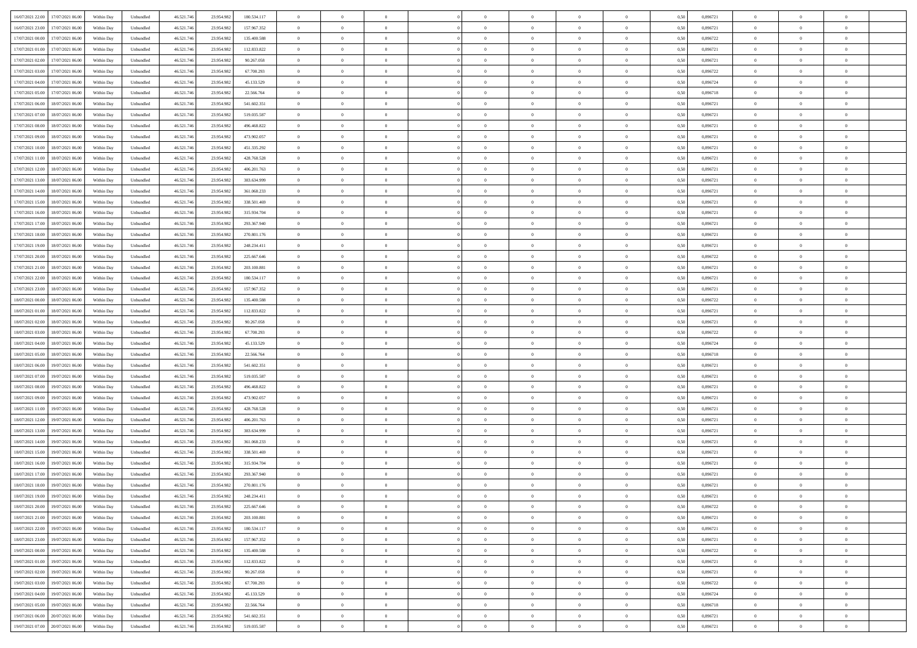| 16/07/2021 22:00 | 17/07/2021 06:00 | Within Day | Unbundled | 46.521.746 | 23.954.982 | 180.534.117 | 0 | 0 | 0 | 0 | 0 | 0 | 0 | 0,50 | 0,896721 | 0 | 0 | 0 |
|---|---|---|---|---|---|---|---|---|---|---|---|---|---|---|---|---|---|---|
| 16/07/2021 23:00 | 17/07/2021 06:00 | Within Day | Unbundled | 46.521.746 | 23.954.982 | 157.967.352 | 0 | 0 | 0 | 0 | 0 | 0 | 0 | 0,50 | 0,896721 | 0 | 0 | 0 |
| 17/07/2021 00:00 | 17/07/2021 06:00 | Within Day | Unbundled | 46.521.746 | 23.954.982 | 135.400.588 | 0 | 0 | 0 | 0 | 0 | 0 | 0 | 0,50 | 0,896722 | 0 | 0 | 0 |
| 17/07/2021 01:00 | 17/07/2021 06:00 | Within Day | Unbundled | 46.521.746 | 23.954.982 | 112.833.822 | 0 | 0 | 0 | 0 | 0 | 0 | 0 | 0,50 | 0,896721 | 0 | 0 | 0 |
| 17/07/2021 02:00 | 17/07/2021 06:00 | Within Day | Unbundled | 46.521.746 | 23.954.982 | 90.267.058 | 0 | 0 | 0 | 0 | 0 | 0 | 0 | 0,50 | 0,896721 | 0 | 0 | 0 |
| 17/07/2021 03:00 | 17/07/2021 06:00 | Within Day | Unbundled | 46.521.746 | 23.954.982 | 67.700.293 | 0 | 0 | 0 | 0 | 0 | 0 | 0 | 0,50 | 0,896722 | 0 | 0 | 0 |
| 17/07/2021 04:00 | 17/07/2021 06:00 | Within Day | Unbundled | 46.521.746 | 23.954.982 | 45.133.529 | 0 | 0 | 0 | 0 | 0 | 0 | 0 | 0,50 | 0,896724 | 0 | 0 | 0 |
| 17/07/2021 05:00 | 17/07/2021 06:00 | Within Day | Unbundled | 46.521.746 | 23.954.982 | 22.566.764 | 0 | 0 | 0 | 0 | 0 | 0 | 0 | 0,50 | 0,896718 | 0 | 0 | 0 |
| 17/07/2021 06:00 | 18/07/2021 06:00 | Within Day | Unbundled | 46.521.746 | 23.954.982 | 541.602.351 | 0 | 0 | 0 | 0 | 0 | 0 | 0 | 0,50 | 0,896721 | 0 | 0 | 0 |
| 17/07/2021 07:00 | 18/07/2021 06:00 | Within Day | Unbundled | 46.521.746 | 23.954.982 | 519.035.587 | 0 | 0 | 0 | 0 | 0 | 0 | 0 | 0,50 | 0,896721 | 0 | 0 | 0 |
| 17/07/2021 08:00 | 18/07/2021 06:00 | Within Day | Unbundled | 46.521.746 | 23.954.982 | 496.468.822 | 0 | 0 | 0 | 0 | 0 | 0 | 0 | 0,50 | 0,896721 | 0 | 0 | 0 |
| 17/07/2021 09:00 | 18/07/2021 06:00 | Within Day | Unbundled | 46.521.746 | 23.954.982 | 473.902.057 | 0 | 0 | 0 | 0 | 0 | 0 | 0 | 0,50 | 0,896721 | 0 | 0 | 0 |
| 17/07/2021 10:00 | 18/07/2021 06:00 | Within Day | Unbundled | 46.521.746 | 23.954.982 | 451.335.292 | 0 | 0 | 0 | 0 | 0 | 0 | 0 | 0,50 | 0,896721 | 0 | 0 | 0 |
| 17/07/2021 11:00 | 18/07/2021 06:00 | Within Day | Unbundled | 46.521.746 | 23.954.982 | 428.768.528 | 0 | 0 | 0 | 0 | 0 | 0 | 0 | 0,50 | 0,896721 | 0 | 0 | 0 |
| 17/07/2021 12:00 | 18/07/2021 06:00 | Within Day | Unbundled | 46.521.746 | 23.954.982 | 406.201.763 | 0 | 0 | 0 | 0 | 0 | 0 | 0 | 0,50 | 0,896721 | 0 | 0 | 0 |
| 17/07/2021 13:00 | 18/07/2021 06:00 | Within Day | Unbundled | 46.521.746 | 23.954.982 | 383.634.999 | 0 | 0 | 0 | 0 | 0 | 0 | 0 | 0,50 | 0,896721 | 0 | 0 | 0 |
| 17/07/2021 14:00 | 18/07/2021 06:00 | Within Day | Unbundled | 46.521.746 | 23.954.982 | 361.068.233 | 0 | 0 | 0 | 0 | 0 | 0 | 0 | 0,50 | 0,896721 | 0 | 0 | 0 |
| 17/07/2021 15:00 | 18/07/2021 06:00 | Within Day | Unbundled | 46.521.746 | 23.954.982 | 338.501.469 | 0 | 0 | 0 | 0 | 0 | 0 | 0 | 0,50 | 0,896721 | 0 | 0 | 0 |
| 17/07/2021 16:00 | 18/07/2021 06:00 | Within Day | Unbundled | 46.521.746 | 23.954.982 | 315.934.704 | 0 | 0 | 0 | 0 | 0 | 0 | 0 | 0,50 | 0,896721 | 0 | 0 | 0 |
| 17/07/2021 17:00 | 18/07/2021 06:00 | Within Day | Unbundled | 46.521.746 | 23.954.982 | 293.367.940 | 0 | 0 | 0 | 0 | 0 | 0 | 0 | 0,50 | 0,896721 | 0 | 0 | 0 |
| 17/07/2021 18:00 | 18/07/2021 06:00 | Within Day | Unbundled | 46.521.746 | 23.954.982 | 270.801.176 | 0 | 0 | 0 | 0 | 0 | 0 | 0 | 0,50 | 0,896721 | 0 | 0 | 0 |
| 17/07/2021 19:00 | 18/07/2021 06:00 | Within Day | Unbundled | 46.521.746 | 23.954.982 | 248.234.411 | 0 | 0 | 0 | 0 | 0 | 0 | 0 | 0,50 | 0,896721 | 0 | 0 | 0 |
| 17/07/2021 20:00 | 18/07/2021 06:00 | Within Day | Unbundled | 46.521.746 | 23.954.982 | 225.667.646 | 0 | 0 | 0 | 0 | 0 | 0 | 0 | 0,50 | 0,896722 | 0 | 0 | 0 |
| 17/07/2021 21:00 | 18/07/2021 06:00 | Within Day | Unbundled | 46.521.746 | 23.954.982 | 203.100.881 | 0 | 0 | 0 | 0 | 0 | 0 | 0 | 0,50 | 0,896721 | 0 | 0 | 0 |
| 17/07/2021 22:00 | 18/07/2021 06:00 | Within Day | Unbundled | 46.521.746 | 23.954.982 | 180.534.117 | 0 | 0 | 0 | 0 | 0 | 0 | 0 | 0,50 | 0,896721 | 0 | 0 | 0 |
| 17/07/2021 23:00 | 18/07/2021 06:00 | Within Day | Unbundled | 46.521.746 | 23.954.982 | 157.967.352 | 0 | 0 | 0 | 0 | 0 | 0 | 0 | 0,50 | 0,896721 | 0 | 0 | 0 |
| 18/07/2021 00:00 | 18/07/2021 06:00 | Within Day | Unbundled | 46.521.746 | 23.954.982 | 135.400.588 | 0 | 0 | 0 | 0 | 0 | 0 | 0 | 0,50 | 0,896722 | 0 | 0 | 0 |
| 18/07/2021 01:00 | 18/07/2021 06:00 | Within Day | Unbundled | 46.521.746 | 23.954.982 | 112.833.822 | 0 | 0 | 0 | 0 | 0 | 0 | 0 | 0,50 | 0,896721 | 0 | 0 | 0 |
| 18/07/2021 02:00 | 18/07/2021 06:00 | Within Day | Unbundled | 46.521.746 | 23.954.982 | 90.267.058 | 0 | 0 | 0 | 0 | 0 | 0 | 0 | 0,50 | 0,896721 | 0 | 0 | 0 |
| 18/07/2021 03:00 | 18/07/2021 06:00 | Within Day | Unbundled | 46.521.746 | 23.954.982 | 67.700.293 | 0 | 0 | 0 | 0 | 0 | 0 | 0 | 0,50 | 0,896722 | 0 | 0 | 0 |
| 18/07/2021 04:00 | 18/07/2021 06:00 | Within Day | Unbundled | 46.521.746 | 23.954.982 | 45.133.529 | 0 | 0 | 0 | 0 | 0 | 0 | 0 | 0,50 | 0,896724 | 0 | 0 | 0 |
| 18/07/2021 05:00 | 18/07/2021 06:00 | Within Day | Unbundled | 46.521.746 | 23.954.982 | 22.566.764 | 0 | 0 | 0 | 0 | 0 | 0 | 0 | 0,50 | 0,896718 | 0 | 0 | 0 |
| 18/07/2021 06:00 | 19/07/2021 06:00 | Within Day | Unbundled | 46.521.746 | 23.954.982 | 541.602.351 | 0 | 0 | 0 | 0 | 0 | 0 | 0 | 0,50 | 0,896721 | 0 | 0 | 0 |
| 18/07/2021 07:00 | 19/07/2021 06:00 | Within Day | Unbundled | 46.521.746 | 23.954.982 | 519.035.587 | 0 | 0 | 0 | 0 | 0 | 0 | 0 | 0,50 | 0,896721 | 0 | 0 | 0 |
| 18/07/2021 08:00 | 19/07/2021 06:00 | Within Day | Unbundled | 46.521.746 | 23.954.982 | 496.468.822 | 0 | 0 | 0 | 0 | 0 | 0 | 0 | 0,50 | 0,896721 | 0 | 0 | 0 |
| 18/07/2021 09:00 | 19/07/2021 06:00 | Within Day | Unbundled | 46.521.746 | 23.954.982 | 473.902.057 | 0 | 0 | 0 | 0 | 0 | 0 | 0 | 0,50 | 0,896721 | 0 | 0 | 0 |
| 18/07/2021 11:00 | 19/07/2021 06:00 | Within Day | Unbundled | 46.521.746 | 23.954.982 | 428.768.528 | 0 | 0 | 0 | 0 | 0 | 0 | 0 | 0,50 | 0,896721 | 0 | 0 | 0 |
| 18/07/2021 12:00 | 19/07/2021 06:00 | Within Day | Unbundled | 46.521.746 | 23.954.982 | 406.201.763 | 0 | 0 | 0 | 0 | 0 | 0 | 0 | 0,50 | 0,896721 | 0 | 0 | 0 |
| 18/07/2021 13:00 | 19/07/2021 06:00 | Within Day | Unbundled | 46.521.746 | 23.954.982 | 383.634.999 | 0 | 0 | 0 | 0 | 0 | 0 | 0 | 0,50 | 0,896721 | 0 | 0 | 0 |
| 18/07/2021 14:00 | 19/07/2021 06:00 | Within Day | Unbundled | 46.521.746 | 23.954.982 | 361.068.233 | 0 | 0 | 0 | 0 | 0 | 0 | 0 | 0,50 | 0,896721 | 0 | 0 | 0 |
| 18/07/2021 15:00 | 19/07/2021 06:00 | Within Day | Unbundled | 46.521.746 | 23.954.982 | 338.501.469 | 0 | 0 | 0 | 0 | 0 | 0 | 0 | 0,50 | 0,896721 | 0 | 0 | 0 |
| 18/07/2021 16:00 | 19/07/2021 06:00 | Within Day | Unbundled | 46.521.746 | 23.954.982 | 315.934.704 | 0 | 0 | 0 | 0 | 0 | 0 | 0 | 0,50 | 0,896721 | 0 | 0 | 0 |
| 18/07/2021 17:00 | 19/07/2021 06:00 | Within Day | Unbundled | 46.521.746 | 23.954.982 | 293.367.940 | 0 | 0 | 0 | 0 | 0 | 0 | 0 | 0,50 | 0,896721 | 0 | 0 | 0 |
| 18/07/2021 18:00 | 19/07/2021 06:00 | Within Day | Unbundled | 46.521.746 | 23.954.982 | 270.801.176 | 0 | 0 | 0 | 0 | 0 | 0 | 0 | 0,50 | 0,896721 | 0 | 0 | 0 |
| 18/07/2021 19:00 | 19/07/2021 06:00 | Within Day | Unbundled | 46.521.746 | 23.954.982 | 248.234.411 | 0 | 0 | 0 | 0 | 0 | 0 | 0 | 0,50 | 0,896721 | 0 | 0 | 0 |
| 18/07/2021 20:00 | 19/07/2021 06:00 | Within Day | Unbundled | 46.521.746 | 23.954.982 | 225.667.646 | 0 | 0 | 0 | 0 | 0 | 0 | 0 | 0,50 | 0,896722 | 0 | 0 | 0 |
| 18/07/2021 21:00 | 19/07/2021 06:00 | Within Day | Unbundled | 46.521.746 | 23.954.982 | 203.100.881 | 0 | 0 | 0 | 0 | 0 | 0 | 0 | 0,50 | 0,896721 | 0 | 0 | 0 |
| 18/07/2021 22:00 | 19/07/2021 06:00 | Within Day | Unbundled | 46.521.746 | 23.954.982 | 180.534.117 | 0 | 0 | 0 | 0 | 0 | 0 | 0 | 0,50 | 0,896721 | 0 | 0 | 0 |
| 18/07/2021 23:00 | 19/07/2021 06:00 | Within Day | Unbundled | 46.521.746 | 23.954.982 | 157.967.352 | 0 | 0 | 0 | 0 | 0 | 0 | 0 | 0,50 | 0,896721 | 0 | 0 | 0 |
| 19/07/2021 00:00 | 19/07/2021 06:00 | Within Day | Unbundled | 46.521.746 | 23.954.982 | 135.400.588 | 0 | 0 | 0 | 0 | 0 | 0 | 0 | 0,50 | 0,896722 | 0 | 0 | 0 |
| 19/07/2021 01:00 | 19/07/2021 06:00 | Within Day | Unbundled | 46.521.746 | 23.954.982 | 112.833.822 | 0 | 0 | 0 | 0 | 0 | 0 | 0 | 0,50 | 0,896721 | 0 | 0 | 0 |
| 19/07/2021 02:00 | 19/07/2021 06:00 | Within Day | Unbundled | 46.521.746 | 23.954.982 | 90.267.058 | 0 | 0 | 0 | 0 | 0 | 0 | 0 | 0,50 | 0,896721 | 0 | 0 | 0 |
| 19/07/2021 03:00 | 19/07/2021 06:00 | Within Day | Unbundled | 46.521.746 | 23.954.982 | 67.700.293 | 0 | 0 | 0 | 0 | 0 | 0 | 0 | 0,50 | 0,896722 | 0 | 0 | 0 |
| 19/07/2021 04:00 | 19/07/2021 06:00 | Within Day | Unbundled | 46.521.746 | 23.954.982 | 45.133.529 | 0 | 0 | 0 | 0 | 0 | 0 | 0 | 0,50 | 0,896724 | 0 | 0 | 0 |
| 19/07/2021 05:00 | 19/07/2021 06:00 | Within Day | Unbundled | 46.521.746 | 23.954.982 | 22.566.764 | 0 | 0 | 0 | 0 | 0 | 0 | 0 | 0,50 | 0,896718 | 0 | 0 | 0 |
| 19/07/2021 06:00 | 20/07/2021 06:00 | Within Day | Unbundled | 46.521.746 | 23.954.982 | 541.602.351 | 0 | 0 | 0 | 0 | 0 | 0 | 0 | 0,50 | 0,896721 | 0 | 0 | 0 |
| 19/07/2021 07:00 | 20/07/2021 06:00 | Within Day | Unbundled | 46.521.746 | 23.954.982 | 519.035.587 | 0 | 0 | 0 | 0 | 0 | 0 | 0 | 0,50 | 0,896721 | 0 | 0 | 0 |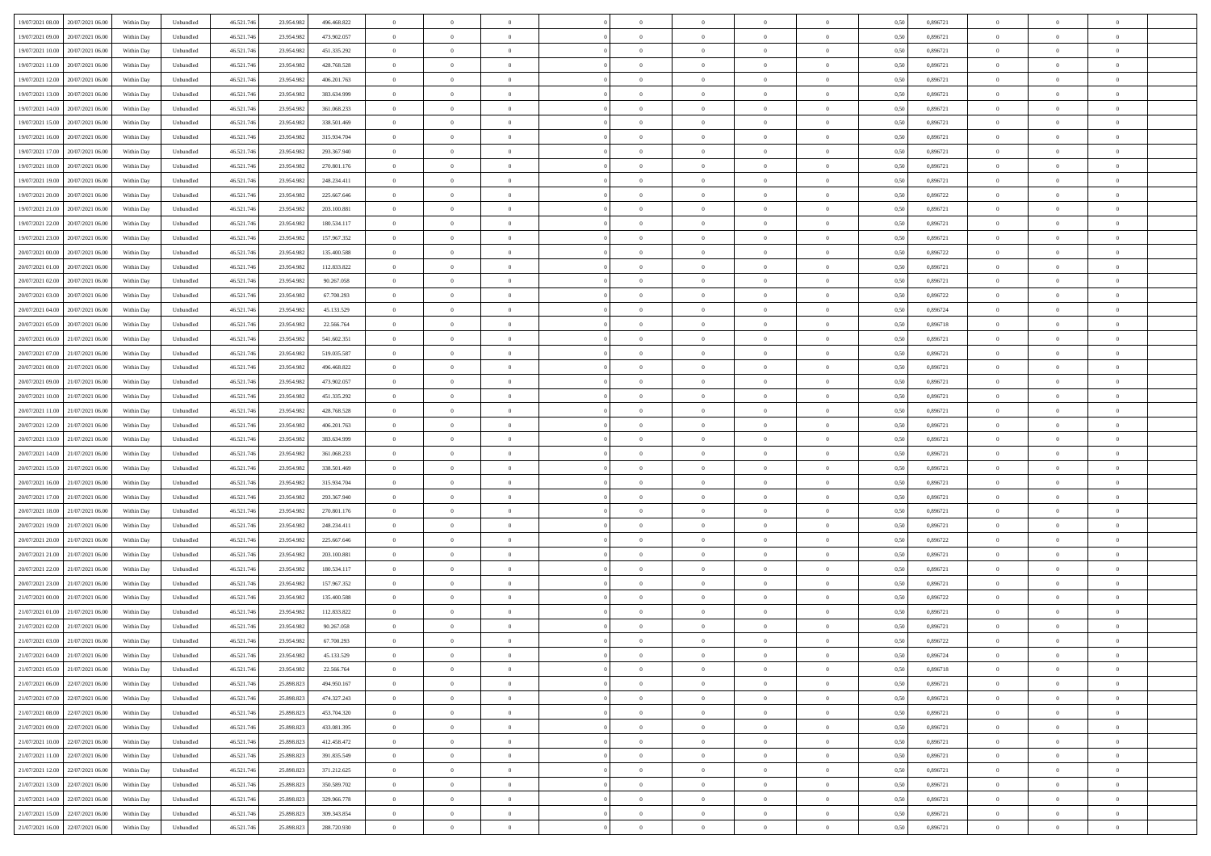| | | | | | | | | | | | | | | | | | | | | |
|---|---|---|---|---|---|---|---|---|---|---|---|---|---|---|---|---|---|---|---|---|
| 19/07/2021 08:00 | 20/07/2021 06:00 | Within Day | Unbundled | 46.521.746 | 23.954.982 | 496.468.822 | 0 | 0 | 0 | | 0 | 0 | 0 | 0 | 0,50 | 0,896721 | 0 | 0 | 0 | |
| 19/07/2021 09:00 | 20/07/2021 06:00 | Within Day | Unbundled | 46.521.746 | 23.954.982 | 473.902.057 | 0 | 0 | 0 | | 0 | 0 | 0 | 0 | 0,50 | 0,896721 | 0 | 0 | 0 | |
| 19/07/2021 10:00 | 20/07/2021 06:00 | Within Day | Unbundled | 46.521.746 | 23.954.982 | 451.335.292 | 0 | 0 | 0 | | 0 | 0 | 0 | 0 | 0,50 | 0,896721 | 0 | 0 | 0 | |
| 19/07/2021 11:00 | 20/07/2021 06:00 | Within Day | Unbundled | 46.521.746 | 23.954.982 | 428.768.528 | 0 | 0 | 0 | | 0 | 0 | 0 | 0 | 0,50 | 0,896721 | 0 | 0 | 0 | |
| 19/07/2021 12:00 | 20/07/2021 06:00 | Within Day | Unbundled | 46.521.746 | 23.954.982 | 406.201.763 | 0 | 0 | 0 | | 0 | 0 | 0 | 0 | 0,50 | 0,896721 | 0 | 0 | 0 | |
| 19/07/2021 13:00 | 20/07/2021 06:00 | Within Day | Unbundled | 46.521.746 | 23.954.982 | 383.634.999 | 0 | 0 | 0 | | 0 | 0 | 0 | 0 | 0,50 | 0,896721 | 0 | 0 | 0 | |
| 19/07/2021 14:00 | 20/07/2021 06:00 | Within Day | Unbundled | 46.521.746 | 23.954.982 | 361.068.233 | 0 | 0 | 0 | | 0 | 0 | 0 | 0 | 0,50 | 0,896721 | 0 | 0 | 0 | |
| 19/07/2021 15:00 | 20/07/2021 06:00 | Within Day | Unbundled | 46.521.746 | 23.954.982 | 338.501.469 | 0 | 0 | 0 | | 0 | 0 | 0 | 0 | 0,50 | 0,896721 | 0 | 0 | 0 | |
| 19/07/2021 16:00 | 20/07/2021 06:00 | Within Day | Unbundled | 46.521.746 | 23.954.982 | 315.934.704 | 0 | 0 | 0 | | 0 | 0 | 0 | 0 | 0,50 | 0,896721 | 0 | 0 | 0 | |
| 19/07/2021 17:00 | 20/07/2021 06:00 | Within Day | Unbundled | 46.521.746 | 23.954.982 | 293.367.940 | 0 | 0 | 0 | | 0 | 0 | 0 | 0 | 0,50 | 0,896721 | 0 | 0 | 0 | |
| 19/07/2021 18:00 | 20/07/2021 06:00 | Within Day | Unbundled | 46.521.746 | 23.954.982 | 270.801.176 | 0 | 0 | 0 | | 0 | 0 | 0 | 0 | 0,50 | 0,896721 | 0 | 0 | 0 | |
| 19/07/2021 19:00 | 20/07/2021 06:00 | Within Day | Unbundled | 46.521.746 | 23.954.982 | 248.234.411 | 0 | 0 | 0 | | 0 | 0 | 0 | 0 | 0,50 | 0,896721 | 0 | 0 | 0 | |
| 19/07/2021 20:00 | 20/07/2021 06:00 | Within Day | Unbundled | 46.521.746 | 23.954.982 | 225.667.646 | 0 | 0 | 0 | | 0 | 0 | 0 | 0 | 0,50 | 0,896722 | 0 | 0 | 0 | |
| 19/07/2021 21:00 | 20/07/2021 06:00 | Within Day | Unbundled | 46.521.746 | 23.954.982 | 203.100.881 | 0 | 0 | 0 | | 0 | 0 | 0 | 0 | 0,50 | 0,896721 | 0 | 0 | 0 | |
| 19/07/2021 22:00 | 20/07/2021 06:00 | Within Day | Unbundled | 46.521.746 | 23.954.982 | 180.534.117 | 0 | 0 | 0 | | 0 | 0 | 0 | 0 | 0,50 | 0,896721 | 0 | 0 | 0 | |
| 19/07/2021 23:00 | 20/07/2021 06:00 | Within Day | Unbundled | 46.521.746 | 23.954.982 | 157.967.352 | 0 | 0 | 0 | | 0 | 0 | 0 | 0 | 0,50 | 0,896721 | 0 | 0 | 0 | |
| 20/07/2021 00:00 | 20/07/2021 06:00 | Within Day | Unbundled | 46.521.746 | 23.954.982 | 135.400.588 | 0 | 0 | 0 | | 0 | 0 | 0 | 0 | 0,50 | 0,896722 | 0 | 0 | 0 | |
| 20/07/2021 01:00 | 20/07/2021 06:00 | Within Day | Unbundled | 46.521.746 | 23.954.982 | 112.833.822 | 0 | 0 | 0 | | 0 | 0 | 0 | 0 | 0,50 | 0,896721 | 0 | 0 | 0 | |
| 20/07/2021 02:00 | 20/07/2021 06:00 | Within Day | Unbundled | 46.521.746 | 23.954.982 | 90.267.058 | 0 | 0 | 0 | | 0 | 0 | 0 | 0 | 0,50 | 0,896721 | 0 | 0 | 0 | |
| 20/07/2021 03:00 | 20/07/2021 06:00 | Within Day | Unbundled | 46.521.746 | 23.954.982 | 67.700.293 | 0 | 0 | 0 | | 0 | 0 | 0 | 0 | 0,50 | 0,896722 | 0 | 0 | 0 | |
| 20/07/2021 04:00 | 20/07/2021 06:00 | Within Day | Unbundled | 46.521.746 | 23.954.982 | 45.133.529 | 0 | 0 | 0 | | 0 | 0 | 0 | 0 | 0,50 | 0,896724 | 0 | 0 | 0 | |
| 20/07/2021 05:00 | 20/07/2021 06:00 | Within Day | Unbundled | 46.521.746 | 23.954.982 | 22.566.764 | 0 | 0 | 0 | | 0 | 0 | 0 | 0 | 0,50 | 0,896718 | 0 | 0 | 0 | |
| 20/07/2021 06:00 | 21/07/2021 06:00 | Within Day | Unbundled | 46.521.746 | 23.954.982 | 541.602.351 | 0 | 0 | 0 | | 0 | 0 | 0 | 0 | 0,50 | 0,896721 | 0 | 0 | 0 | |
| 20/07/2021 07:00 | 21/07/2021 06:00 | Within Day | Unbundled | 46.521.746 | 23.954.982 | 519.035.587 | 0 | 0 | 0 | | 0 | 0 | 0 | 0 | 0,50 | 0,896721 | 0 | 0 | 0 | |
| 20/07/2021 08:00 | 21/07/2021 06:00 | Within Day | Unbundled | 46.521.746 | 23.954.982 | 496.468.822 | 0 | 0 | 0 | | 0 | 0 | 0 | 0 | 0,50 | 0,896721 | 0 | 0 | 0 | |
| 20/07/2021 09:00 | 21/07/2021 06:00 | Within Day | Unbundled | 46.521.746 | 23.954.982 | 473.902.057 | 0 | 0 | 0 | | 0 | 0 | 0 | 0 | 0,50 | 0,896721 | 0 | 0 | 0 | |
| 20/07/2021 10:00 | 21/07/2021 06:00 | Within Day | Unbundled | 46.521.746 | 23.954.982 | 451.335.292 | 0 | 0 | 0 | | 0 | 0 | 0 | 0 | 0,50 | 0,896721 | 0 | 0 | 0 | |
| 20/07/2021 11:00 | 21/07/2021 06:00 | Within Day | Unbundled | 46.521.746 | 23.954.982 | 428.768.528 | 0 | 0 | 0 | | 0 | 0 | 0 | 0 | 0,50 | 0,896721 | 0 | 0 | 0 | |
| 20/07/2021 12:00 | 21/07/2021 06:00 | Within Day | Unbundled | 46.521.746 | 23.954.982 | 406.201.763 | 0 | 0 | 0 | | 0 | 0 | 0 | 0 | 0,50 | 0,896721 | 0 | 0 | 0 | |
| 20/07/2021 13:00 | 21/07/2021 06:00 | Within Day | Unbundled | 46.521.746 | 23.954.982 | 383.634.999 | 0 | 0 | 0 | | 0 | 0 | 0 | 0 | 0,50 | 0,896721 | 0 | 0 | 0 | |
| 20/07/2021 14:00 | 21/07/2021 06:00 | Within Day | Unbundled | 46.521.746 | 23.954.982 | 361.068.233 | 0 | 0 | 0 | | 0 | 0 | 0 | 0 | 0,50 | 0,896721 | 0 | 0 | 0 | |
| 20/07/2021 15:00 | 21/07/2021 06:00 | Within Day | Unbundled | 46.521.746 | 23.954.982 | 338.501.469 | 0 | 0 | 0 | | 0 | 0 | 0 | 0 | 0,50 | 0,896721 | 0 | 0 | 0 | |
| 20/07/2021 16:00 | 21/07/2021 06:00 | Within Day | Unbundled | 46.521.746 | 23.954.982 | 315.934.704 | 0 | 0 | 0 | | 0 | 0 | 0 | 0 | 0,50 | 0,896721 | 0 | 0 | 0 | |
| 20/07/2021 17:00 | 21/07/2021 06:00 | Within Day | Unbundled | 46.521.746 | 23.954.982 | 293.367.940 | 0 | 0 | 0 | | 0 | 0 | 0 | 0 | 0,50 | 0,896721 | 0 | 0 | 0 | |
| 20/07/2021 18:00 | 21/07/2021 06:00 | Within Day | Unbundled | 46.521.746 | 23.954.982 | 270.801.176 | 0 | 0 | 0 | | 0 | 0 | 0 | 0 | 0,50 | 0,896721 | 0 | 0 | 0 | |
| 20/07/2021 19:00 | 21/07/2021 06:00 | Within Day | Unbundled | 46.521.746 | 23.954.982 | 248.234.411 | 0 | 0 | 0 | | 0 | 0 | 0 | 0 | 0,50 | 0,896721 | 0 | 0 | 0 | |
| 20/07/2021 20:00 | 21/07/2021 06:00 | Within Day | Unbundled | 46.521.746 | 23.954.982 | 225.667.646 | 0 | 0 | 0 | | 0 | 0 | 0 | 0 | 0,50 | 0,896722 | 0 | 0 | 0 | |
| 20/07/2021 21:00 | 21/07/2021 06:00 | Within Day | Unbundled | 46.521.746 | 23.954.982 | 203.100.881 | 0 | 0 | 0 | | 0 | 0 | 0 | 0 | 0,50 | 0,896721 | 0 | 0 | 0 | |
| 20/07/2021 22:00 | 21/07/2021 06:00 | Within Day | Unbundled | 46.521.746 | 23.954.982 | 180.534.117 | 0 | 0 | 0 | | 0 | 0 | 0 | 0 | 0,50 | 0,896721 | 0 | 0 | 0 | |
| 20/07/2021 23:00 | 21/07/2021 06:00 | Within Day | Unbundled | 46.521.746 | 23.954.982 | 157.967.352 | 0 | 0 | 0 | | 0 | 0 | 0 | 0 | 0,50 | 0,896721 | 0 | 0 | 0 | |
| 21/07/2021 00:00 | 21/07/2021 06:00 | Within Day | Unbundled | 46.521.746 | 23.954.982 | 135.400.588 | 0 | 0 | 0 | | 0 | 0 | 0 | 0 | 0,50 | 0,896722 | 0 | 0 | 0 | |
| 21/07/2021 01:00 | 21/07/2021 06:00 | Within Day | Unbundled | 46.521.746 | 23.954.982 | 112.833.822 | 0 | 0 | 0 | | 0 | 0 | 0 | 0 | 0,50 | 0,896721 | 0 | 0 | 0 | |
| 21/07/2021 02:00 | 21/07/2021 06:00 | Within Day | Unbundled | 46.521.746 | 23.954.982 | 90.267.058 | 0 | 0 | 0 | | 0 | 0 | 0 | 0 | 0,50 | 0,896721 | 0 | 0 | 0 | |
| 21/07/2021 03:00 | 21/07/2021 06:00 | Within Day | Unbundled | 46.521.746 | 23.954.982 | 67.700.293 | 0 | 0 | 0 | | 0 | 0 | 0 | 0 | 0,50 | 0,896722 | 0 | 0 | 0 | |
| 21/07/2021 04:00 | 21/07/2021 06:00 | Within Day | Unbundled | 46.521.746 | 23.954.982 | 45.133.529 | 0 | 0 | 0 | | 0 | 0 | 0 | 0 | 0,50 | 0,896724 | 0 | 0 | 0 | |
| 21/07/2021 05:00 | 21/07/2021 06:00 | Within Day | Unbundled | 46.521.746 | 23.954.982 | 22.566.764 | 0 | 0 | 0 | | 0 | 0 | 0 | 0 | 0,50 | 0,896718 | 0 | 0 | 0 | |
| 21/07/2021 06:00 | 22/07/2021 06:00 | Within Day | Unbundled | 46.521.746 | 25.898.823 | 494.950.167 | 0 | 0 | 0 | | 0 | 0 | 0 | 0 | 0,50 | 0,896721 | 0 | 0 | 0 | |
| 21/07/2021 07:00 | 22/07/2021 06:00 | Within Day | Unbundled | 46.521.746 | 25.898.823 | 474.327.243 | 0 | 0 | 0 | | 0 | 0 | 0 | 0 | 0,50 | 0,896721 | 0 | 0 | 0 | |
| 21/07/2021 08:00 | 22/07/2021 06:00 | Within Day | Unbundled | 46.521.746 | 25.898.823 | 453.704.320 | 0 | 0 | 0 | | 0 | 0 | 0 | 0 | 0,50 | 0,896721 | 0 | 0 | 0 | |
| 21/07/2021 09:00 | 22/07/2021 06:00 | Within Day | Unbundled | 46.521.746 | 25.898.823 | 433.081.395 | 0 | 0 | 0 | | 0 | 0 | 0 | 0 | 0,50 | 0,896721 | 0 | 0 | 0 | |
| 21/07/2021 10:00 | 22/07/2021 06:00 | Within Day | Unbundled | 46.521.746 | 25.898.823 | 412.458.472 | 0 | 0 | 0 | | 0 | 0 | 0 | 0 | 0,50 | 0,896721 | 0 | 0 | 0 | |
| 21/07/2021 11:00 | 22/07/2021 06:00 | Within Day | Unbundled | 46.521.746 | 25.898.823 | 391.835.549 | 0 | 0 | 0 | | 0 | 0 | 0 | 0 | 0,50 | 0,896721 | 0 | 0 | 0 | |
| 21/07/2021 12:00 | 22/07/2021 06:00 | Within Day | Unbundled | 46.521.746 | 25.898.823 | 371.212.625 | 0 | 0 | 0 | | 0 | 0 | 0 | 0 | 0,50 | 0,896721 | 0 | 0 | 0 | |
| 21/07/2021 13:00 | 22/07/2021 06:00 | Within Day | Unbundled | 46.521.746 | 25.898.823 | 350.589.702 | 0 | 0 | 0 | | 0 | 0 | 0 | 0 | 0,50 | 0,896721 | 0 | 0 | 0 | |
| 21/07/2021 14:00 | 22/07/2021 06:00 | Within Day | Unbundled | 46.521.746 | 25.898.823 | 329.966.778 | 0 | 0 | 0 | | 0 | 0 | 0 | 0 | 0,50 | 0,896721 | 0 | 0 | 0 | |
| 21/07/2021 15:00 | 22/07/2021 06:00 | Within Day | Unbundled | 46.521.746 | 25.898.823 | 309.343.854 | 0 | 0 | 0 | | 0 | 0 | 0 | 0 | 0,50 | 0,896721 | 0 | 0 | 0 | |
| 21/07/2021 16:00 | 22/07/2021 06:00 | Within Day | Unbundled | 46.521.746 | 25.898.823 | 288.720.930 | 0 | 0 | 0 | | 0 | 0 | 0 | 0 | 0,50 | 0,896721 | 0 | 0 | 0 | |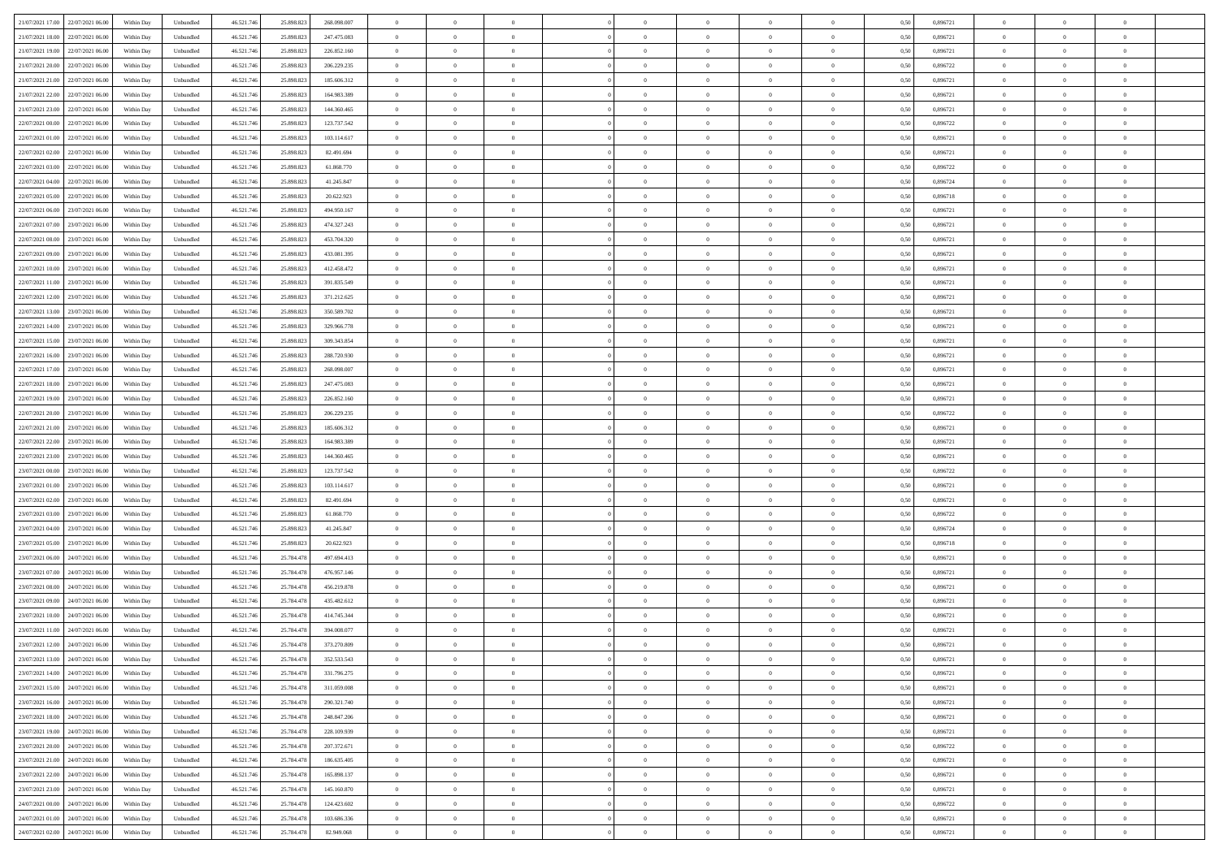| 21/07/2021 17:00 | 22/07/2021 06:00 | Within Day | Unbundled | 46.521.746 | 25.898.823 | 268.098.007 | 0 | 0 | 0 | | 0 | 0 | 0 | 0 | 0,50 | 0,896721 | 0 | 0 | 0 | |
|---|---|---|---|---|---|---|---|---|---|---|---|---|---|---|---|---|---|---|---|---|
| 21/07/2021 18:00 | 22/07/2021 06:00 | Within Day | Unbundled | 46.521.746 | 25.898.823 | 247.475.083 | 0 | 0 | 0 | | 0 | 0 | 0 | 0 | 0,50 | 0,896721 | 0 | 0 | 0 | |
| 21/07/2021 19:00 | 22/07/2021 06:00 | Within Day | Unbundled | 46.521.746 | 25.898.823 | 226.852.160 | 0 | 0 | 0 | | 0 | 0 | 0 | 0 | 0,50 | 0,896721 | 0 | 0 | 0 | |
| 21/07/2021 20:00 | 22/07/2021 06:00 | Within Day | Unbundled | 46.521.746 | 25.898.823 | 206.229.235 | 0 | 0 | 0 | | 0 | 0 | 0 | 0 | 0,50 | 0,896722 | 0 | 0 | 0 | |
| 21/07/2021 21:00 | 22/07/2021 06:00 | Within Day | Unbundled | 46.521.746 | 25.898.823 | 185.606.312 | 0 | 0 | 0 | | 0 | 0 | 0 | 0 | 0,50 | 0,896721 | 0 | 0 | 0 | |
| 21/07/2021 22:00 | 22/07/2021 06:00 | Within Day | Unbundled | 46.521.746 | 25.898.823 | 164.983.389 | 0 | 0 | 0 | | 0 | 0 | 0 | 0 | 0,50 | 0,896721 | 0 | 0 | 0 | |
| 21/07/2021 23:00 | 22/07/2021 06:00 | Within Day | Unbundled | 46.521.746 | 25.898.823 | 144.360.465 | 0 | 0 | 0 | | 0 | 0 | 0 | 0 | 0,50 | 0,896721 | 0 | 0 | 0 | |
| 22/07/2021 00:00 | 22/07/2021 06:00 | Within Day | Unbundled | 46.521.746 | 25.898.823 | 123.737.542 | 0 | 0 | 0 | | 0 | 0 | 0 | 0 | 0,50 | 0,896722 | 0 | 0 | 0 | |
| 22/07/2021 01:00 | 22/07/2021 06:00 | Within Day | Unbundled | 46.521.746 | 25.898.823 | 103.114.617 | 0 | 0 | 0 | | 0 | 0 | 0 | 0 | 0,50 | 0,896721 | 0 | 0 | 0 | |
| 22/07/2021 02:00 | 22/07/2021 06:00 | Within Day | Unbundled | 46.521.746 | 25.898.823 | 82.491.694 | 0 | 0 | 0 | | 0 | 0 | 0 | 0 | 0,50 | 0,896721 | 0 | 0 | 0 | |
| 22/07/2021 03:00 | 22/07/2021 06:00 | Within Day | Unbundled | 46.521.746 | 25.898.823 | 61.868.770 | 0 | 0 | 0 | | 0 | 0 | 0 | 0 | 0,50 | 0,896722 | 0 | 0 | 0 | |
| 22/07/2021 04:00 | 22/07/2021 06:00 | Within Day | Unbundled | 46.521.746 | 25.898.823 | 41.245.847 | 0 | 0 | 0 | | 0 | 0 | 0 | 0 | 0,50 | 0,896724 | 0 | 0 | 0 | |
| 22/07/2021 05:00 | 22/07/2021 06:00 | Within Day | Unbundled | 46.521.746 | 25.898.823 | 20.622.923 | 0 | 0 | 0 | | 0 | 0 | 0 | 0 | 0,50 | 0,896718 | 0 | 0 | 0 | |
| 22/07/2021 06:00 | 23/07/2021 06:00 | Within Day | Unbundled | 46.521.746 | 25.898.823 | 494.950.167 | 0 | 0 | 0 | | 0 | 0 | 0 | 0 | 0,50 | 0,896721 | 0 | 0 | 0 | |
| 22/07/2021 07:00 | 23/07/2021 06:00 | Within Day | Unbundled | 46.521.746 | 25.898.823 | 474.327.243 | 0 | 0 | 0 | | 0 | 0 | 0 | 0 | 0,50 | 0,896721 | 0 | 0 | 0 | |
| 22/07/2021 08:00 | 23/07/2021 06:00 | Within Day | Unbundled | 46.521.746 | 25.898.823 | 453.704.320 | 0 | 0 | 0 | | 0 | 0 | 0 | 0 | 0,50 | 0,896721 | 0 | 0 | 0 | |
| 22/07/2021 09:00 | 23/07/2021 06:00 | Within Day | Unbundled | 46.521.746 | 25.898.823 | 433.081.395 | 0 | 0 | 0 | | 0 | 0 | 0 | 0 | 0,50 | 0,896721 | 0 | 0 | 0 | |
| 22/07/2021 10:00 | 23/07/2021 06:00 | Within Day | Unbundled | 46.521.746 | 25.898.823 | 412.458.472 | 0 | 0 | 0 | | 0 | 0 | 0 | 0 | 0,50 | 0,896721 | 0 | 0 | 0 | |
| 22/07/2021 11:00 | 23/07/2021 06:00 | Within Day | Unbundled | 46.521.746 | 25.898.823 | 391.835.549 | 0 | 0 | 0 | | 0 | 0 | 0 | 0 | 0,50 | 0,896721 | 0 | 0 | 0 | |
| 22/07/2021 12:00 | 23/07/2021 06:00 | Within Day | Unbundled | 46.521.746 | 25.898.823 | 371.212.625 | 0 | 0 | 0 | | 0 | 0 | 0 | 0 | 0,50 | 0,896721 | 0 | 0 | 0 | |
| 22/07/2021 13:00 | 23/07/2021 06:00 | Within Day | Unbundled | 46.521.746 | 25.898.823 | 350.589.702 | 0 | 0 | 0 | | 0 | 0 | 0 | 0 | 0,50 | 0,896721 | 0 | 0 | 0 | |
| 22/07/2021 14:00 | 23/07/2021 06:00 | Within Day | Unbundled | 46.521.746 | 25.898.823 | 329.966.778 | 0 | 0 | 0 | | 0 | 0 | 0 | 0 | 0,50 | 0,896721 | 0 | 0 | 0 | |
| 22/07/2021 15:00 | 23/07/2021 06:00 | Within Day | Unbundled | 46.521.746 | 25.898.823 | 309.343.854 | 0 | 0 | 0 | | 0 | 0 | 0 | 0 | 0,50 | 0,896721 | 0 | 0 | 0 | |
| 22/07/2021 16:00 | 23/07/2021 06:00 | Within Day | Unbundled | 46.521.746 | 25.898.823 | 288.720.930 | 0 | 0 | 0 | | 0 | 0 | 0 | 0 | 0,50 | 0,896721 | 0 | 0 | 0 | |
| 22/07/2021 17:00 | 23/07/2021 06:00 | Within Day | Unbundled | 46.521.746 | 25.898.823 | 268.098.007 | 0 | 0 | 0 | | 0 | 0 | 0 | 0 | 0,50 | 0,896721 | 0 | 0 | 0 | |
| 22/07/2021 18:00 | 23/07/2021 06:00 | Within Day | Unbundled | 46.521.746 | 25.898.823 | 247.475.083 | 0 | 0 | 0 | | 0 | 0 | 0 | 0 | 0,50 | 0,896721 | 0 | 0 | 0 | |
| 22/07/2021 19:00 | 23/07/2021 06:00 | Within Day | Unbundled | 46.521.746 | 25.898.823 | 226.852.160 | 0 | 0 | 0 | | 0 | 0 | 0 | 0 | 0,50 | 0,896721 | 0 | 0 | 0 | |
| 22/07/2021 20:00 | 23/07/2021 06:00 | Within Day | Unbundled | 46.521.746 | 25.898.823 | 206.229.235 | 0 | 0 | 0 | | 0 | 0 | 0 | 0 | 0,50 | 0,896722 | 0 | 0 | 0 | |
| 22/07/2021 21:00 | 23/07/2021 06:00 | Within Day | Unbundled | 46.521.746 | 25.898.823 | 185.606.312 | 0 | 0 | 0 | | 0 | 0 | 0 | 0 | 0,50 | 0,896721 | 0 | 0 | 0 | |
| 22/07/2021 22:00 | 23/07/2021 06:00 | Within Day | Unbundled | 46.521.746 | 25.898.823 | 164.983.389 | 0 | 0 | 0 | | 0 | 0 | 0 | 0 | 0,50 | 0,896721 | 0 | 0 | 0 | |
| 22/07/2021 23:00 | 23/07/2021 06:00 | Within Day | Unbundled | 46.521.746 | 25.898.823 | 144.360.465 | 0 | 0 | 0 | | 0 | 0 | 0 | 0 | 0,50 | 0,896721 | 0 | 0 | 0 | |
| 23/07/2021 00:00 | 23/07/2021 06:00 | Within Day | Unbundled | 46.521.746 | 25.898.823 | 123.737.542 | 0 | 0 | 0 | | 0 | 0 | 0 | 0 | 0,50 | 0,896722 | 0 | 0 | 0 | |
| 23/07/2021 01:00 | 23/07/2021 06:00 | Within Day | Unbundled | 46.521.746 | 25.898.823 | 103.114.617 | 0 | 0 | 0 | | 0 | 0 | 0 | 0 | 0,50 | 0,896721 | 0 | 0 | 0 | |
| 23/07/2021 02:00 | 23/07/2021 06:00 | Within Day | Unbundled | 46.521.746 | 25.898.823 | 82.491.694 | 0 | 0 | 0 | | 0 | 0 | 0 | 0 | 0,50 | 0,896721 | 0 | 0 | 0 | |
| 23/07/2021 03:00 | 23/07/2021 06:00 | Within Day | Unbundled | 46.521.746 | 25.898.823 | 61.868.770 | 0 | 0 | 0 | | 0 | 0 | 0 | 0 | 0,50 | 0,896722 | 0 | 0 | 0 | |
| 23/07/2021 04:00 | 23/07/2021 06:00 | Within Day | Unbundled | 46.521.746 | 25.898.823 | 41.245.847 | 0 | 0 | 0 | | 0 | 0 | 0 | 0 | 0,50 | 0,896724 | 0 | 0 | 0 | |
| 23/07/2021 05:00 | 23/07/2021 06:00 | Within Day | Unbundled | 46.521.746 | 25.898.823 | 20.622.923 | 0 | 0 | 0 | | 0 | 0 | 0 | 0 | 0,50 | 0,896718 | 0 | 0 | 0 | |
| 23/07/2021 06:00 | 24/07/2021 06:00 | Within Day | Unbundled | 46.521.746 | 25.784.478 | 497.694.413 | 0 | 0 | 0 | | 0 | 0 | 0 | 0 | 0,50 | 0,896721 | 0 | 0 | 0 | |
| 23/07/2021 07:00 | 24/07/2021 06:00 | Within Day | Unbundled | 46.521.746 | 25.784.478 | 476.957.146 | 0 | 0 | 0 | | 0 | 0 | 0 | 0 | 0,50 | 0,896721 | 0 | 0 | 0 | |
| 23/07/2021 08:00 | 24/07/2021 06:00 | Within Day | Unbundled | 46.521.746 | 25.784.478 | 456.219.878 | 0 | 0 | 0 | | 0 | 0 | 0 | 0 | 0,50 | 0,896721 | 0 | 0 | 0 | |
| 23/07/2021 09:00 | 24/07/2021 06:00 | Within Day | Unbundled | 46.521.746 | 25.784.478 | 435.482.612 | 0 | 0 | 0 | | 0 | 0 | 0 | 0 | 0,50 | 0,896721 | 0 | 0 | 0 | |
| 23/07/2021 10:00 | 24/07/2021 06:00 | Within Day | Unbundled | 46.521.746 | 25.784.478 | 414.745.344 | 0 | 0 | 0 | | 0 | 0 | 0 | 0 | 0,50 | 0,896721 | 0 | 0 | 0 | |
| 23/07/2021 11:00 | 24/07/2021 06:00 | Within Day | Unbundled | 46.521.746 | 25.784.478 | 394.008.077 | 0 | 0 | 0 | | 0 | 0 | 0 | 0 | 0,50 | 0,896721 | 0 | 0 | 0 | |
| 23/07/2021 12:00 | 24/07/2021 06:00 | Within Day | Unbundled | 46.521.746 | 25.784.478 | 373.270.809 | 0 | 0 | 0 | | 0 | 0 | 0 | 0 | 0,50 | 0,896721 | 0 | 0 | 0 | |
| 23/07/2021 13:00 | 24/07/2021 06:00 | Within Day | Unbundled | 46.521.746 | 25.784.478 | 352.533.543 | 0 | 0 | 0 | | 0 | 0 | 0 | 0 | 0,50 | 0,896721 | 0 | 0 | 0 | |
| 23/07/2021 14:00 | 24/07/2021 06:00 | Within Day | Unbundled | 46.521.746 | 25.784.478 | 331.796.275 | 0 | 0 | 0 | | 0 | 0 | 0 | 0 | 0,50 | 0,896721 | 0 | 0 | 0 | |
| 23/07/2021 15:00 | 24/07/2021 06:00 | Within Day | Unbundled | 46.521.746 | 25.784.478 | 311.059.008 | 0 | 0 | 0 | | 0 | 0 | 0 | 0 | 0,50 | 0,896721 | 0 | 0 | 0 | |
| 23/07/2021 16:00 | 24/07/2021 06:00 | Within Day | Unbundled | 46.521.746 | 25.784.478 | 290.321.740 | 0 | 0 | 0 | | 0 | 0 | 0 | 0 | 0,50 | 0,896721 | 0 | 0 | 0 | |
| 23/07/2021 18:00 | 24/07/2021 06:00 | Within Day | Unbundled | 46.521.746 | 25.784.478 | 248.847.206 | 0 | 0 | 0 | | 0 | 0 | 0 | 0 | 0,50 | 0,896721 | 0 | 0 | 0 | |
| 23/07/2021 19:00 | 24/07/2021 06:00 | Within Day | Unbundled | 46.521.746 | 25.784.478 | 228.109.939 | 0 | 0 | 0 | | 0 | 0 | 0 | 0 | 0,50 | 0,896721 | 0 | 0 | 0 | |
| 23/07/2021 20:00 | 24/07/2021 06:00 | Within Day | Unbundled | 46.521.746 | 25.784.478 | 207.372.671 | 0 | 0 | 0 | | 0 | 0 | 0 | 0 | 0,50 | 0,896722 | 0 | 0 | 0 | |
| 23/07/2021 21:00 | 24/07/2021 06:00 | Within Day | Unbundled | 46.521.746 | 25.784.478 | 186.635.405 | 0 | 0 | 0 | | 0 | 0 | 0 | 0 | 0,50 | 0,896721 | 0 | 0 | 0 | |
| 23/07/2021 22:00 | 24/07/2021 06:00 | Within Day | Unbundled | 46.521.746 | 25.784.478 | 165.898.137 | 0 | 0 | 0 | | 0 | 0 | 0 | 0 | 0,50 | 0,896721 | 0 | 0 | 0 | |
| 23/07/2021 23:00 | 24/07/2021 06:00 | Within Day | Unbundled | 46.521.746 | 25.784.478 | 145.160.870 | 0 | 0 | 0 | | 0 | 0 | 0 | 0 | 0,50 | 0,896721 | 0 | 0 | 0 | |
| 24/07/2021 00:00 | 24/07/2021 06:00 | Within Day | Unbundled | 46.521.746 | 25.784.478 | 124.423.602 | 0 | 0 | 0 | | 0 | 0 | 0 | 0 | 0,50 | 0,896722 | 0 | 0 | 0 | |
| 24/07/2021 01:00 | 24/07/2021 06:00 | Within Day | Unbundled | 46.521.746 | 25.784.478 | 103.686.336 | 0 | 0 | 0 | | 0 | 0 | 0 | 0 | 0,50 | 0,896721 | 0 | 0 | 0 | |
| 24/07/2021 02:00 | 24/07/2021 06:00 | Within Day | Unbundled | 46.521.746 | 25.784.478 | 82.949.068 | 0 | 0 | 0 | | 0 | 0 | 0 | 0 | 0,50 | 0,896721 | 0 | 0 | 0 | |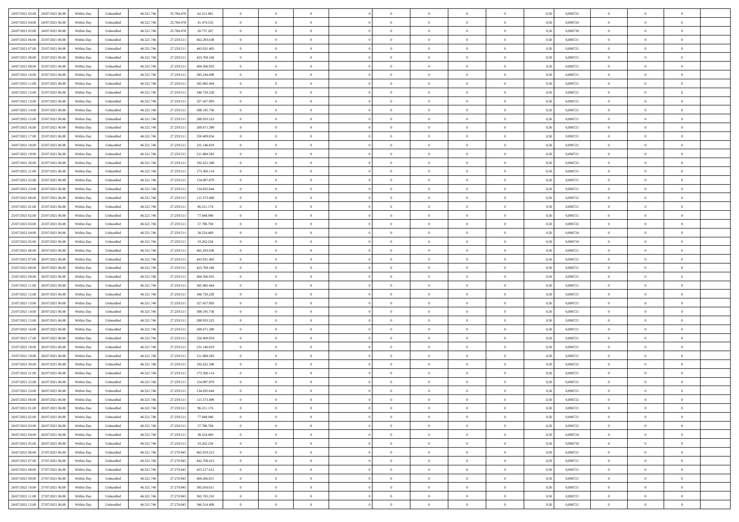| | | | | | | | | | | | | | | | | | | | | | |
|---|---|---|---|---|---|---|---|---|---|---|---|---|---|---|---|---|---|---|---|---|---|
| 24/07/2021 03:00 | 24/07/2021 06:00 | Within Day | Unbundled | 46.521.746 | 25.784.478 | 62.211.801 | 0 | 0 | 0 | | 0 | 0 | 0 | 0 | 0,50 | 0,896722 | 0 | 0 | 0 | |
| 24/07/2021 04:00 | 24/07/2021 06:00 | Within Day | Unbundled | 46.521.746 | 25.784.478 | 41.474.533 | 0 | 0 | 0 | | 0 | 0 | 0 | 0 | 0,50 | 0,896724 | 0 | 0 | 0 | |
| 24/07/2021 05:00 | 24/07/2021 06:00 | Within Day | Unbundled | 46.521.746 | 25.784.478 | 20.737.267 | 0 | 0 | 0 | | 0 | 0 | 0 | 0 | 0,50 | 0,896718 | 0 | 0 | 0 | |
| 24/07/2021 06:00 | 25/07/2021 06:00 | Within Day | Unbundled | 46.521.746 | 27.259.511 | 462.293.638 | 0 | 0 | 0 | | 0 | 0 | 0 | 0 | 0,50 | 0,896721 | 0 | 0 | 0 | |
| 24/07/2021 07:00 | 25/07/2021 06:00 | Within Day | Unbundled | 46.521.746 | 27.259.511 | 443.031.403 | 0 | 0 | 0 | | 0 | 0 | 0 | 0 | 0,50 | 0,896721 | 0 | 0 | 0 | |
| 24/07/2021 08:00 | 25/07/2021 06:00 | Within Day | Unbundled | 46.521.746 | 27.259.511 | 423.769.168 | 0 | 0 | 0 | | 0 | 0 | 0 | 0 | 0,50 | 0,896721 | 0 | 0 | 0 | |
| 24/07/2021 09:00 | 25/07/2021 06:00 | Within Day | Unbundled | 46.521.746 | 27.259.511 | 404.506.933 | 0 | 0 | 0 | | 0 | 0 | 0 | 0 | 0,50 | 0,896721 | 0 | 0 | 0 | |
| 24/07/2021 10:00 | 25/07/2021 06:00 | Within Day | Unbundled | 46.521.746 | 27.259.511 | 385.244.698 | 0 | 0 | 0 | | 0 | 0 | 0 | 0 | 0,50 | 0,896721 | 0 | 0 | 0 | |
| 24/07/2021 11:00 | 25/07/2021 06:00 | Within Day | Unbundled | 46.521.746 | 27.259.511 | 365.982.464 | 0 | 0 | 0 | | 0 | 0 | 0 | 0 | 0,50 | 0,896721 | 0 | 0 | 0 | |
| 24/07/2021 12:00 | 25/07/2021 06:00 | Within Day | Unbundled | 46.521.746 | 27.259.511 | 346.720.228 | 0 | 0 | 0 | | 0 | 0 | 0 | 0 | 0,50 | 0,896721 | 0 | 0 | 0 | |
| 24/07/2021 13:00 | 25/07/2021 06:00 | Within Day | Unbundled | 46.521.746 | 27.259.511 | 327.457.993 | 0 | 0 | 0 | | 0 | 0 | 0 | 0 | 0,50 | 0,896721 | 0 | 0 | 0 | |
| 24/07/2021 14:00 | 25/07/2021 06:00 | Within Day | Unbundled | 46.521.746 | 27.259.511 | 308.195.758 | 0 | 0 | 0 | | 0 | 0 | 0 | 0 | 0,50 | 0,896721 | 0 | 0 | 0 | |
| 24/07/2021 15:00 | 25/07/2021 06:00 | Within Day | Unbundled | 46.521.746 | 27.259.511 | 288.933.523 | 0 | 0 | 0 | | 0 | 0 | 0 | 0 | 0,50 | 0,896721 | 0 | 0 | 0 | |
| 24/07/2021 16:00 | 25/07/2021 06:00 | Within Day | Unbundled | 46.521.746 | 27.259.511 | 269.671.289 | 0 | 0 | 0 | | 0 | 0 | 0 | 0 | 0,50 | 0,896721 | 0 | 0 | 0 | |
| 24/07/2021 17:00 | 25/07/2021 06:00 | Within Day | Unbundled | 46.521.746 | 27.259.511 | 250.409.054 | 0 | 0 | 0 | | 0 | 0 | 0 | 0 | 0,50 | 0,896721 | 0 | 0 | 0 | |
| 24/07/2021 18:00 | 25/07/2021 06:00 | Within Day | Unbundled | 46.521.746 | 27.259.511 | 231.146.819 | 0 | 0 | 0 | | 0 | 0 | 0 | 0 | 0,50 | 0,896721 | 0 | 0 | 0 | |
| 24/07/2021 19:00 | 25/07/2021 06:00 | Within Day | Unbundled | 46.521.746 | 27.259.511 | 211.884.583 | 0 | 0 | 0 | | 0 | 0 | 0 | 0 | 0,50 | 0,896721 | 0 | 0 | 0 | |
| 24/07/2021 20:00 | 25/07/2021 06:00 | Within Day | Unbundled | 46.521.746 | 27.259.511 | 192.622.348 | 0 | 0 | 0 | | 0 | 0 | 0 | 0 | 0,50 | 0,896722 | 0 | 0 | 0 | |
| 24/07/2021 21:00 | 25/07/2021 06:00 | Within Day | Unbundled | 46.521.746 | 27.259.511 | 173.360.114 | 0 | 0 | 0 | | 0 | 0 | 0 | 0 | 0,50 | 0,896721 | 0 | 0 | 0 | |
| 24/07/2021 22:00 | 25/07/2021 06:00 | Within Day | Unbundled | 46.521.746 | 27.259.511 | 154.097.879 | 0 | 0 | 0 | | 0 | 0 | 0 | 0 | 0,50 | 0,896721 | 0 | 0 | 0 | |
| 24/07/2021 23:00 | 25/07/2021 06:00 | Within Day | Unbundled | 46.521.746 | 27.259.511 | 134.835.644 | 0 | 0 | 0 | | 0 | 0 | 0 | 0 | 0,50 | 0,896721 | 0 | 0 | 0 | |
| 25/07/2021 00:00 | 25/07/2021 06:00 | Within Day | Unbundled | 46.521.746 | 27.259.511 | 115.573.409 | 0 | 0 | 0 | | 0 | 0 | 0 | 0 | 0,50 | 0,896722 | 0 | 0 | 0 | |
| 25/07/2021 01:00 | 25/07/2021 06:00 | Within Day | Unbundled | 46.521.746 | 27.259.511 | 96.311.174 | 0 | 0 | 0 | | 0 | 0 | 0 | 0 | 0,50 | 0,896721 | 0 | 0 | 0 | |
| 25/07/2021 02:00 | 25/07/2021 06:00 | Within Day | Unbundled | 46.521.746 | 27.259.511 | 77.048.940 | 0 | 0 | 0 | | 0 | 0 | 0 | 0 | 0,50 | 0,896721 | 0 | 0 | 0 | |
| 25/07/2021 03:00 | 25/07/2021 06:00 | Within Day | Unbundled | 46.521.746 | 27.259.511 | 57.786.704 | 0 | 0 | 0 | | 0 | 0 | 0 | 0 | 0,50 | 0,896722 | 0 | 0 | 0 | |
| 25/07/2021 04:00 | 25/07/2021 06:00 | Within Day | Unbundled | 46.521.746 | 27.259.511 | 38.524.469 | 0 | 0 | 0 | | 0 | 0 | 0 | 0 | 0,50 | 0,896724 | 0 | 0 | 0 | |
| 25/07/2021 05:00 | 25/07/2021 06:00 | Within Day | Unbundled | 46.521.746 | 27.259.511 | 19.262.234 | 0 | 0 | 0 | | 0 | 0 | 0 | 0 | 0,50 | 0,896718 | 0 | 0 | 0 | |
| 25/07/2021 06:00 | 26/07/2021 06:00 | Within Day | Unbundled | 46.521.746 | 27.259.511 | 462.293.638 | 0 | 0 | 0 | | 0 | 0 | 0 | 0 | 0,50 | 0,896721 | 0 | 0 | 0 | |
| 25/07/2021 07:00 | 26/07/2021 06:00 | Within Day | Unbundled | 46.521.746 | 27.259.511 | 443.031.403 | 0 | 0 | 0 | | 0 | 0 | 0 | 0 | 0,50 | 0,896721 | 0 | 0 | 0 | |
| 25/07/2021 08:00 | 26/07/2021 06:00 | Within Day | Unbundled | 46.521.746 | 27.259.511 | 423.769.168 | 0 | 0 | 0 | | 0 | 0 | 0 | 0 | 0,50 | 0,896721 | 0 | 0 | 0 | |
| 25/07/2021 09:00 | 26/07/2021 06:00 | Within Day | Unbundled | 46.521.746 | 27.259.511 | 404.506.933 | 0 | 0 | 0 | | 0 | 0 | 0 | 0 | 0,50 | 0,896721 | 0 | 0 | 0 | |
| 25/07/2021 11:00 | 26/07/2021 06:00 | Within Day | Unbundled | 46.521.746 | 27.259.511 | 365.982.464 | 0 | 0 | 0 | | 0 | 0 | 0 | 0 | 0,50 | 0,896721 | 0 | 0 | 0 | |
| 25/07/2021 12:00 | 26/07/2021 06:00 | Within Day | Unbundled | 46.521.746 | 27.259.511 | 346.720.228 | 0 | 0 | 0 | | 0 | 0 | 0 | 0 | 0,50 | 0,896721 | 0 | 0 | 0 | |
| 25/07/2021 13:00 | 26/07/2021 06:00 | Within Day | Unbundled | 46.521.746 | 27.259.511 | 327.457.993 | 0 | 0 | 0 | | 0 | 0 | 0 | 0 | 0,50 | 0,896721 | 0 | 0 | 0 | |
| 25/07/2021 14:00 | 26/07/2021 06:00 | Within Day | Unbundled | 46.521.746 | 27.259.511 | 308.195.758 | 0 | 0 | 0 | | 0 | 0 | 0 | 0 | 0,50 | 0,896721 | 0 | 0 | 0 | |
| 25/07/2021 15:00 | 26/07/2021 06:00 | Within Day | Unbundled | 46.521.746 | 27.259.511 | 288.933.523 | 0 | 0 | 0 | | 0 | 0 | 0 | 0 | 0,50 | 0,896721 | 0 | 0 | 0 | |
| 25/07/2021 16:00 | 26/07/2021 06:00 | Within Day | Unbundled | 46.521.746 | 27.259.511 | 269.671.289 | 0 | 0 | 0 | | 0 | 0 | 0 | 0 | 0,50 | 0,896721 | 0 | 0 | 0 | |
| 25/07/2021 17:00 | 26/07/2021 06:00 | Within Day | Unbundled | 46.521.746 | 27.259.511 | 250.409.054 | 0 | 0 | 0 | | 0 | 0 | 0 | 0 | 0,50 | 0,896721 | 0 | 0 | 0 | |
| 25/07/2021 18:00 | 26/07/2021 06:00 | Within Day | Unbundled | 46.521.746 | 27.259.511 | 231.146.819 | 0 | 0 | 0 | | 0 | 0 | 0 | 0 | 0,50 | 0,896721 | 0 | 0 | 0 | |
| 25/07/2021 19:00 | 26/07/2021 06:00 | Within Day | Unbundled | 46.521.746 | 27.259.511 | 211.884.583 | 0 | 0 | 0 | | 0 | 0 | 0 | 0 | 0,50 | 0,896721 | 0 | 0 | 0 | |
| 25/07/2021 20:00 | 26/07/2021 06:00 | Within Day | Unbundled | 46.521.746 | 27.259.511 | 192.622.348 | 0 | 0 | 0 | | 0 | 0 | 0 | 0 | 0,50 | 0,896722 | 0 | 0 | 0 | |
| 25/07/2021 21:00 | 26/07/2021 06:00 | Within Day | Unbundled | 46.521.746 | 27.259.511 | 173.360.114 | 0 | 0 | 0 | | 0 | 0 | 0 | 0 | 0,50 | 0,896721 | 0 | 0 | 0 | |
| 25/07/2021 22:00 | 26/07/2021 06:00 | Within Day | Unbundled | 46.521.746 | 27.259.511 | 154.097.879 | 0 | 0 | 0 | | 0 | 0 | 0 | 0 | 0,50 | 0,896721 | 0 | 0 | 0 | |
| 25/07/2021 23:00 | 26/07/2021 06:00 | Within Day | Unbundled | 46.521.746 | 27.259.511 | 134.835.644 | 0 | 0 | 0 | | 0 | 0 | 0 | 0 | 0,50 | 0,896721 | 0 | 0 | 0 | |
| 26/07/2021 00:00 | 26/07/2021 06:00 | Within Day | Unbundled | 46.521.746 | 27.259.511 | 115.573.409 | 0 | 0 | 0 | | 0 | 0 | 0 | 0 | 0,50 | 0,896722 | 0 | 0 | 0 | |
| 26/07/2021 01:00 | 26/07/2021 06:00 | Within Day | Unbundled | 46.521.746 | 27.259.511 | 96.311.174 | 0 | 0 | 0 | | 0 | 0 | 0 | 0 | 0,50 | 0,896721 | 0 | 0 | 0 | |
| 26/07/2021 02:00 | 26/07/2021 06:00 | Within Day | Unbundled | 46.521.746 | 27.259.511 | 77.048.940 | 0 | 0 | 0 | | 0 | 0 | 0 | 0 | 0,50 | 0,896721 | 0 | 0 | 0 | |
| 26/07/2021 03:00 | 26/07/2021 06:00 | Within Day | Unbundled | 46.521.746 | 27.259.511 | 57.786.704 | 0 | 0 | 0 | | 0 | 0 | 0 | 0 | 0,50 | 0,896722 | 0 | 0 | 0 | |
| 26/07/2021 04:00 | 26/07/2021 06:00 | Within Day | Unbundled | 46.521.746 | 27.259.511 | 38.524.469 | 0 | 0 | 0 | | 0 | 0 | 0 | 0 | 0,50 | 0,896724 | 0 | 0 | 0 | |
| 26/07/2021 05:00 | 26/07/2021 06:00 | Within Day | Unbundled | 46.521.746 | 27.259.511 | 19.262.234 | 0 | 0 | 0 | | 0 | 0 | 0 | 0 | 0,50 | 0,896718 | 0 | 0 | 0 | |
| 26/07/2021 06:00 | 27/07/2021 06:00 | Within Day | Unbundled | 46.521.746 | 27.270.945 | 462.019.213 | 0 | 0 | 0 | | 0 | 0 | 0 | 0 | 0,50 | 0,896721 | 0 | 0 | 0 | |
| 26/07/2021 07:00 | 27/07/2021 06:00 | Within Day | Unbundled | 46.521.746 | 27.270.945 | 442.768.413 | 0 | 0 | 0 | | 0 | 0 | 0 | 0 | 0,50 | 0,896721 | 0 | 0 | 0 | |
| 26/07/2021 08:00 | 27/07/2021 06:00 | Within Day | Unbundled | 46.521.746 | 27.270.945 | 423.517.612 | 0 | 0 | 0 | | 0 | 0 | 0 | 0 | 0,50 | 0,896721 | 0 | 0 | 0 | |
| 26/07/2021 09:00 | 27/07/2021 06:00 | Within Day | Unbundled | 46.521.746 | 27.270.945 | 404.266.811 | 0 | 0 | 0 | | 0 | 0 | 0 | 0 | 0,50 | 0,896721 | 0 | 0 | 0 | |
| 26/07/2021 10:00 | 27/07/2021 06:00 | Within Day | Unbundled | 46.521.746 | 27.270.945 | 385.016.011 | 0 | 0 | 0 | | 0 | 0 | 0 | 0 | 0,50 | 0,896721 | 0 | 0 | 0 | |
| 26/07/2021 11:00 | 27/07/2021 06:00 | Within Day | Unbundled | 46.521.746 | 27.270.945 | 365.765.210 | 0 | 0 | 0 | | 0 | 0 | 0 | 0 | 0,50 | 0,896721 | 0 | 0 | 0 | |
| 26/07/2021 12:00 | 27/07/2021 06:00 | Within Day | Unbundled | 46.521.746 | 27.270.945 | 346.514.409 | 0 | 0 | 0 | | 0 | 0 | 0 | 0 | 0,50 | 0,896721 | 0 | 0 | 0 | |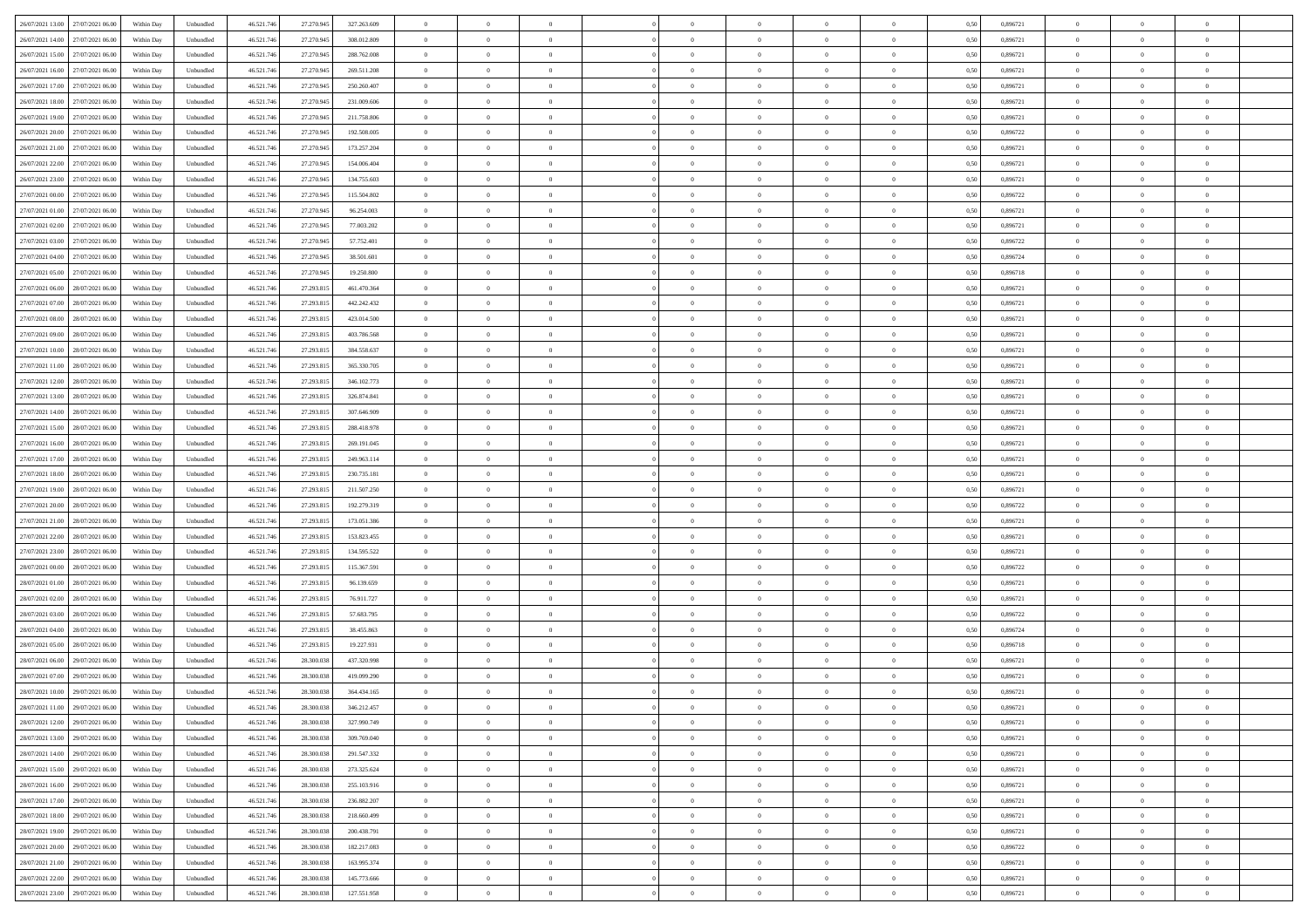| | | | | | | | | | | | | | | | | | | | | |
|---|---|---|---|---|---|---|---|---|---|---|---|---|---|---|---|---|---|---|---|---|
| 26/07/2021 13:00 | 27/07/2021 06:00 | Within Day | Unbundled | 46.521.746 | 27.270.945 | 327.263.609 | 0 | 0 | 0 | | 0 | 0 | 0 | 0 | 0,50 | 0,896721 | 0 | 0 | 0 | |
| 26/07/2021 14:00 | 27/07/2021 06:00 | Within Day | Unbundled | 46.521.746 | 27.270.945 | 308.012.809 | 0 | 0 | 0 | | 0 | 0 | 0 | 0 | 0,50 | 0,896721 | 0 | 0 | 0 | |
| 26/07/2021 15:00 | 27/07/2021 06:00 | Within Day | Unbundled | 46.521.746 | 27.270.945 | 288.762.008 | 0 | 0 | 0 | | 0 | 0 | 0 | 0 | 0,50 | 0,896721 | 0 | 0 | 0 | |
| 26/07/2021 16:00 | 27/07/2021 06:00 | Within Day | Unbundled | 46.521.746 | 27.270.945 | 269.511.208 | 0 | 0 | 0 | | 0 | 0 | 0 | 0 | 0,50 | 0,896721 | 0 | 0 | 0 | |
| 26/07/2021 17:00 | 27/07/2021 06:00 | Within Day | Unbundled | 46.521.746 | 27.270.945 | 250.260.407 | 0 | 0 | 0 | | 0 | 0 | 0 | 0 | 0,50 | 0,896721 | 0 | 0 | 0 | |
| 26/07/2021 18:00 | 27/07/2021 06:00 | Within Day | Unbundled | 46.521.746 | 27.270.945 | 231.009.606 | 0 | 0 | 0 | | 0 | 0 | 0 | 0 | 0,50 | 0,896721 | 0 | 0 | 0 | |
| 26/07/2021 19:00 | 27/07/2021 06:00 | Within Day | Unbundled | 46.521.746 | 27.270.945 | 211.758.806 | 0 | 0 | 0 | | 0 | 0 | 0 | 0 | 0,50 | 0,896721 | 0 | 0 | 0 | |
| 26/07/2021 20:00 | 27/07/2021 06:00 | Within Day | Unbundled | 46.521.746 | 27.270.945 | 192.508.005 | 0 | 0 | 0 | | 0 | 0 | 0 | 0 | 0,50 | 0,896722 | 0 | 0 | 0 | |
| 26/07/2021 21:00 | 27/07/2021 06:00 | Within Day | Unbundled | 46.521.746 | 27.270.945 | 173.257.204 | 0 | 0 | 0 | | 0 | 0 | 0 | 0 | 0,50 | 0,896721 | 0 | 0 | 0 | |
| 26/07/2021 22:00 | 27/07/2021 06:00 | Within Day | Unbundled | 46.521.746 | 27.270.945 | 154.006.404 | 0 | 0 | 0 | | 0 | 0 | 0 | 0 | 0,50 | 0,896721 | 0 | 0 | 0 | |
| 26/07/2021 23:00 | 27/07/2021 06:00 | Within Day | Unbundled | 46.521.746 | 27.270.945 | 134.755.603 | 0 | 0 | 0 | | 0 | 0 | 0 | 0 | 0,50 | 0,896721 | 0 | 0 | 0 | |
| 27/07/2021 00:00 | 27/07/2021 06:00 | Within Day | Unbundled | 46.521.746 | 27.270.945 | 115.504.802 | 0 | 0 | 0 | | 0 | 0 | 0 | 0 | 0,50 | 0,896722 | 0 | 0 | 0 | |
| 27/07/2021 01:00 | 27/07/2021 06:00 | Within Day | Unbundled | 46.521.746 | 27.270.945 | 96.254.003 | 0 | 0 | 0 | | 0 | 0 | 0 | 0 | 0,50 | 0,896721 | 0 | 0 | 0 | |
| 27/07/2021 02:00 | 27/07/2021 06:00 | Within Day | Unbundled | 46.521.746 | 27.270.945 | 77.003.202 | 0 | 0 | 0 | | 0 | 0 | 0 | 0 | 0,50 | 0,896721 | 0 | 0 | 0 | |
| 27/07/2021 03:00 | 27/07/2021 06:00 | Within Day | Unbundled | 46.521.746 | 27.270.945 | 57.752.401 | 0 | 0 | 0 | | 0 | 0 | 0 | 0 | 0,50 | 0,896722 | 0 | 0 | 0 | |
| 27/07/2021 04:00 | 27/07/2021 06:00 | Within Day | Unbundled | 46.521.746 | 27.270.945 | 38.501.601 | 0 | 0 | 0 | | 0 | 0 | 0 | 0 | 0,50 | 0,896724 | 0 | 0 | 0 | |
| 27/07/2021 05:00 | 27/07/2021 06:00 | Within Day | Unbundled | 46.521.746 | 27.270.945 | 19.250.800 | 0 | 0 | 0 | | 0 | 0 | 0 | 0 | 0,50 | 0,896718 | 0 | 0 | 0 | |
| 27/07/2021 06:00 | 28/07/2021 06:00 | Within Day | Unbundled | 46.521.746 | 27.293.815 | 461.470.364 | 0 | 0 | 0 | | 0 | 0 | 0 | 0 | 0,50 | 0,896721 | 0 | 0 | 0 | |
| 27/07/2021 07:00 | 28/07/2021 06:00 | Within Day | Unbundled | 46.521.746 | 27.293.815 | 442.242.432 | 0 | 0 | 0 | | 0 | 0 | 0 | 0 | 0,50 | 0,896721 | 0 | 0 | 0 | |
| 27/07/2021 08:00 | 28/07/2021 06:00 | Within Day | Unbundled | 46.521.746 | 27.293.815 | 423.014.500 | 0 | 0 | 0 | | 0 | 0 | 0 | 0 | 0,50 | 0,896721 | 0 | 0 | 0 | |
| 27/07/2021 09:00 | 28/07/2021 06:00 | Within Day | Unbundled | 46.521.746 | 27.293.815 | 403.786.568 | 0 | 0 | 0 | | 0 | 0 | 0 | 0 | 0,50 | 0,896721 | 0 | 0 | 0 | |
| 27/07/2021 10:00 | 28/07/2021 06:00 | Within Day | Unbundled | 46.521.746 | 27.293.815 | 384.558.637 | 0 | 0 | 0 | | 0 | 0 | 0 | 0 | 0,50 | 0,896721 | 0 | 0 | 0 | |
| 27/07/2021 11:00 | 28/07/2021 06:00 | Within Day | Unbundled | 46.521.746 | 27.293.815 | 365.330.705 | 0 | 0 | 0 | | 0 | 0 | 0 | 0 | 0,50 | 0,896721 | 0 | 0 | 0 | |
| 27/07/2021 12:00 | 28/07/2021 06:00 | Within Day | Unbundled | 46.521.746 | 27.293.815 | 346.102.773 | 0 | 0 | 0 | | 0 | 0 | 0 | 0 | 0,50 | 0,896721 | 0 | 0 | 0 | |
| 27/07/2021 13:00 | 28/07/2021 06:00 | Within Day | Unbundled | 46.521.746 | 27.293.815 | 326.874.841 | 0 | 0 | 0 | | 0 | 0 | 0 | 0 | 0,50 | 0,896721 | 0 | 0 | 0 | |
| 27/07/2021 14:00 | 28/07/2021 06:00 | Within Day | Unbundled | 46.521.746 | 27.293.815 | 307.646.909 | 0 | 0 | 0 | | 0 | 0 | 0 | 0 | 0,50 | 0,896721 | 0 | 0 | 0 | |
| 27/07/2021 15:00 | 28/07/2021 06:00 | Within Day | Unbundled | 46.521.746 | 27.293.815 | 288.418.978 | 0 | 0 | 0 | | 0 | 0 | 0 | 0 | 0,50 | 0,896721 | 0 | 0 | 0 | |
| 27/07/2021 16:00 | 28/07/2021 06:00 | Within Day | Unbundled | 46.521.746 | 27.293.815 | 269.191.045 | 0 | 0 | 0 | | 0 | 0 | 0 | 0 | 0,50 | 0,896721 | 0 | 0 | 0 | |
| 27/07/2021 17:00 | 28/07/2021 06:00 | Within Day | Unbundled | 46.521.746 | 27.293.815 | 249.963.114 | 0 | 0 | 0 | | 0 | 0 | 0 | 0 | 0,50 | 0,896721 | 0 | 0 | 0 | |
| 27/07/2021 18:00 | 28/07/2021 06:00 | Within Day | Unbundled | 46.521.746 | 27.293.815 | 230.735.181 | 0 | 0 | 0 | | 0 | 0 | 0 | 0 | 0,50 | 0,896721 | 0 | 0 | 0 | |
| 27/07/2021 19:00 | 28/07/2021 06:00 | Within Day | Unbundled | 46.521.746 | 27.293.815 | 211.507.250 | 0 | 0 | 0 | | 0 | 0 | 0 | 0 | 0,50 | 0,896721 | 0 | 0 | 0 | |
| 27/07/2021 20:00 | 28/07/2021 06:00 | Within Day | Unbundled | 46.521.746 | 27.293.815 | 192.279.319 | 0 | 0 | 0 | | 0 | 0 | 0 | 0 | 0,50 | 0,896722 | 0 | 0 | 0 | |
| 27/07/2021 21:00 | 28/07/2021 06:00 | Within Day | Unbundled | 46.521.746 | 27.293.815 | 173.051.386 | 0 | 0 | 0 | | 0 | 0 | 0 | 0 | 0,50 | 0,896721 | 0 | 0 | 0 | |
| 27/07/2021 22:00 | 28/07/2021 06:00 | Within Day | Unbundled | 46.521.746 | 27.293.815 | 153.823.455 | 0 | 0 | 0 | | 0 | 0 | 0 | 0 | 0,50 | 0,896721 | 0 | 0 | 0 | |
| 27/07/2021 23:00 | 28/07/2021 06:00 | Within Day | Unbundled | 46.521.746 | 27.293.815 | 134.595.522 | 0 | 0 | 0 | | 0 | 0 | 0 | 0 | 0,50 | 0,896721 | 0 | 0 | 0 | |
| 28/07/2021 00:00 | 28/07/2021 06:00 | Within Day | Unbundled | 46.521.746 | 27.293.815 | 115.367.591 | 0 | 0 | 0 | | 0 | 0 | 0 | 0 | 0,50 | 0,896722 | 0 | 0 | 0 | |
| 28/07/2021 01:00 | 28/07/2021 06:00 | Within Day | Unbundled | 46.521.746 | 27.293.815 | 96.139.659 | 0 | 0 | 0 | | 0 | 0 | 0 | 0 | 0,50 | 0,896721 | 0 | 0 | 0 | |
| 28/07/2021 02:00 | 28/07/2021 06:00 | Within Day | Unbundled | 46.521.746 | 27.293.815 | 76.911.727 | 0 | 0 | 0 | | 0 | 0 | 0 | 0 | 0,50 | 0,896721 | 0 | 0 | 0 | |
| 28/07/2021 03:00 | 28/07/2021 06:00 | Within Day | Unbundled | 46.521.746 | 27.293.815 | 57.683.795 | 0 | 0 | 0 | | 0 | 0 | 0 | 0 | 0,50 | 0,896722 | 0 | 0 | 0 | |
| 28/07/2021 04:00 | 28/07/2021 06:00 | Within Day | Unbundled | 46.521.746 | 27.293.815 | 38.455.863 | 0 | 0 | 0 | | 0 | 0 | 0 | 0 | 0,50 | 0,896724 | 0 | 0 | 0 | |
| 28/07/2021 05:00 | 28/07/2021 06:00 | Within Day | Unbundled | 46.521.746 | 27.293.815 | 19.227.931 | 0 | 0 | 0 | | 0 | 0 | 0 | 0 | 0,50 | 0,896718 | 0 | 0 | 0 | |
| 28/07/2021 06:00 | 29/07/2021 06:00 | Within Day | Unbundled | 46.521.746 | 28.300.038 | 437.320.998 | 0 | 0 | 0 | | 0 | 0 | 0 | 0 | 0,50 | 0,896721 | 0 | 0 | 0 | |
| 28/07/2021 07:00 | 29/07/2021 06:00 | Within Day | Unbundled | 46.521.746 | 28.300.038 | 419.099.290 | 0 | 0 | 0 | | 0 | 0 | 0 | 0 | 0,50 | 0,896721 | 0 | 0 | 0 | |
| 28/07/2021 10:00 | 29/07/2021 06:00 | Within Day | Unbundled | 46.521.746 | 28.300.038 | 364.434.165 | 0 | 0 | 0 | | 0 | 0 | 0 | 0 | 0,50 | 0,896721 | 0 | 0 | 0 | |
| 28/07/2021 11:00 | 29/07/2021 06:00 | Within Day | Unbundled | 46.521.746 | 28.300.038 | 346.212.457 | 0 | 0 | 0 | | 0 | 0 | 0 | 0 | 0,50 | 0,896721 | 0 | 0 | 0 | |
| 28/07/2021 12:00 | 29/07/2021 06:00 | Within Day | Unbundled | 46.521.746 | 28.300.038 | 327.990.749 | 0 | 0 | 0 | | 0 | 0 | 0 | 0 | 0,50 | 0,896721 | 0 | 0 | 0 | |
| 28/07/2021 13:00 | 29/07/2021 06:00 | Within Day | Unbundled | 46.521.746 | 28.300.038 | 309.769.040 | 0 | 0 | 0 | | 0 | 0 | 0 | 0 | 0,50 | 0,896721 | 0 | 0 | 0 | |
| 28/07/2021 14:00 | 29/07/2021 06:00 | Within Day | Unbundled | 46.521.746 | 28.300.038 | 291.547.332 | 0 | 0 | 0 | | 0 | 0 | 0 | 0 | 0,50 | 0,896721 | 0 | 0 | 0 | |
| 28/07/2021 15:00 | 29/07/2021 06:00 | Within Day | Unbundled | 46.521.746 | 28.300.038 | 273.325.624 | 0 | 0 | 0 | | 0 | 0 | 0 | 0 | 0,50 | 0,896721 | 0 | 0 | 0 | |
| 28/07/2021 16:00 | 29/07/2021 06:00 | Within Day | Unbundled | 46.521.746 | 28.300.038 | 255.103.916 | 0 | 0 | 0 | | 0 | 0 | 0 | 0 | 0,50 | 0,896721 | 0 | 0 | 0 | |
| 28/07/2021 17:00 | 29/07/2021 06:00 | Within Day | Unbundled | 46.521.746 | 28.300.038 | 236.882.207 | 0 | 0 | 0 | | 0 | 0 | 0 | 0 | 0,50 | 0,896721 | 0 | 0 | 0 | |
| 28/07/2021 18:00 | 29/07/2021 06:00 | Within Day | Unbundled | 46.521.746 | 28.300.038 | 218.660.499 | 0 | 0 | 0 | | 0 | 0 | 0 | 0 | 0,50 | 0,896721 | 0 | 0 | 0 | |
| 28/07/2021 19:00 | 29/07/2021 06:00 | Within Day | Unbundled | 46.521.746 | 28.300.038 | 200.438.791 | 0 | 0 | 0 | | 0 | 0 | 0 | 0 | 0,50 | 0,896721 | 0 | 0 | 0 | |
| 28/07/2021 20:00 | 29/07/2021 06:00 | Within Day | Unbundled | 46.521.746 | 28.300.038 | 182.217.083 | 0 | 0 | 0 | | 0 | 0 | 0 | 0 | 0,50 | 0,896722 | 0 | 0 | 0 | |
| 28/07/2021 21:00 | 29/07/2021 06:00 | Within Day | Unbundled | 46.521.746 | 28.300.038 | 163.995.374 | 0 | 0 | 0 | | 0 | 0 | 0 | 0 | 0,50 | 0,896721 | 0 | 0 | 0 | |
| 28/07/2021 22:00 | 29/07/2021 06:00 | Within Day | Unbundled | 46.521.746 | 28.300.038 | 145.773.666 | 0 | 0 | 0 | | 0 | 0 | 0 | 0 | 0,50 | 0,896721 | 0 | 0 | 0 | |
| 28/07/2021 23:00 | 29/07/2021 06:00 | Within Day | Unbundled | 46.521.746 | 28.300.038 | 127.551.958 | 0 | 0 | 0 | | 0 | 0 | 0 | 0 | 0,50 | 0,896721 | 0 | 0 | 0 | |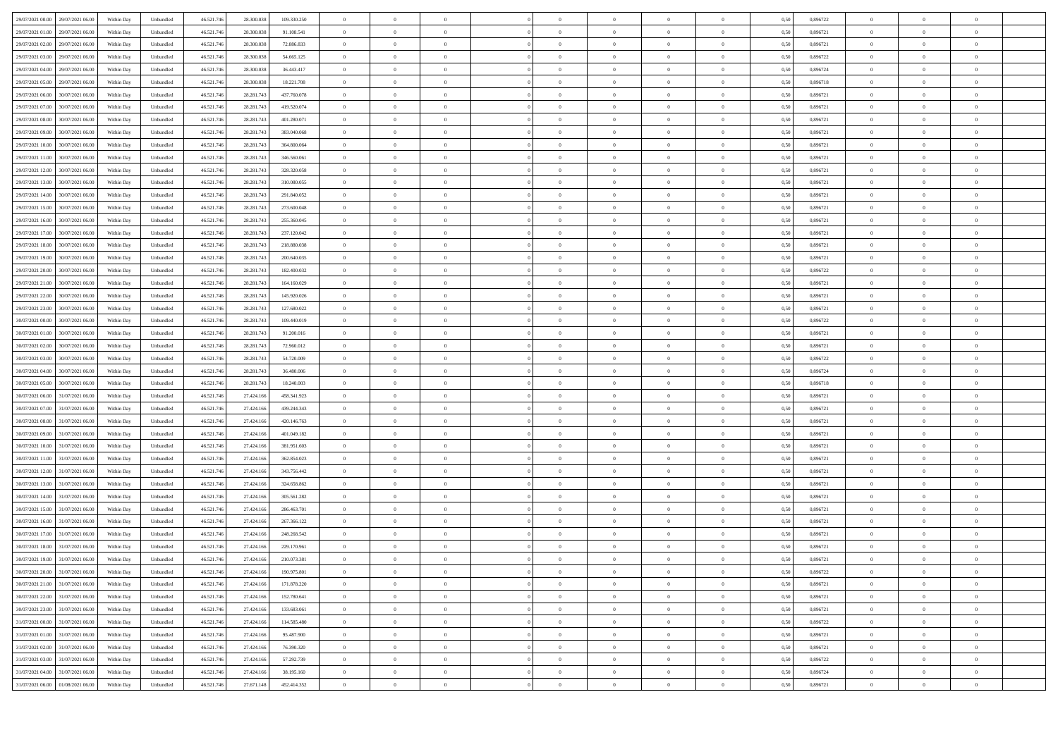| | | | | | | | | | | | | | | | | | | | | | |
|---|---|---|---|---|---|---|---|---|---|---|---|---|---|---|---|---|---|---|---|---|---|
| 29/07/2021 00:00 | 29/07/2021 06:00 | Within Day | Unbundled | 46.521.746 | 28.300.038 | 109.330.250 | 0 | 0 | 0 | | 0 | 0 | 0 | 0 | 0,50 | 0,896722 | 0 | 0 | 0 | |
| 29/07/2021 01:00 | 29/07/2021 06:00 | Within Day | Unbundled | 46.521.746 | 28.300.038 | 91.108.541 | 0 | 0 | 0 | | 0 | 0 | 0 | 0 | 0,50 | 0,896721 | 0 | 0 | 0 | |
| 29/07/2021 02:00 | 29/07/2021 06:00 | Within Day | Unbundled | 46.521.746 | 28.300.038 | 72.886.833 | 0 | 0 | 0 | | 0 | 0 | 0 | 0 | 0,50 | 0,896721 | 0 | 0 | 0 | |
| 29/07/2021 03:00 | 29/07/2021 06:00 | Within Day | Unbundled | 46.521.746 | 28.300.038 | 54.665.125 | 0 | 0 | 0 | | 0 | 0 | 0 | 0 | 0,50 | 0,896722 | 0 | 0 | 0 | |
| 29/07/2021 04:00 | 29/07/2021 06:00 | Within Day | Unbundled | 46.521.746 | 28.300.038 | 36.443.417 | 0 | 0 | 0 | | 0 | 0 | 0 | 0 | 0,50 | 0,896724 | 0 | 0 | 0 | |
| 29/07/2021 05:00 | 29/07/2021 06:00 | Within Day | Unbundled | 46.521.746 | 28.300.038 | 18.221.708 | 0 | 0 | 0 | | 0 | 0 | 0 | 0 | 0,50 | 0,896718 | 0 | 0 | 0 | |
| 29/07/2021 06:00 | 30/07/2021 06:00 | Within Day | Unbundled | 46.521.746 | 28.281.743 | 437.760.078 | 0 | 0 | 0 | | 0 | 0 | 0 | 0 | 0,50 | 0,896721 | 0 | 0 | 0 | |
| 29/07/2021 07:00 | 30/07/2021 06:00 | Within Day | Unbundled | 46.521.746 | 28.281.743 | 419.520.074 | 0 | 0 | 0 | | 0 | 0 | 0 | 0 | 0,50 | 0,896721 | 0 | 0 | 0 | |
| 29/07/2021 08:00 | 30/07/2021 06:00 | Within Day | Unbundled | 46.521.746 | 28.281.743 | 401.280.071 | 0 | 0 | 0 | | 0 | 0 | 0 | 0 | 0,50 | 0,896721 | 0 | 0 | 0 | |
| 29/07/2021 09:00 | 30/07/2021 06:00 | Within Day | Unbundled | 46.521.746 | 28.281.743 | 383.040.068 | 0 | 0 | 0 | | 0 | 0 | 0 | 0 | 0,50 | 0,896721 | 0 | 0 | 0 | |
| 29/07/2021 10:00 | 30/07/2021 06:00 | Within Day | Unbundled | 46.521.746 | 28.281.743 | 364.800.064 | 0 | 0 | 0 | | 0 | 0 | 0 | 0 | 0,50 | 0,896721 | 0 | 0 | 0 | |
| 29/07/2021 11:00 | 30/07/2021 06:00 | Within Day | Unbundled | 46.521.746 | 28.281.743 | 346.560.061 | 0 | 0 | 0 | | 0 | 0 | 0 | 0 | 0,50 | 0,896721 | 0 | 0 | 0 | |
| 29/07/2021 12:00 | 30/07/2021 06:00 | Within Day | Unbundled | 46.521.746 | 28.281.743 | 328.320.058 | 0 | 0 | 0 | | 0 | 0 | 0 | 0 | 0,50 | 0,896721 | 0 | 0 | 0 | |
| 29/07/2021 13:00 | 30/07/2021 06:00 | Within Day | Unbundled | 46.521.746 | 28.281.743 | 310.080.055 | 0 | 0 | 0 | | 0 | 0 | 0 | 0 | 0,50 | 0,896721 | 0 | 0 | 0 | |
| 29/07/2021 14:00 | 30/07/2021 06:00 | Within Day | Unbundled | 46.521.746 | 28.281.743 | 291.840.052 | 0 | 0 | 0 | | 0 | 0 | 0 | 0 | 0,50 | 0,896721 | 0 | 0 | 0 | |
| 29/07/2021 15:00 | 30/07/2021 06:00 | Within Day | Unbundled | 46.521.746 | 28.281.743 | 273.600.048 | 0 | 0 | 0 | | 0 | 0 | 0 | 0 | 0,50 | 0,896721 | 0 | 0 | 0 | |
| 29/07/2021 16:00 | 30/07/2021 06:00 | Within Day | Unbundled | 46.521.746 | 28.281.743 | 255.360.045 | 0 | 0 | 0 | | 0 | 0 | 0 | 0 | 0,50 | 0,896721 | 0 | 0 | 0 | |
| 29/07/2021 17:00 | 30/07/2021 06:00 | Within Day | Unbundled | 46.521.746 | 28.281.743 | 237.120.042 | 0 | 0 | 0 | | 0 | 0 | 0 | 0 | 0,50 | 0,896721 | 0 | 0 | 0 | |
| 29/07/2021 18:00 | 30/07/2021 06:00 | Within Day | Unbundled | 46.521.746 | 28.281.743 | 218.880.038 | 0 | 0 | 0 | | 0 | 0 | 0 | 0 | 0,50 | 0,896721 | 0 | 0 | 0 | |
| 29/07/2021 19:00 | 30/07/2021 06:00 | Within Day | Unbundled | 46.521.746 | 28.281.743 | 200.640.035 | 0 | 0 | 0 | | 0 | 0 | 0 | 0 | 0,50 | 0,896721 | 0 | 0 | 0 | |
| 29/07/2021 20:00 | 30/07/2021 06:00 | Within Day | Unbundled | 46.521.746 | 28.281.743 | 182.400.032 | 0 | 0 | 0 | | 0 | 0 | 0 | 0 | 0,50 | 0,896722 | 0 | 0 | 0 | |
| 29/07/2021 21:00 | 30/07/2021 06:00 | Within Day | Unbundled | 46.521.746 | 28.281.743 | 164.160.029 | 0 | 0 | 0 | | 0 | 0 | 0 | 0 | 0,50 | 0,896721 | 0 | 0 | 0 | |
| 29/07/2021 22:00 | 30/07/2021 06:00 | Within Day | Unbundled | 46.521.746 | 28.281.743 | 145.920.026 | 0 | 0 | 0 | | 0 | 0 | 0 | 0 | 0,50 | 0,896721 | 0 | 0 | 0 | |
| 29/07/2021 23:00 | 30/07/2021 06:00 | Within Day | Unbundled | 46.521.746 | 28.281.743 | 127.680.022 | 0 | 0 | 0 | | 0 | 0 | 0 | 0 | 0,50 | 0,896721 | 0 | 0 | 0 | |
| 30/07/2021 00:00 | 30/07/2021 06:00 | Within Day | Unbundled | 46.521.746 | 28.281.743 | 109.440.019 | 0 | 0 | 0 | | 0 | 0 | 0 | 0 | 0,50 | 0,896722 | 0 | 0 | 0 | |
| 30/07/2021 01:00 | 30/07/2021 06:00 | Within Day | Unbundled | 46.521.746 | 28.281.743 | 91.200.016 | 0 | 0 | 0 | | 0 | 0 | 0 | 0 | 0,50 | 0,896721 | 0 | 0 | 0 | |
| 30/07/2021 02:00 | 30/07/2021 06:00 | Within Day | Unbundled | 46.521.746 | 28.281.743 | 72.960.012 | 0 | 0 | 0 | | 0 | 0 | 0 | 0 | 0,50 | 0,896721 | 0 | 0 | 0 | |
| 30/07/2021 03:00 | 30/07/2021 06:00 | Within Day | Unbundled | 46.521.746 | 28.281.743 | 54.720.009 | 0 | 0 | 0 | | 0 | 0 | 0 | 0 | 0,50 | 0,896722 | 0 | 0 | 0 | |
| 30/07/2021 04:00 | 30/07/2021 06:00 | Within Day | Unbundled | 46.521.746 | 28.281.743 | 36.480.006 | 0 | 0 | 0 | | 0 | 0 | 0 | 0 | 0,50 | 0,896724 | 0 | 0 | 0 | |
| 30/07/2021 05:00 | 30/07/2021 06:00 | Within Day | Unbundled | 46.521.746 | 28.281.743 | 18.240.003 | 0 | 0 | 0 | | 0 | 0 | 0 | 0 | 0,50 | 0,896718 | 0 | 0 | 0 | |
| 30/07/2021 06:00 | 31/07/2021 06:00 | Within Day | Unbundled | 46.521.746 | 27.424.166 | 458.341.923 | 0 | 0 | 0 | | 0 | 0 | 0 | 0 | 0,50 | 0,896721 | 0 | 0 | 0 | |
| 30/07/2021 07:00 | 31/07/2021 06:00 | Within Day | Unbundled | 46.521.746 | 27.424.166 | 439.244.343 | 0 | 0 | 0 | | 0 | 0 | 0 | 0 | 0,50 | 0,896721 | 0 | 0 | 0 | |
| 30/07/2021 08:00 | 31/07/2021 06:00 | Within Day | Unbundled | 46.521.746 | 27.424.166 | 420.146.763 | 0 | 0 | 0 | | 0 | 0 | 0 | 0 | 0,50 | 0,896721 | 0 | 0 | 0 | |
| 30/07/2021 09:00 | 31/07/2021 06:00 | Within Day | Unbundled | 46.521.746 | 27.424.166 | 401.049.182 | 0 | 0 | 0 | | 0 | 0 | 0 | 0 | 0,50 | 0,896721 | 0 | 0 | 0 | |
| 30/07/2021 10:00 | 31/07/2021 06:00 | Within Day | Unbundled | 46.521.746 | 27.424.166 | 381.951.603 | 0 | 0 | 0 | | 0 | 0 | 0 | 0 | 0,50 | 0,896721 | 0 | 0 | 0 | |
| 30/07/2021 11:00 | 31/07/2021 06:00 | Within Day | Unbundled | 46.521.746 | 27.424.166 | 362.854.023 | 0 | 0 | 0 | | 0 | 0 | 0 | 0 | 0,50 | 0,896721 | 0 | 0 | 0 | |
| 30/07/2021 12:00 | 31/07/2021 06:00 | Within Day | Unbundled | 46.521.746 | 27.424.166 | 343.756.442 | 0 | 0 | 0 | | 0 | 0 | 0 | 0 | 0,50 | 0,896721 | 0 | 0 | 0 | |
| 30/07/2021 13:00 | 31/07/2021 06:00 | Within Day | Unbundled | 46.521.746 | 27.424.166 | 324.658.862 | 0 | 0 | 0 | | 0 | 0 | 0 | 0 | 0,50 | 0,896721 | 0 | 0 | 0 | |
| 30/07/2021 14:00 | 31/07/2021 06:00 | Within Day | Unbundled | 46.521.746 | 27.424.166 | 305.561.282 | 0 | 0 | 0 | | 0 | 0 | 0 | 0 | 0,50 | 0,896721 | 0 | 0 | 0 | |
| 30/07/2021 15:00 | 31/07/2021 06:00 | Within Day | Unbundled | 46.521.746 | 27.424.166 | 286.463.701 | 0 | 0 | 0 | | 0 | 0 | 0 | 0 | 0,50 | 0,896721 | 0 | 0 | 0 | |
| 30/07/2021 16:00 | 31/07/2021 06:00 | Within Day | Unbundled | 46.521.746 | 27.424.166 | 267.366.122 | 0 | 0 | 0 | | 0 | 0 | 0 | 0 | 0,50 | 0,896721 | 0 | 0 | 0 | |
| 30/07/2021 17:00 | 31/07/2021 06:00 | Within Day | Unbundled | 46.521.746 | 27.424.166 | 248.268.542 | 0 | 0 | 0 | | 0 | 0 | 0 | 0 | 0,50 | 0,896721 | 0 | 0 | 0 | |
| 30/07/2021 18:00 | 31/07/2021 06:00 | Within Day | Unbundled | 46.521.746 | 27.424.166 | 229.170.961 | 0 | 0 | 0 | | 0 | 0 | 0 | 0 | 0,50 | 0,896721 | 0 | 0 | 0 | |
| 30/07/2021 19:00 | 31/07/2021 06:00 | Within Day | Unbundled | 46.521.746 | 27.424.166 | 210.073.381 | 0 | 0 | 0 | | 0 | 0 | 0 | 0 | 0,50 | 0,896721 | 0 | 0 | 0 | |
| 30/07/2021 20:00 | 31/07/2021 06:00 | Within Day | Unbundled | 46.521.746 | 27.424.166 | 190.975.801 | 0 | 0 | 0 | | 0 | 0 | 0 | 0 | 0,50 | 0,896722 | 0 | 0 | 0 | |
| 30/07/2021 21:00 | 31/07/2021 06:00 | Within Day | Unbundled | 46.521.746 | 27.424.166 | 171.878.220 | 0 | 0 | 0 | | 0 | 0 | 0 | 0 | 0,50 | 0,896721 | 0 | 0 | 0 | |
| 30/07/2021 22:00 | 31/07/2021 06:00 | Within Day | Unbundled | 46.521.746 | 27.424.166 | 152.780.641 | 0 | 0 | 0 | | 0 | 0 | 0 | 0 | 0,50 | 0,896721 | 0 | 0 | 0 | |
| 30/07/2021 23:00 | 31/07/2021 06:00 | Within Day | Unbundled | 46.521.746 | 27.424.166 | 133.683.061 | 0 | 0 | 0 | | 0 | 0 | 0 | 0 | 0,50 | 0,896721 | 0 | 0 | 0 | |
| 31/07/2021 00:00 | 31/07/2021 06:00 | Within Day | Unbundled | 46.521.746 | 27.424.166 | 114.585.480 | 0 | 0 | 0 | | 0 | 0 | 0 | 0 | 0,50 | 0,896722 | 0 | 0 | 0 | |
| 31/07/2021 01:00 | 31/07/2021 06:00 | Within Day | Unbundled | 46.521.746 | 27.424.166 | 95.487.900 | 0 | 0 | 0 | | 0 | 0 | 0 | 0 | 0,50 | 0,896721 | 0 | 0 | 0 | |
| 31/07/2021 02:00 | 31/07/2021 06:00 | Within Day | Unbundled | 46.521.746 | 27.424.166 | 76.390.320 | 0 | 0 | 0 | | 0 | 0 | 0 | 0 | 0,50 | 0,896721 | 0 | 0 | 0 | |
| 31/07/2021 03:00 | 31/07/2021 06:00 | Within Day | Unbundled | 46.521.746 | 27.424.166 | 57.292.739 | 0 | 0 | 0 | | 0 | 0 | 0 | 0 | 0,50 | 0,896722 | 0 | 0 | 0 | |
| 31/07/2021 04:00 | 31/07/2021 06:00 | Within Day | Unbundled | 46.521.746 | 27.424.166 | 38.195.160 | 0 | 0 | 0 | | 0 | 0 | 0 | 0 | 0,50 | 0,896724 | 0 | 0 | 0 | |
| 31/07/2021 06:00 | 01/08/2021 06:00 | Within Day | Unbundled | 46.521.746 | 27.671.148 | 452.414.352 | 0 | 0 | 0 | | 0 | 0 | 0 | 0 | 0,50 | 0,896721 | 0 | 0 | 0 | |